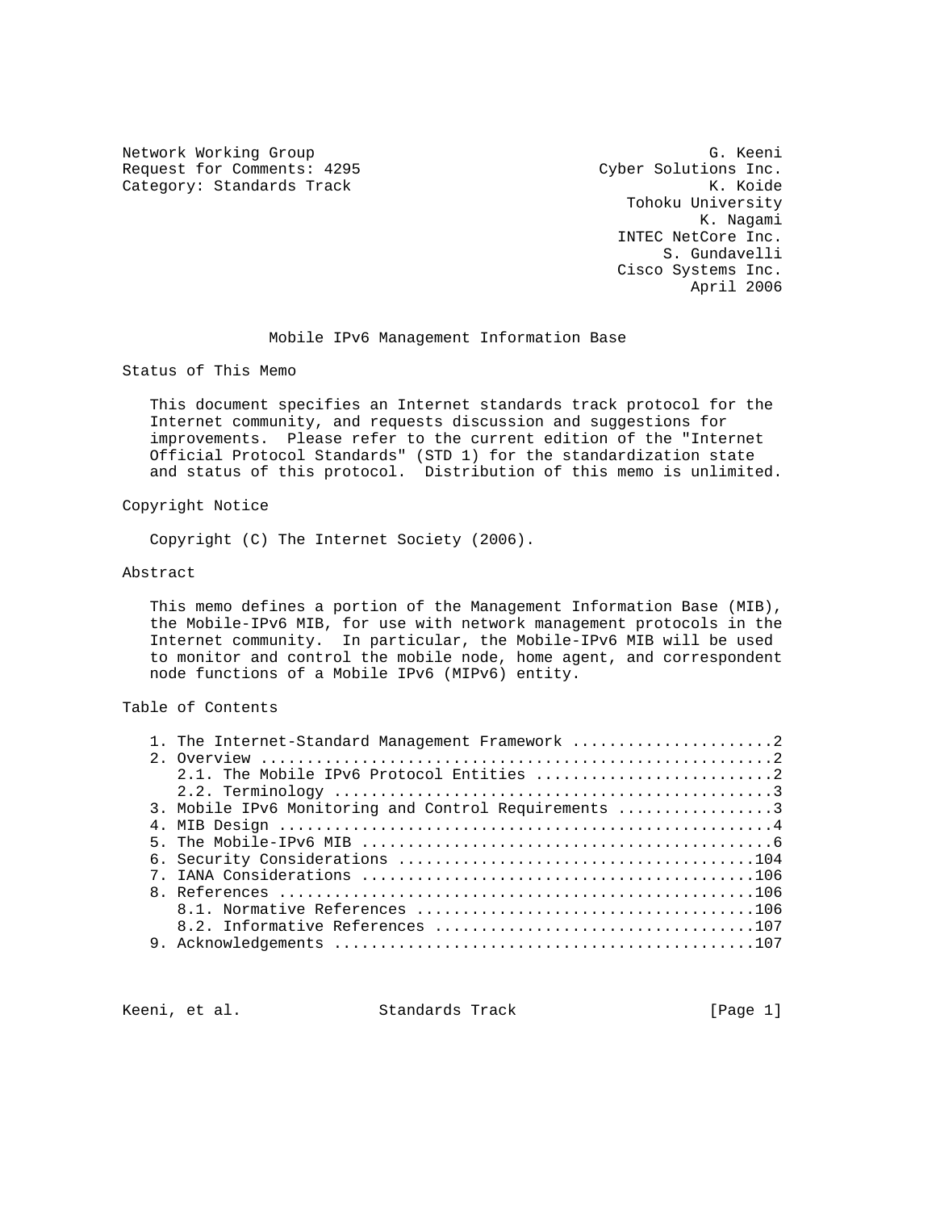Network Working Group  
Request for Comments: 4295  
Category: Standards Track

G. Keeni  
Cyber Solutions Inc.  
K. Koide  
Tohoku University  
K. Nagami  
INTEC NetCore Inc.  
S. Gundavelli  
Cisco Systems Inc.  
April 2006

# Mobile IPv6 Management Information Base

## Status of This Memo

This document specifies an Internet standards track protocol for the Internet community, and requests discussion and suggestions for improvements. Please refer to the current edition of the "Internet Official Protocol Standards" (STD 1) for the standardization state and status of this protocol. Distribution of this memo is unlimited.

## Copyright Notice

Copyright (C) The Internet Society (2006).

## Abstract

This memo defines a portion of the Management Information Base (MIB), the Mobile-IPv6 MIB, for use with network management protocols in the Internet community. In particular, the Mobile-IPv6 MIB will be used to monitor and control the mobile node, home agent, and correspondent node functions of a Mobile IPv6 (MIPv6) entity.

## Table of Contents

```
   1. The Internet-Standard Management Framework ......................2
   2. Overview ........................................................2
      2.1. The Mobile IPv6 Protocol Entities ..........................2
      2.2. Terminology ................................................3
   3. Mobile IPv6 Monitoring and Control Requirements .................3
   4. MIB Design ......................................................4
   5. The Mobile-IPv6 MIB .............................................6
   6. Security Considerations .......................................104
   7. IANA Considerations ...........................................106
   8. References ....................................................106
      8.1. Normative References .....................................106
      8.2. Informative References ...................................107
   9. Acknowledgements ..............................................107
```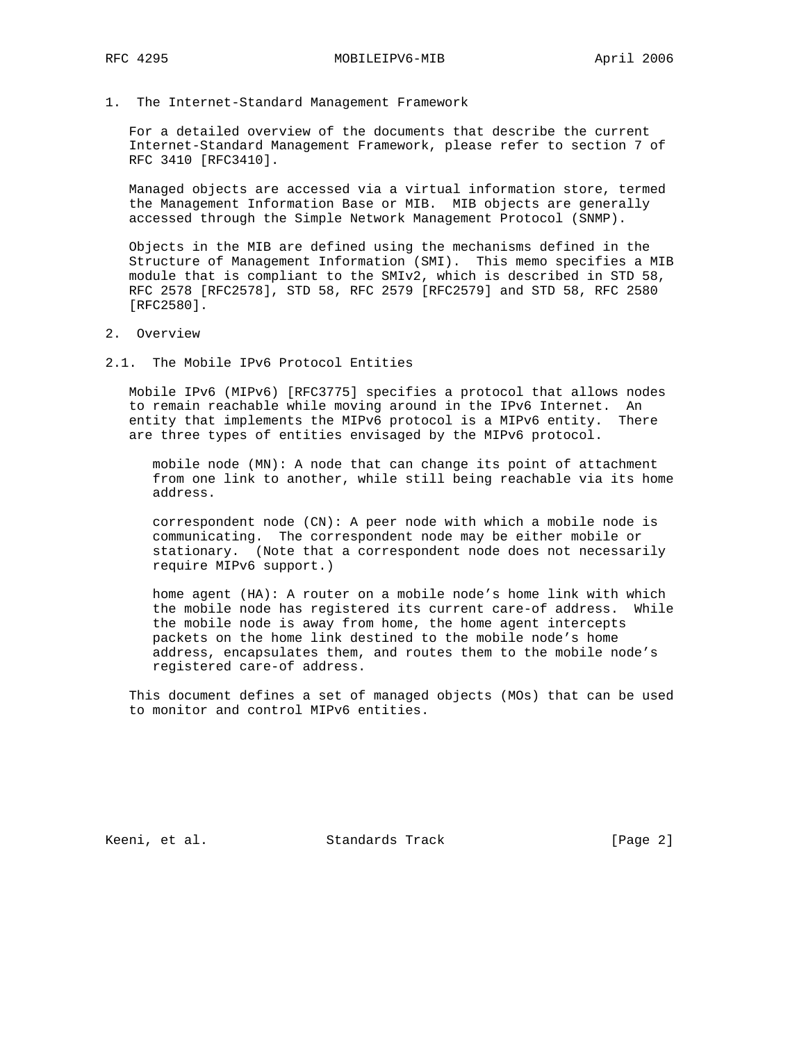## 1. The Internet-Standard Management Framework

For a detailed overview of the documents that describe the current Internet-Standard Management Framework, please refer to section 7 of RFC 3410 [RFC3410].

Managed objects are accessed via a virtual information store, termed the Management Information Base or MIB. MIB objects are generally accessed through the Simple Network Management Protocol (SNMP).

Objects in the MIB are defined using the mechanisms defined in the Structure of Management Information (SMI). This memo specifies a MIB module that is compliant to the SMIv2, which is described in STD 58, RFC 2578 [RFC2578], STD 58, RFC 2579 [RFC2579] and STD 58, RFC 2580 [RFC2580].

## 2. Overview

### 2.1. The Mobile IPv6 Protocol Entities

Mobile IPv6 (MIPv6) [RFC3775] specifies a protocol that allows nodes to remain reachable while moving around in the IPv6 Internet. An entity that implements the MIPv6 protocol is a MIPv6 entity. There are three types of entities envisaged by the MIPv6 protocol.

mobile node (MN): A node that can change its point of attachment from one link to another, while still being reachable via its home address.

correspondent node (CN): A peer node with which a mobile node is communicating. The correspondent node may be either mobile or stationary. (Note that a correspondent node does not necessarily require MIPv6 support.)

home agent (HA): A router on a mobile node's home link with which the mobile node has registered its current care-of address. While the mobile node is away from home, the home agent intercepts packets on the home link destined to the mobile node's home address, encapsulates them, and routes them to the mobile node's registered care-of address.

This document defines a set of managed objects (MOs) that can be used to monitor and control MIPv6 entities.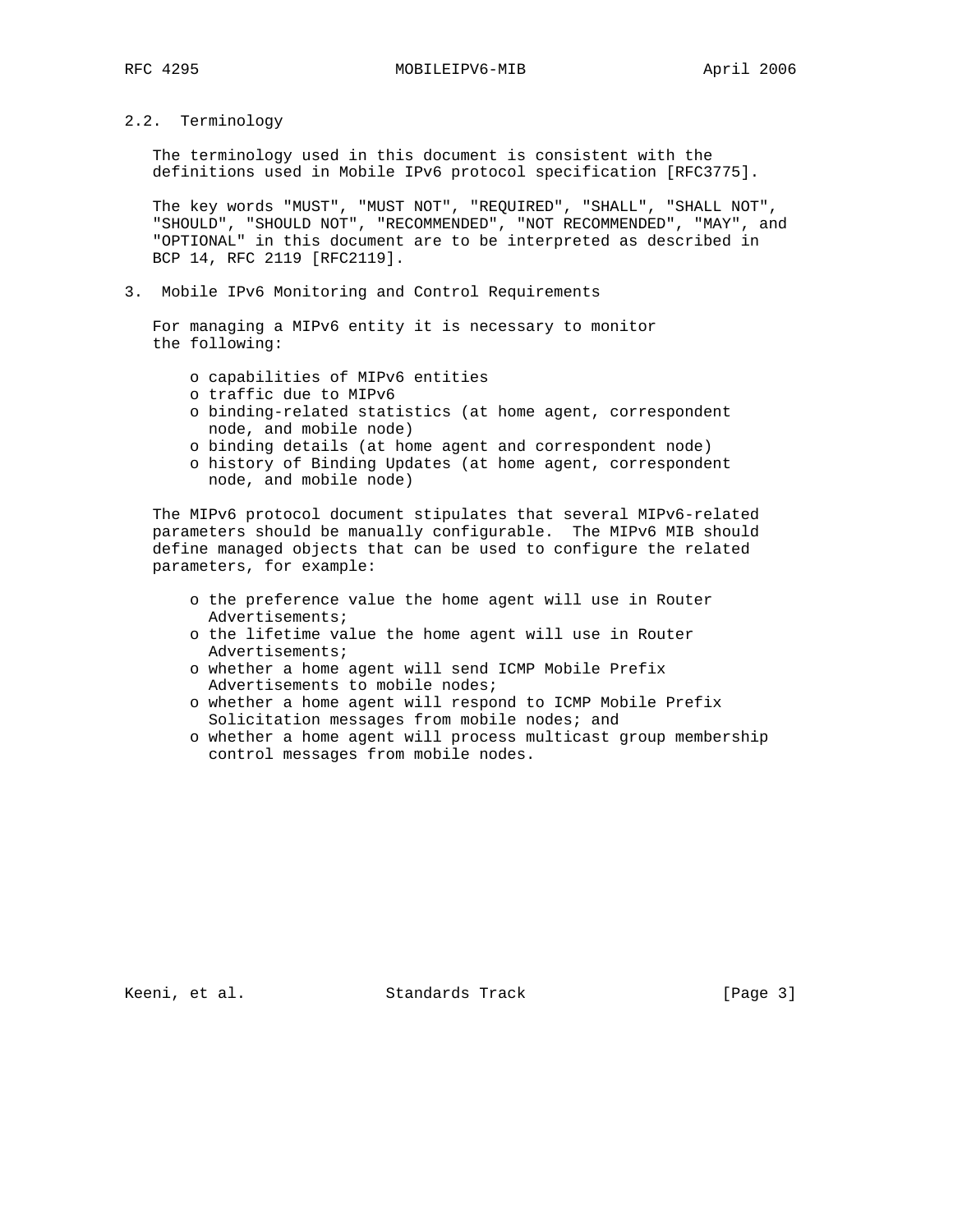### 2.2. Terminology

The terminology used in this document is consistent with the definitions used in Mobile IPv6 protocol specification [RFC3775].

The key words "MUST", "MUST NOT", "REQUIRED", "SHALL", "SHALL NOT", "SHOULD", "SHOULD NOT", "RECOMMENDED", "NOT RECOMMENDED", "MAY", and "OPTIONAL" in this document are to be interpreted as described in BCP 14, RFC 2119 [RFC2119].

## 3. Mobile IPv6 Monitoring and Control Requirements

For managing a MIPv6 entity it is necessary to monitor the following:

- capabilities of MIPv6 entities
- traffic due to MIPv6
- binding-related statistics (at home agent, correspondent node, and mobile node)
- binding details (at home agent and correspondent node)
- history of Binding Updates (at home agent, correspondent node, and mobile node)

The MIPv6 protocol document stipulates that several MIPv6-related parameters should be manually configurable. The MIPv6 MIB should define managed objects that can be used to configure the related parameters, for example:

- the preference value the home agent will use in Router Advertisements;
- the lifetime value the home agent will use in Router Advertisements;
- whether a home agent will send ICMP Mobile Prefix Advertisements to mobile nodes;
- whether a home agent will respond to ICMP Mobile Prefix Solicitation messages from mobile nodes; and
- whether a home agent will process multicast group membership control messages from mobile nodes.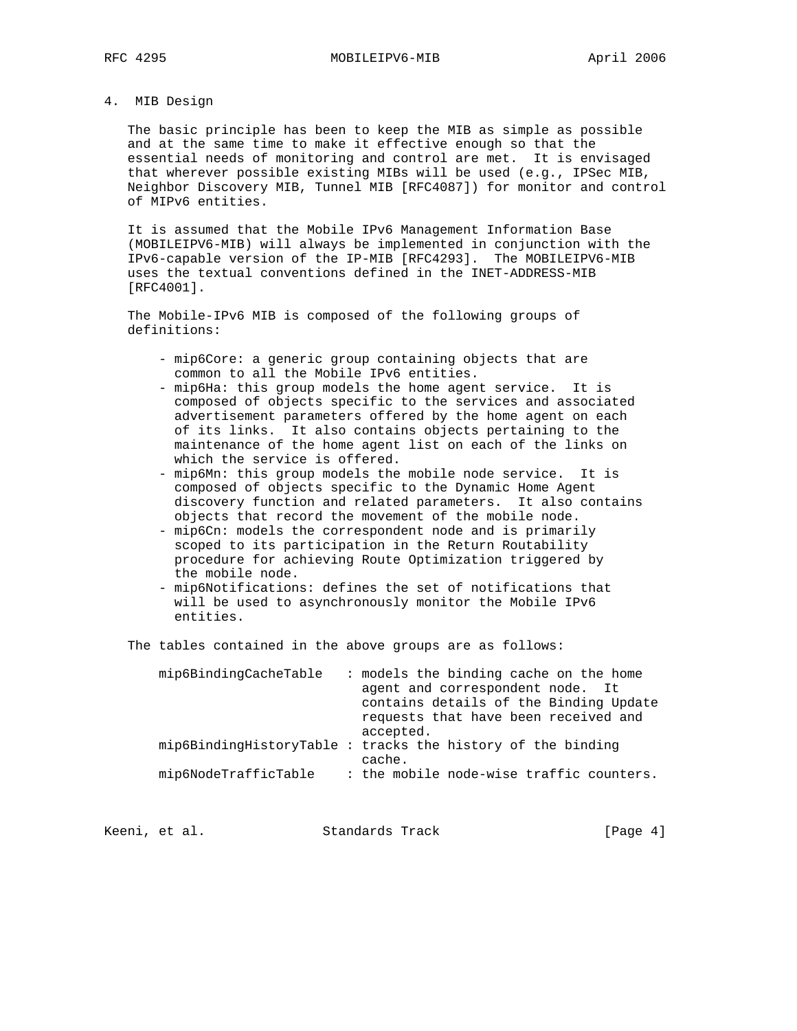## 4. MIB Design

The basic principle has been to keep the MIB as simple as possible and at the same time to make it effective enough so that the essential needs of monitoring and control are met. It is envisaged that wherever possible existing MIBs will be used (e.g., IPSec MIB, Neighbor Discovery MIB, Tunnel MIB [RFC4087]) for monitor and control of MIPv6 entities.

It is assumed that the Mobile IPv6 Management Information Base (MOBILEIPV6-MIB) will always be implemented in conjunction with the IPv6-capable version of the IP-MIB [RFC4293]. The MOBILEIPV6-MIB uses the textual conventions defined in the INET-ADDRESS-MIB [RFC4001].

The Mobile-IPv6 MIB is composed of the following groups of definitions:

- mip6Core: a generic group containing objects that are common to all the Mobile IPv6 entities.
- mip6Ha: this group models the home agent service. It is composed of objects specific to the services and associated advertisement parameters offered by the home agent on each of its links. It also contains objects pertaining to the maintenance of the home agent list on each of the links on which the service is offered.
- mip6Mn: this group models the mobile node service. It is composed of objects specific to the Dynamic Home Agent discovery function and related parameters. It also contains objects that record the movement of the mobile node.
- mip6Cn: models the correspondent node and is primarily scoped to its participation in the Return Routability procedure for achieving Route Optimization triggered by the mobile node.
- mip6Notifications: defines the set of notifications that will be used to asynchronously monitor the Mobile IPv6 entities.

The tables contained in the above groups are as follows:

```
mip6BindingCacheTable   : models the binding cache on the home
                          agent and correspondent node.  It
                          contains details of the Binding Update
                          requests that have been received and
                          accepted.
mip6BindingHistoryTable : tracks the history of the binding
                          cache.
mip6NodeTrafficTable    : the mobile node-wise traffic counters.
```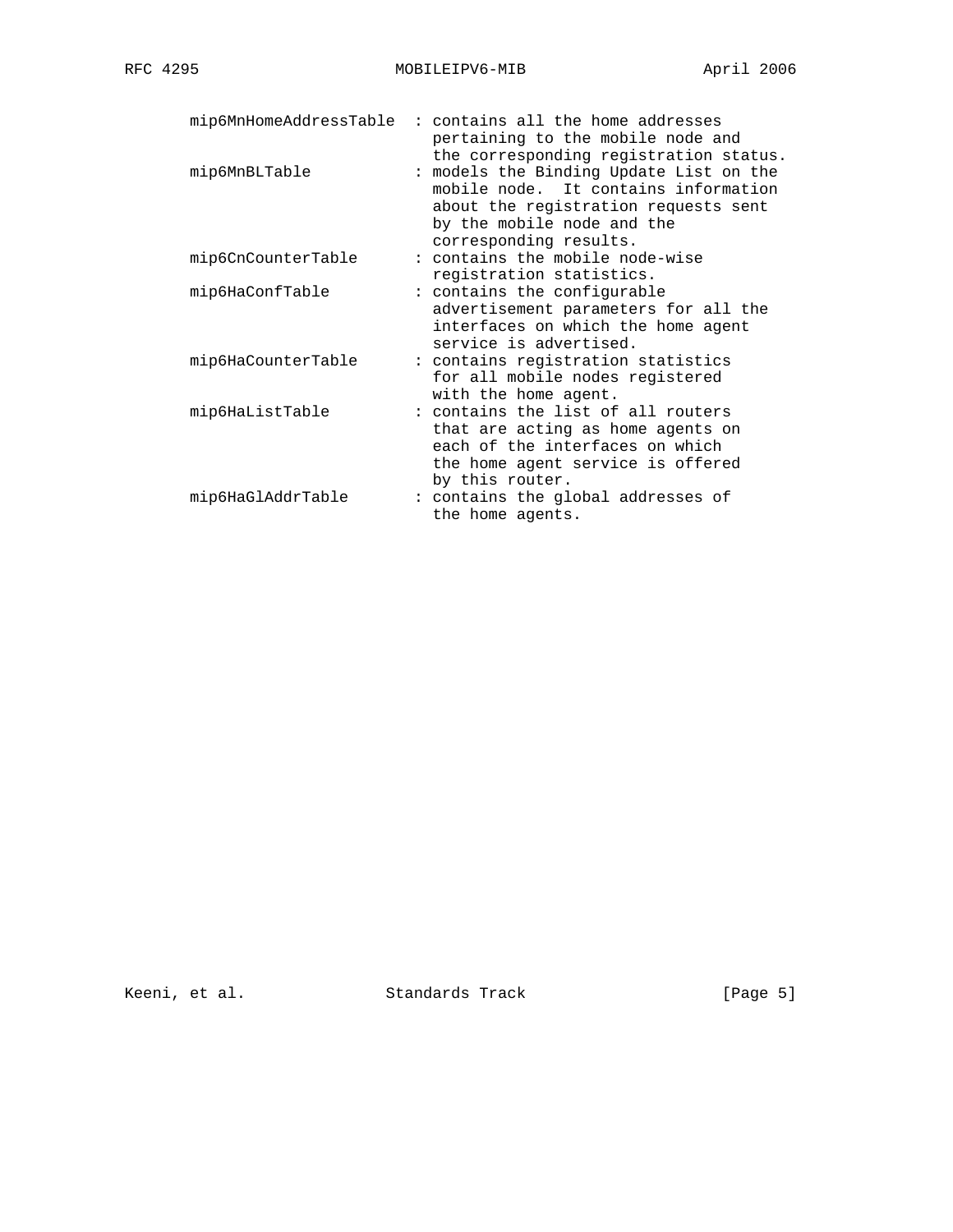```
      mip6MnHomeAddressTable  : contains all the home addresses
                                pertaining to the mobile node and
                                the corresponding registration status.
      mip6MnBLTable           : models the Binding Update List on the
                                mobile node.  It contains information
                                about the registration requests sent
                                by the mobile node and the
                                corresponding results.
      mip6CnCounterTable      : contains the mobile node-wise
                                registration statistics.
      mip6HaConfTable         : contains the configurable
                                advertisement parameters for all the
                                interfaces on which the home agent
                                service is advertised.
      mip6HaCounterTable      : contains registration statistics
                                for all mobile nodes registered
                                with the home agent.
      mip6HaListTable         : contains the list of all routers
                                that are acting as home agents on
                                each of the interfaces on which
                                the home agent service is offered
                                by this router.
      mip6HaGlAddrTable       : contains the global addresses of
                                the home agents.
```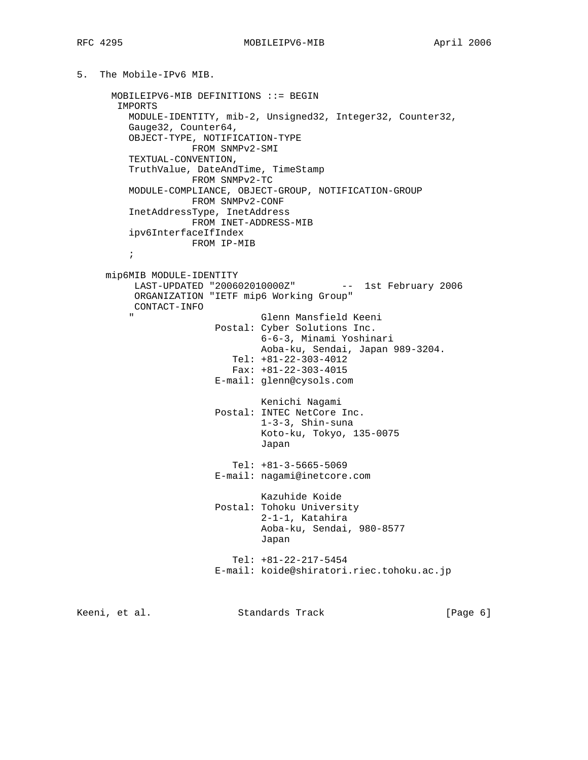5. The Mobile-IPv6 MIB.

```
   MOBILEIPV6-MIB DEFINITIONS ::= BEGIN
    IMPORTS
      MODULE-IDENTITY, mib-2, Unsigned32, Integer32, Counter32,
      Gauge32, Counter64,
      OBJECT-TYPE, NOTIFICATION-TYPE
                 FROM SNMPv2-SMI
      TEXTUAL-CONVENTION,
      TruthValue, DateAndTime, TimeStamp
                 FROM SNMPv2-TC
      MODULE-COMPLIANCE, OBJECT-GROUP, NOTIFICATION-GROUP
                 FROM SNMPv2-CONF
      InetAddressType, InetAddress
                 FROM INET-ADDRESS-MIB
      ipv6InterfaceIfIndex
                 FROM IP-MIB
      ;

  mip6MIB MODULE-IDENTITY
       LAST-UPDATED "200602010000Z"        --  1st February 2006
       ORGANIZATION "IETF mip6 Working Group"
       CONTACT-INFO
      "                        Glenn Mansfield Keeni
                       Postal: Cyber Solutions Inc.
                               6-6-3, Minami Yoshinari
                               Aoba-ku, Sendai, Japan 989-3204.
                          Tel: +81-22-303-4012
                          Fax: +81-22-303-4015
                       E-mail: glenn@cysols.com

                               Kenichi Nagami
                       Postal: INTEC NetCore Inc.
                               1-3-3, Shin-suna
                               Koto-ku, Tokyo, 135-0075
                               Japan

                          Tel: +81-3-5665-5069
                       E-mail: nagami@inetcore.com

                               Kazuhide Koide
                       Postal: Tohoku University
                               2-1-1, Katahira
                               Aoba-ku, Sendai, 980-8577
                               Japan

                          Tel: +81-22-217-5454
                       E-mail: koide@shiratori.riec.tohoku.ac.jp
```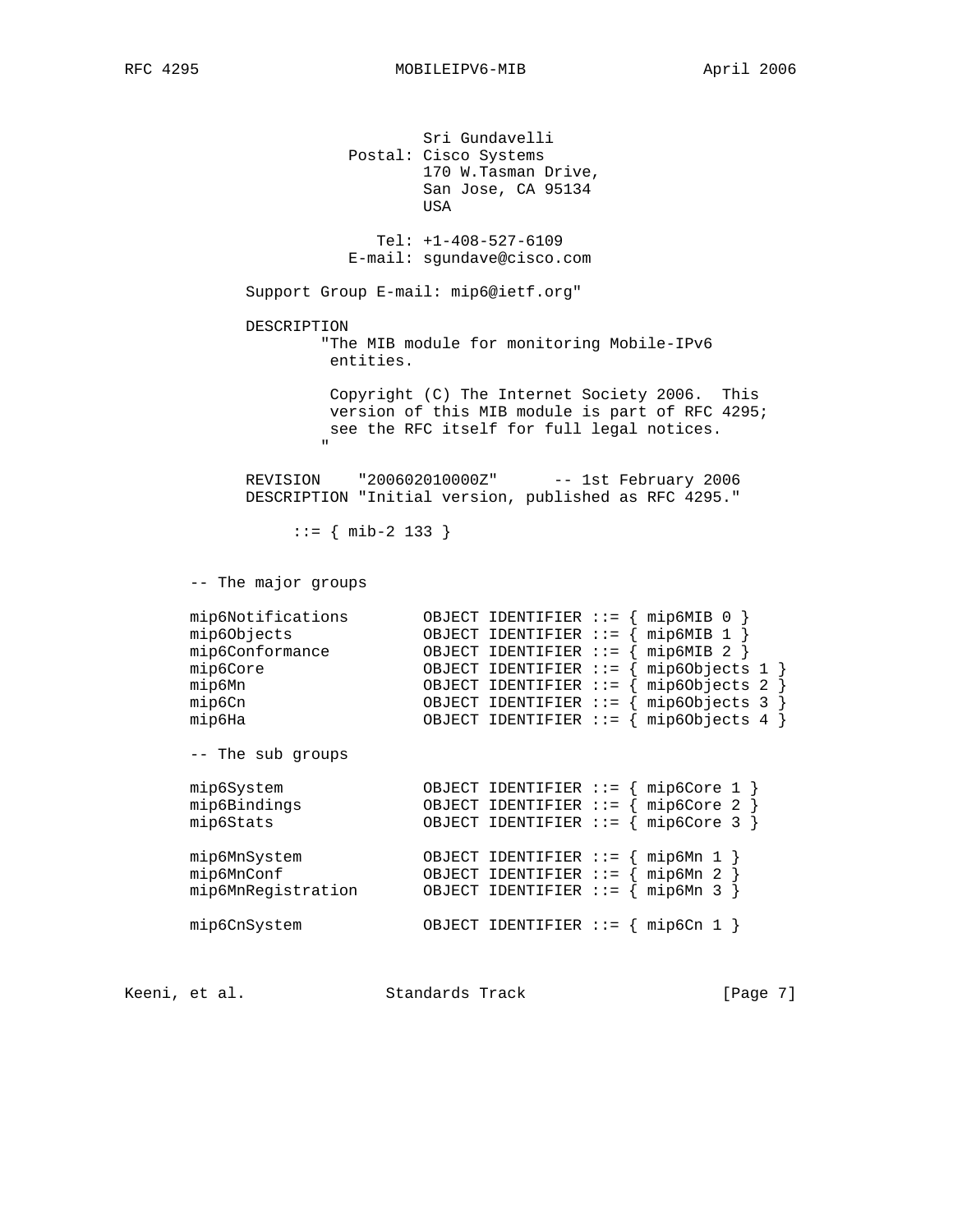```
                    Sri Gundavelli
            Postal: Cisco Systems
                    170 W.Tasman Drive,
                    San Jose, CA 95134
                    USA

               Tel: +1-408-527-6109
            E-mail: sgundave@cisco.com

      Support Group E-mail: mip6@ietf.org"

      DESCRIPTION
              "The MIB module for monitoring Mobile-IPv6
               entities.

               Copyright (C) The Internet Society 2006.  This
               version of this MIB module is part of RFC 4295;
               see the RFC itself for full legal notices.
              "

      REVISION    "200602010000Z"      -- 1st February 2006
      DESCRIPTION "Initial version, published as RFC 4295."

           ::= { mib-2 133 }


   -- The major groups

   mip6Notifications        OBJECT IDENTIFIER ::= { mip6MIB 0 }
   mip6Objects              OBJECT IDENTIFIER ::= { mip6MIB 1 }
   mip6Conformance          OBJECT IDENTIFIER ::= { mip6MIB 2 }
   mip6Core                 OBJECT IDENTIFIER ::= { mip6Objects 1 }
   mip6Mn                   OBJECT IDENTIFIER ::= { mip6Objects 2 }
   mip6Cn                   OBJECT IDENTIFIER ::= { mip6Objects 3 }
   mip6Ha                   OBJECT IDENTIFIER ::= { mip6Objects 4 }

   -- The sub groups

   mip6System               OBJECT IDENTIFIER ::= { mip6Core 1 }
   mip6Bindings             OBJECT IDENTIFIER ::= { mip6Core 2 }
   mip6Stats                OBJECT IDENTIFIER ::= { mip6Core 3 }

   mip6MnSystem             OBJECT IDENTIFIER ::= { mip6Mn 1 }
   mip6MnConf               OBJECT IDENTIFIER ::= { mip6Mn 2 }
   mip6MnRegistration       OBJECT IDENTIFIER ::= { mip6Mn 3 }

   mip6CnSystem             OBJECT IDENTIFIER ::= { mip6Cn 1 }
```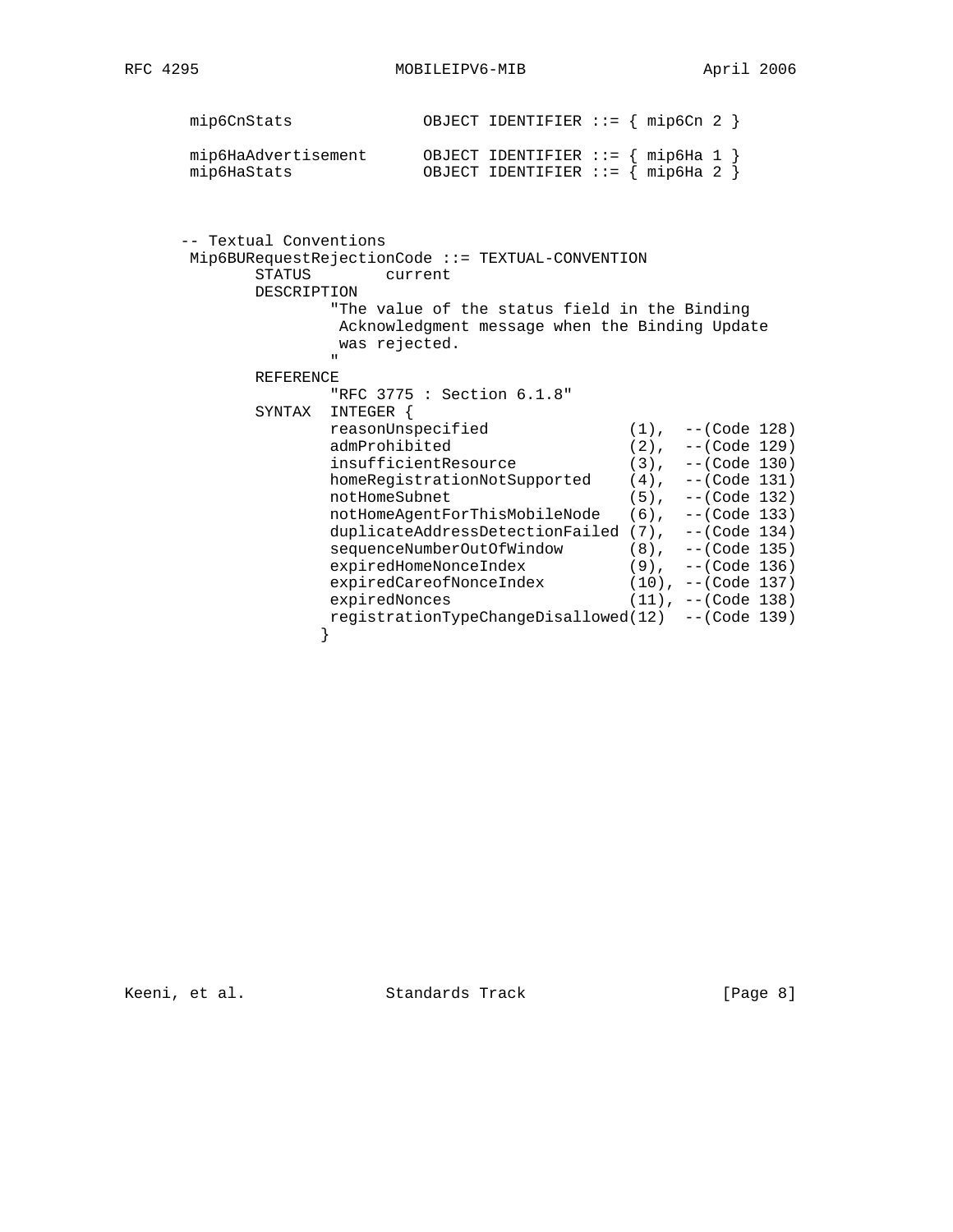```
       mip6CnStats              OBJECT IDENTIFIER ::= { mip6Cn 2 }

       mip6HaAdvertisement      OBJECT IDENTIFIER ::= { mip6Ha 1 }
       mip6HaStats              OBJECT IDENTIFIER ::= { mip6Ha 2 }



      -- Textual Conventions
       Mip6BURequestRejectionCode ::= TEXTUAL-CONVENTION
              STATUS        current
              DESCRIPTION
                      "The value of the status field in the Binding
                       Acknowledgment message when the Binding Update
                       was rejected.
                      "
              REFERENCE
                      "RFC 3775 : Section 6.1.8"
              SYNTAX  INTEGER {
                      reasonUnspecified               (1),  --(Code 128)
                      admProhibited                   (2),  --(Code 129)
                      insufficientResource            (3),  --(Code 130)
                      homeRegistrationNotSupported    (4),  --(Code 131)
                      notHomeSubnet                   (5),  --(Code 132)
                      notHomeAgentForThisMobileNode   (6),  --(Code 133)
                      duplicateAddressDetectionFailed (7),  --(Code 134)
                      sequenceNumberOutOfWindow       (8),  --(Code 135)
                      expiredHomeNonceIndex           (9),  --(Code 136)
                      expiredCareofNonceIndex         (10), --(Code 137)
                      expiredNonces                   (11), --(Code 138)
                      registrationTypeChangeDisallowed(12)  --(Code 139)
                     }
```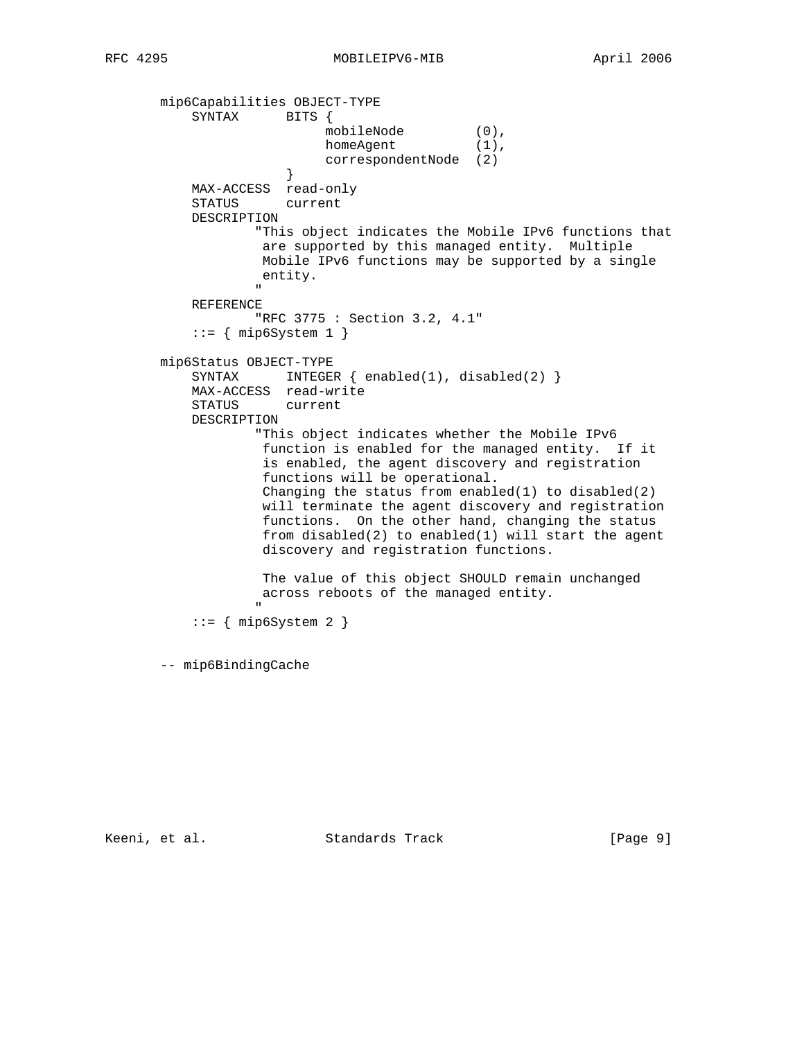```
mip6Capabilities OBJECT-TYPE
    SYNTAX      BITS {
                     mobileNode         (0),
                     homeAgent          (1),
                     correspondentNode  (2)
                }
    MAX-ACCESS  read-only
    STATUS      current
    DESCRIPTION
            "This object indicates the Mobile IPv6 functions that
             are supported by this managed entity.  Multiple
             Mobile IPv6 functions may be supported by a single
             entity.
            "
    REFERENCE
            "RFC 3775 : Section 3.2, 4.1"
    ::= { mip6System 1 }

mip6Status OBJECT-TYPE
    SYNTAX      INTEGER { enabled(1), disabled(2) }
    MAX-ACCESS  read-write
    STATUS      current
    DESCRIPTION
            "This object indicates whether the Mobile IPv6
             function is enabled for the managed entity.  If it
             is enabled, the agent discovery and registration
             functions will be operational.
             Changing the status from enabled(1) to disabled(2)
             will terminate the agent discovery and registration
             functions.  On the other hand, changing the status
             from disabled(2) to enabled(1) will start the agent
             discovery and registration functions.

             The value of this object SHOULD remain unchanged
             across reboots of the managed entity.
            "
    ::= { mip6System 2 }


-- mip6BindingCache
```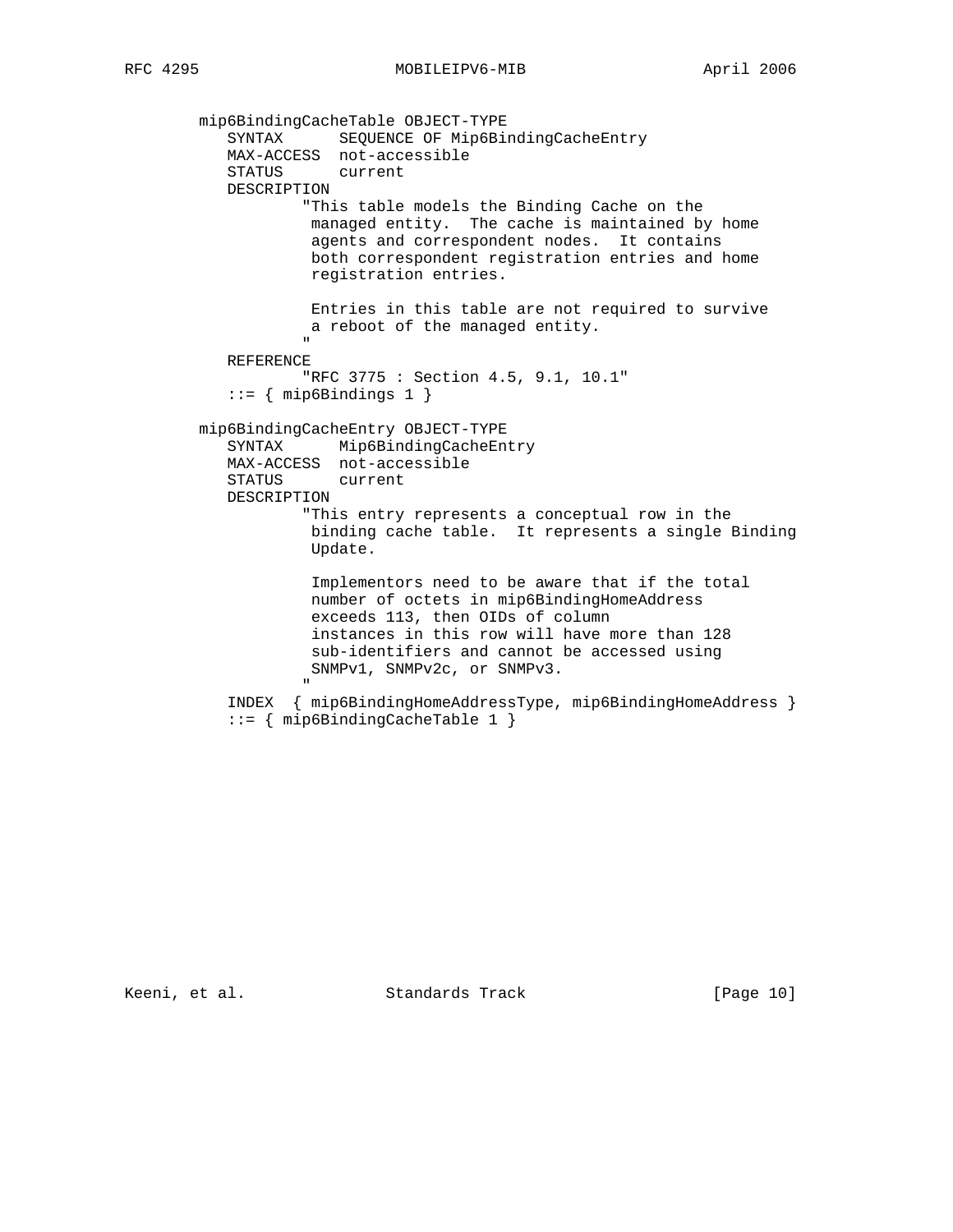```
   mip6BindingCacheTable OBJECT-TYPE
      SYNTAX      SEQUENCE OF Mip6BindingCacheEntry
      MAX-ACCESS  not-accessible
      STATUS      current
      DESCRIPTION
              "This table models the Binding Cache on the
               managed entity.  The cache is maintained by home
               agents and correspondent nodes.  It contains
               both correspondent registration entries and home
               registration entries.

               Entries in this table are not required to survive
               a reboot of the managed entity.
              "
      REFERENCE
              "RFC 3775 : Section 4.5, 9.1, 10.1"
      ::= { mip6Bindings 1 }

   mip6BindingCacheEntry OBJECT-TYPE
      SYNTAX      Mip6BindingCacheEntry
      MAX-ACCESS  not-accessible
      STATUS      current
      DESCRIPTION
              "This entry represents a conceptual row in the
               binding cache table.  It represents a single Binding
               Update.

               Implementors need to be aware that if the total
               number of octets in mip6BindingHomeAddress
               exceeds 113, then OIDs of column
               instances in this row will have more than 128
               sub-identifiers and cannot be accessed using
               SNMPv1, SNMPv2c, or SNMPv3.
              "
      INDEX  { mip6BindingHomeAddressType, mip6BindingHomeAddress }
      ::= { mip6BindingCacheTable 1 }
```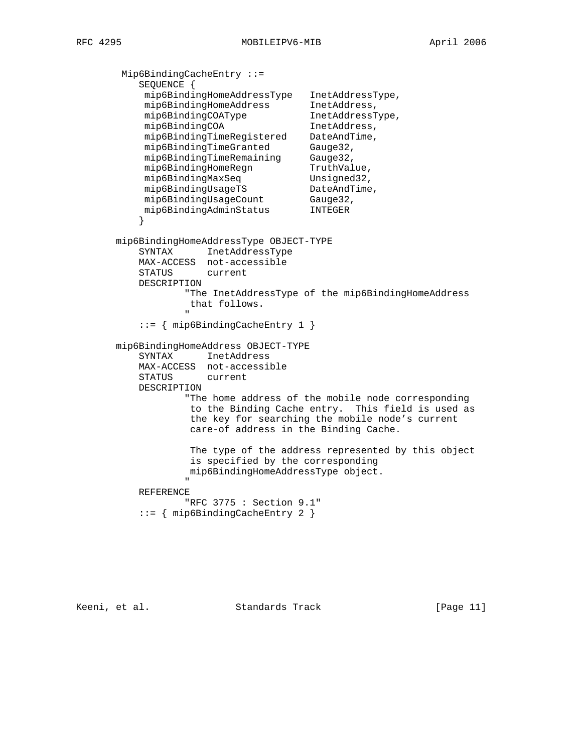```
 Mip6BindingCacheEntry ::=
    SEQUENCE {
     mip6BindingHomeAddressType   InetAddressType,
     mip6BindingHomeAddress       InetAddress,
     mip6BindingCOAType           InetAddressType,
     mip6BindingCOA               InetAddress,
     mip6BindingTimeRegistered    DateAndTime,
     mip6BindingTimeGranted       Gauge32,
     mip6BindingTimeRemaining     Gauge32,
     mip6BindingHomeRegn          TruthValue,
     mip6BindingMaxSeq            Unsigned32,
     mip6BindingUsageTS           DateAndTime,
     mip6BindingUsageCount        Gauge32,
     mip6BindingAdminStatus       INTEGER
    }

mip6BindingHomeAddressType OBJECT-TYPE
    SYNTAX      InetAddressType
    MAX-ACCESS  not-accessible
    STATUS      current
    DESCRIPTION
            "The InetAddressType of the mip6BindingHomeAddress
             that follows.
            "
    ::= { mip6BindingCacheEntry 1 }

mip6BindingHomeAddress OBJECT-TYPE
    SYNTAX      InetAddress
    MAX-ACCESS  not-accessible
    STATUS      current
    DESCRIPTION
            "The home address of the mobile node corresponding
             to the Binding Cache entry.  This field is used as
             the key for searching the mobile node's current
             care-of address in the Binding Cache.

             The type of the address represented by this object
             is specified by the corresponding
             mip6BindingHomeAddressType object.
            "
    REFERENCE
            "RFC 3775 : Section 9.1"
    ::= { mip6BindingCacheEntry 2 }
```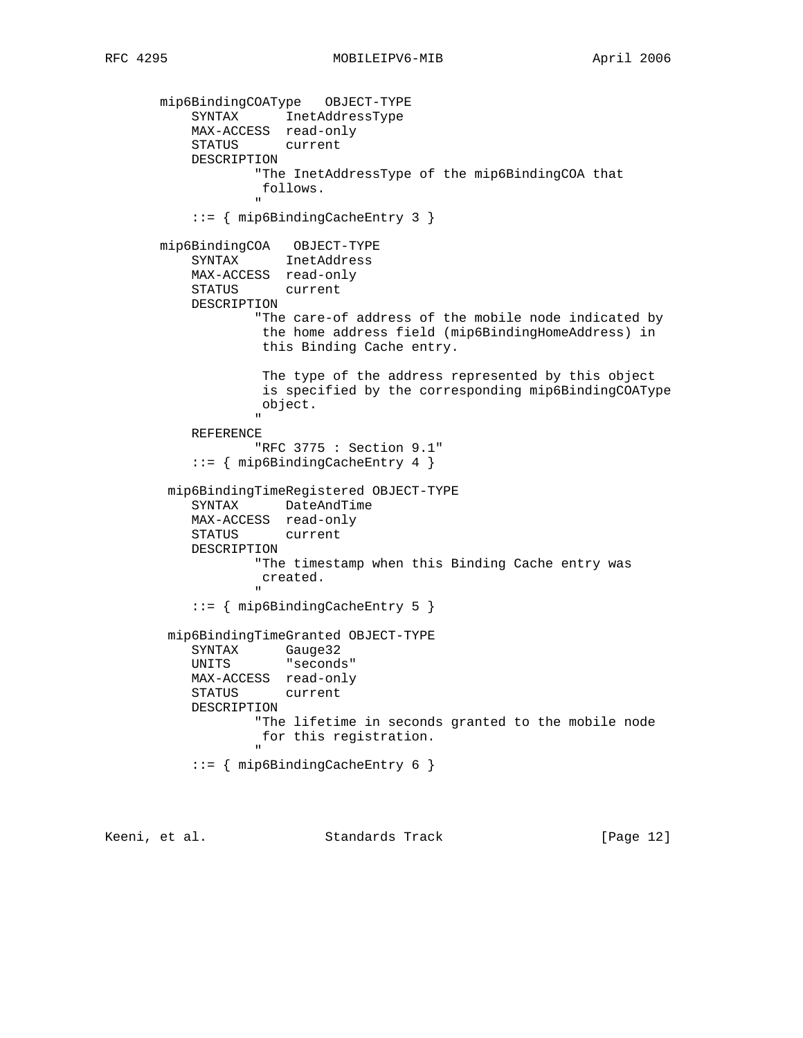```
       mip6BindingCOAType   OBJECT-TYPE
           SYNTAX      InetAddressType
           MAX-ACCESS  read-only
           STATUS      current
           DESCRIPTION
                   "The InetAddressType of the mip6BindingCOA that
                    follows.
                   "
           ::= { mip6BindingCacheEntry 3 }

       mip6BindingCOA   OBJECT-TYPE
           SYNTAX      InetAddress
           MAX-ACCESS  read-only
           STATUS      current
           DESCRIPTION
                   "The care-of address of the mobile node indicated by
                    the home address field (mip6BindingHomeAddress) in
                    this Binding Cache entry.

                    The type of the address represented by this object
                    is specified by the corresponding mip6BindingCOAType
                    object.
                   "
           REFERENCE
                   "RFC 3775 : Section 9.1"
           ::= { mip6BindingCacheEntry 4 }

        mip6BindingTimeRegistered OBJECT-TYPE
           SYNTAX      DateAndTime
           MAX-ACCESS  read-only
           STATUS      current
           DESCRIPTION
                   "The timestamp when this Binding Cache entry was
                    created.
                   "
           ::= { mip6BindingCacheEntry 5 }

        mip6BindingTimeGranted OBJECT-TYPE
           SYNTAX      Gauge32
           UNITS       "seconds"
           MAX-ACCESS  read-only
           STATUS      current
           DESCRIPTION
                   "The lifetime in seconds granted to the mobile node
                    for this registration.
                   "
           ::= { mip6BindingCacheEntry 6 }
```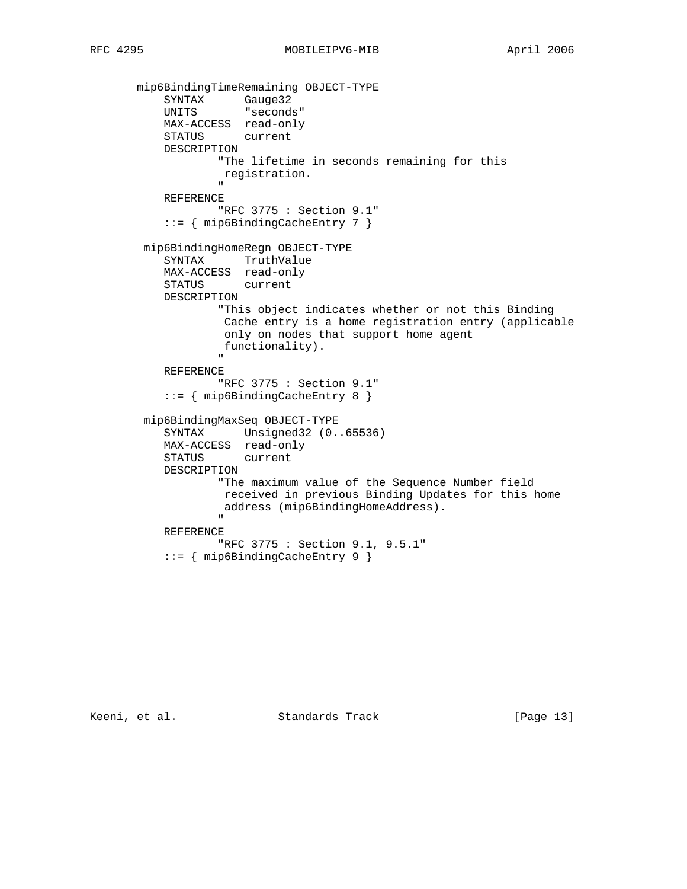```
       mip6BindingTimeRemaining OBJECT-TYPE
           SYNTAX      Gauge32
           UNITS       "seconds"
           MAX-ACCESS  read-only
           STATUS      current
           DESCRIPTION
                   "The lifetime in seconds remaining for this
                    registration.
                   "
           REFERENCE
                   "RFC 3775 : Section 9.1"
           ::= { mip6BindingCacheEntry 7 }

        mip6BindingHomeRegn OBJECT-TYPE
           SYNTAX      TruthValue
           MAX-ACCESS  read-only
           STATUS      current
           DESCRIPTION
                   "This object indicates whether or not this Binding
                    Cache entry is a home registration entry (applicable
                    only on nodes that support home agent
                    functionality).
                   "
           REFERENCE
                   "RFC 3775 : Section 9.1"
           ::= { mip6BindingCacheEntry 8 }

        mip6BindingMaxSeq OBJECT-TYPE
           SYNTAX      Unsigned32 (0..65536)
           MAX-ACCESS  read-only
           STATUS      current
           DESCRIPTION
                   "The maximum value of the Sequence Number field
                    received in previous Binding Updates for this home
                    address (mip6BindingHomeAddress).
                   "
           REFERENCE
                   "RFC 3775 : Section 9.1, 9.5.1"
           ::= { mip6BindingCacheEntry 9 }
```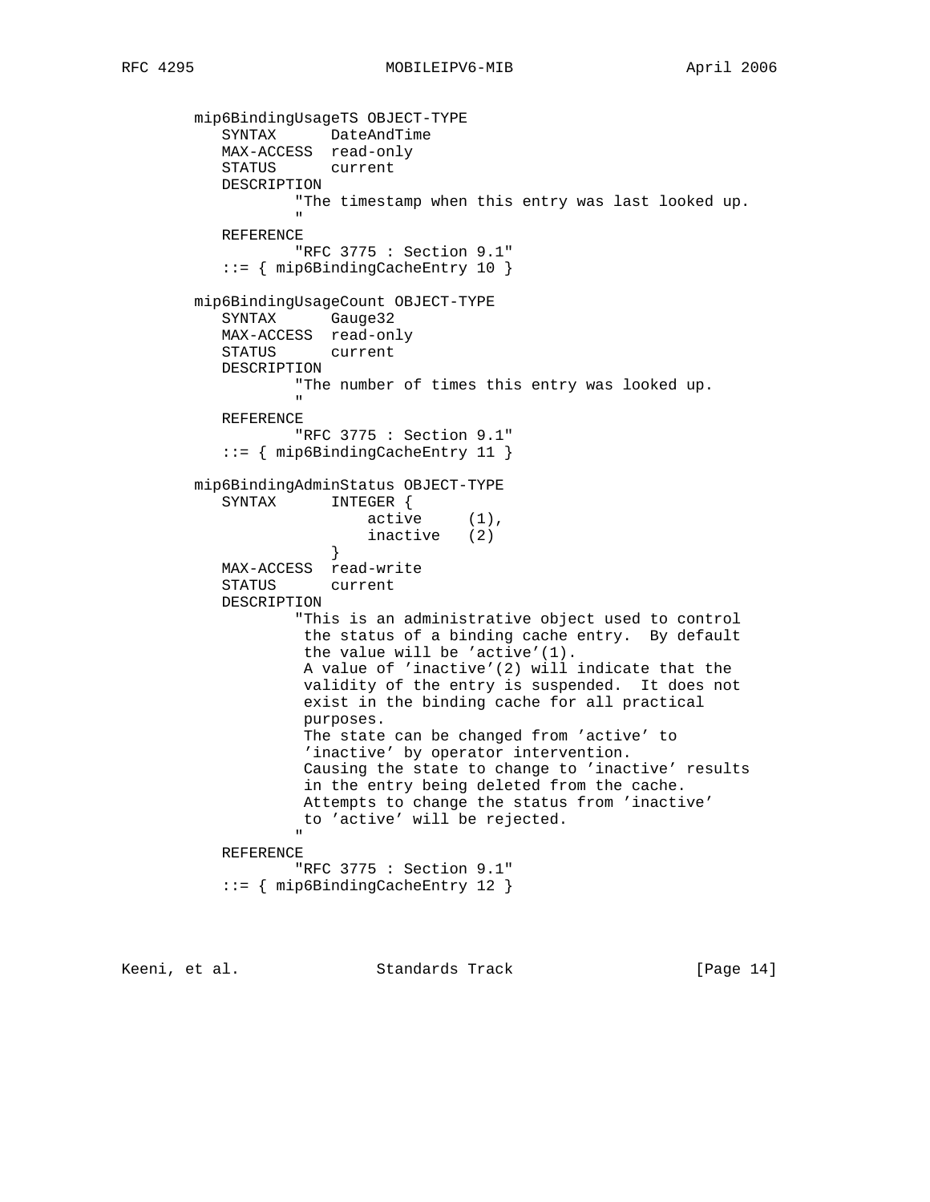```
        mip6BindingUsageTS OBJECT-TYPE
           SYNTAX      DateAndTime
           MAX-ACCESS  read-only
           STATUS      current
           DESCRIPTION
                   "The timestamp when this entry was last looked up.
                   "
           REFERENCE
                   "RFC 3775 : Section 9.1"
           ::= { mip6BindingCacheEntry 10 }

        mip6BindingUsageCount OBJECT-TYPE
           SYNTAX      Gauge32
           MAX-ACCESS  read-only
           STATUS      current
           DESCRIPTION
                   "The number of times this entry was looked up.
                   "
           REFERENCE
                   "RFC 3775 : Section 9.1"
           ::= { mip6BindingCacheEntry 11 }

        mip6BindingAdminStatus OBJECT-TYPE
           SYNTAX      INTEGER {
                           active     (1),
                           inactive   (2)
                       }
           MAX-ACCESS  read-write
           STATUS      current
           DESCRIPTION
                   "This is an administrative object used to control
                    the status of a binding cache entry.  By default
                    the value will be 'active'(1).
                    A value of 'inactive'(2) will indicate that the
                    validity of the entry is suspended.  It does not
                    exist in the binding cache for all practical
                    purposes.
                    The state can be changed from 'active' to
                    'inactive' by operator intervention.
                    Causing the state to change to 'inactive' results
                    in the entry being deleted from the cache.
                    Attempts to change the status from 'inactive'
                    to 'active' will be rejected.
                   "
           REFERENCE
                   "RFC 3775 : Section 9.1"
           ::= { mip6BindingCacheEntry 12 }
```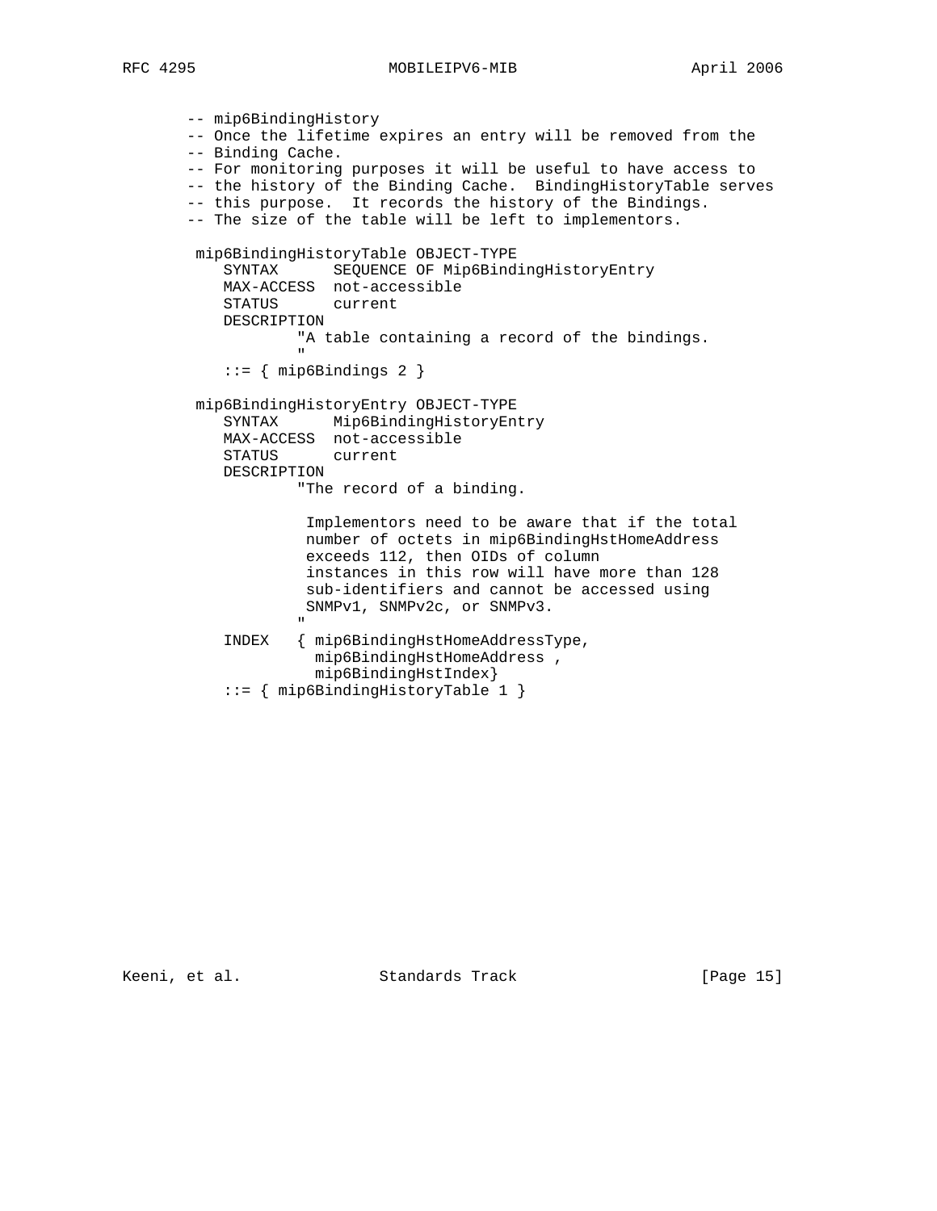```
   -- mip6BindingHistory
   -- Once the lifetime expires an entry will be removed from the
   -- Binding Cache.
   -- For monitoring purposes it will be useful to have access to
   -- the history of the Binding Cache.  BindingHistoryTable serves
   -- this purpose.  It records the history of the Bindings.
   -- The size of the table will be left to implementors.

    mip6BindingHistoryTable OBJECT-TYPE
       SYNTAX      SEQUENCE OF Mip6BindingHistoryEntry
       MAX-ACCESS  not-accessible
       STATUS      current
       DESCRIPTION
               "A table containing a record of the bindings.
               "
       ::= { mip6Bindings 2 }

    mip6BindingHistoryEntry OBJECT-TYPE
       SYNTAX      Mip6BindingHistoryEntry
       MAX-ACCESS  not-accessible
       STATUS      current
       DESCRIPTION
               "The record of a binding.

                Implementors need to be aware that if the total
                number of octets in mip6BindingHstHomeAddress
                exceeds 112, then OIDs of column
                instances in this row will have more than 128
                sub-identifiers and cannot be accessed using
                SNMPv1, SNMPv2c, or SNMPv3.
               "
       INDEX   { mip6BindingHstHomeAddressType,
                 mip6BindingHstHomeAddress ,
                 mip6BindingHstIndex}
       ::= { mip6BindingHistoryTable 1 }
```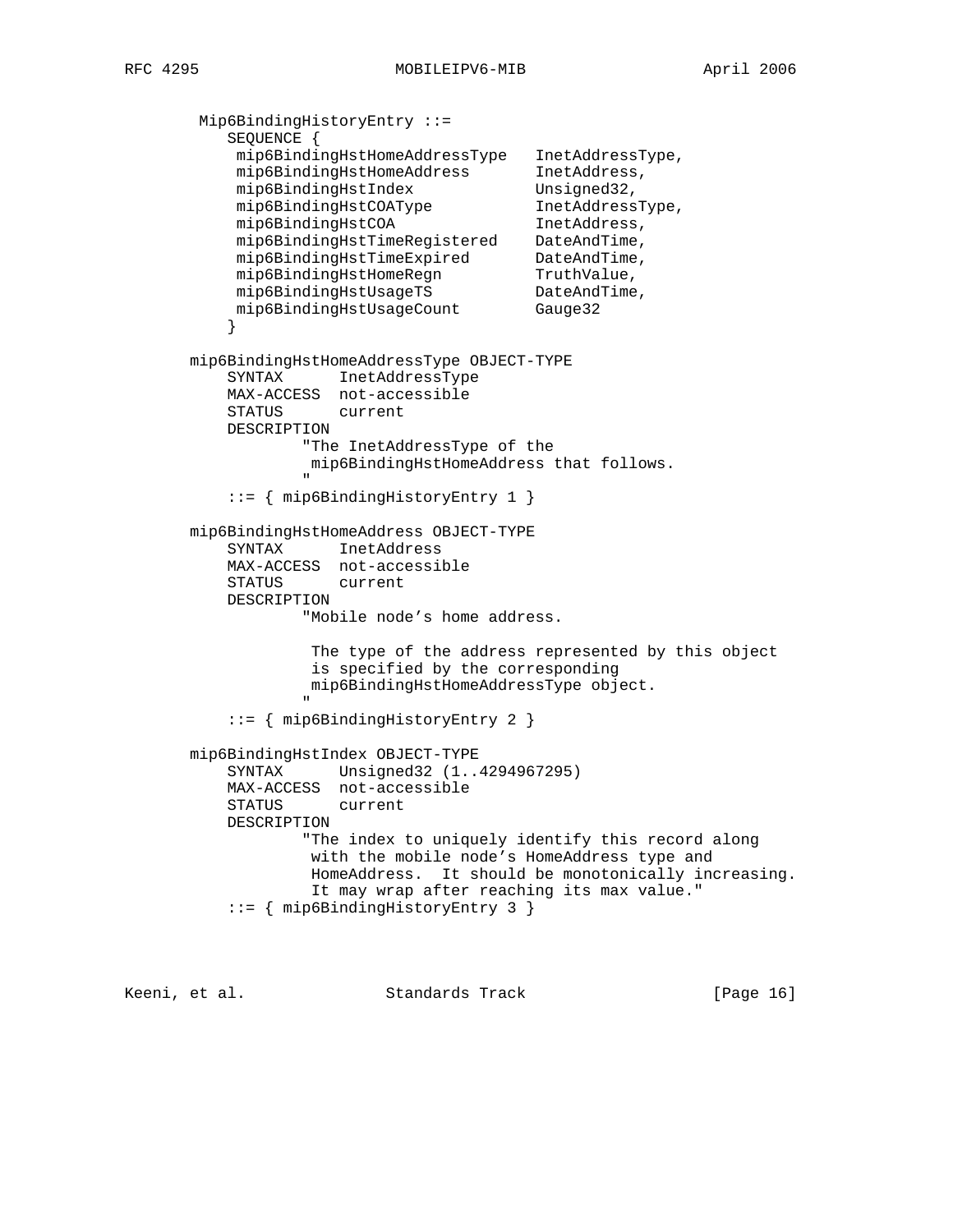```
        Mip6BindingHistoryEntry ::=
           SEQUENCE {
            mip6BindingHstHomeAddressType   InetAddressType,
            mip6BindingHstHomeAddress       InetAddress,
            mip6BindingHstIndex             Unsigned32,
            mip6BindingHstCOAType           InetAddressType,
            mip6BindingHstCOA               InetAddress,
            mip6BindingHstTimeRegistered    DateAndTime,
            mip6BindingHstTimeExpired       DateAndTime,
            mip6BindingHstHomeRegn          TruthValue,
            mip6BindingHstUsageTS           DateAndTime,
            mip6BindingHstUsageCount        Gauge32
           }

       mip6BindingHstHomeAddressType OBJECT-TYPE
           SYNTAX      InetAddressType
           MAX-ACCESS  not-accessible
           STATUS      current
           DESCRIPTION
                   "The InetAddressType of the
                    mip6BindingHstHomeAddress that follows.
                   "
           ::= { mip6BindingHistoryEntry 1 }

       mip6BindingHstHomeAddress OBJECT-TYPE
           SYNTAX      InetAddress
           MAX-ACCESS  not-accessible
           STATUS      current
           DESCRIPTION
                   "Mobile node's home address.

                    The type of the address represented by this object
                    is specified by the corresponding
                    mip6BindingHstHomeAddressType object.
                   "
           ::= { mip6BindingHistoryEntry 2 }

       mip6BindingHstIndex OBJECT-TYPE
           SYNTAX      Unsigned32 (1..4294967295)
           MAX-ACCESS  not-accessible
           STATUS      current
           DESCRIPTION
                   "The index to uniquely identify this record along
                    with the mobile node's HomeAddress type and
                    HomeAddress.  It should be monotonically increasing.
                    It may wrap after reaching its max value."
           ::= { mip6BindingHistoryEntry 3 }
```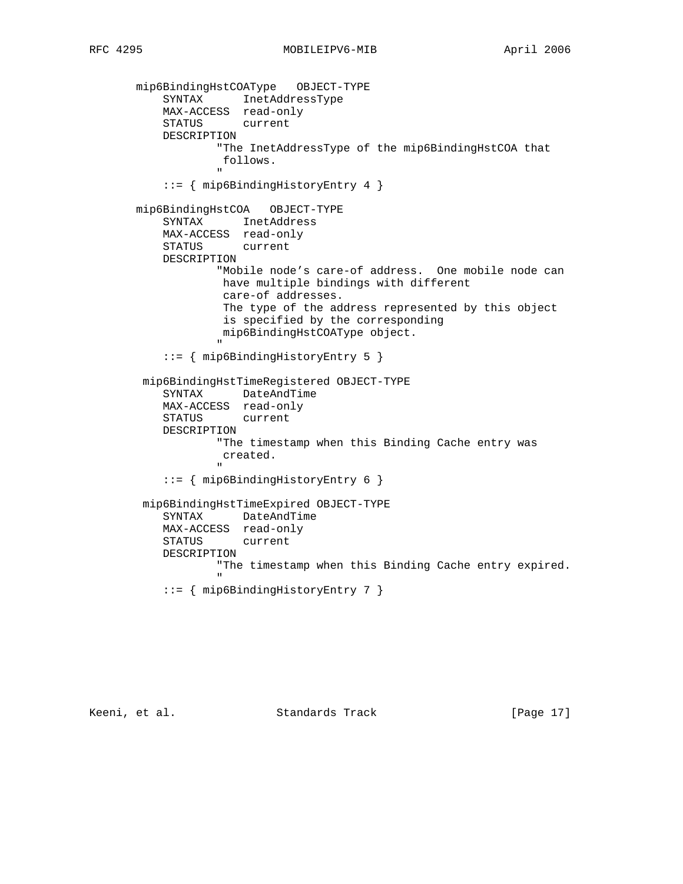```
       mip6BindingHstCOAType   OBJECT-TYPE
           SYNTAX      InetAddressType
           MAX-ACCESS  read-only
           STATUS      current
           DESCRIPTION
                   "The InetAddressType of the mip6BindingHstCOA that
                    follows.
                   "
           ::= { mip6BindingHistoryEntry 4 }

       mip6BindingHstCOA   OBJECT-TYPE
           SYNTAX      InetAddress
           MAX-ACCESS  read-only
           STATUS      current
           DESCRIPTION
                   "Mobile node's care-of address.  One mobile node can
                    have multiple bindings with different
                    care-of addresses.
                    The type of the address represented by this object
                    is specified by the corresponding
                    mip6BindingHstCOAType object.
                   "
           ::= { mip6BindingHistoryEntry 5 }

        mip6BindingHstTimeRegistered OBJECT-TYPE
           SYNTAX      DateAndTime
           MAX-ACCESS  read-only
           STATUS      current
           DESCRIPTION
                   "The timestamp when this Binding Cache entry was
                    created.
                   "
           ::= { mip6BindingHistoryEntry 6 }

        mip6BindingHstTimeExpired OBJECT-TYPE
           SYNTAX      DateAndTime
           MAX-ACCESS  read-only
           STATUS      current
           DESCRIPTION
                   "The timestamp when this Binding Cache entry expired.
                   "
           ::= { mip6BindingHistoryEntry 7 }
```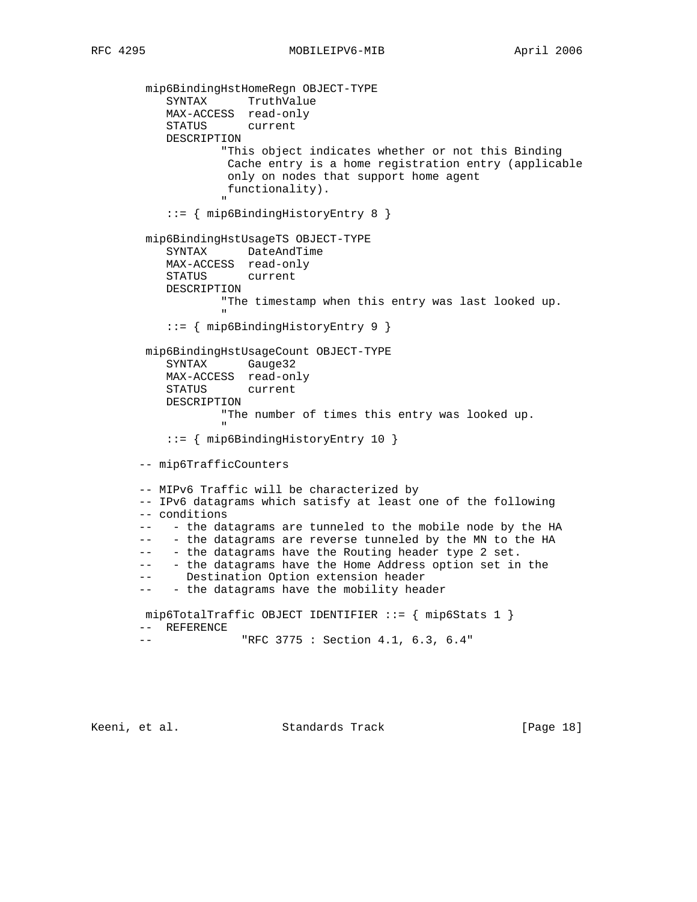```
        mip6BindingHstHomeRegn OBJECT-TYPE
           SYNTAX      TruthValue
           MAX-ACCESS  read-only
           STATUS      current
           DESCRIPTION
                   "This object indicates whether or not this Binding
                    Cache entry is a home registration entry (applicable
                    only on nodes that support home agent
                    functionality).
                   "
           ::= { mip6BindingHistoryEntry 8 }

        mip6BindingHstUsageTS OBJECT-TYPE
           SYNTAX      DateAndTime
           MAX-ACCESS  read-only
           STATUS      current
           DESCRIPTION
                   "The timestamp when this entry was last looked up.
                   "
           ::= { mip6BindingHistoryEntry 9 }

        mip6BindingHstUsageCount OBJECT-TYPE
           SYNTAX      Gauge32
           MAX-ACCESS  read-only
           STATUS      current
           DESCRIPTION
                   "The number of times this entry was looked up.
                   "
           ::= { mip6BindingHistoryEntry 10 }

       -- mip6TrafficCounters

       -- MIPv6 Traffic will be characterized by
       -- IPv6 datagrams which satisfy at least one of the following
       -- conditions
       --   - the datagrams are tunneled to the mobile node by the HA
       --   - the datagrams are reverse tunneled by the MN to the HA
       --   - the datagrams have the Routing header type 2 set.
       --   - the datagrams have the Home Address option set in the
       --     Destination Option extension header
       --   - the datagrams have the mobility header

        mip6TotalTraffic OBJECT IDENTIFIER ::= { mip6Stats 1 }
       --  REFERENCE
       --             "RFC 3775 : Section 4.1, 6.3, 6.4"
```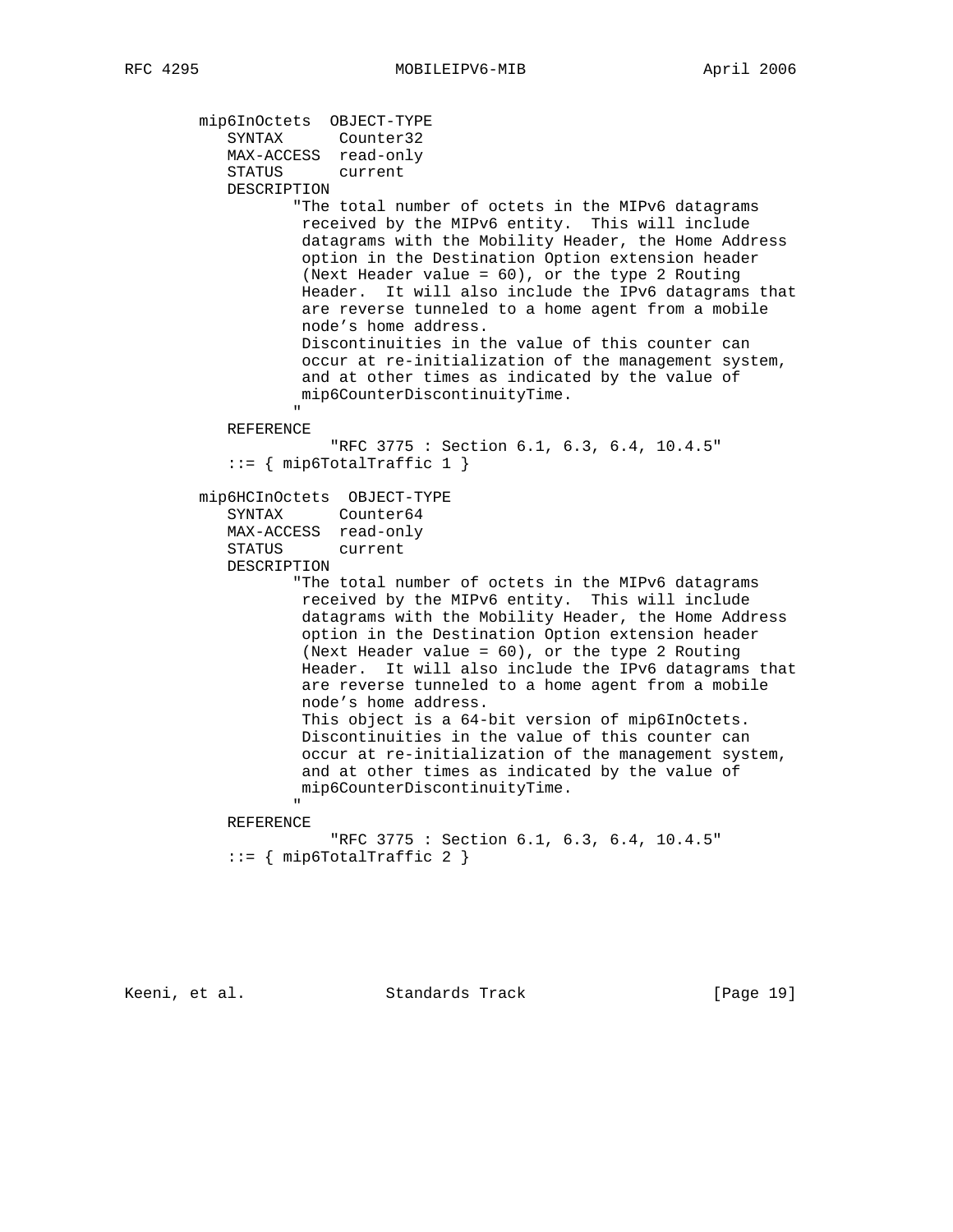```
        mip6InOctets  OBJECT-TYPE
           SYNTAX      Counter32
           MAX-ACCESS  read-only
           STATUS      current
           DESCRIPTION
                  "The total number of octets in the MIPv6 datagrams
                   received by the MIPv6 entity.  This will include
                   datagrams with the Mobility Header, the Home Address
                   option in the Destination Option extension header
                   (Next Header value = 60), or the type 2 Routing
                   Header.  It will also include the IPv6 datagrams that
                   are reverse tunneled to a home agent from a mobile
                   node's home address.
                   Discontinuities in the value of this counter can
                   occur at re-initialization of the management system,
                   and at other times as indicated by the value of
                   mip6CounterDiscontinuityTime.
                  "
           REFERENCE
                      "RFC 3775 : Section 6.1, 6.3, 6.4, 10.4.5"
           ::= { mip6TotalTraffic 1 }

        mip6HCInOctets  OBJECT-TYPE
           SYNTAX      Counter64
           MAX-ACCESS  read-only
           STATUS      current
           DESCRIPTION
                  "The total number of octets in the MIPv6 datagrams
                   received by the MIPv6 entity.  This will include
                   datagrams with the Mobility Header, the Home Address
                   option in the Destination Option extension header
                   (Next Header value = 60), or the type 2 Routing
                   Header.  It will also include the IPv6 datagrams that
                   are reverse tunneled to a home agent from a mobile
                   node's home address.
                   This object is a 64-bit version of mip6InOctets.
                   Discontinuities in the value of this counter can
                   occur at re-initialization of the management system,
                   and at other times as indicated by the value of
                   mip6CounterDiscontinuityTime.
                  "
           REFERENCE
                      "RFC 3775 : Section 6.1, 6.3, 6.4, 10.4.5"
           ::= { mip6TotalTraffic 2 }
```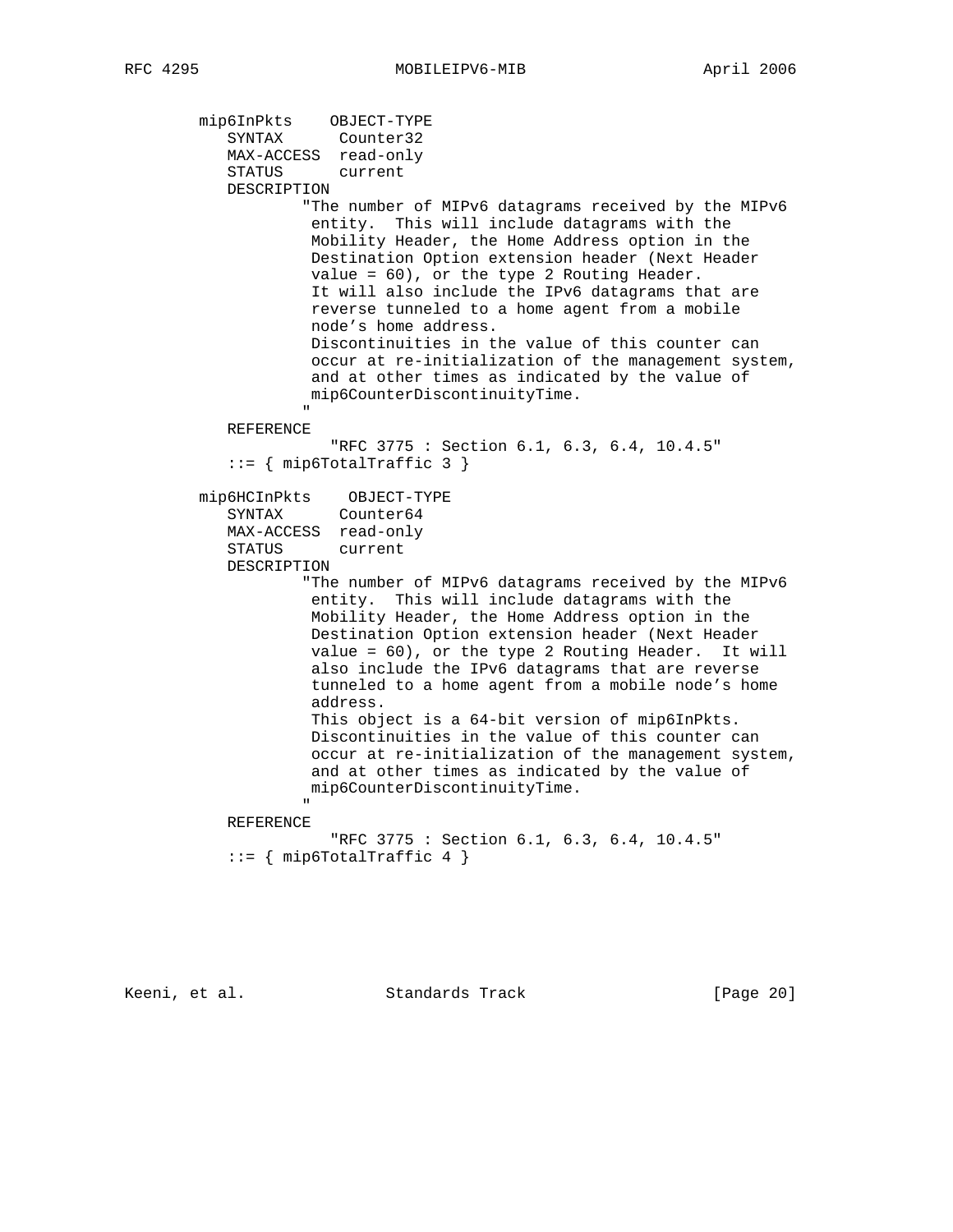```
   mip6InPkts    OBJECT-TYPE
      SYNTAX      Counter32
      MAX-ACCESS  read-only
      STATUS      current
      DESCRIPTION
              "The number of MIPv6 datagrams received by the MIPv6
               entity.  This will include datagrams with the
               Mobility Header, the Home Address option in the
               Destination Option extension header (Next Header
               value = 60), or the type 2 Routing Header.
               It will also include the IPv6 datagrams that are
               reverse tunneled to a home agent from a mobile
               node's home address.
               Discontinuities in the value of this counter can
               occur at re-initialization of the management system,
               and at other times as indicated by the value of
               mip6CounterDiscontinuityTime.
              "
      REFERENCE
                 "RFC 3775 : Section 6.1, 6.3, 6.4, 10.4.5"
      ::= { mip6TotalTraffic 3 }

   mip6HCInPkts    OBJECT-TYPE
      SYNTAX      Counter64
      MAX-ACCESS  read-only
      STATUS      current
      DESCRIPTION
              "The number of MIPv6 datagrams received by the MIPv6
               entity.  This will include datagrams with the
               Mobility Header, the Home Address option in the
               Destination Option extension header (Next Header
               value = 60), or the type 2 Routing Header.  It will
               also include the IPv6 datagrams that are reverse
               tunneled to a home agent from a mobile node's home
               address.
               This object is a 64-bit version of mip6InPkts.
               Discontinuities in the value of this counter can
               occur at re-initialization of the management system,
               and at other times as indicated by the value of
               mip6CounterDiscontinuityTime.
              "
      REFERENCE
                 "RFC 3775 : Section 6.1, 6.3, 6.4, 10.4.5"
      ::= { mip6TotalTraffic 4 }
```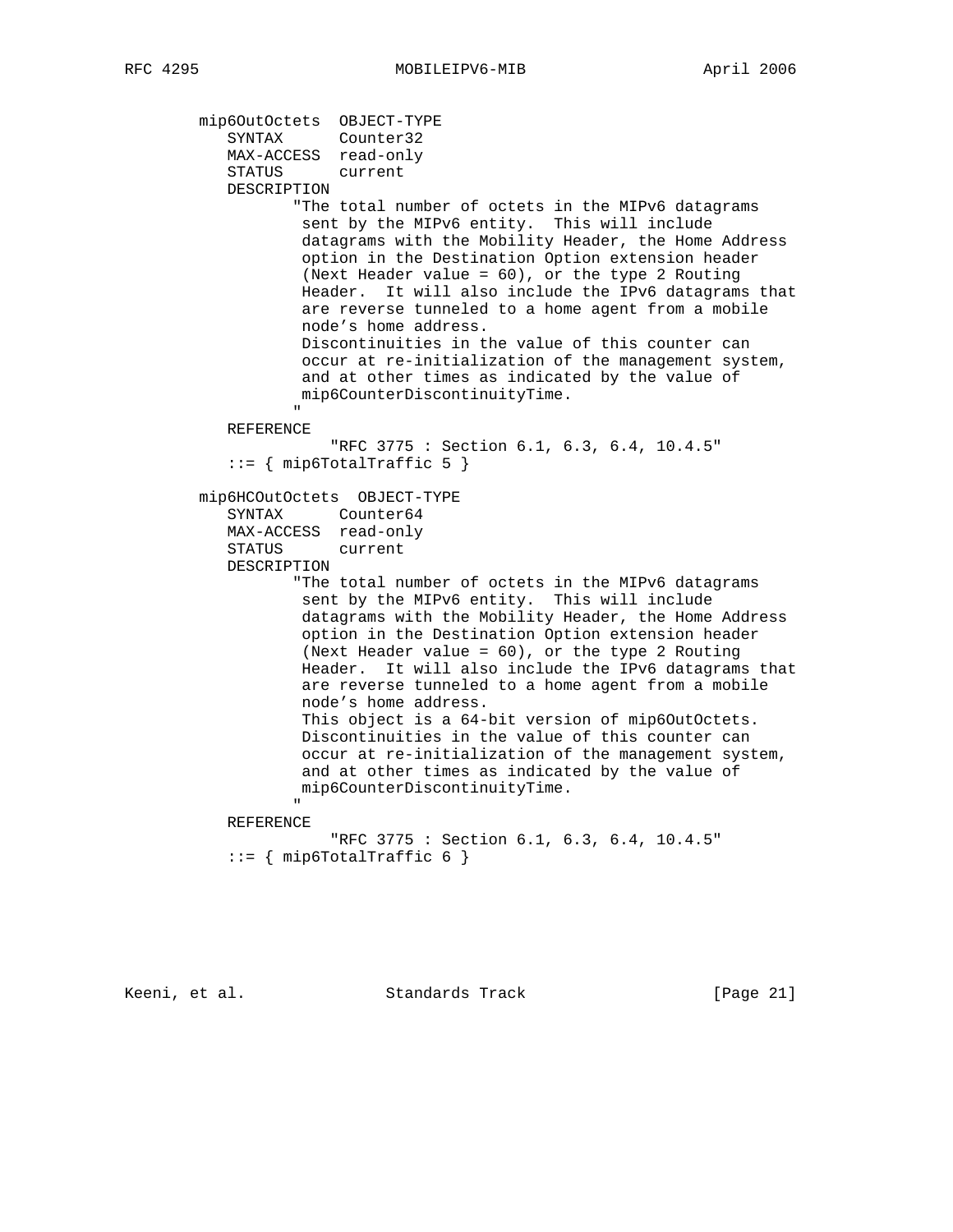```
   mip6OutOctets  OBJECT-TYPE
      SYNTAX      Counter32
      MAX-ACCESS  read-only
      STATUS      current
      DESCRIPTION
             "The total number of octets in the MIPv6 datagrams
              sent by the MIPv6 entity.  This will include
              datagrams with the Mobility Header, the Home Address
              option in the Destination Option extension header
              (Next Header value = 60), or the type 2 Routing
              Header.  It will also include the IPv6 datagrams that
              are reverse tunneled to a home agent from a mobile
              node's home address.
              Discontinuities in the value of this counter can
              occur at re-initialization of the management system,
              and at other times as indicated by the value of
              mip6CounterDiscontinuityTime.
             "
      REFERENCE
                 "RFC 3775 : Section 6.1, 6.3, 6.4, 10.4.5"
      ::= { mip6TotalTraffic 5 }

   mip6HCOutOctets  OBJECT-TYPE
      SYNTAX      Counter64
      MAX-ACCESS  read-only
      STATUS      current
      DESCRIPTION
             "The total number of octets in the MIPv6 datagrams
              sent by the MIPv6 entity.  This will include
              datagrams with the Mobility Header, the Home Address
              option in the Destination Option extension header
              (Next Header value = 60), or the type 2 Routing
              Header.  It will also include the IPv6 datagrams that
              are reverse tunneled to a home agent from a mobile
              node's home address.
              This object is a 64-bit version of mip6OutOctets.
              Discontinuities in the value of this counter can
              occur at re-initialization of the management system,
              and at other times as indicated by the value of
              mip6CounterDiscontinuityTime.
             "
      REFERENCE
                 "RFC 3775 : Section 6.1, 6.3, 6.4, 10.4.5"
      ::= { mip6TotalTraffic 6 }
```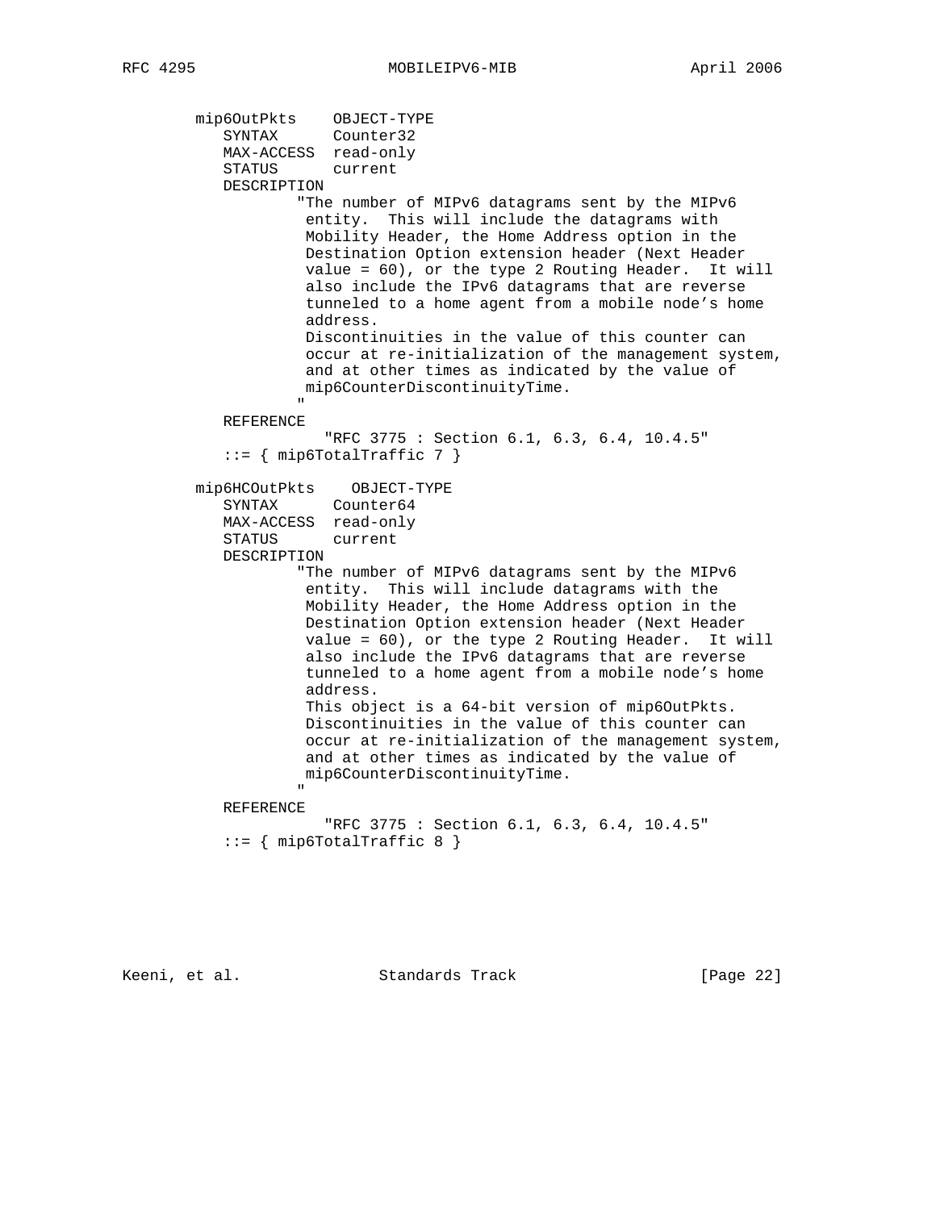```
        mip6OutPkts    OBJECT-TYPE
           SYNTAX      Counter32
           MAX-ACCESS  read-only
           STATUS      current
           DESCRIPTION
                  "The number of MIPv6 datagrams sent by the MIPv6
                   entity.  This will include the datagrams with
                   Mobility Header, the Home Address option in the
                   Destination Option extension header (Next Header
                   value = 60), or the type 2 Routing Header.  It will
                   also include the IPv6 datagrams that are reverse
                   tunneled to a home agent from a mobile node's home
                   address.
                   Discontinuities in the value of this counter can
                   occur at re-initialization of the management system,
                   and at other times as indicated by the value of
                   mip6CounterDiscontinuityTime.
                  "
           REFERENCE
                     "RFC 3775 : Section 6.1, 6.3, 6.4, 10.4.5"
           ::= { mip6TotalTraffic 7 }

        mip6HCOutPkts    OBJECT-TYPE
           SYNTAX      Counter64
           MAX-ACCESS  read-only
           STATUS      current
           DESCRIPTION
                  "The number of MIPv6 datagrams sent by the MIPv6
                   entity.  This will include datagrams with the
                   Mobility Header, the Home Address option in the
                   Destination Option extension header (Next Header
                   value = 60), or the type 2 Routing Header.  It will
                   also include the IPv6 datagrams that are reverse
                   tunneled to a home agent from a mobile node's home
                   address.
                   This object is a 64-bit version of mip6OutPkts.
                   Discontinuities in the value of this counter can
                   occur at re-initialization of the management system,
                   and at other times as indicated by the value of
                   mip6CounterDiscontinuityTime.
                  "
           REFERENCE
                     "RFC 3775 : Section 6.1, 6.3, 6.4, 10.4.5"
           ::= { mip6TotalTraffic 8 }
```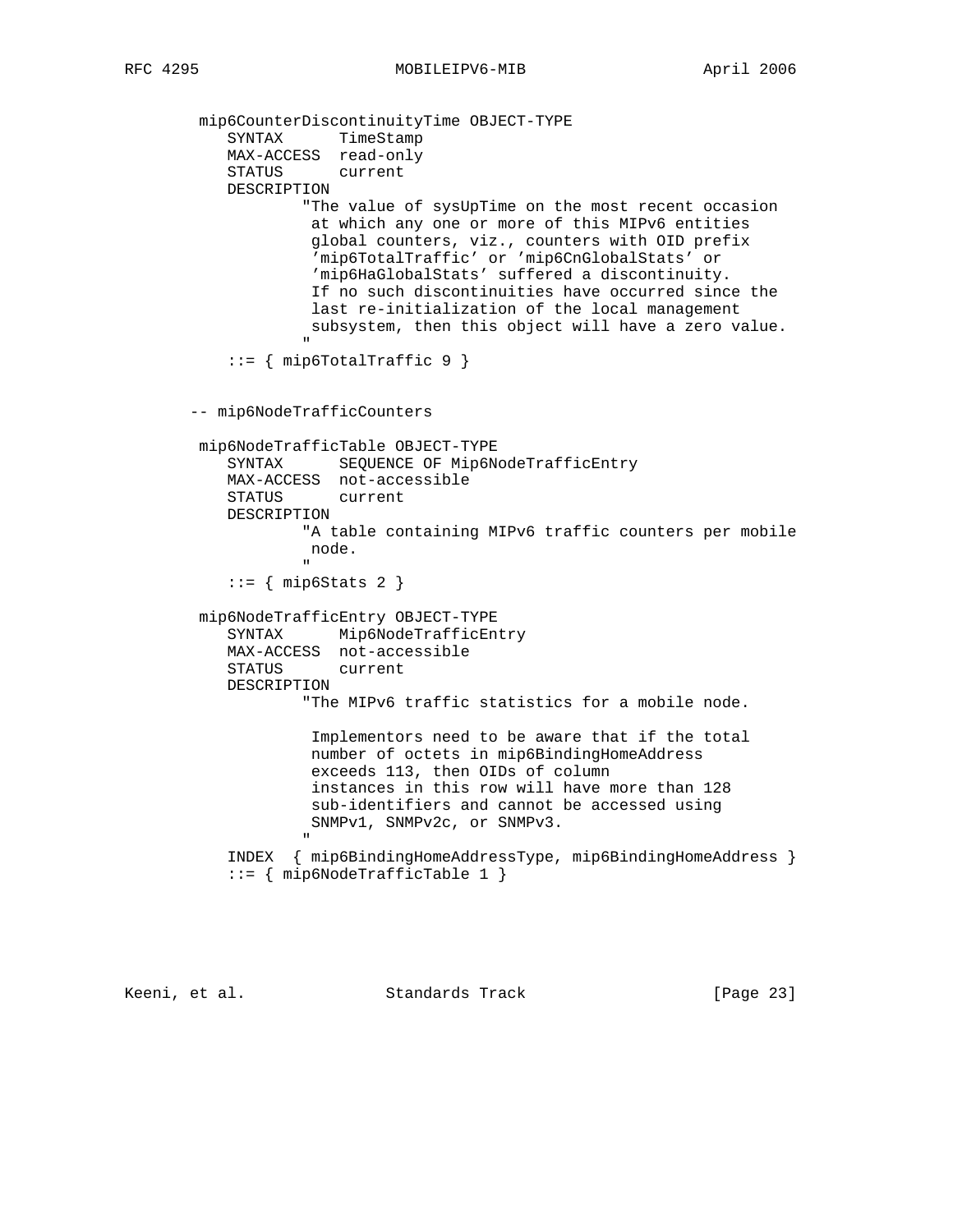```
 mip6CounterDiscontinuityTime OBJECT-TYPE
    SYNTAX      TimeStamp
    MAX-ACCESS  read-only
    STATUS      current
    DESCRIPTION
            "The value of sysUpTime on the most recent occasion
             at which any one or more of this MIPv6 entities
             global counters, viz., counters with OID prefix
             'mip6TotalTraffic' or 'mip6CnGlobalStats' or
             'mip6HaGlobalStats' suffered a discontinuity.
             If no such discontinuities have occurred since the
             last re-initialization of the local management
             subsystem, then this object will have a zero value.
            "
    ::= { mip6TotalTraffic 9 }


-- mip6NodeTrafficCounters

 mip6NodeTrafficTable OBJECT-TYPE
    SYNTAX      SEQUENCE OF Mip6NodeTrafficEntry
    MAX-ACCESS  not-accessible
    STATUS      current
    DESCRIPTION
            "A table containing MIPv6 traffic counters per mobile
             node.
            "
    ::= { mip6Stats 2 }

 mip6NodeTrafficEntry OBJECT-TYPE
    SYNTAX      Mip6NodeTrafficEntry
    MAX-ACCESS  not-accessible
    STATUS      current
    DESCRIPTION
            "The MIPv6 traffic statistics for a mobile node.

             Implementors need to be aware that if the total
             number of octets in mip6BindingHomeAddress
             exceeds 113, then OIDs of column
             instances in this row will have more than 128
             sub-identifiers and cannot be accessed using
             SNMPv1, SNMPv2c, or SNMPv3.
            "
    INDEX  { mip6BindingHomeAddressType, mip6BindingHomeAddress }
    ::= { mip6NodeTrafficTable 1 }
```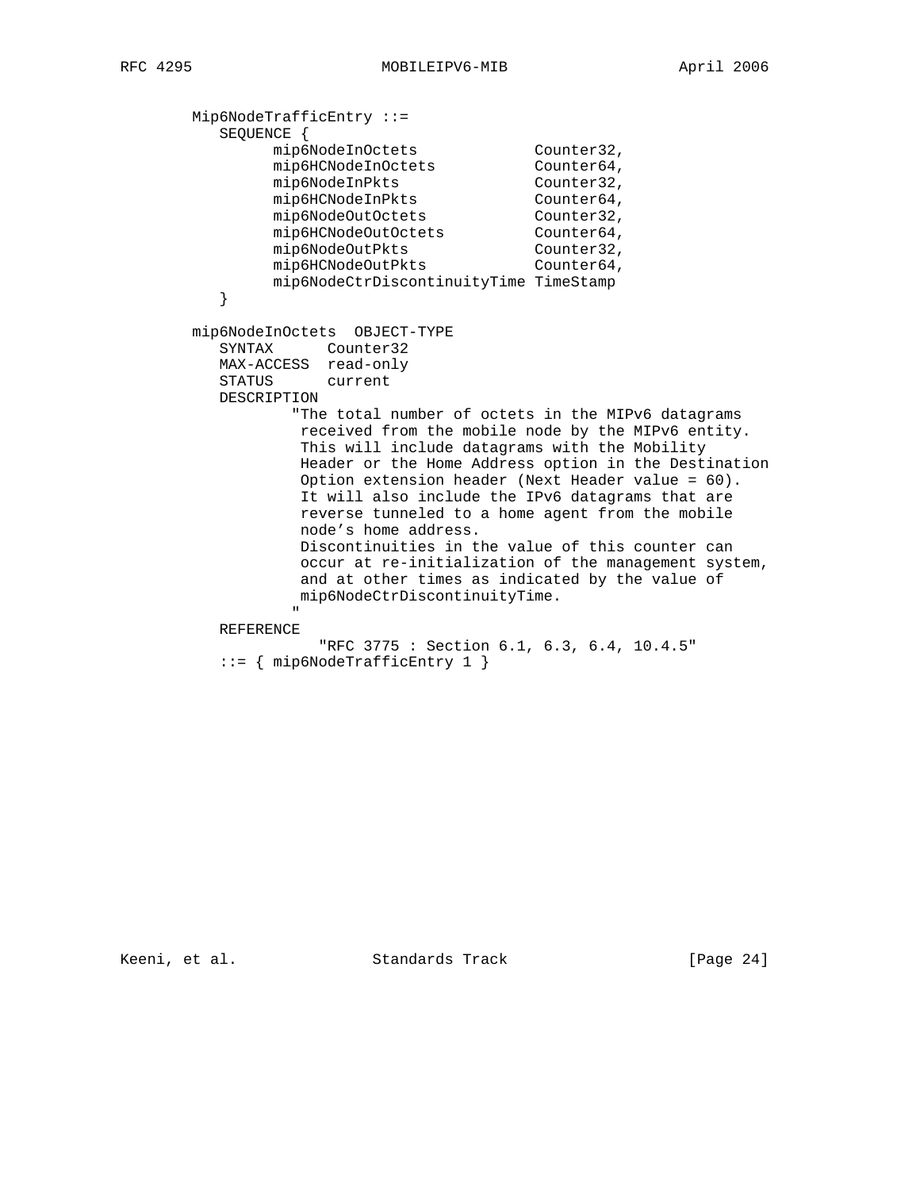```
Mip6NodeTrafficEntry ::=
   SEQUENCE {
         mip6NodeInOctets             Counter32,
         mip6HCNodeInOctets           Counter64,
         mip6NodeInPkts               Counter32,
         mip6HCNodeInPkts             Counter64,
         mip6NodeOutOctets            Counter32,
         mip6HCNodeOutOctets          Counter64,
         mip6NodeOutPkts              Counter32,
         mip6HCNodeOutPkts            Counter64,
         mip6NodeCtrDiscontinuityTime TimeStamp
   }

mip6NodeInOctets  OBJECT-TYPE
   SYNTAX      Counter32
   MAX-ACCESS  read-only
   STATUS      current
   DESCRIPTION
           "The total number of octets in the MIPv6 datagrams
            received from the mobile node by the MIPv6 entity.
            This will include datagrams with the Mobility
            Header or the Home Address option in the Destination
            Option extension header (Next Header value = 60).
            It will also include the IPv6 datagrams that are
            reverse tunneled to a home agent from the mobile
            node's home address.
            Discontinuities in the value of this counter can
            occur at re-initialization of the management system,
            and at other times as indicated by the value of
            mip6NodeCtrDiscontinuityTime.
           "
   REFERENCE
             "RFC 3775 : Section 6.1, 6.3, 6.4, 10.4.5"
   ::= { mip6NodeTrafficEntry 1 }
```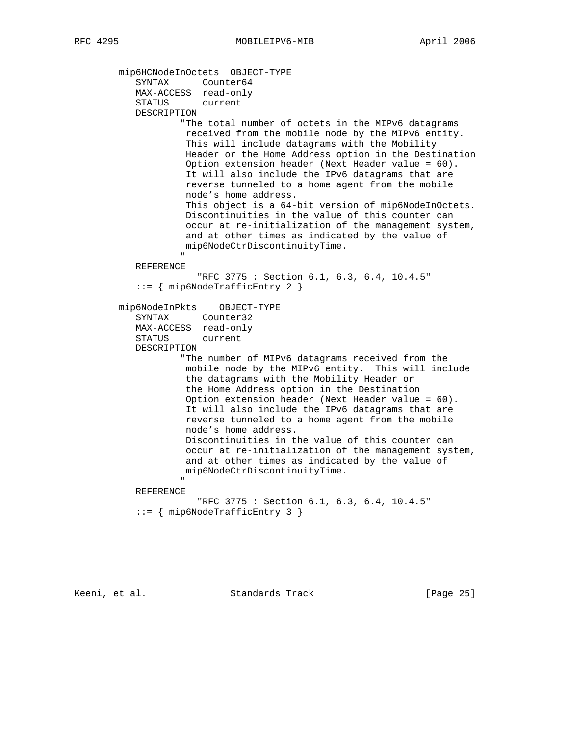```
      mip6HCNodeInOctets  OBJECT-TYPE
         SYNTAX      Counter64
         MAX-ACCESS  read-only
         STATUS      current
         DESCRIPTION
                "The total number of octets in the MIPv6 datagrams
                 received from the mobile node by the MIPv6 entity.
                 This will include datagrams with the Mobility
                 Header or the Home Address option in the Destination
                 Option extension header (Next Header value = 60).
                 It will also include the IPv6 datagrams that are
                 reverse tunneled to a home agent from the mobile
                 node's home address.
                 This object is a 64-bit version of mip6NodeInOctets.
                 Discontinuities in the value of this counter can
                 occur at re-initialization of the management system,
                 and at other times as indicated by the value of
                 mip6NodeCtrDiscontinuityTime.
                "
         REFERENCE
                  "RFC 3775 : Section 6.1, 6.3, 6.4, 10.4.5"
         ::= { mip6NodeTrafficEntry 2 }

      mip6NodeInPkts    OBJECT-TYPE
         SYNTAX      Counter32
         MAX-ACCESS  read-only
         STATUS      current
         DESCRIPTION
                "The number of MIPv6 datagrams received from the
                 mobile node by the MIPv6 entity.  This will include
                 the datagrams with the Mobility Header or
                 the Home Address option in the Destination
                 Option extension header (Next Header value = 60).
                 It will also include the IPv6 datagrams that are
                 reverse tunneled to a home agent from the mobile
                 node's home address.
                 Discontinuities in the value of this counter can
                 occur at re-initialization of the management system,
                 and at other times as indicated by the value of
                 mip6NodeCtrDiscontinuityTime.
                "
         REFERENCE
                  "RFC 3775 : Section 6.1, 6.3, 6.4, 10.4.5"
         ::= { mip6NodeTrafficEntry 3 }
```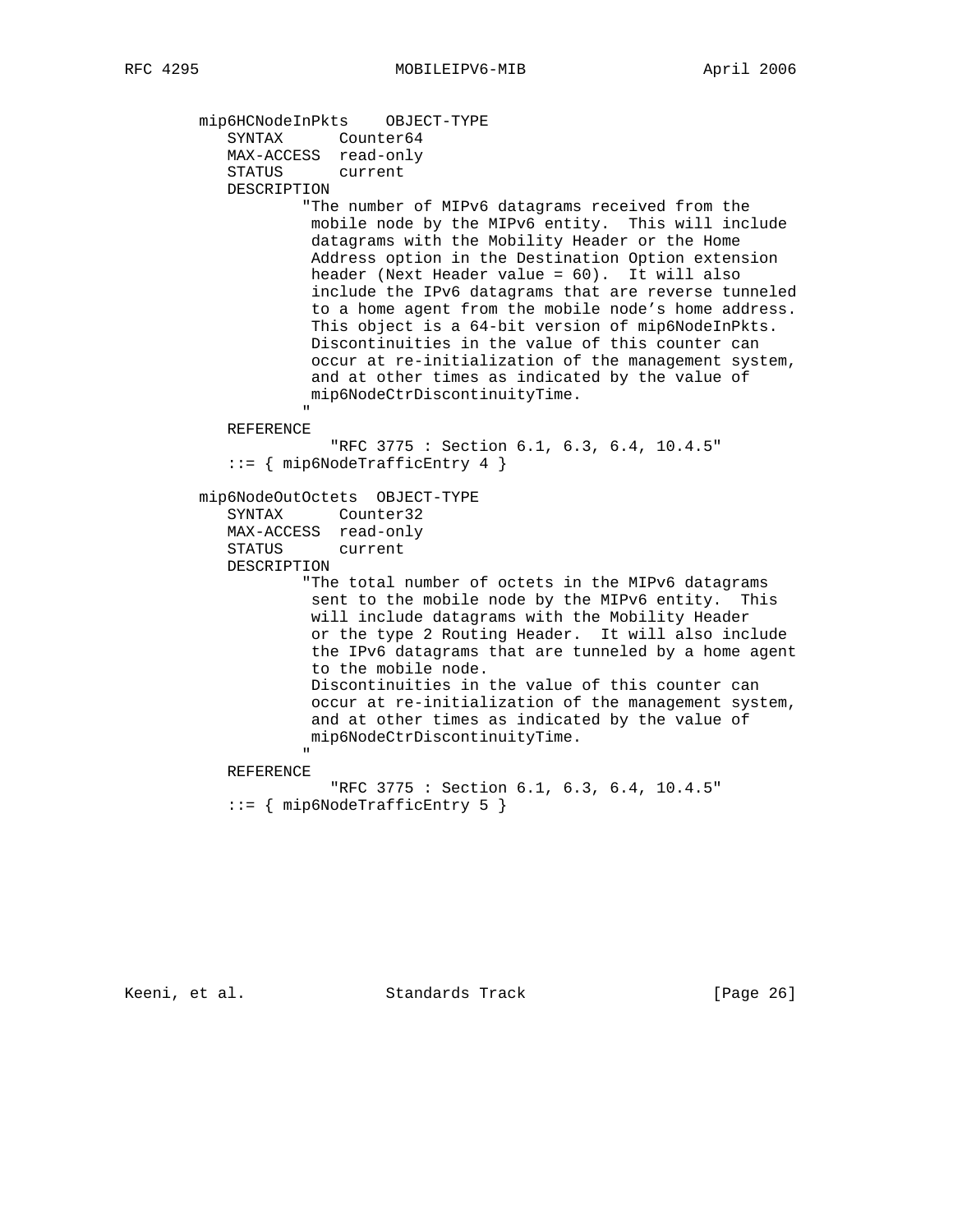```
mip6HCNodeInPkts    OBJECT-TYPE
   SYNTAX      Counter64
   MAX-ACCESS  read-only
   STATUS      current
   DESCRIPTION
           "The number of MIPv6 datagrams received from the
            mobile node by the MIPv6 entity.  This will include
            datagrams with the Mobility Header or the Home
            Address option in the Destination Option extension
            header (Next Header value = 60).  It will also
            include the IPv6 datagrams that are reverse tunneled
            to a home agent from the mobile node's home address.
            This object is a 64-bit version of mip6NodeInPkts.
            Discontinuities in the value of this counter can
            occur at re-initialization of the management system,
            and at other times as indicated by the value of
            mip6NodeCtrDiscontinuityTime.
           "
   REFERENCE
              "RFC 3775 : Section 6.1, 6.3, 6.4, 10.4.5"
   ::= { mip6NodeTrafficEntry 4 }

mip6NodeOutOctets  OBJECT-TYPE
   SYNTAX      Counter32
   MAX-ACCESS  read-only
   STATUS      current
   DESCRIPTION
           "The total number of octets in the MIPv6 datagrams
            sent to the mobile node by the MIPv6 entity.  This
            will include datagrams with the Mobility Header
            or the type 2 Routing Header.  It will also include
            the IPv6 datagrams that are tunneled by a home agent
            to the mobile node.
            Discontinuities in the value of this counter can
            occur at re-initialization of the management system,
            and at other times as indicated by the value of
            mip6NodeCtrDiscontinuityTime.
           "
   REFERENCE
              "RFC 3775 : Section 6.1, 6.3, 6.4, 10.4.5"
   ::= { mip6NodeTrafficEntry 5 }
```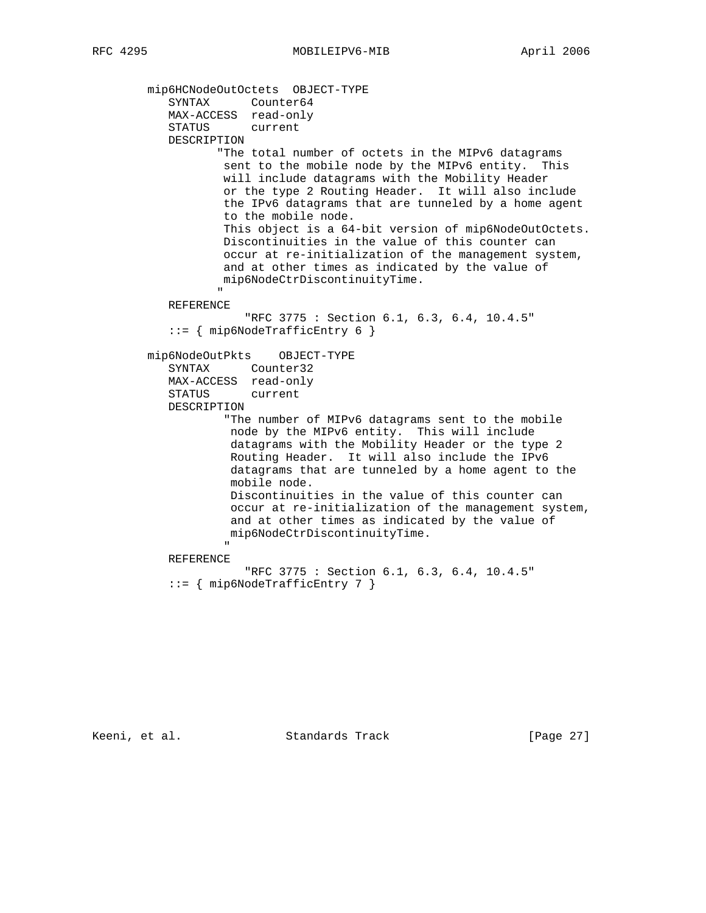```
   mip6HCNodeOutOctets  OBJECT-TYPE
      SYNTAX      Counter64
      MAX-ACCESS  read-only
      STATUS      current
      DESCRIPTION
             "The total number of octets in the MIPv6 datagrams
              sent to the mobile node by the MIPv6 entity.  This
              will include datagrams with the Mobility Header
              or the type 2 Routing Header.  It will also include
              the IPv6 datagrams that are tunneled by a home agent
              to the mobile node.
              This object is a 64-bit version of mip6NodeOutOctets.
              Discontinuities in the value of this counter can
              occur at re-initialization of the management system,
              and at other times as indicated by the value of
              mip6NodeCtrDiscontinuityTime.
             "
      REFERENCE
                "RFC 3775 : Section 6.1, 6.3, 6.4, 10.4.5"
      ::= { mip6NodeTrafficEntry 6 }

   mip6NodeOutPkts    OBJECT-TYPE
      SYNTAX      Counter32
      MAX-ACCESS  read-only
      STATUS      current
      DESCRIPTION
              "The number of MIPv6 datagrams sent to the mobile
               node by the MIPv6 entity.  This will include
               datagrams with the Mobility Header or the type 2
               Routing Header.  It will also include the IPv6
               datagrams that are tunneled by a home agent to the
               mobile node.
               Discontinuities in the value of this counter can
               occur at re-initialization of the management system,
               and at other times as indicated by the value of
               mip6NodeCtrDiscontinuityTime.
              "
      REFERENCE
                "RFC 3775 : Section 6.1, 6.3, 6.4, 10.4.5"
      ::= { mip6NodeTrafficEntry 7 }
```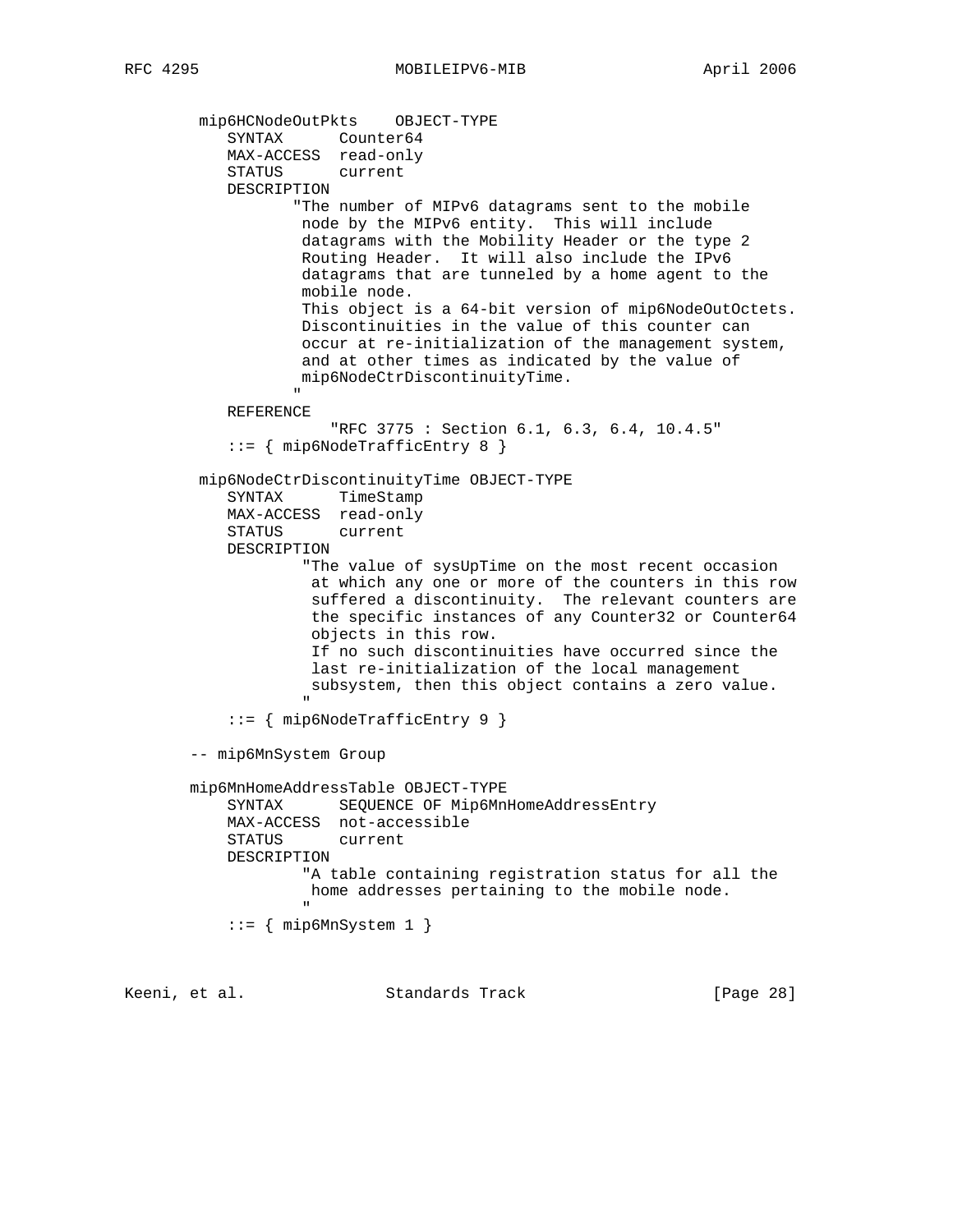```
        mip6HCNodeOutPkts    OBJECT-TYPE
           SYNTAX      Counter64
           MAX-ACCESS  read-only
           STATUS      current
           DESCRIPTION
                 "The number of MIPv6 datagrams sent to the mobile
                  node by the MIPv6 entity.  This will include
                  datagrams with the Mobility Header or the type 2
                  Routing Header.  It will also include the IPv6
                  datagrams that are tunneled by a home agent to the
                  mobile node.
                  This object is a 64-bit version of mip6NodeOutOctets.
                  Discontinuities in the value of this counter can
                  occur at re-initialization of the management system,
                  and at other times as indicated by the value of
                  mip6NodeCtrDiscontinuityTime.
                 "
           REFERENCE
                    "RFC 3775 : Section 6.1, 6.3, 6.4, 10.4.5"
           ::= { mip6NodeTrafficEntry 8 }

        mip6NodeCtrDiscontinuityTime OBJECT-TYPE
           SYNTAX      TimeStamp
           MAX-ACCESS  read-only
           STATUS      current
           DESCRIPTION
                  "The value of sysUpTime on the most recent occasion
                   at which any one or more of the counters in this row
                   suffered a discontinuity.  The relevant counters are
                   the specific instances of any Counter32 or Counter64
                   objects in this row.
                   If no such discontinuities have occurred since the
                   last re-initialization of the local management
                   subsystem, then this object contains a zero value.
                  "
           ::= { mip6NodeTrafficEntry 9 }

       -- mip6MnSystem Group

       mip6MnHomeAddressTable OBJECT-TYPE
           SYNTAX      SEQUENCE OF Mip6MnHomeAddressEntry
           MAX-ACCESS  not-accessible
           STATUS      current
           DESCRIPTION
                  "A table containing registration status for all the
                   home addresses pertaining to the mobile node.
                  "
           ::= { mip6MnSystem 1 }
```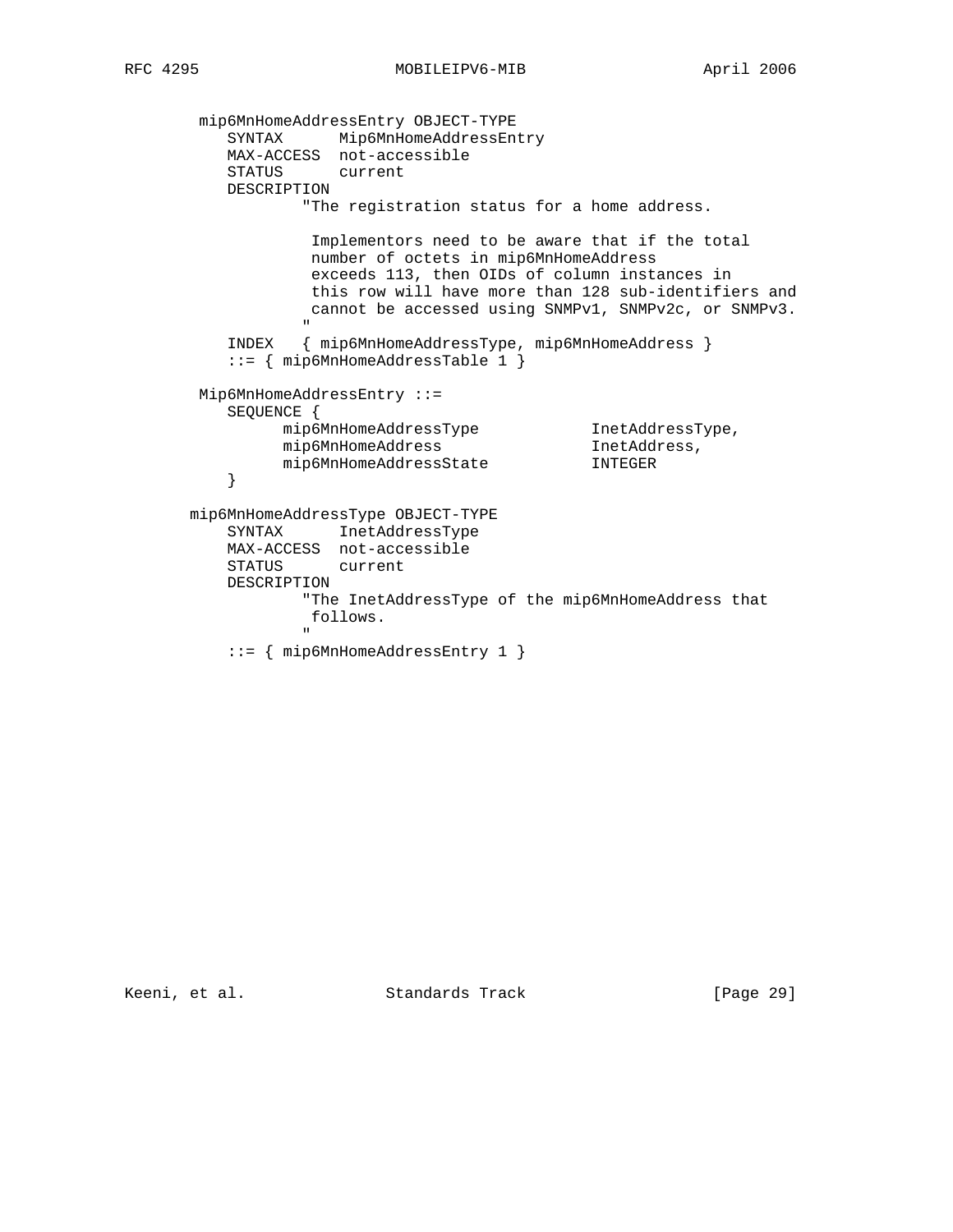```
 mip6MnHomeAddressEntry OBJECT-TYPE
    SYNTAX      Mip6MnHomeAddressEntry
    MAX-ACCESS  not-accessible
    STATUS      current
    DESCRIPTION
            "The registration status for a home address.

             Implementors need to be aware that if the total
             number of octets in mip6MnHomeAddress
             exceeds 113, then OIDs of column instances in
             this row will have more than 128 sub-identifiers and
             cannot be accessed using SNMPv1, SNMPv2c, or SNMPv3.
            "
    INDEX   { mip6MnHomeAddressType, mip6MnHomeAddress }
    ::= { mip6MnHomeAddressTable 1 }

 Mip6MnHomeAddressEntry ::=
    SEQUENCE {
          mip6MnHomeAddressType            InetAddressType,
          mip6MnHomeAddress                InetAddress,
          mip6MnHomeAddressState           INTEGER
    }

mip6MnHomeAddressType OBJECT-TYPE
    SYNTAX      InetAddressType
    MAX-ACCESS  not-accessible
    STATUS      current
    DESCRIPTION
            "The InetAddressType of the mip6MnHomeAddress that
             follows.
            "
    ::= { mip6MnHomeAddressEntry 1 }
```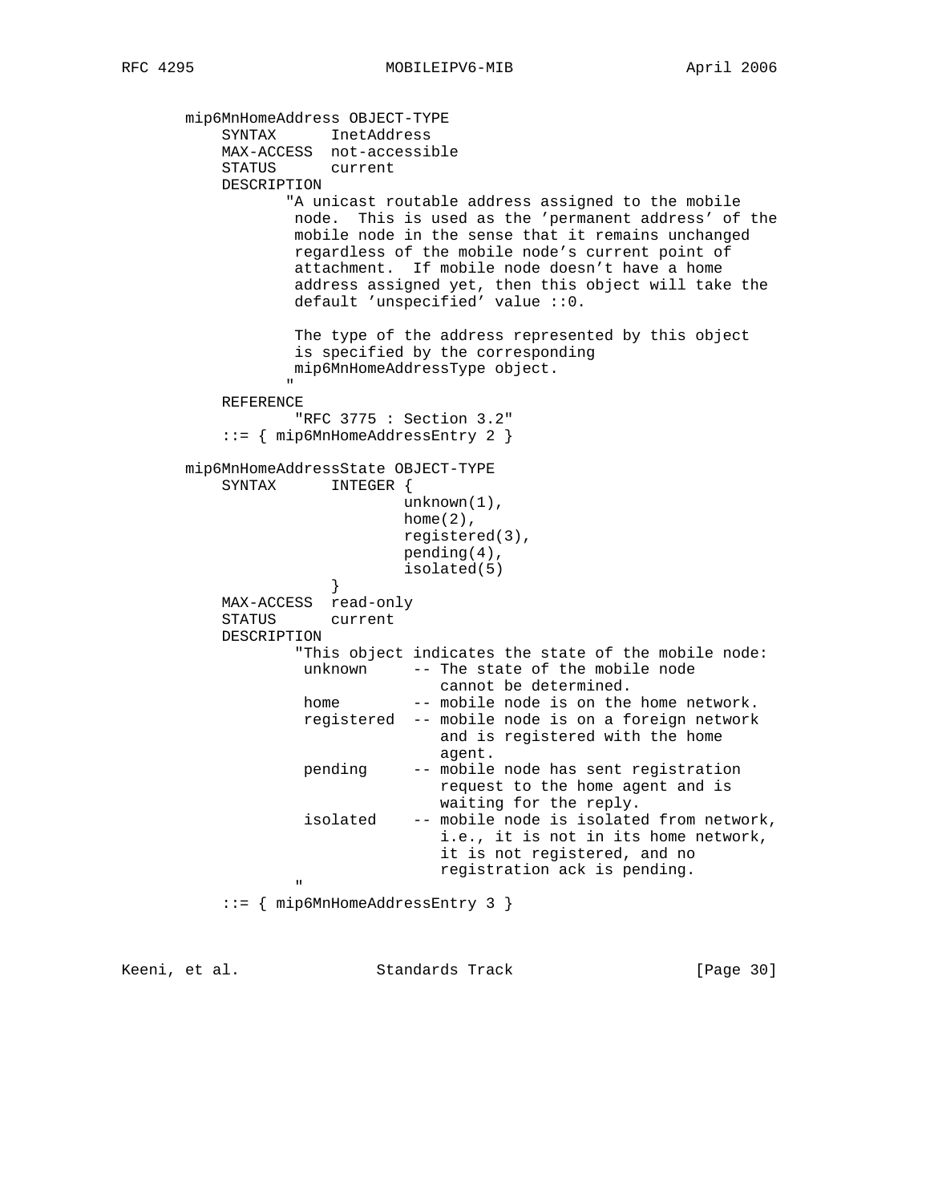```
       mip6MnHomeAddress OBJECT-TYPE
           SYNTAX      InetAddress
           MAX-ACCESS  not-accessible
           STATUS      current
           DESCRIPTION
                  "A unicast routable address assigned to the mobile
                   node.  This is used as the 'permanent address' of the
                   mobile node in the sense that it remains unchanged
                   regardless of the mobile node's current point of
                   attachment.  If mobile node doesn't have a home
                   address assigned yet, then this object will take the
                   default 'unspecified' value ::0.

                   The type of the address represented by this object
                   is specified by the corresponding
                   mip6MnHomeAddressType object.
                  "
           REFERENCE
                   "RFC 3775 : Section 3.2"
           ::= { mip6MnHomeAddressEntry 2 }

       mip6MnHomeAddressState OBJECT-TYPE
           SYNTAX      INTEGER {
                               unknown(1),
                               home(2),
                               registered(3),
                               pending(4),
                               isolated(5)
                       }
           MAX-ACCESS  read-only
           STATUS      current
           DESCRIPTION
                   "This object indicates the state of the mobile node:
                    unknown     -- The state of the mobile node
                                   cannot be determined.
                    home        -- mobile node is on the home network.
                    registered  -- mobile node is on a foreign network
                                   and is registered with the home
                                   agent.
                    pending     -- mobile node has sent registration
                                   request to the home agent and is
                                   waiting for the reply.
                    isolated    -- mobile node is isolated from network,
                                   i.e., it is not in its home network,
                                   it is not registered, and no
                                   registration ack is pending.
                   "
           ::= { mip6MnHomeAddressEntry 3 }
```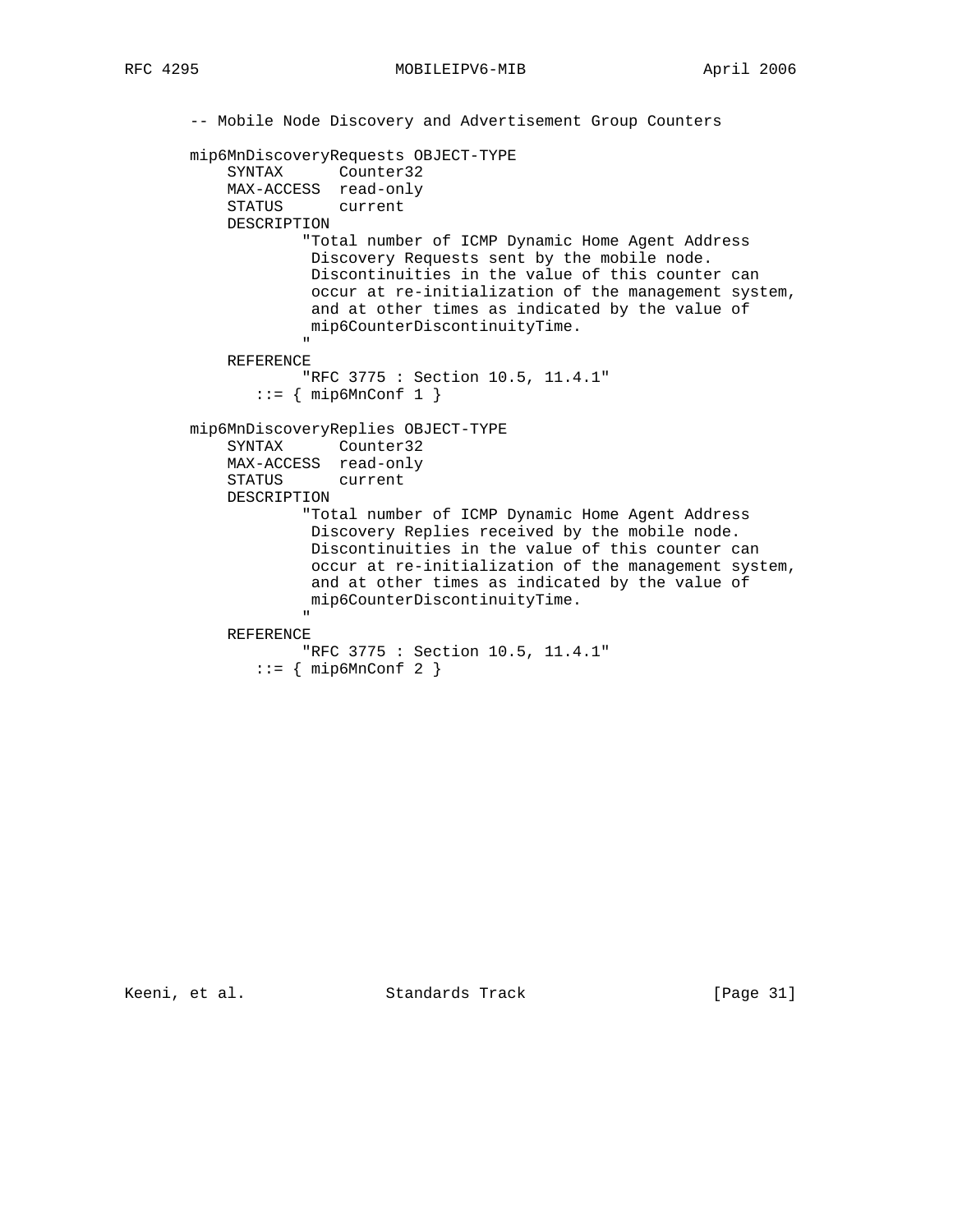```
   -- Mobile Node Discovery and Advertisement Group Counters

   mip6MnDiscoveryRequests OBJECT-TYPE
       SYNTAX      Counter32
       MAX-ACCESS  read-only
       STATUS      current
       DESCRIPTION
               "Total number of ICMP Dynamic Home Agent Address
                Discovery Requests sent by the mobile node.
                Discontinuities in the value of this counter can
                occur at re-initialization of the management system,
                and at other times as indicated by the value of
                mip6CounterDiscontinuityTime.
               "
       REFERENCE
               "RFC 3775 : Section 10.5, 11.4.1"
          ::= { mip6MnConf 1 }

   mip6MnDiscoveryReplies OBJECT-TYPE
       SYNTAX      Counter32
       MAX-ACCESS  read-only
       STATUS      current
       DESCRIPTION
               "Total number of ICMP Dynamic Home Agent Address
                Discovery Replies received by the mobile node.
                Discontinuities in the value of this counter can
                occur at re-initialization of the management system,
                and at other times as indicated by the value of
                mip6CounterDiscontinuityTime.
               "
       REFERENCE
               "RFC 3775 : Section 10.5, 11.4.1"
          ::= { mip6MnConf 2 }
```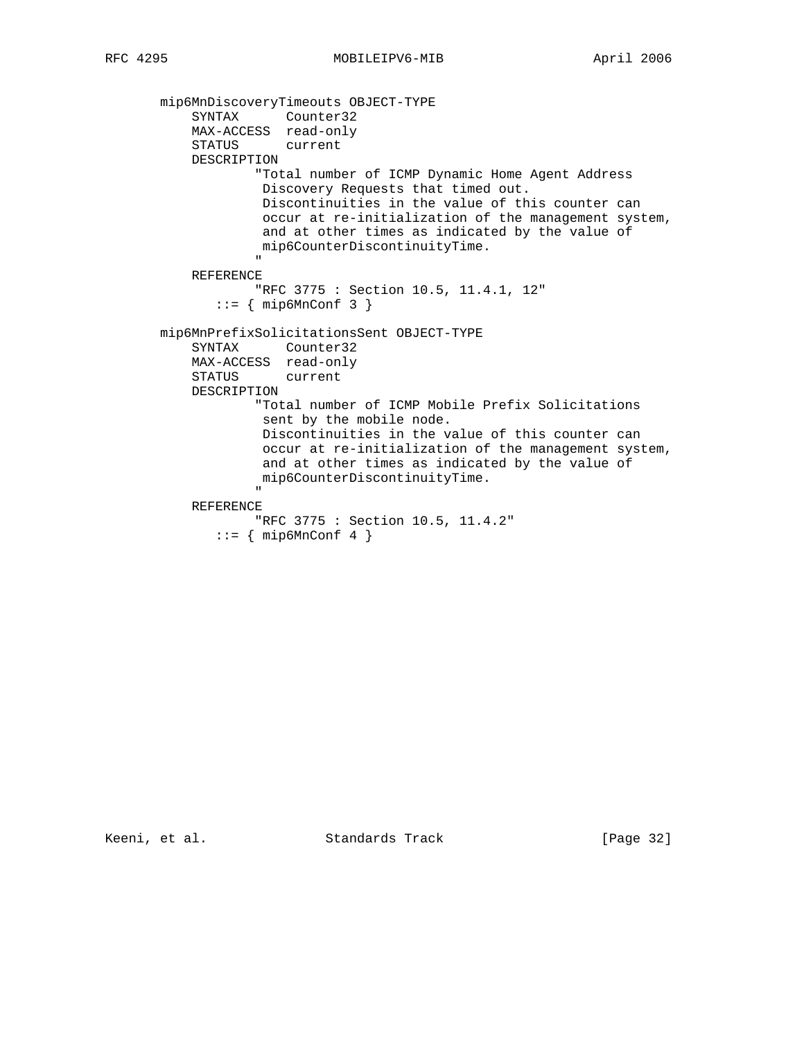```
mip6MnDiscoveryTimeouts OBJECT-TYPE
    SYNTAX      Counter32
    MAX-ACCESS  read-only
    STATUS      current
    DESCRIPTION
            "Total number of ICMP Dynamic Home Agent Address
             Discovery Requests that timed out.
             Discontinuities in the value of this counter can
             occur at re-initialization of the management system,
             and at other times as indicated by the value of
             mip6CounterDiscontinuityTime.
            "
    REFERENCE
            "RFC 3775 : Section 10.5, 11.4.1, 12"
       ::= { mip6MnConf 3 }

mip6MnPrefixSolicitationsSent OBJECT-TYPE
    SYNTAX      Counter32
    MAX-ACCESS  read-only
    STATUS      current
    DESCRIPTION
            "Total number of ICMP Mobile Prefix Solicitations
             sent by the mobile node.
             Discontinuities in the value of this counter can
             occur at re-initialization of the management system,
             and at other times as indicated by the value of
             mip6CounterDiscontinuityTime.
            "
    REFERENCE
            "RFC 3775 : Section 10.5, 11.4.2"
       ::= { mip6MnConf 4 }
```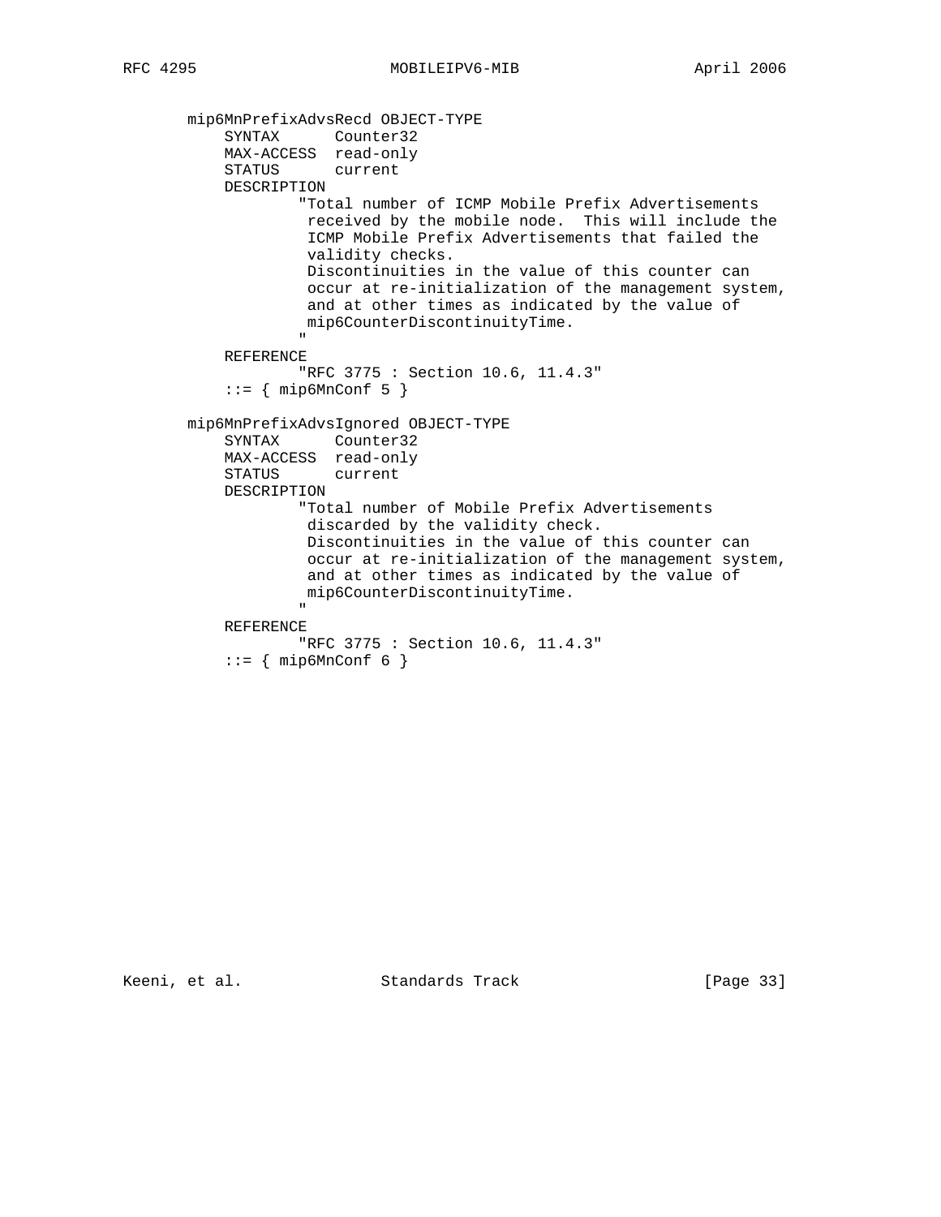```
       mip6MnPrefixAdvsRecd OBJECT-TYPE
           SYNTAX      Counter32
           MAX-ACCESS  read-only
           STATUS      current
           DESCRIPTION
                   "Total number of ICMP Mobile Prefix Advertisements
                    received by the mobile node.  This will include the
                    ICMP Mobile Prefix Advertisements that failed the
                    validity checks.
                    Discontinuities in the value of this counter can
                    occur at re-initialization of the management system,
                    and at other times as indicated by the value of
                    mip6CounterDiscontinuityTime.
                   "
           REFERENCE
                   "RFC 3775 : Section 10.6, 11.4.3"
           ::= { mip6MnConf 5 }

       mip6MnPrefixAdvsIgnored OBJECT-TYPE
           SYNTAX      Counter32
           MAX-ACCESS  read-only
           STATUS      current
           DESCRIPTION
                   "Total number of Mobile Prefix Advertisements
                    discarded by the validity check.
                    Discontinuities in the value of this counter can
                    occur at re-initialization of the management system,
                    and at other times as indicated by the value of
                    mip6CounterDiscontinuityTime.
                   "
           REFERENCE
                   "RFC 3775 : Section 10.6, 11.4.3"
           ::= { mip6MnConf 6 }
```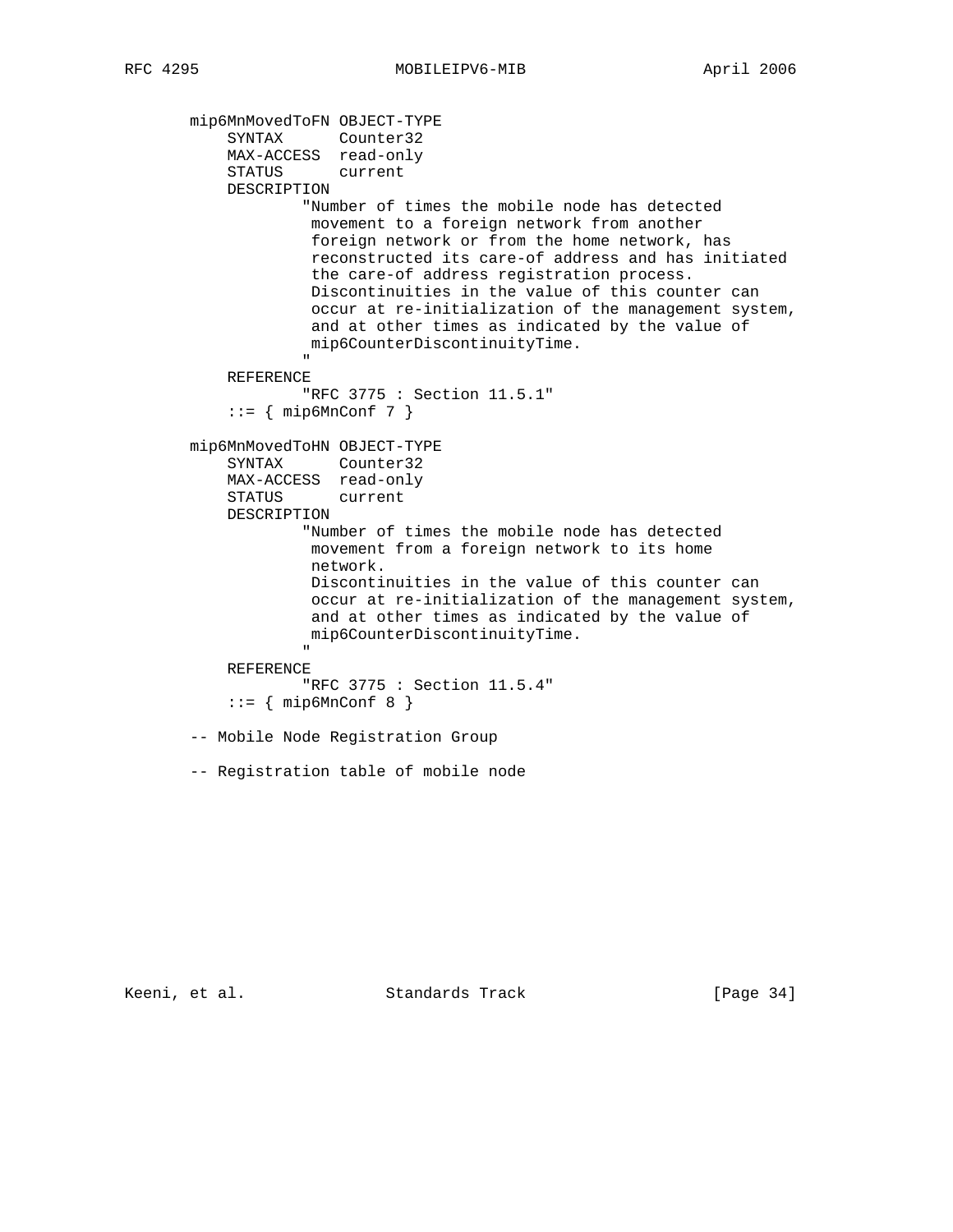```
       mip6MnMovedToFN OBJECT-TYPE
           SYNTAX      Counter32
           MAX-ACCESS  read-only
           STATUS      current
           DESCRIPTION
                  "Number of times the mobile node has detected
                   movement to a foreign network from another
                   foreign network or from the home network, has
                   reconstructed its care-of address and has initiated
                   the care-of address registration process.
                   Discontinuities in the value of this counter can
                   occur at re-initialization of the management system,
                   and at other times as indicated by the value of
                   mip6CounterDiscontinuityTime.
                  "
           REFERENCE
                  "RFC 3775 : Section 11.5.1"
           ::= { mip6MnConf 7 }

       mip6MnMovedToHN OBJECT-TYPE
           SYNTAX      Counter32
           MAX-ACCESS  read-only
           STATUS      current
           DESCRIPTION
                  "Number of times the mobile node has detected
                   movement from a foreign network to its home
                   network.
                   Discontinuities in the value of this counter can
                   occur at re-initialization of the management system,
                   and at other times as indicated by the value of
                   mip6CounterDiscontinuityTime.
                  "
           REFERENCE
                  "RFC 3775 : Section 11.5.4"
           ::= { mip6MnConf 8 }

       -- Mobile Node Registration Group

       -- Registration table of mobile node
```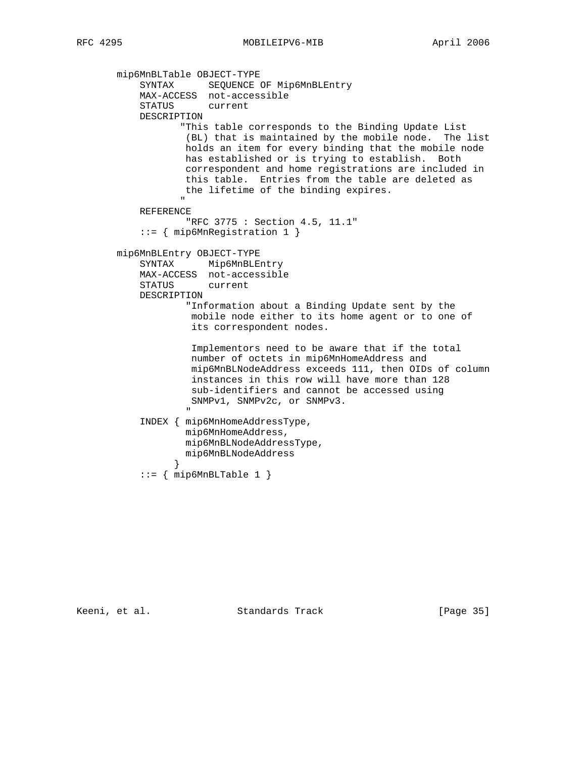```
       mip6MnBLTable OBJECT-TYPE
           SYNTAX      SEQUENCE OF Mip6MnBLEntry
           MAX-ACCESS  not-accessible
           STATUS      current
           DESCRIPTION
                  "This table corresponds to the Binding Update List
                   (BL) that is maintained by the mobile node.  The list
                   holds an item for every binding that the mobile node
                   has established or is trying to establish.  Both
                   correspondent and home registrations are included in
                   this table.  Entries from the table are deleted as
                   the lifetime of the binding expires.
                  "
           REFERENCE
                   "RFC 3775 : Section 4.5, 11.1"
           ::= { mip6MnRegistration 1 }

       mip6MnBLEntry OBJECT-TYPE
           SYNTAX      Mip6MnBLEntry
           MAX-ACCESS  not-accessible
           STATUS      current
           DESCRIPTION
                   "Information about a Binding Update sent by the
                    mobile node either to its home agent or to one of
                    its correspondent nodes.

                    Implementors need to be aware that if the total
                    number of octets in mip6MnHomeAddress and
                    mip6MnBLNodeAddress exceeds 111, then OIDs of column
                    instances in this row will have more than 128
                    sub-identifiers and cannot be accessed using
                    SNMPv1, SNMPv2c, or SNMPv3.
                   "
           INDEX { mip6MnHomeAddressType,
                   mip6MnHomeAddress,
                   mip6MnBLNodeAddressType,
                   mip6MnBLNodeAddress
                 }
           ::= { mip6MnBLTable 1 }
```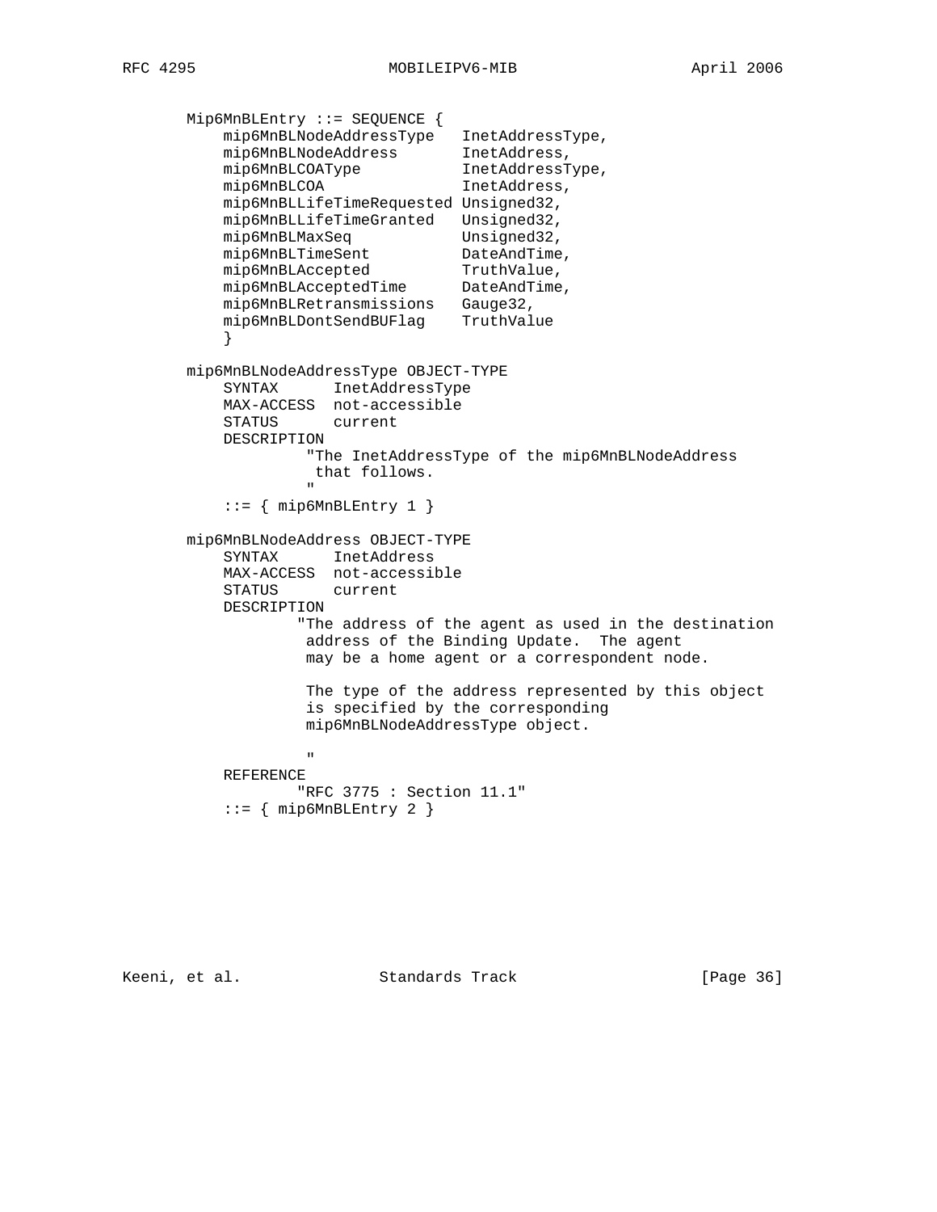```
   Mip6MnBLEntry ::= SEQUENCE {
       mip6MnBLNodeAddressType   InetAddressType,
       mip6MnBLNodeAddress       InetAddress,
       mip6MnBLCOAType           InetAddressType,
       mip6MnBLCOA               InetAddress,
       mip6MnBLLifeTimeRequested Unsigned32,
       mip6MnBLLifeTimeGranted   Unsigned32,
       mip6MnBLMaxSeq            Unsigned32,
       mip6MnBLTimeSent          DateAndTime,
       mip6MnBLAccepted          TruthValue,
       mip6MnBLAcceptedTime      DateAndTime,
       mip6MnBLRetransmissions   Gauge32,
       mip6MnBLDontSendBUFlag    TruthValue
       }

   mip6MnBLNodeAddressType OBJECT-TYPE
       SYNTAX      InetAddressType
       MAX-ACCESS  not-accessible
       STATUS      current
       DESCRIPTION
               "The InetAddressType of the mip6MnBLNodeAddress
                that follows.
               "
       ::= { mip6MnBLEntry 1 }

   mip6MnBLNodeAddress OBJECT-TYPE
       SYNTAX      InetAddress
       MAX-ACCESS  not-accessible
       STATUS      current
       DESCRIPTION
              "The address of the agent as used in the destination
               address of the Binding Update.  The agent
               may be a home agent or a correspondent node.

               The type of the address represented by this object
               is specified by the corresponding
               mip6MnBLNodeAddressType object.

               "
       REFERENCE
              "RFC 3775 : Section 11.1"
       ::= { mip6MnBLEntry 2 }
```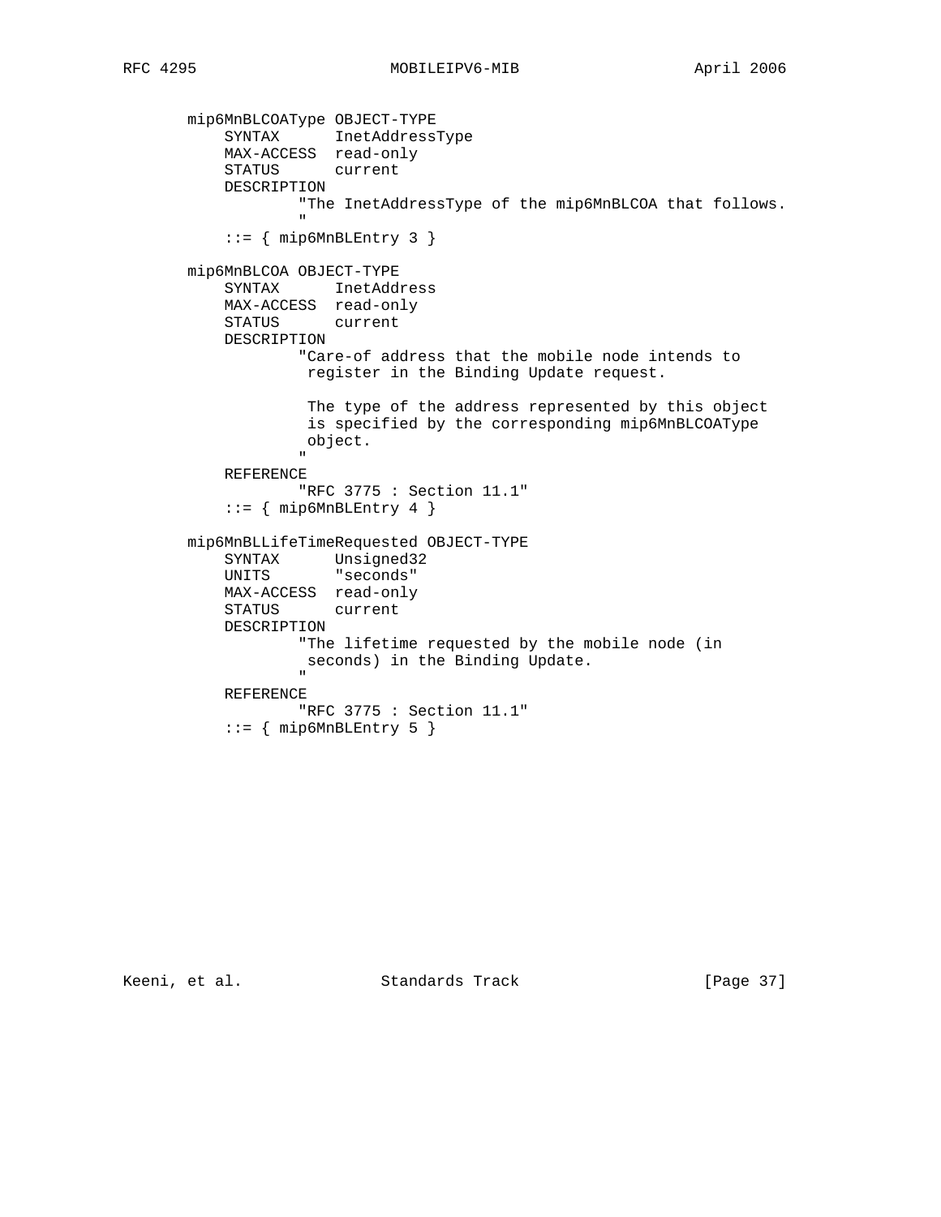```
       mip6MnBLCOAType OBJECT-TYPE
           SYNTAX      InetAddressType
           MAX-ACCESS  read-only
           STATUS      current
           DESCRIPTION
                   "The InetAddressType of the mip6MnBLCOA that follows.
                   "
           ::= { mip6MnBLEntry 3 }

       mip6MnBLCOA OBJECT-TYPE
           SYNTAX      InetAddress
           MAX-ACCESS  read-only
           STATUS      current
           DESCRIPTION
                   "Care-of address that the mobile node intends to
                    register in the Binding Update request.

                    The type of the address represented by this object
                    is specified by the corresponding mip6MnBLCOAType
                    object.
                   "
           REFERENCE
                   "RFC 3775 : Section 11.1"
           ::= { mip6MnBLEntry 4 }

       mip6MnBLLifeTimeRequested OBJECT-TYPE
           SYNTAX      Unsigned32
           UNITS       "seconds"
           MAX-ACCESS  read-only
           STATUS      current
           DESCRIPTION
                   "The lifetime requested by the mobile node (in
                    seconds) in the Binding Update.
                   "
           REFERENCE
                   "RFC 3775 : Section 11.1"
           ::= { mip6MnBLEntry 5 }
```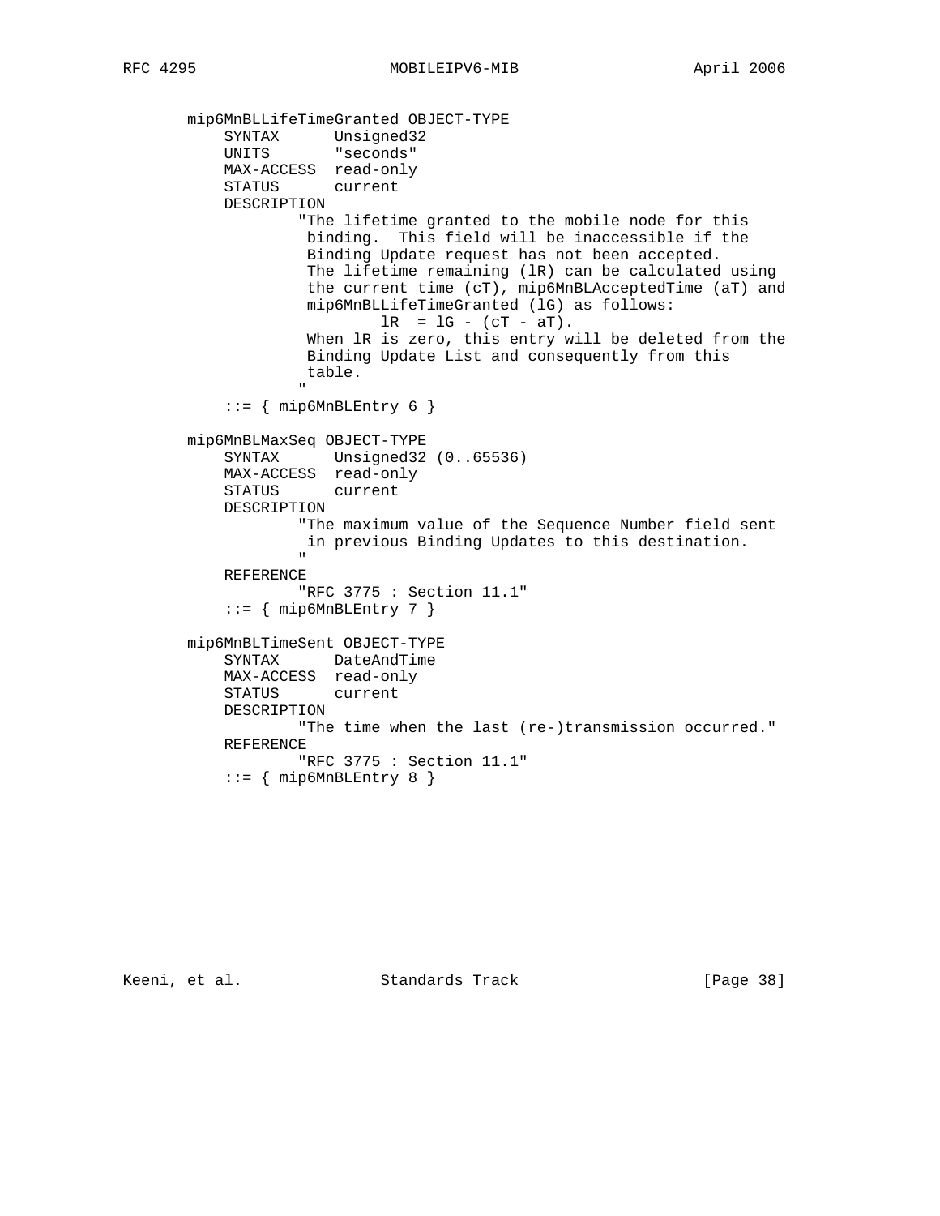```
       mip6MnBLLifeTimeGranted OBJECT-TYPE
           SYNTAX      Unsigned32
           UNITS       "seconds"
           MAX-ACCESS  read-only
           STATUS      current
           DESCRIPTION
                   "The lifetime granted to the mobile node for this
                    binding.  This field will be inaccessible if the
                    Binding Update request has not been accepted.
                    The lifetime remaining (lR) can be calculated using
                    the current time (cT), mip6MnBLAcceptedTime (aT) and
                    mip6MnBLLifeTimeGranted (lG) as follows:
                            lR  = lG - (cT - aT).
                    When lR is zero, this entry will be deleted from the
                    Binding Update List and consequently from this
                    table.
                   "
           ::= { mip6MnBLEntry 6 }

       mip6MnBLMaxSeq OBJECT-TYPE
           SYNTAX      Unsigned32 (0..65536)
           MAX-ACCESS  read-only
           STATUS      current
           DESCRIPTION
                   "The maximum value of the Sequence Number field sent
                    in previous Binding Updates to this destination.
                   "
           REFERENCE
                   "RFC 3775 : Section 11.1"
           ::= { mip6MnBLEntry 7 }

       mip6MnBLTimeSent OBJECT-TYPE
           SYNTAX      DateAndTime
           MAX-ACCESS  read-only
           STATUS      current
           DESCRIPTION
                   "The time when the last (re-)transmission occurred."
           REFERENCE
                   "RFC 3775 : Section 11.1"
           ::= { mip6MnBLEntry 8 }
```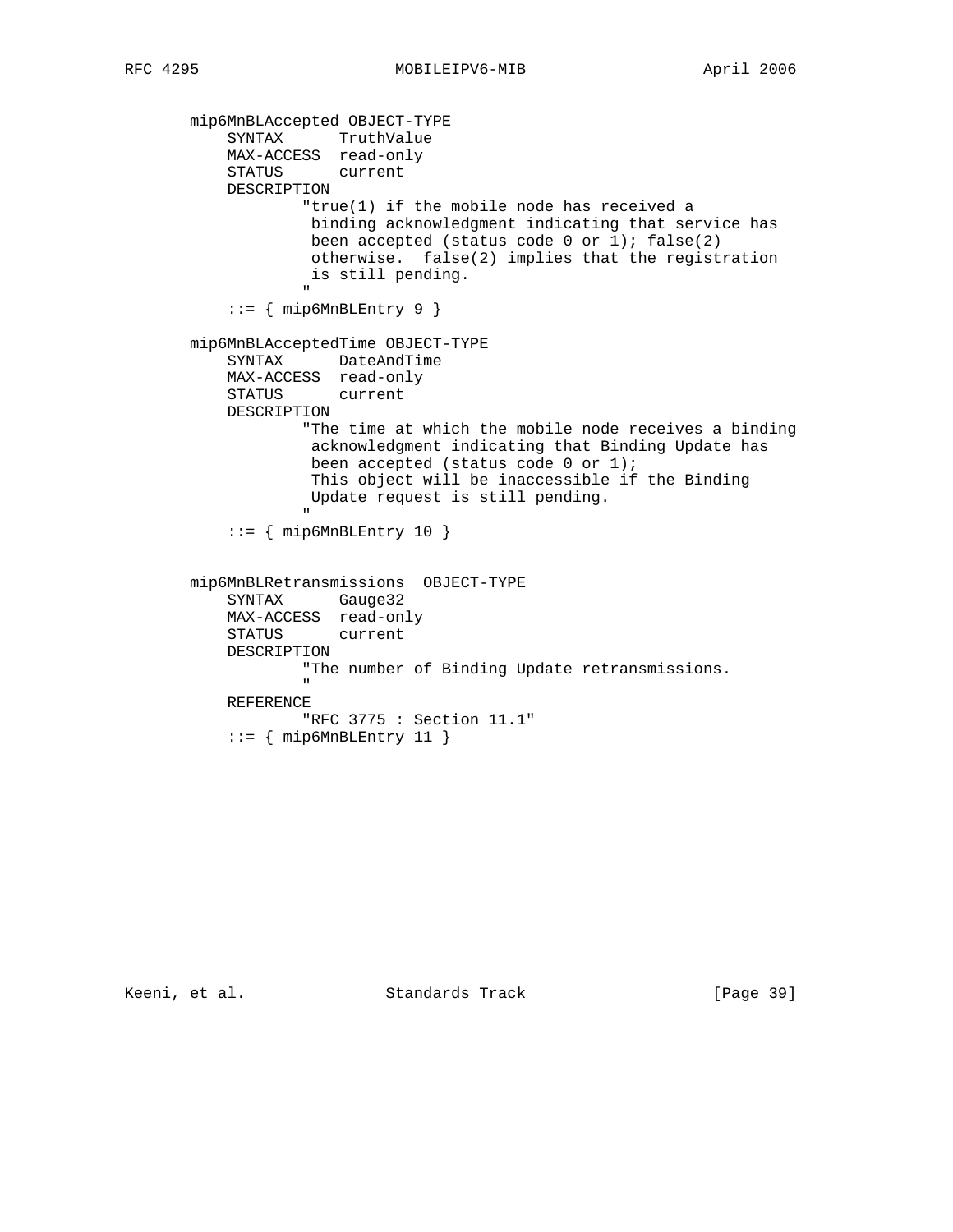```
       mip6MnBLAccepted OBJECT-TYPE
           SYNTAX      TruthValue
           MAX-ACCESS  read-only
           STATUS      current
           DESCRIPTION
                   "true(1) if the mobile node has received a
                    binding acknowledgment indicating that service has
                    been accepted (status code 0 or 1); false(2)
                    otherwise.  false(2) implies that the registration
                    is still pending.
                   "
           ::= { mip6MnBLEntry 9 }

       mip6MnBLAcceptedTime OBJECT-TYPE
           SYNTAX      DateAndTime
           MAX-ACCESS  read-only
           STATUS      current
           DESCRIPTION
                   "The time at which the mobile node receives a binding
                    acknowledgment indicating that Binding Update has
                    been accepted (status code 0 or 1);
                    This object will be inaccessible if the Binding
                    Update request is still pending.
                   "
           ::= { mip6MnBLEntry 10 }


       mip6MnBLRetransmissions  OBJECT-TYPE
           SYNTAX      Gauge32
           MAX-ACCESS  read-only
           STATUS      current
           DESCRIPTION
                   "The number of Binding Update retransmissions.
                   "
           REFERENCE
                   "RFC 3775 : Section 11.1"
           ::= { mip6MnBLEntry 11 }
```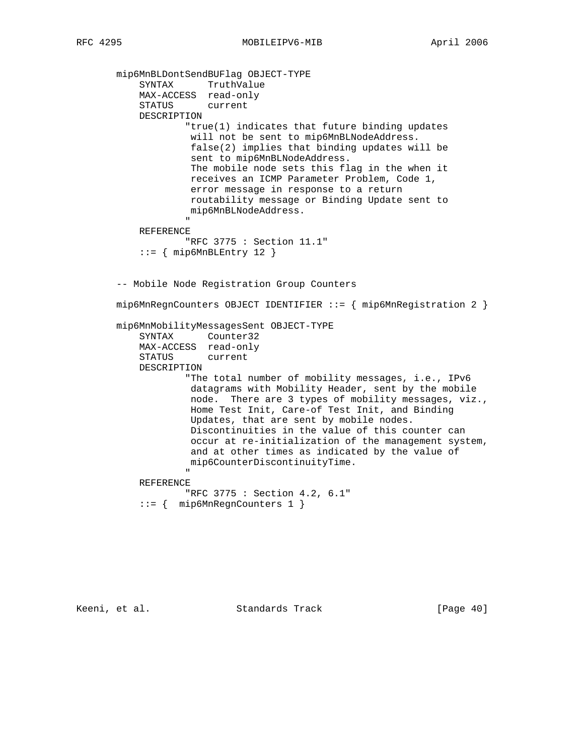```
   mip6MnBLDontSendBUFlag OBJECT-TYPE
       SYNTAX      TruthValue
       MAX-ACCESS  read-only
       STATUS      current
       DESCRIPTION
               "true(1) indicates that future binding updates
                will not be sent to mip6MnBLNodeAddress.
                false(2) implies that binding updates will be
                sent to mip6MnBLNodeAddress.
                The mobile node sets this flag in the when it
                receives an ICMP Parameter Problem, Code 1,
                error message in response to a return
                routability message or Binding Update sent to
                mip6MnBLNodeAddress.
               "
       REFERENCE
               "RFC 3775 : Section 11.1"
       ::= { mip6MnBLEntry 12 }


   -- Mobile Node Registration Group Counters

   mip6MnRegnCounters OBJECT IDENTIFIER ::= { mip6MnRegistration 2 }

   mip6MnMobilityMessagesSent OBJECT-TYPE
       SYNTAX      Counter32
       MAX-ACCESS  read-only
       STATUS      current
       DESCRIPTION
               "The total number of mobility messages, i.e., IPv6
                datagrams with Mobility Header, sent by the mobile
                node.  There are 3 types of mobility messages, viz.,
                Home Test Init, Care-of Test Init, and Binding
                Updates, that are sent by mobile nodes.
                Discontinuities in the value of this counter can
                occur at re-initialization of the management system,
                and at other times as indicated by the value of
                mip6CounterDiscontinuityTime.
               "
       REFERENCE
               "RFC 3775 : Section 4.2, 6.1"
       ::= {  mip6MnRegnCounters 1 }
```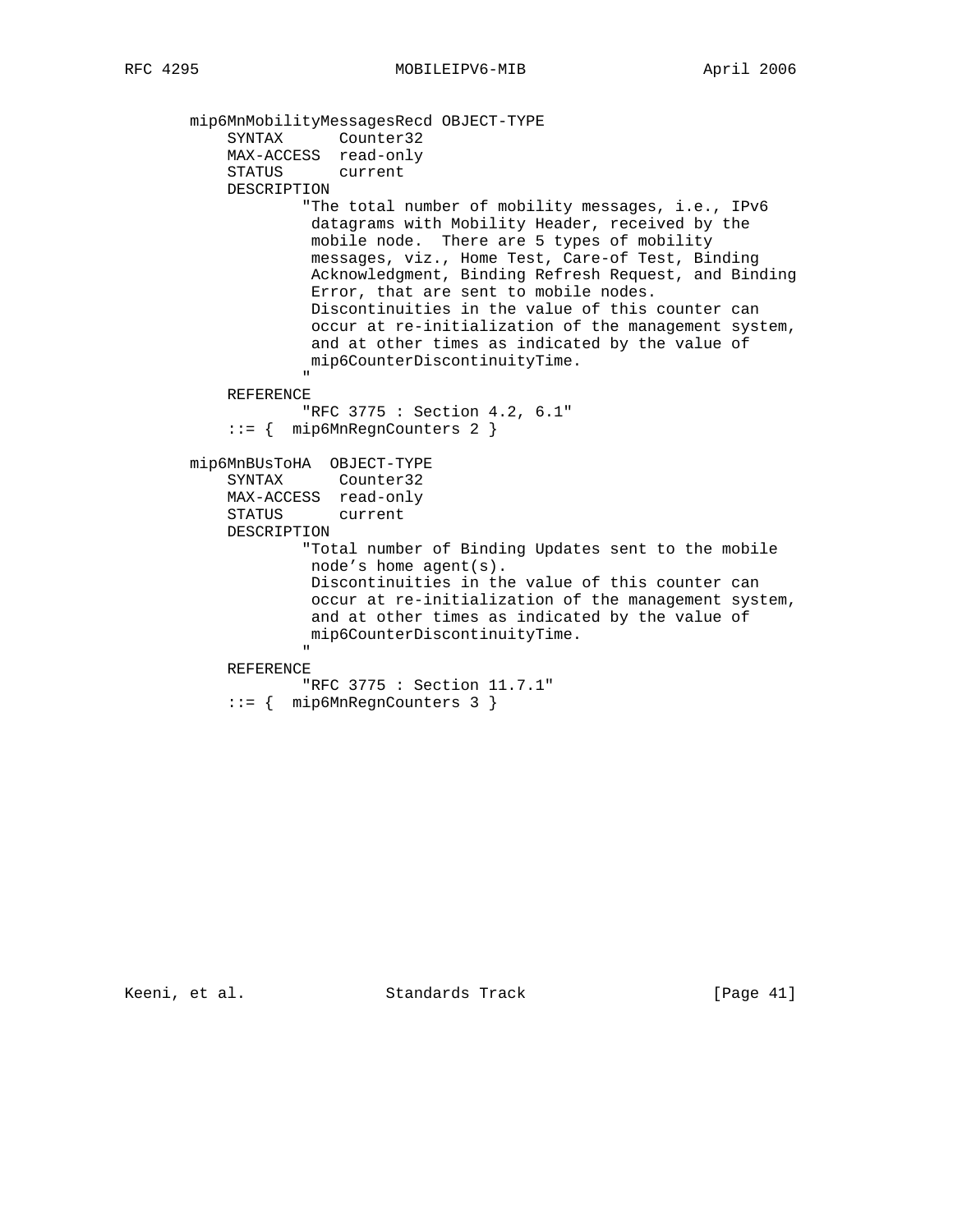```
mip6MnMobilityMessagesRecd OBJECT-TYPE
    SYNTAX      Counter32
    MAX-ACCESS  read-only
    STATUS      current
    DESCRIPTION
            "The total number of mobility messages, i.e., IPv6
             datagrams with Mobility Header, received by the
             mobile node.  There are 5 types of mobility
             messages, viz., Home Test, Care-of Test, Binding
             Acknowledgment, Binding Refresh Request, and Binding
             Error, that are sent to mobile nodes.
             Discontinuities in the value of this counter can
             occur at re-initialization of the management system,
             and at other times as indicated by the value of
             mip6CounterDiscontinuityTime.
            "
    REFERENCE
            "RFC 3775 : Section 4.2, 6.1"
    ::= {  mip6MnRegnCounters 2 }

mip6MnBUsToHA  OBJECT-TYPE
    SYNTAX      Counter32
    MAX-ACCESS  read-only
    STATUS      current
    DESCRIPTION
            "Total number of Binding Updates sent to the mobile
             node's home agent(s).
             Discontinuities in the value of this counter can
             occur at re-initialization of the management system,
             and at other times as indicated by the value of
             mip6CounterDiscontinuityTime.
            "
    REFERENCE
            "RFC 3775 : Section 11.7.1"
    ::= {  mip6MnRegnCounters 3 }
```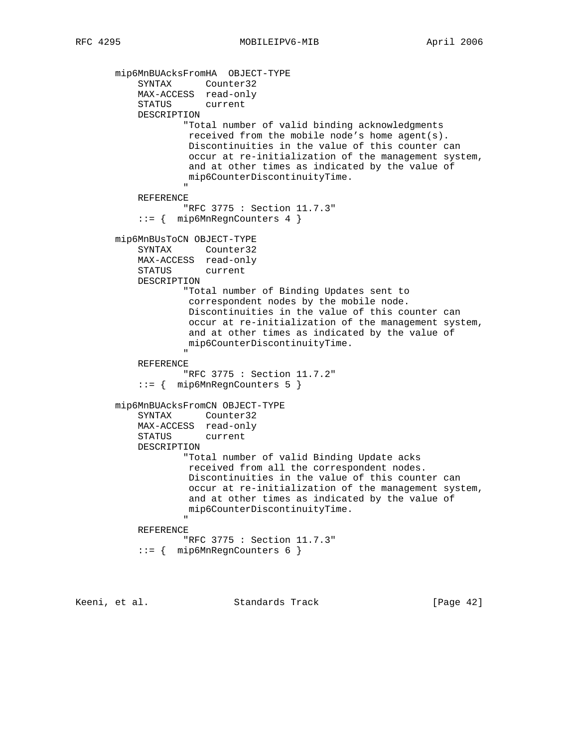```
   mip6MnBUAcksFromHA  OBJECT-TYPE
       SYNTAX      Counter32
       MAX-ACCESS  read-only
       STATUS      current
       DESCRIPTION
               "Total number of valid binding acknowledgments
                received from the mobile node's home agent(s).
                Discontinuities in the value of this counter can
                occur at re-initialization of the management system,
                and at other times as indicated by the value of
                mip6CounterDiscontinuityTime.
               "
       REFERENCE
               "RFC 3775 : Section 11.7.3"
       ::= {  mip6MnRegnCounters 4 }

   mip6MnBUsToCN OBJECT-TYPE
       SYNTAX      Counter32
       MAX-ACCESS  read-only
       STATUS      current
       DESCRIPTION
               "Total number of Binding Updates sent to
                correspondent nodes by the mobile node.
                Discontinuities in the value of this counter can
                occur at re-initialization of the management system,
                and at other times as indicated by the value of
                mip6CounterDiscontinuityTime.
               "
       REFERENCE
               "RFC 3775 : Section 11.7.2"
       ::= {  mip6MnRegnCounters 5 }

   mip6MnBUAcksFromCN OBJECT-TYPE
       SYNTAX      Counter32
       MAX-ACCESS  read-only
       STATUS      current
       DESCRIPTION
               "Total number of valid Binding Update acks
                received from all the correspondent nodes.
                Discontinuities in the value of this counter can
                occur at re-initialization of the management system,
                and at other times as indicated by the value of
                mip6CounterDiscontinuityTime.
               "
       REFERENCE
               "RFC 3775 : Section 11.7.3"
       ::= {  mip6MnRegnCounters 6 }
```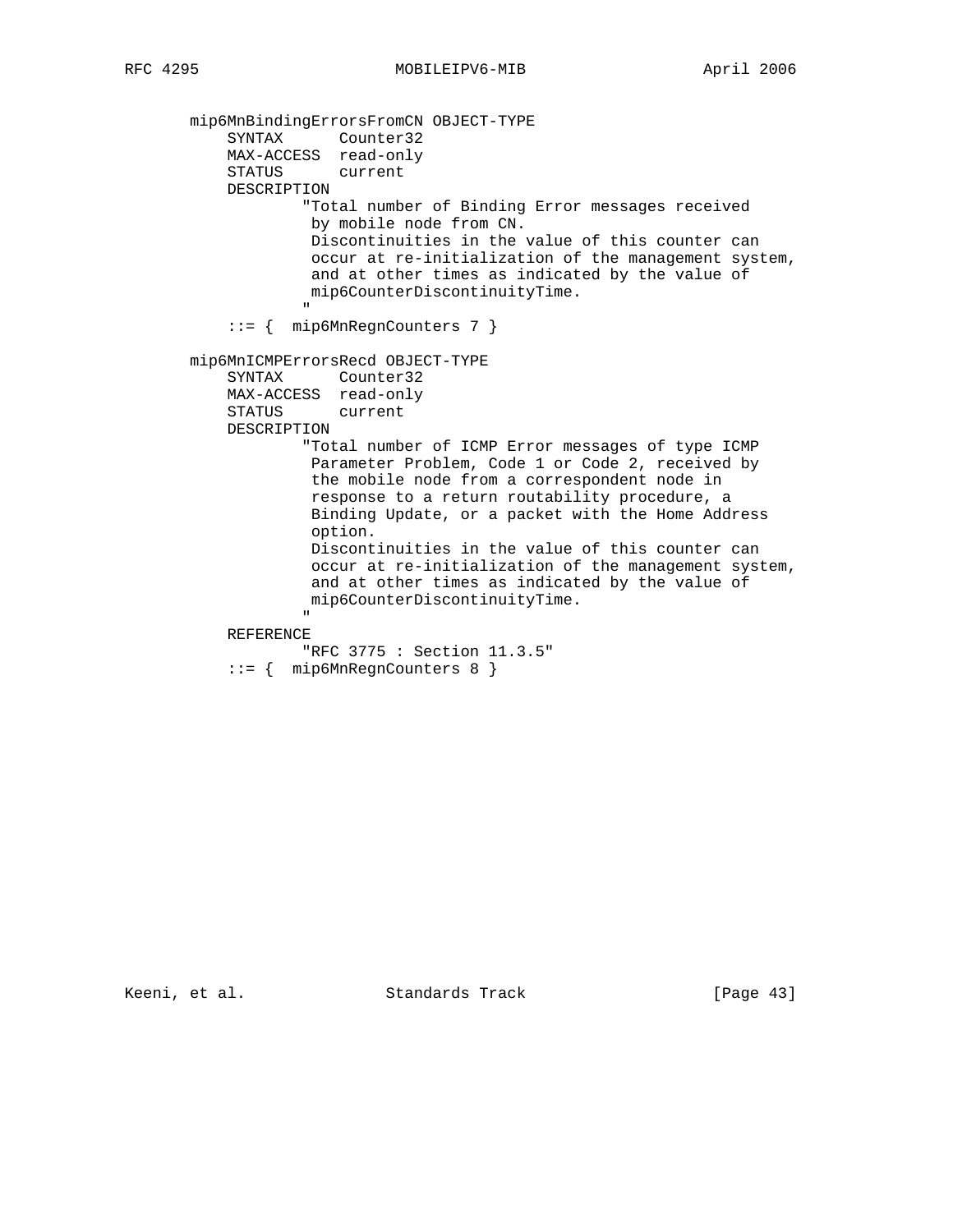```
   mip6MnBindingErrorsFromCN OBJECT-TYPE
       SYNTAX      Counter32
       MAX-ACCESS  read-only
       STATUS      current
       DESCRIPTION
               "Total number of Binding Error messages received
                by mobile node from CN.
                Discontinuities in the value of this counter can
                occur at re-initialization of the management system,
                and at other times as indicated by the value of
                mip6CounterDiscontinuityTime.
               "
       ::= {  mip6MnRegnCounters 7 }

   mip6MnICMPErrorsRecd OBJECT-TYPE
       SYNTAX      Counter32
       MAX-ACCESS  read-only
       STATUS      current
       DESCRIPTION
               "Total number of ICMP Error messages of type ICMP
                Parameter Problem, Code 1 or Code 2, received by
                the mobile node from a correspondent node in
                response to a return routability procedure, a
                Binding Update, or a packet with the Home Address
                option.
                Discontinuities in the value of this counter can
                occur at re-initialization of the management system,
                and at other times as indicated by the value of
                mip6CounterDiscontinuityTime.
               "
       REFERENCE
               "RFC 3775 : Section 11.3.5"
       ::= {  mip6MnRegnCounters 8 }
```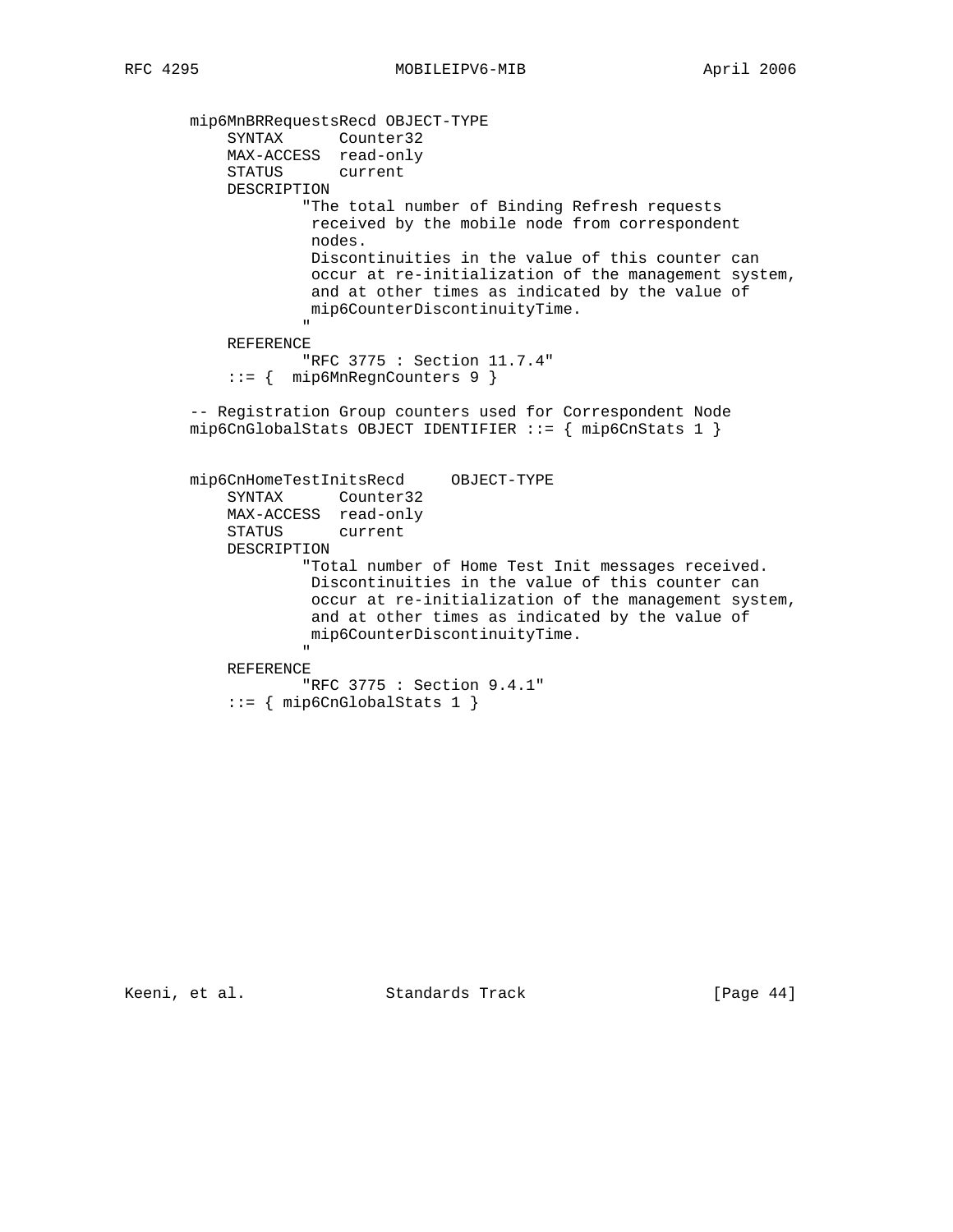```
       mip6MnBRRequestsRecd OBJECT-TYPE
           SYNTAX      Counter32
           MAX-ACCESS  read-only
           STATUS      current
           DESCRIPTION
                   "The total number of Binding Refresh requests
                    received by the mobile node from correspondent
                    nodes.
                    Discontinuities in the value of this counter can
                    occur at re-initialization of the management system,
                    and at other times as indicated by the value of
                    mip6CounterDiscontinuityTime.
                   "
           REFERENCE
                   "RFC 3775 : Section 11.7.4"
           ::= {  mip6MnRegnCounters 9 }

       -- Registration Group counters used for Correspondent Node
       mip6CnGlobalStats OBJECT IDENTIFIER ::= { mip6CnStats 1 }


       mip6CnHomeTestInitsRecd     OBJECT-TYPE
           SYNTAX      Counter32
           MAX-ACCESS  read-only
           STATUS      current
           DESCRIPTION
                   "Total number of Home Test Init messages received.
                    Discontinuities in the value of this counter can
                    occur at re-initialization of the management system,
                    and at other times as indicated by the value of
                    mip6CounterDiscontinuityTime.
                   "
           REFERENCE
                   "RFC 3775 : Section 9.4.1"
           ::= { mip6CnGlobalStats 1 }
```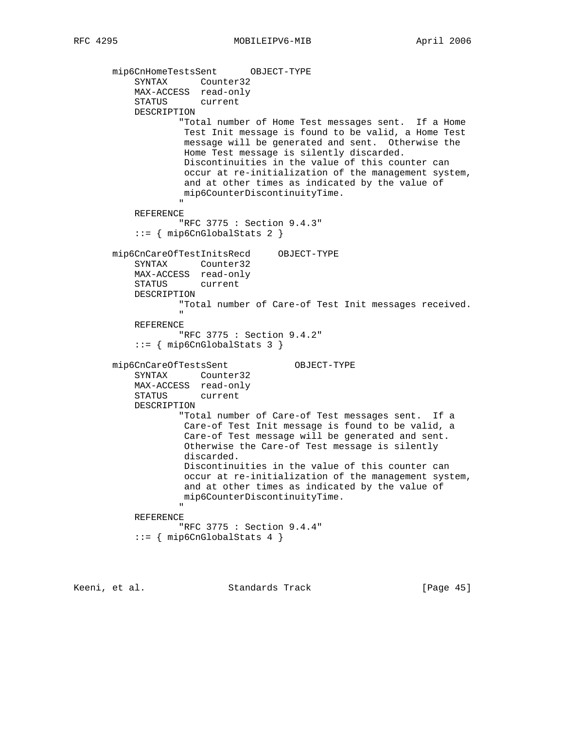```
       mip6CnHomeTestsSent      OBJECT-TYPE
           SYNTAX      Counter32
           MAX-ACCESS  read-only
           STATUS      current
           DESCRIPTION
                   "Total number of Home Test messages sent.  If a Home
                    Test Init message is found to be valid, a Home Test
                    message will be generated and sent.  Otherwise the
                    Home Test message is silently discarded.
                    Discontinuities in the value of this counter can
                    occur at re-initialization of the management system,
                    and at other times as indicated by the value of
                    mip6CounterDiscontinuityTime.
                   "
           REFERENCE
                   "RFC 3775 : Section 9.4.3"
           ::= { mip6CnGlobalStats 2 }

       mip6CnCareOfTestInitsRecd     OBJECT-TYPE
           SYNTAX      Counter32
           MAX-ACCESS  read-only
           STATUS      current
           DESCRIPTION
                   "Total number of Care-of Test Init messages received.
                   "
           REFERENCE
                   "RFC 3775 : Section 9.4.2"
           ::= { mip6CnGlobalStats 3 }

       mip6CnCareOfTestsSent            OBJECT-TYPE
           SYNTAX      Counter32
           MAX-ACCESS  read-only
           STATUS      current
           DESCRIPTION
                   "Total number of Care-of Test messages sent.  If a
                    Care-of Test Init message is found to be valid, a
                    Care-of Test message will be generated and sent.
                    Otherwise the Care-of Test message is silently
                    discarded.
                    Discontinuities in the value of this counter can
                    occur at re-initialization of the management system,
                    and at other times as indicated by the value of
                    mip6CounterDiscontinuityTime.
                   "
           REFERENCE
                   "RFC 3775 : Section 9.4.4"
           ::= { mip6CnGlobalStats 4 }
```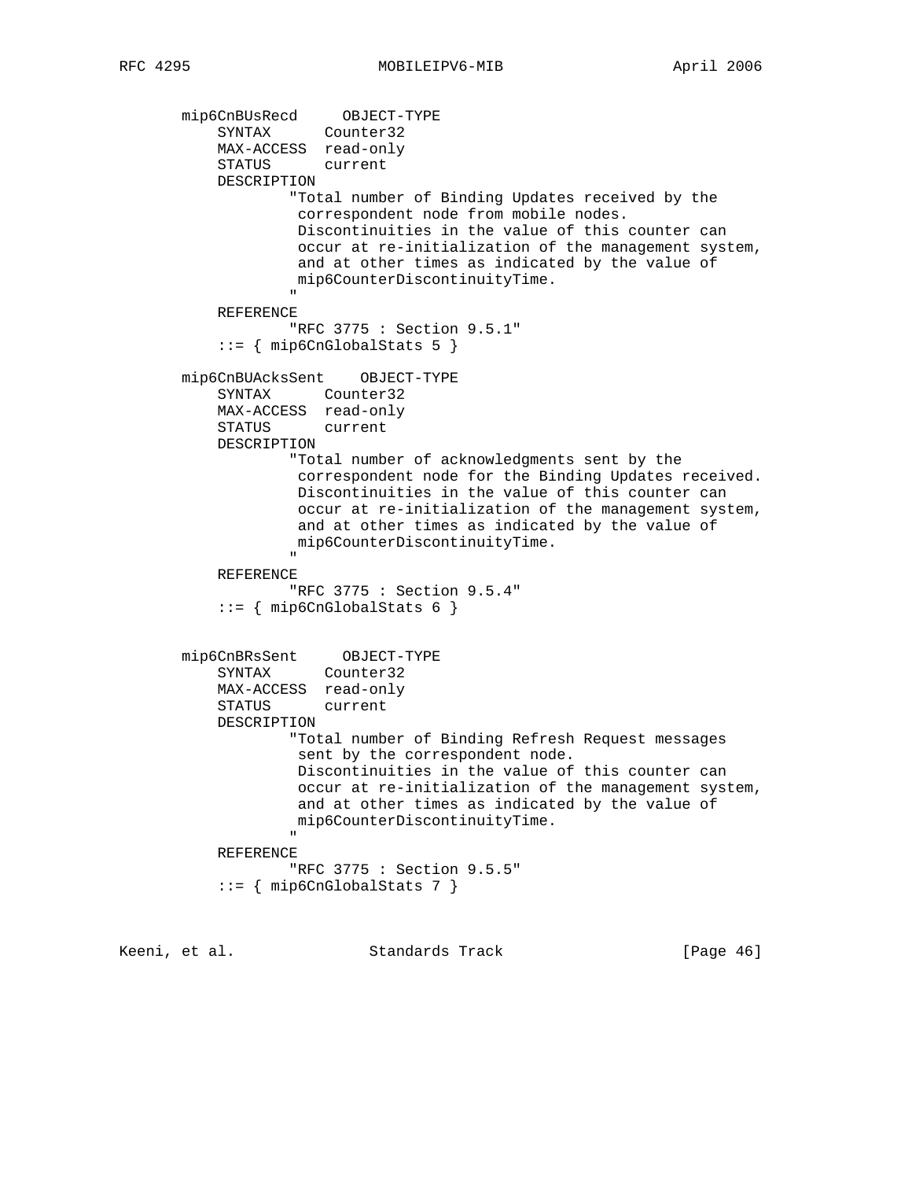```
       mip6CnBUsRecd     OBJECT-TYPE
           SYNTAX      Counter32
           MAX-ACCESS  read-only
           STATUS      current
           DESCRIPTION
                   "Total number of Binding Updates received by the
                    correspondent node from mobile nodes.
                    Discontinuities in the value of this counter can
                    occur at re-initialization of the management system,
                    and at other times as indicated by the value of
                    mip6CounterDiscontinuityTime.
                   "
           REFERENCE
                   "RFC 3775 : Section 9.5.1"
           ::= { mip6CnGlobalStats 5 }

       mip6CnBUAcksSent    OBJECT-TYPE
           SYNTAX      Counter32
           MAX-ACCESS  read-only
           STATUS      current
           DESCRIPTION
                   "Total number of acknowledgments sent by the
                    correspondent node for the Binding Updates received.
                    Discontinuities in the value of this counter can
                    occur at re-initialization of the management system,
                    and at other times as indicated by the value of
                    mip6CounterDiscontinuityTime.
                   "
           REFERENCE
                   "RFC 3775 : Section 9.5.4"
           ::= { mip6CnGlobalStats 6 }


       mip6CnBRsSent     OBJECT-TYPE
           SYNTAX      Counter32
           MAX-ACCESS  read-only
           STATUS      current
           DESCRIPTION
                   "Total number of Binding Refresh Request messages
                    sent by the correspondent node.
                    Discontinuities in the value of this counter can
                    occur at re-initialization of the management system,
                    and at other times as indicated by the value of
                    mip6CounterDiscontinuityTime.
                   "
           REFERENCE
                   "RFC 3775 : Section 9.5.5"
           ::= { mip6CnGlobalStats 7 }
```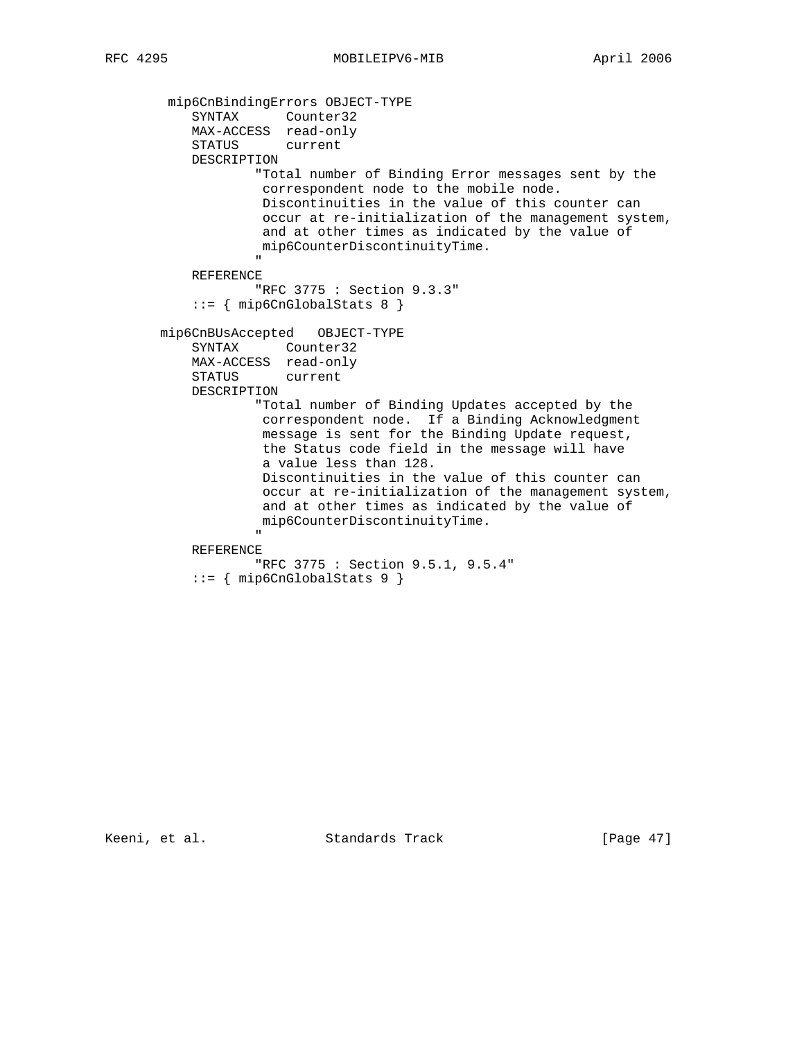```
 mip6CnBindingErrors OBJECT-TYPE
    SYNTAX      Counter32
    MAX-ACCESS  read-only
    STATUS      current
    DESCRIPTION
            "Total number of Binding Error messages sent by the
             correspondent node to the mobile node.
             Discontinuities in the value of this counter can
             occur at re-initialization of the management system,
             and at other times as indicated by the value of
             mip6CounterDiscontinuityTime.
            "
    REFERENCE
            "RFC 3775 : Section 9.3.3"
    ::= { mip6CnGlobalStats 8 }

mip6CnBUsAccepted   OBJECT-TYPE
    SYNTAX      Counter32
    MAX-ACCESS  read-only
    STATUS      current
    DESCRIPTION
            "Total number of Binding Updates accepted by the
             correspondent node.  If a Binding Acknowledgment
             message is sent for the Binding Update request,
             the Status code field in the message will have
             a value less than 128.
             Discontinuities in the value of this counter can
             occur at re-initialization of the management system,
             and at other times as indicated by the value of
             mip6CounterDiscontinuityTime.
            "
    REFERENCE
            "RFC 3775 : Section 9.5.1, 9.5.4"
    ::= { mip6CnGlobalStats 9 }
```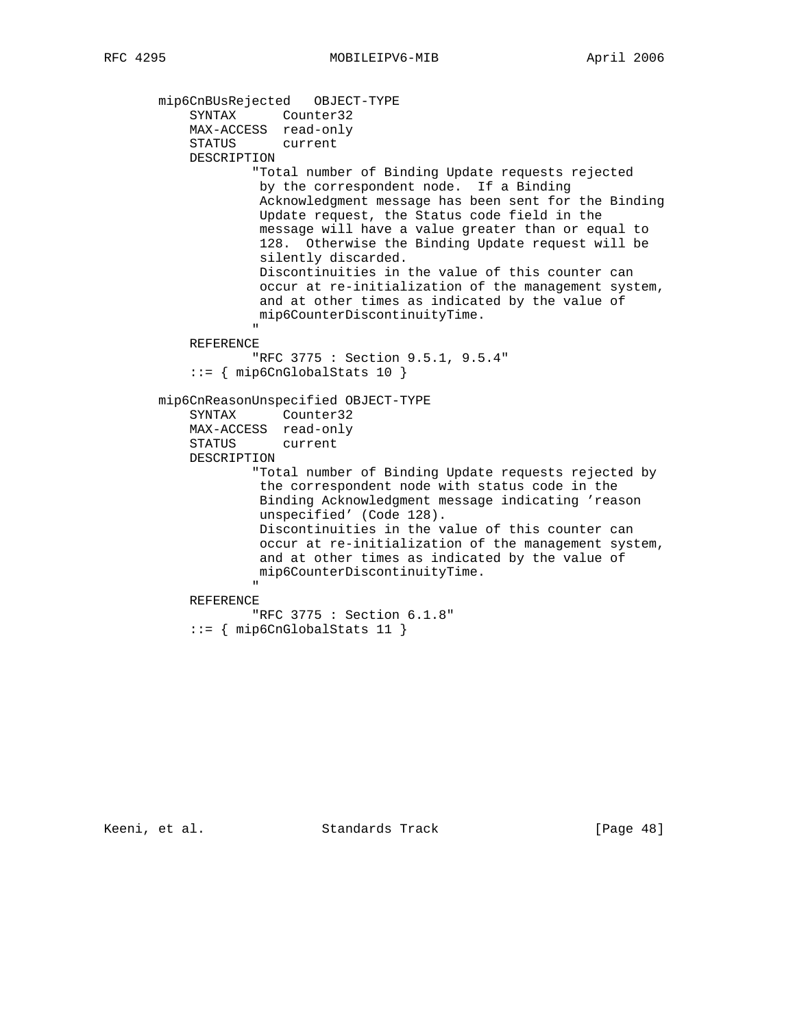```
       mip6CnBUsRejected   OBJECT-TYPE
           SYNTAX      Counter32
           MAX-ACCESS  read-only
           STATUS      current
           DESCRIPTION
                   "Total number of Binding Update requests rejected
                    by the correspondent node.  If a Binding
                    Acknowledgment message has been sent for the Binding
                    Update request, the Status code field in the
                    message will have a value greater than or equal to
                    128.  Otherwise the Binding Update request will be
                    silently discarded.
                    Discontinuities in the value of this counter can
                    occur at re-initialization of the management system,
                    and at other times as indicated by the value of
                    mip6CounterDiscontinuityTime.
                   "
           REFERENCE
                   "RFC 3775 : Section 9.5.1, 9.5.4"
           ::= { mip6CnGlobalStats 10 }

       mip6CnReasonUnspecified OBJECT-TYPE
           SYNTAX      Counter32
           MAX-ACCESS  read-only
           STATUS      current
           DESCRIPTION
                   "Total number of Binding Update requests rejected by
                    the correspondent node with status code in the
                    Binding Acknowledgment message indicating 'reason
                    unspecified' (Code 128).
                    Discontinuities in the value of this counter can
                    occur at re-initialization of the management system,
                    and at other times as indicated by the value of
                    mip6CounterDiscontinuityTime.
                   "
           REFERENCE
                   "RFC 3775 : Section 6.1.8"
           ::= { mip6CnGlobalStats 11 }
```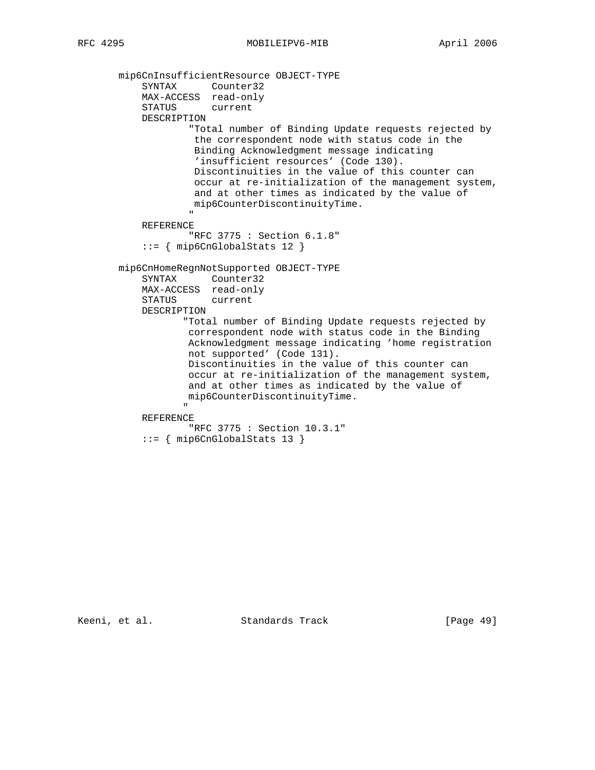```
       mip6CnInsufficientResource OBJECT-TYPE
           SYNTAX      Counter32
           MAX-ACCESS  read-only
           STATUS      current
           DESCRIPTION
                   "Total number of Binding Update requests rejected by
                    the correspondent node with status code in the
                    Binding Acknowledgment message indicating
                    'insufficient resources' (Code 130).
                    Discontinuities in the value of this counter can
                    occur at re-initialization of the management system,
                    and at other times as indicated by the value of
                    mip6CounterDiscontinuityTime.
                   "
           REFERENCE
                   "RFC 3775 : Section 6.1.8"
           ::= { mip6CnGlobalStats 12 }

       mip6CnHomeRegnNotSupported OBJECT-TYPE
           SYNTAX      Counter32
           MAX-ACCESS  read-only
           STATUS      current
           DESCRIPTION
                  "Total number of Binding Update requests rejected by
                   correspondent node with status code in the Binding
                   Acknowledgment message indicating 'home registration
                   not supported' (Code 131).
                   Discontinuities in the value of this counter can
                   occur at re-initialization of the management system,
                   and at other times as indicated by the value of
                   mip6CounterDiscontinuityTime.
                  "
           REFERENCE
                   "RFC 3775 : Section 10.3.1"
           ::= { mip6CnGlobalStats 13 }
```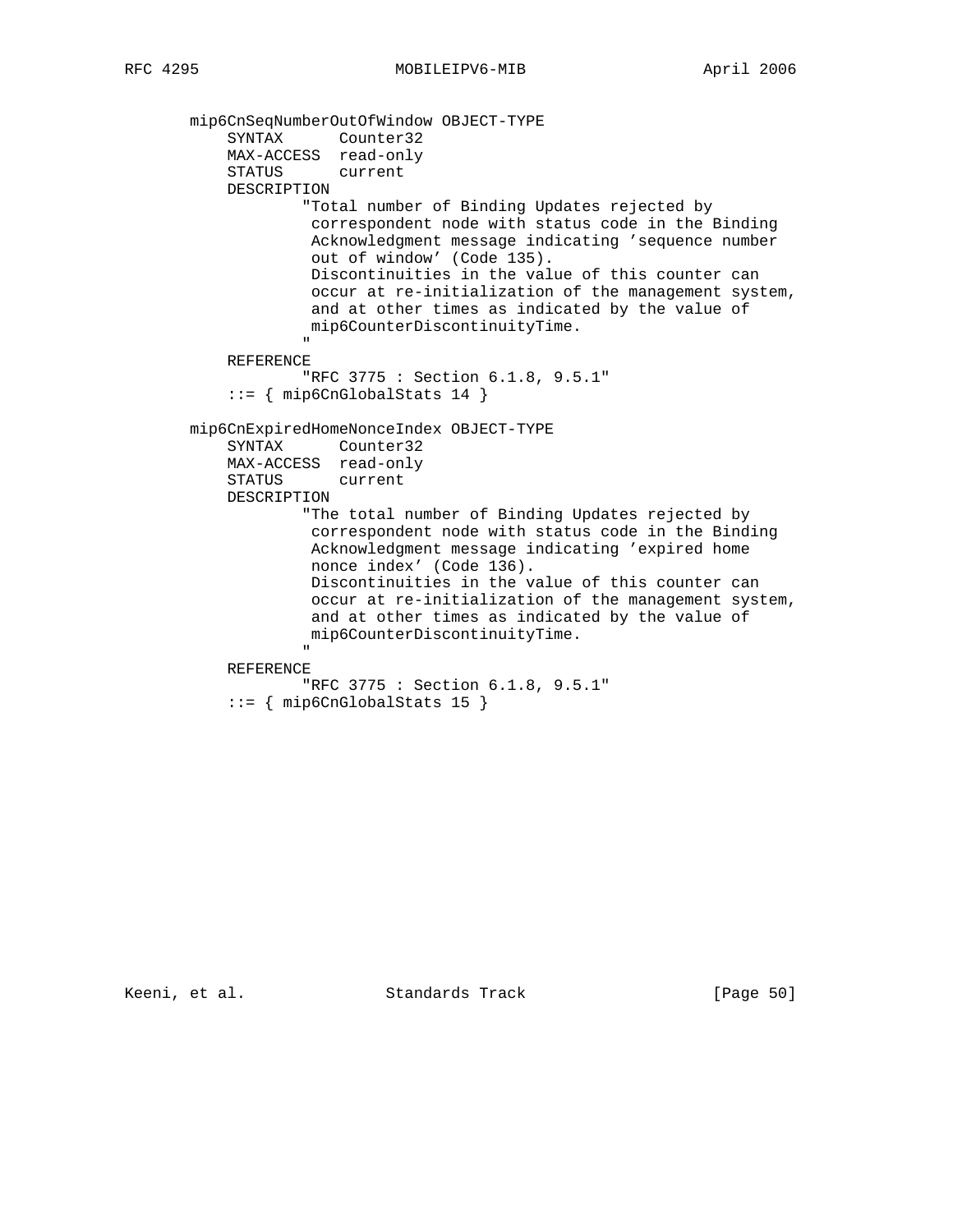```
mip6CnSeqNumberOutOfWindow OBJECT-TYPE
    SYNTAX      Counter32
    MAX-ACCESS  read-only
    STATUS      current
    DESCRIPTION
            "Total number of Binding Updates rejected by
             correspondent node with status code in the Binding
             Acknowledgment message indicating 'sequence number
             out of window' (Code 135).
             Discontinuities in the value of this counter can
             occur at re-initialization of the management system,
             and at other times as indicated by the value of
             mip6CounterDiscontinuityTime.
            "
    REFERENCE
            "RFC 3775 : Section 6.1.8, 9.5.1"
    ::= { mip6CnGlobalStats 14 }

mip6CnExpiredHomeNonceIndex OBJECT-TYPE
    SYNTAX      Counter32
    MAX-ACCESS  read-only
    STATUS      current
    DESCRIPTION
            "The total number of Binding Updates rejected by
             correspondent node with status code in the Binding
             Acknowledgment message indicating 'expired home
             nonce index' (Code 136).
             Discontinuities in the value of this counter can
             occur at re-initialization of the management system,
             and at other times as indicated by the value of
             mip6CounterDiscontinuityTime.
            "
    REFERENCE
            "RFC 3775 : Section 6.1.8, 9.5.1"
    ::= { mip6CnGlobalStats 15 }
```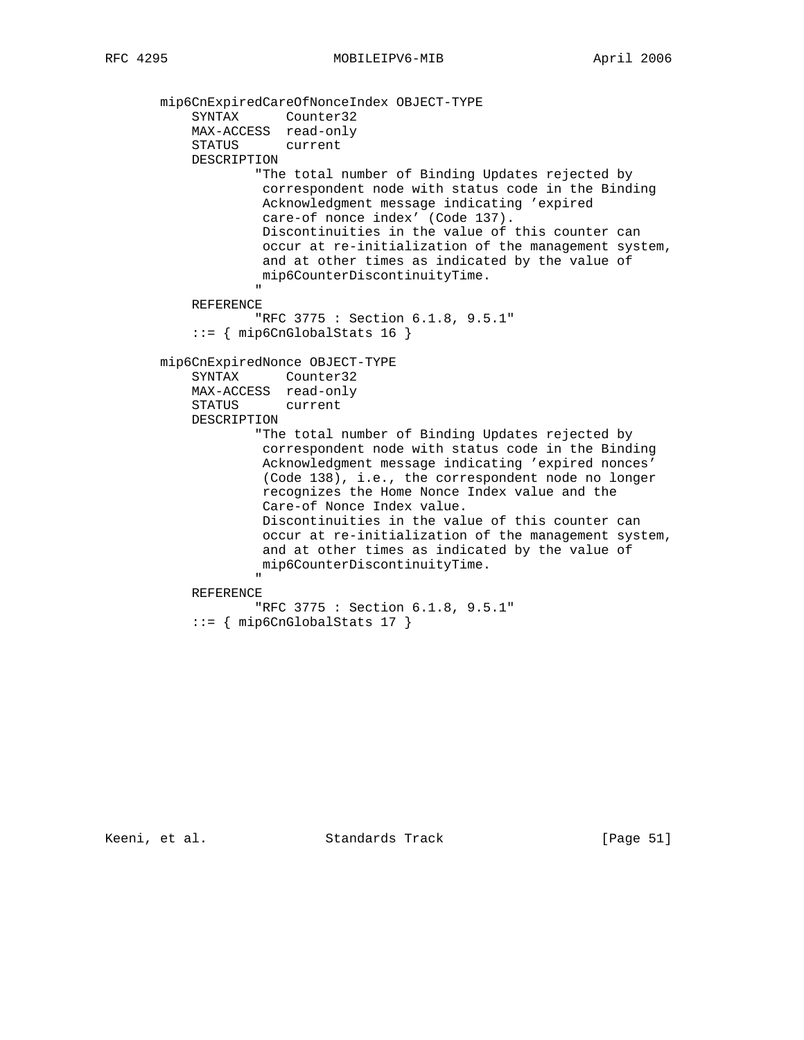```
   mip6CnExpiredCareOfNonceIndex OBJECT-TYPE
       SYNTAX      Counter32
       MAX-ACCESS  read-only
       STATUS      current
       DESCRIPTION
               "The total number of Binding Updates rejected by
                correspondent node with status code in the Binding
                Acknowledgment message indicating 'expired
                care-of nonce index' (Code 137).
                Discontinuities in the value of this counter can
                occur at re-initialization of the management system,
                and at other times as indicated by the value of
                mip6CounterDiscontinuityTime.
               "
       REFERENCE
               "RFC 3775 : Section 6.1.8, 9.5.1"
       ::= { mip6CnGlobalStats 16 }

   mip6CnExpiredNonce OBJECT-TYPE
       SYNTAX      Counter32
       MAX-ACCESS  read-only
       STATUS      current
       DESCRIPTION
               "The total number of Binding Updates rejected by
                correspondent node with status code in the Binding
                Acknowledgment message indicating 'expired nonces'
                (Code 138), i.e., the correspondent node no longer
                recognizes the Home Nonce Index value and the
                Care-of Nonce Index value.
                Discontinuities in the value of this counter can
                occur at re-initialization of the management system,
                and at other times as indicated by the value of
                mip6CounterDiscontinuityTime.
               "
       REFERENCE
               "RFC 3775 : Section 6.1.8, 9.5.1"
       ::= { mip6CnGlobalStats 17 }
```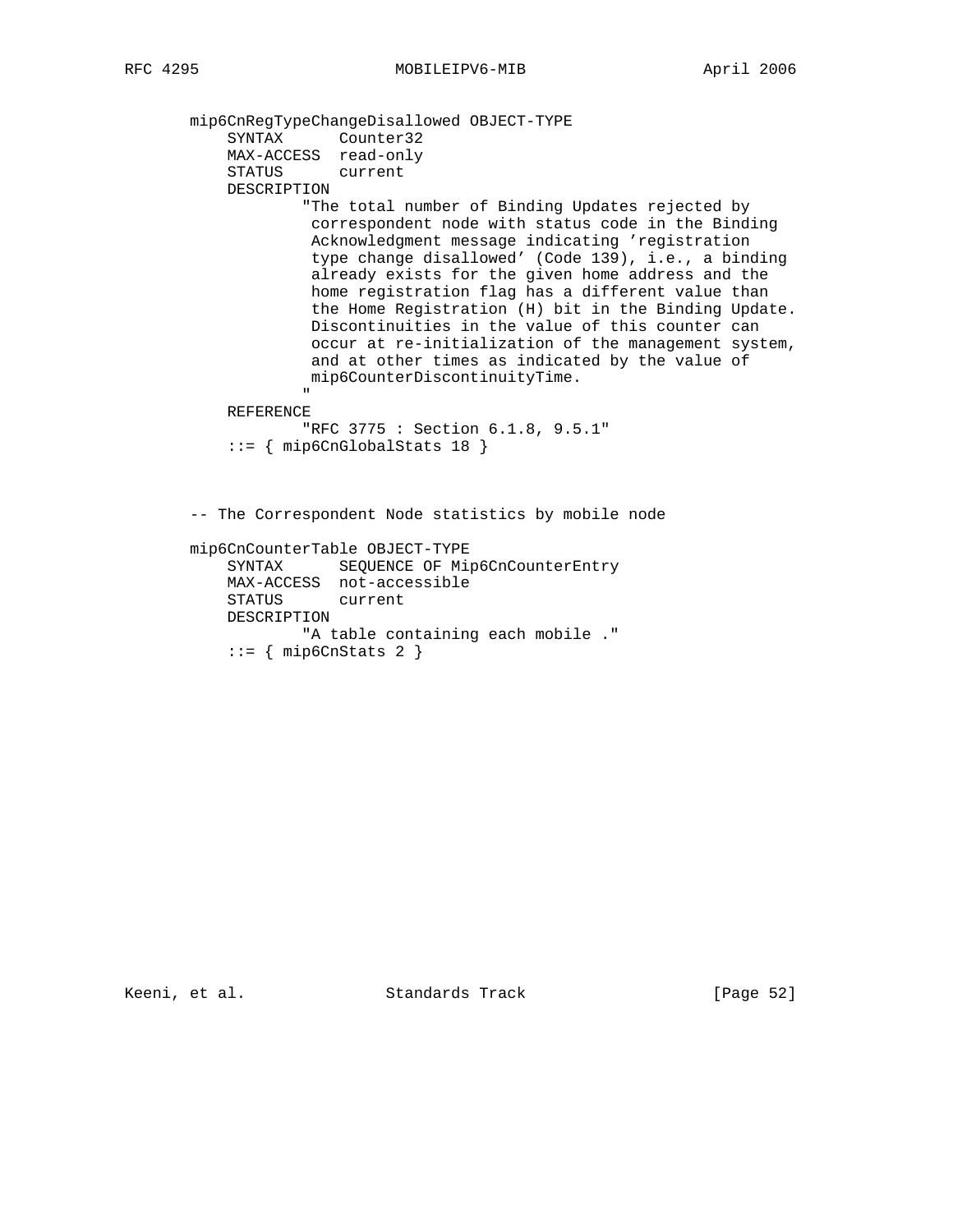```
mip6CnRegTypeChangeDisallowed OBJECT-TYPE
    SYNTAX      Counter32
    MAX-ACCESS  read-only
    STATUS      current
    DESCRIPTION
            "The total number of Binding Updates rejected by
             correspondent node with status code in the Binding
             Acknowledgment message indicating 'registration
             type change disallowed' (Code 139), i.e., a binding
             already exists for the given home address and the
             home registration flag has a different value than
             the Home Registration (H) bit in the Binding Update.
             Discontinuities in the value of this counter can
             occur at re-initialization of the management system,
             and at other times as indicated by the value of
             mip6CounterDiscontinuityTime.
            "
    REFERENCE
            "RFC 3775 : Section 6.1.8, 9.5.1"
    ::= { mip6CnGlobalStats 18 }


-- The Correspondent Node statistics by mobile node

mip6CnCounterTable OBJECT-TYPE
    SYNTAX      SEQUENCE OF Mip6CnCounterEntry
    MAX-ACCESS  not-accessible
    STATUS      current
    DESCRIPTION
            "A table containing each mobile ."
    ::= { mip6CnStats 2 }
```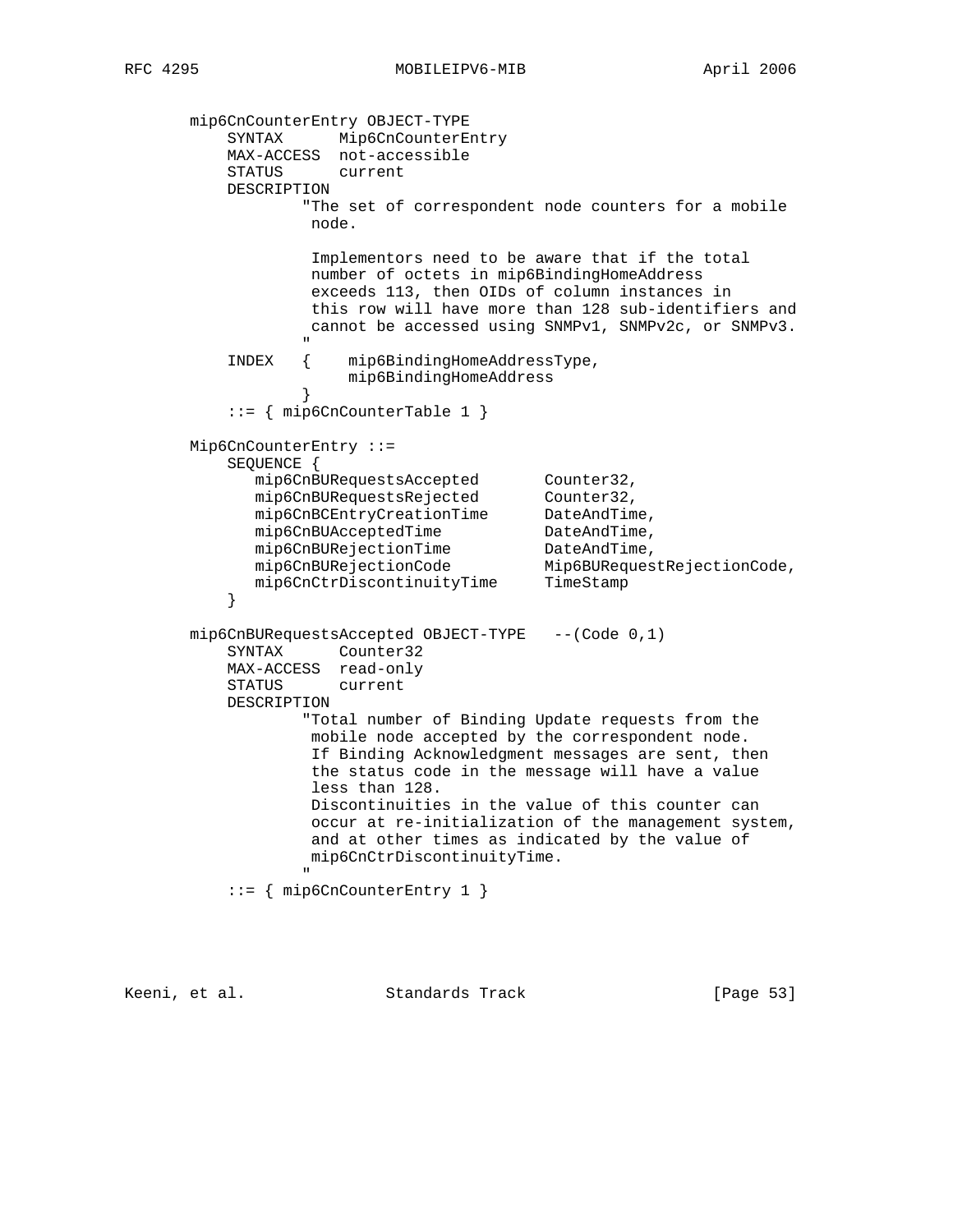```
       mip6CnCounterEntry OBJECT-TYPE
           SYNTAX      Mip6CnCounterEntry
           MAX-ACCESS  not-accessible
           STATUS      current
           DESCRIPTION
                  "The set of correspondent node counters for a mobile
                   node.

                   Implementors need to be aware that if the total
                   number of octets in mip6BindingHomeAddress
                   exceeds 113, then OIDs of column instances in
                   this row will have more than 128 sub-identifiers and
                   cannot be accessed using SNMPv1, SNMPv2c, or SNMPv3.
                  "
           INDEX   {    mip6BindingHomeAddressType,
                        mip6BindingHomeAddress
                  }
           ::= { mip6CnCounterTable 1 }

       Mip6CnCounterEntry ::=
           SEQUENCE {
              mip6CnBURequestsAccepted       Counter32,
              mip6CnBURequestsRejected       Counter32,
              mip6CnBCEntryCreationTime      DateAndTime,
              mip6CnBUAcceptedTime           DateAndTime,
              mip6CnBURejectionTime          DateAndTime,
              mip6CnBURejectionCode          Mip6BURequestRejectionCode,
              mip6CnCtrDiscontinuityTime     TimeStamp
           }

       mip6CnBURequestsAccepted OBJECT-TYPE   --(Code 0,1)
           SYNTAX      Counter32
           MAX-ACCESS  read-only
           STATUS      current
           DESCRIPTION
                  "Total number of Binding Update requests from the
                   mobile node accepted by the correspondent node.
                   If Binding Acknowledgment messages are sent, then
                   the status code in the message will have a value
                   less than 128.
                   Discontinuities in the value of this counter can
                   occur at re-initialization of the management system,
                   and at other times as indicated by the value of
                   mip6CnCtrDiscontinuityTime.
                  "
           ::= { mip6CnCounterEntry 1 }
```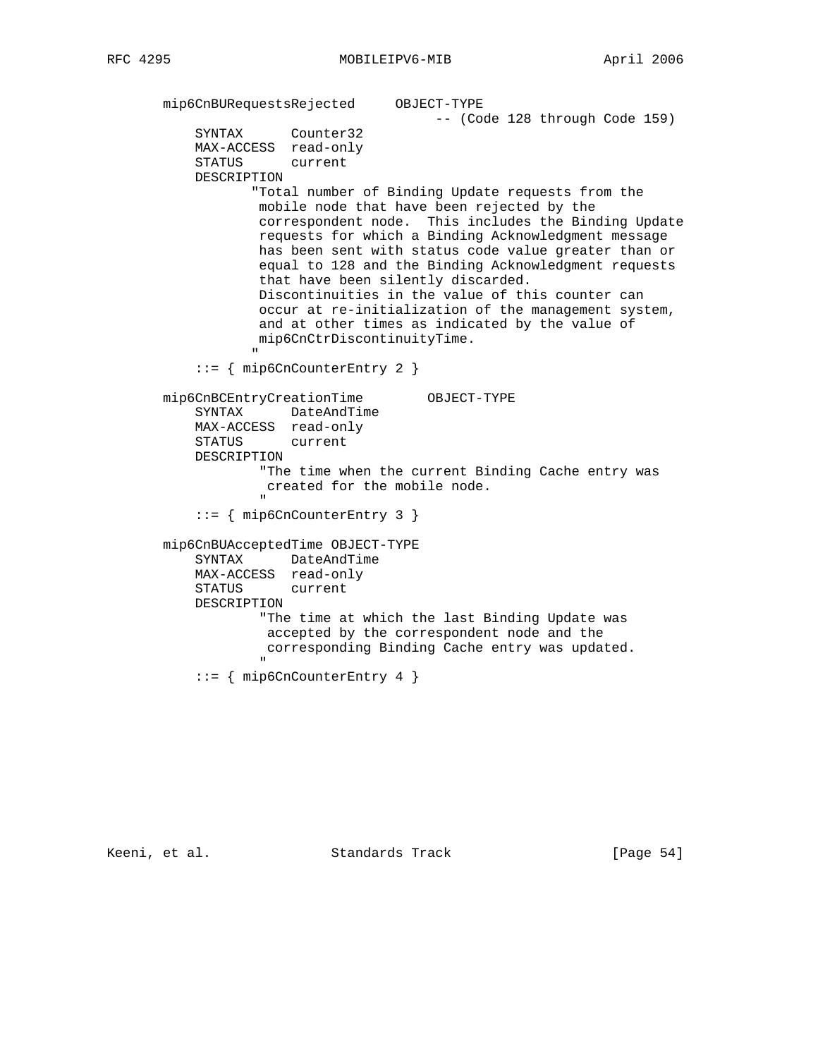```
       mip6CnBURequestsRejected     OBJECT-TYPE
                                        -- (Code 128 through Code 159)
           SYNTAX      Counter32
           MAX-ACCESS  read-only
           STATUS      current
           DESCRIPTION
                  "Total number of Binding Update requests from the
                   mobile node that have been rejected by the
                   correspondent node.  This includes the Binding Update
                   requests for which a Binding Acknowledgment message
                   has been sent with status code value greater than or
                   equal to 128 and the Binding Acknowledgment requests
                   that have been silently discarded.
                   Discontinuities in the value of this counter can
                   occur at re-initialization of the management system,
                   and at other times as indicated by the value of
                   mip6CnCtrDiscontinuityTime.
                  "
           ::= { mip6CnCounterEntry 2 }

       mip6CnBCEntryCreationTime        OBJECT-TYPE
           SYNTAX      DateAndTime
           MAX-ACCESS  read-only
           STATUS      current
           DESCRIPTION
                   "The time when the current Binding Cache entry was
                    created for the mobile node.
                   "
           ::= { mip6CnCounterEntry 3 }

       mip6CnBUAcceptedTime OBJECT-TYPE
           SYNTAX      DateAndTime
           MAX-ACCESS  read-only
           STATUS      current
           DESCRIPTION
                   "The time at which the last Binding Update was
                    accepted by the correspondent node and the
                    corresponding Binding Cache entry was updated.
                   "
           ::= { mip6CnCounterEntry 4 }
```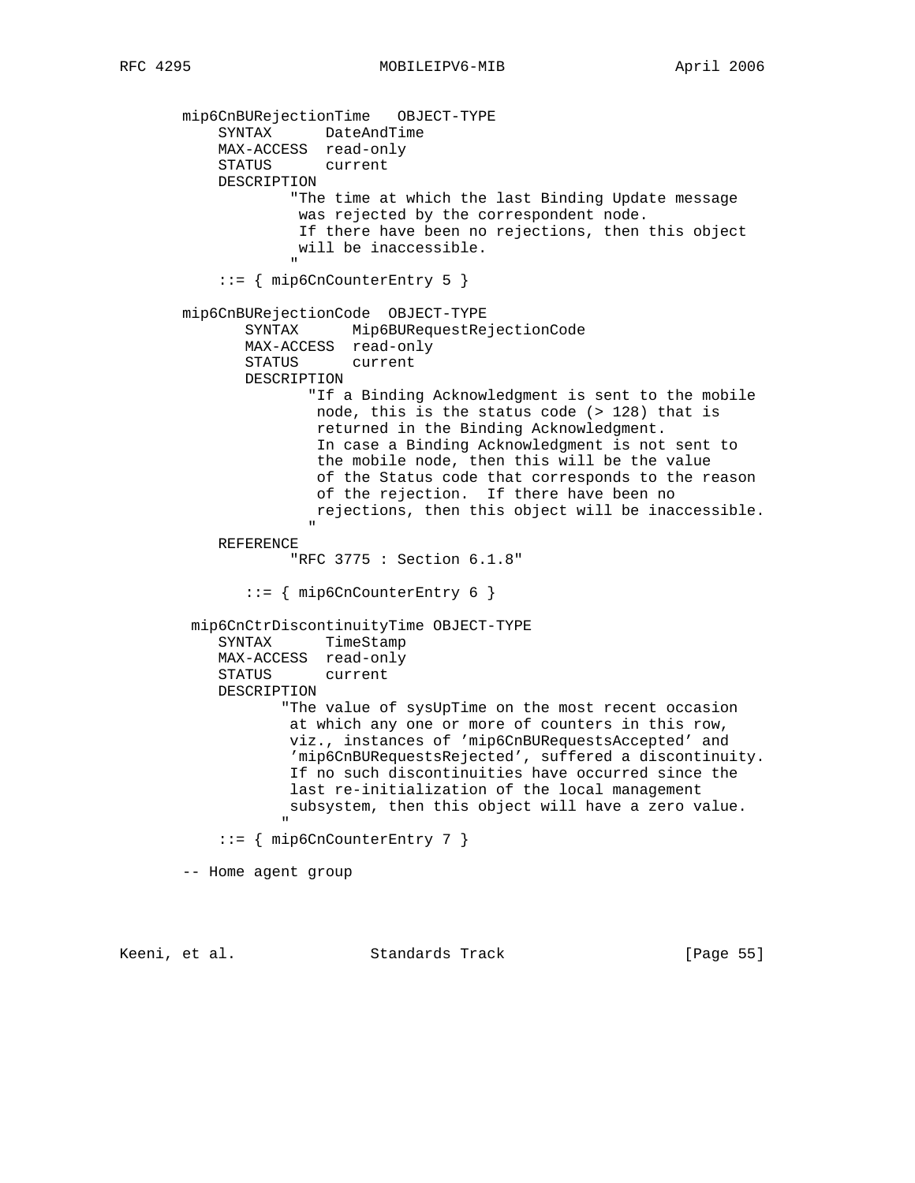```
       mip6CnBURejectionTime   OBJECT-TYPE
           SYNTAX      DateAndTime
           MAX-ACCESS  read-only
           STATUS      current
           DESCRIPTION
                   "The time at which the last Binding Update message
                    was rejected by the correspondent node.
                    If there have been no rejections, then this object
                    will be inaccessible.
                   "
           ::= { mip6CnCounterEntry 5 }

       mip6CnBURejectionCode  OBJECT-TYPE
              SYNTAX      Mip6BURequestRejectionCode
              MAX-ACCESS  read-only
              STATUS      current
              DESCRIPTION
                     "If a Binding Acknowledgment is sent to the mobile
                      node, this is the status code (> 128) that is
                      returned in the Binding Acknowledgment.
                      In case a Binding Acknowledgment is not sent to
                      the mobile node, then this will be the value
                      of the Status code that corresponds to the reason
                      of the rejection.  If there have been no
                      rejections, then this object will be inaccessible.
                     "
           REFERENCE
                   "RFC 3775 : Section 6.1.8"

              ::= { mip6CnCounterEntry 6 }

        mip6CnCtrDiscontinuityTime OBJECT-TYPE
           SYNTAX      TimeStamp
           MAX-ACCESS  read-only
           STATUS      current
           DESCRIPTION
                  "The value of sysUpTime on the most recent occasion
                   at which any one or more of counters in this row,
                   viz., instances of 'mip6CnBURequestsAccepted' and
                   'mip6CnBURequestsRejected', suffered a discontinuity.
                   If no such discontinuities have occurred since the
                   last re-initialization of the local management
                   subsystem, then this object will have a zero value.
                  "
           ::= { mip6CnCounterEntry 7 }

       -- Home agent group
```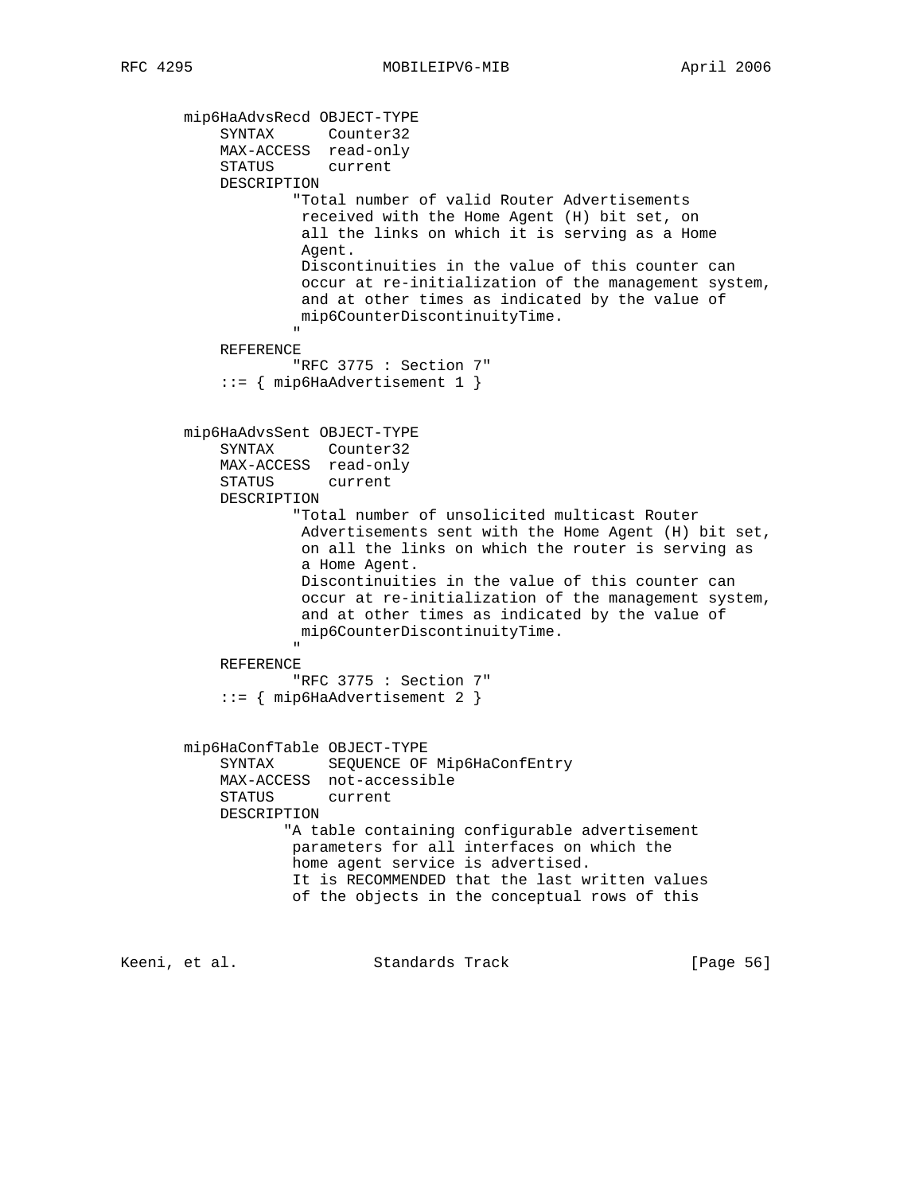```
       mip6HaAdvsRecd OBJECT-TYPE
           SYNTAX      Counter32
           MAX-ACCESS  read-only
           STATUS      current
           DESCRIPTION
                  "Total number of valid Router Advertisements
                   received with the Home Agent (H) bit set, on
                   all the links on which it is serving as a Home
                   Agent.
                   Discontinuities in the value of this counter can
                   occur at re-initialization of the management system,
                   and at other times as indicated by the value of
                   mip6CounterDiscontinuityTime.
                  "
           REFERENCE
                  "RFC 3775 : Section 7"
           ::= { mip6HaAdvertisement 1 }


       mip6HaAdvsSent OBJECT-TYPE
           SYNTAX      Counter32
           MAX-ACCESS  read-only
           STATUS      current
           DESCRIPTION
                  "Total number of unsolicited multicast Router
                   Advertisements sent with the Home Agent (H) bit set,
                   on all the links on which the router is serving as
                   a Home Agent.
                   Discontinuities in the value of this counter can
                   occur at re-initialization of the management system,
                   and at other times as indicated by the value of
                   mip6CounterDiscontinuityTime.
                  "
           REFERENCE
                  "RFC 3775 : Section 7"
           ::= { mip6HaAdvertisement 2 }


       mip6HaConfTable OBJECT-TYPE
           SYNTAX      SEQUENCE OF Mip6HaConfEntry
           MAX-ACCESS  not-accessible
           STATUS      current
           DESCRIPTION
                 "A table containing configurable advertisement
                  parameters for all interfaces on which the
                  home agent service is advertised.
                  It is RECOMMENDED that the last written values
                  of the objects in the conceptual rows of this
```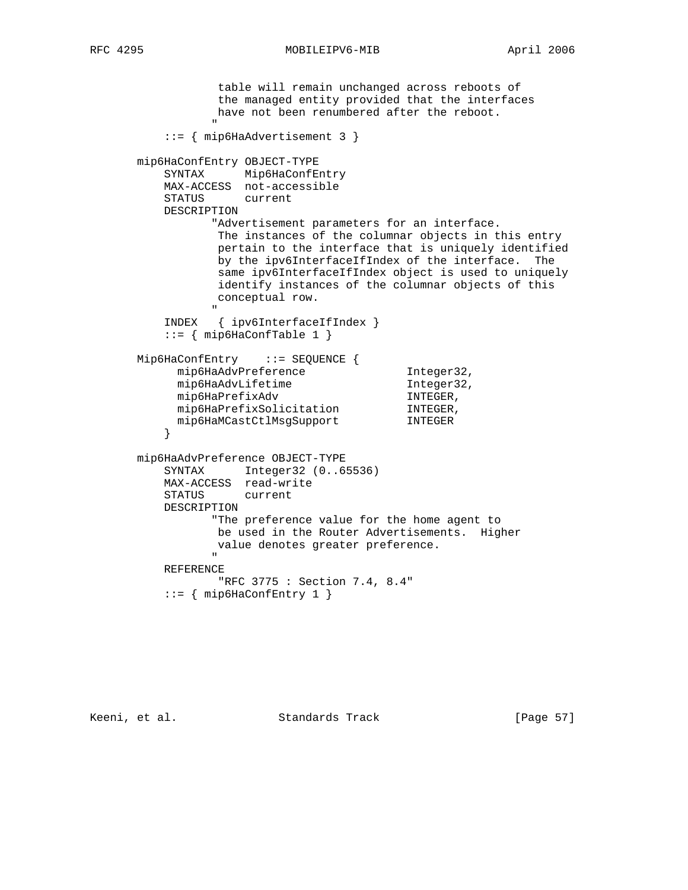```
                table will remain unchanged across reboots of
                the managed entity provided that the interfaces
                have not been renumbered after the reboot.
               "
        ::= { mip6HaAdvertisement 3 }

    mip6HaConfEntry OBJECT-TYPE
        SYNTAX      Mip6HaConfEntry
        MAX-ACCESS  not-accessible
        STATUS      current
        DESCRIPTION
               "Advertisement parameters for an interface.
                The instances of the columnar objects in this entry
                pertain to the interface that is uniquely identified
                by the ipv6InterfaceIfIndex of the interface.  The
                same ipv6InterfaceIfIndex object is used to uniquely
                identify instances of the columnar objects of this
                conceptual row.
               "
        INDEX   { ipv6InterfaceIfIndex }
        ::= { mip6HaConfTable 1 }

    Mip6HaConfEntry    ::= SEQUENCE {
          mip6HaAdvPreference               Integer32,
          mip6HaAdvLifetime                 Integer32,
          mip6HaPrefixAdv                   INTEGER,
          mip6HaPrefixSolicitation          INTEGER,
          mip6HaMCastCtlMsgSupport          INTEGER
        }

    mip6HaAdvPreference OBJECT-TYPE
        SYNTAX      Integer32 (0..65536)
        MAX-ACCESS  read-write
        STATUS      current
        DESCRIPTION
               "The preference value for the home agent to
                be used in the Router Advertisements.  Higher
                value denotes greater preference.
               "
        REFERENCE
               "RFC 3775 : Section 7.4, 8.4"
        ::= { mip6HaConfEntry 1 }
```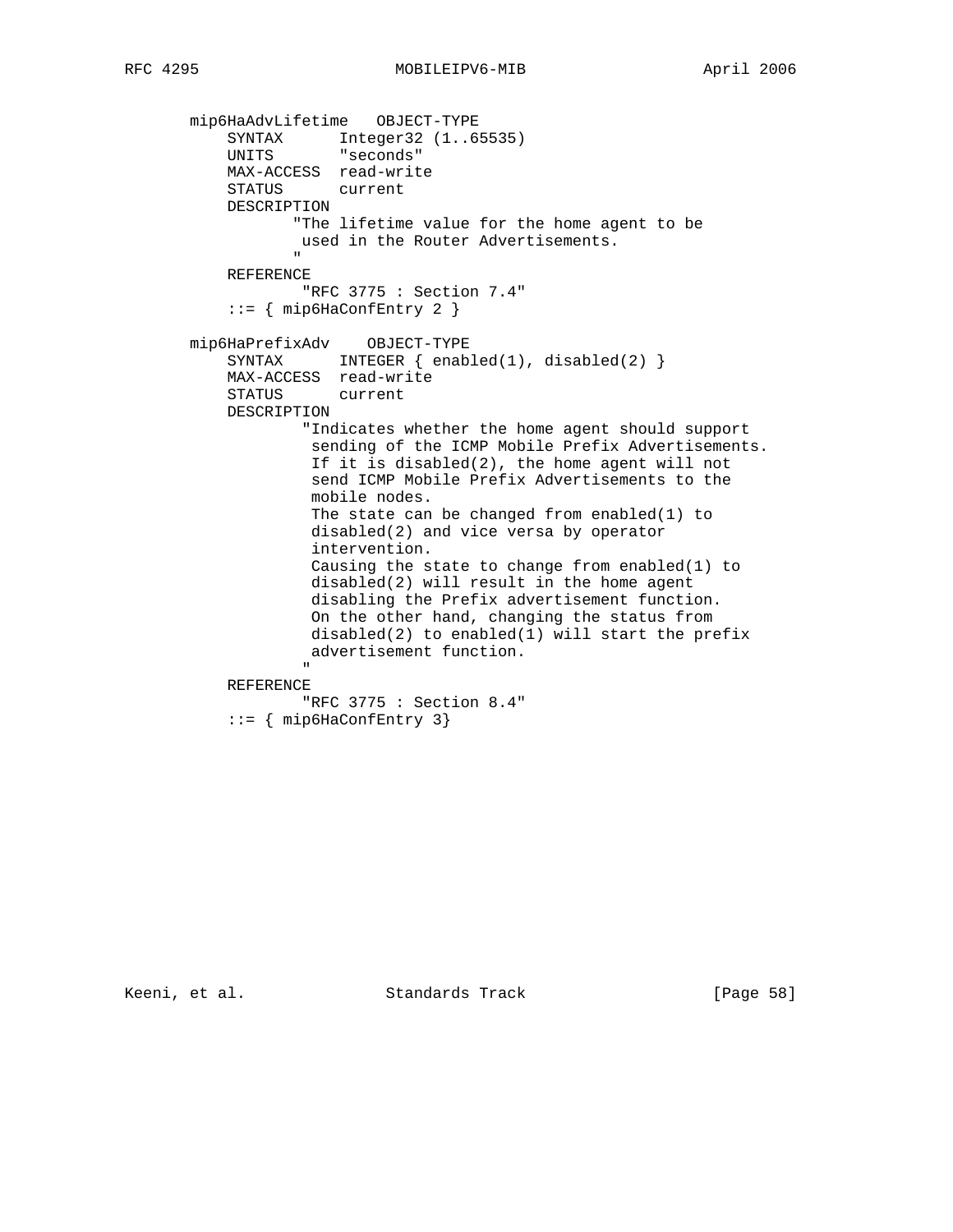```
   mip6HaAdvLifetime   OBJECT-TYPE
       SYNTAX      Integer32 (1..65535)
       UNITS       "seconds"
       MAX-ACCESS  read-write
       STATUS      current
       DESCRIPTION
              "The lifetime value for the home agent to be
               used in the Router Advertisements.
              "
       REFERENCE
               "RFC 3775 : Section 7.4"
       ::= { mip6HaConfEntry 2 }

   mip6HaPrefixAdv    OBJECT-TYPE
       SYNTAX      INTEGER { enabled(1), disabled(2) }
       MAX-ACCESS  read-write
       STATUS      current
       DESCRIPTION
               "Indicates whether the home agent should support
                sending of the ICMP Mobile Prefix Advertisements.
                If it is disabled(2), the home agent will not
                send ICMP Mobile Prefix Advertisements to the
                mobile nodes.
                The state can be changed from enabled(1) to
                disabled(2) and vice versa by operator
                intervention.
                Causing the state to change from enabled(1) to
                disabled(2) will result in the home agent
                disabling the Prefix advertisement function.
                On the other hand, changing the status from
                disabled(2) to enabled(1) will start the prefix
                advertisement function.
               "
       REFERENCE
               "RFC 3775 : Section 8.4"
       ::= { mip6HaConfEntry 3}
```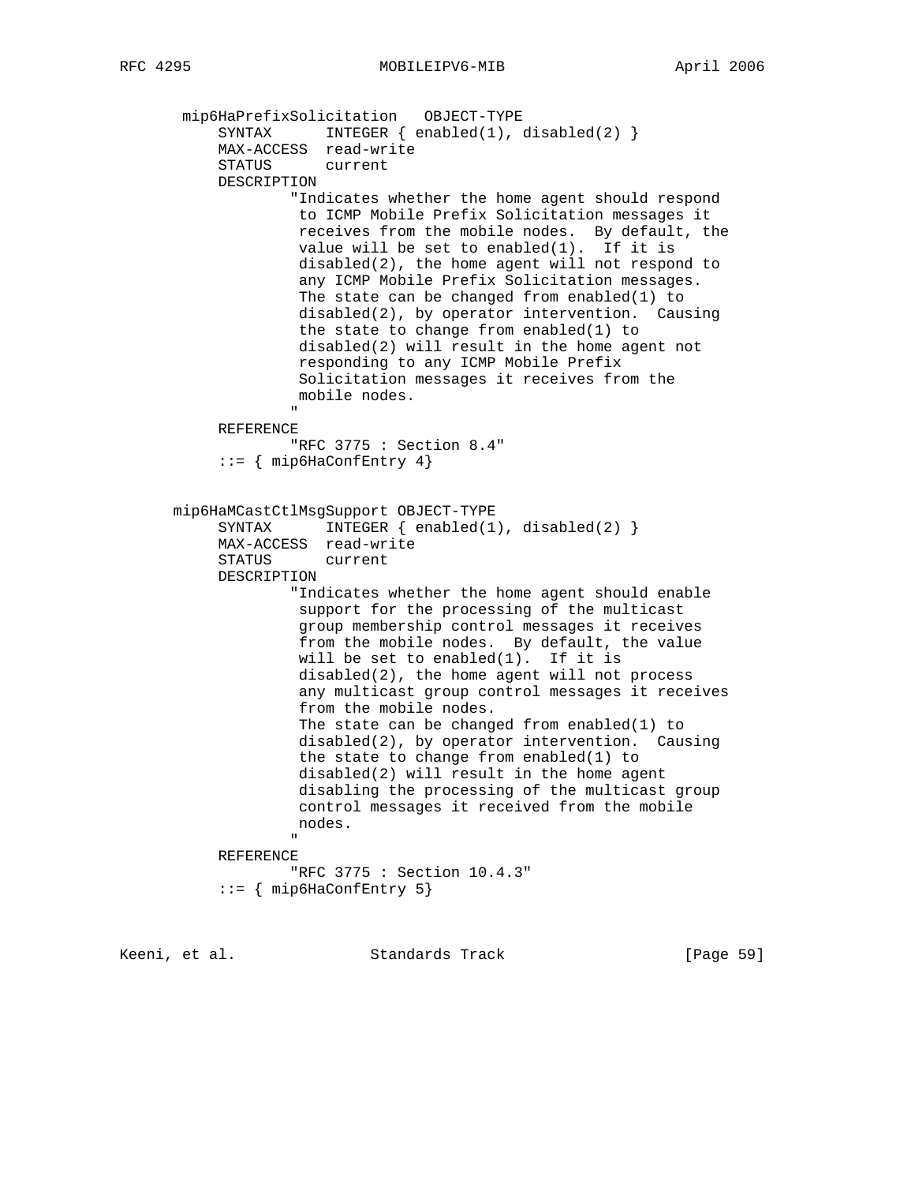```
       mip6HaPrefixSolicitation   OBJECT-TYPE
           SYNTAX      INTEGER { enabled(1), disabled(2) }
           MAX-ACCESS  read-write
           STATUS      current
           DESCRIPTION
                   "Indicates whether the home agent should respond
                    to ICMP Mobile Prefix Solicitation messages it
                    receives from the mobile nodes.  By default, the
                    value will be set to enabled(1).  If it is
                    disabled(2), the home agent will not respond to
                    any ICMP Mobile Prefix Solicitation messages.
                    The state can be changed from enabled(1) to
                    disabled(2), by operator intervention.  Causing
                    the state to change from enabled(1) to
                    disabled(2) will result in the home agent not
                    responding to any ICMP Mobile Prefix
                    Solicitation messages it receives from the
                    mobile nodes.
                   "
           REFERENCE
                   "RFC 3775 : Section 8.4"
           ::= { mip6HaConfEntry 4}


      mip6HaMCastCtlMsgSupport OBJECT-TYPE
           SYNTAX      INTEGER { enabled(1), disabled(2) }
           MAX-ACCESS  read-write
           STATUS      current
           DESCRIPTION
                   "Indicates whether the home agent should enable
                    support for the processing of the multicast
                    group membership control messages it receives
                    from the mobile nodes.  By default, the value
                    will be set to enabled(1).  If it is
                    disabled(2), the home agent will not process
                    any multicast group control messages it receives
                    from the mobile nodes.
                    The state can be changed from enabled(1) to
                    disabled(2), by operator intervention.  Causing
                    the state to change from enabled(1) to
                    disabled(2) will result in the home agent
                    disabling the processing of the multicast group
                    control messages it received from the mobile
                    nodes.
                   "
           REFERENCE
                   "RFC 3775 : Section 10.4.3"
           ::= { mip6HaConfEntry 5}
```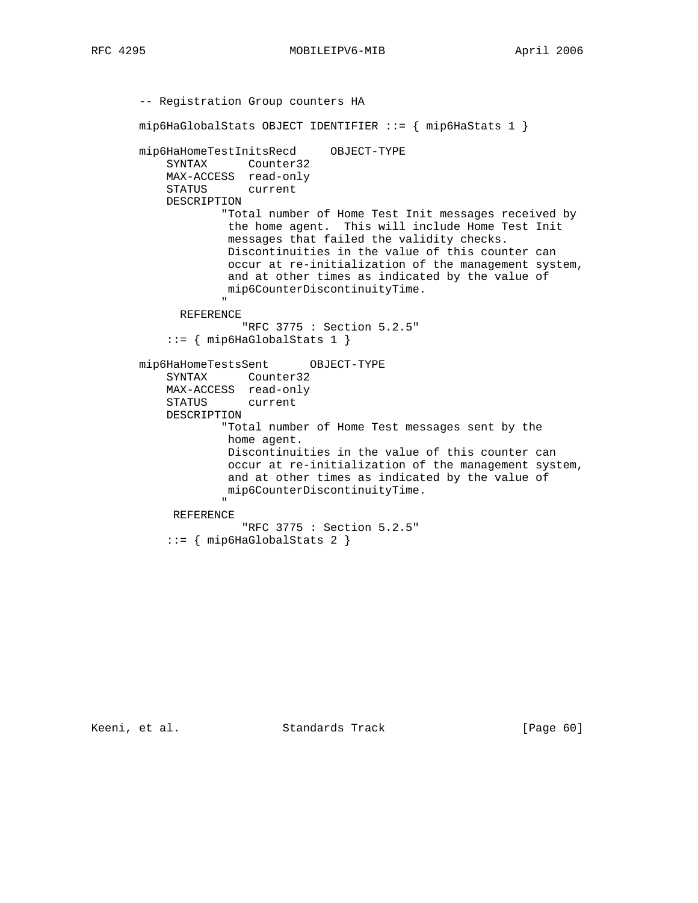```
       -- Registration Group counters HA

       mip6HaGlobalStats OBJECT IDENTIFIER ::= { mip6HaStats 1 }

       mip6HaHomeTestInitsRecd     OBJECT-TYPE
           SYNTAX      Counter32
           MAX-ACCESS  read-only
           STATUS      current
           DESCRIPTION
                   "Total number of Home Test Init messages received by
                    the home agent.  This will include Home Test Init
                    messages that failed the validity checks.
                    Discontinuities in the value of this counter can
                    occur at re-initialization of the management system,
                    and at other times as indicated by the value of
                    mip6CounterDiscontinuityTime.
                   "
             REFERENCE
                      "RFC 3775 : Section 5.2.5"
           ::= { mip6HaGlobalStats 1 }

       mip6HaHomeTestsSent      OBJECT-TYPE
           SYNTAX      Counter32
           MAX-ACCESS  read-only
           STATUS      current
           DESCRIPTION
                   "Total number of Home Test messages sent by the
                    home agent.
                    Discontinuities in the value of this counter can
                    occur at re-initialization of the management system,
                    and at other times as indicated by the value of
                    mip6CounterDiscontinuityTime.
                   "
            REFERENCE
                      "RFC 3775 : Section 5.2.5"
           ::= { mip6HaGlobalStats 2 }
```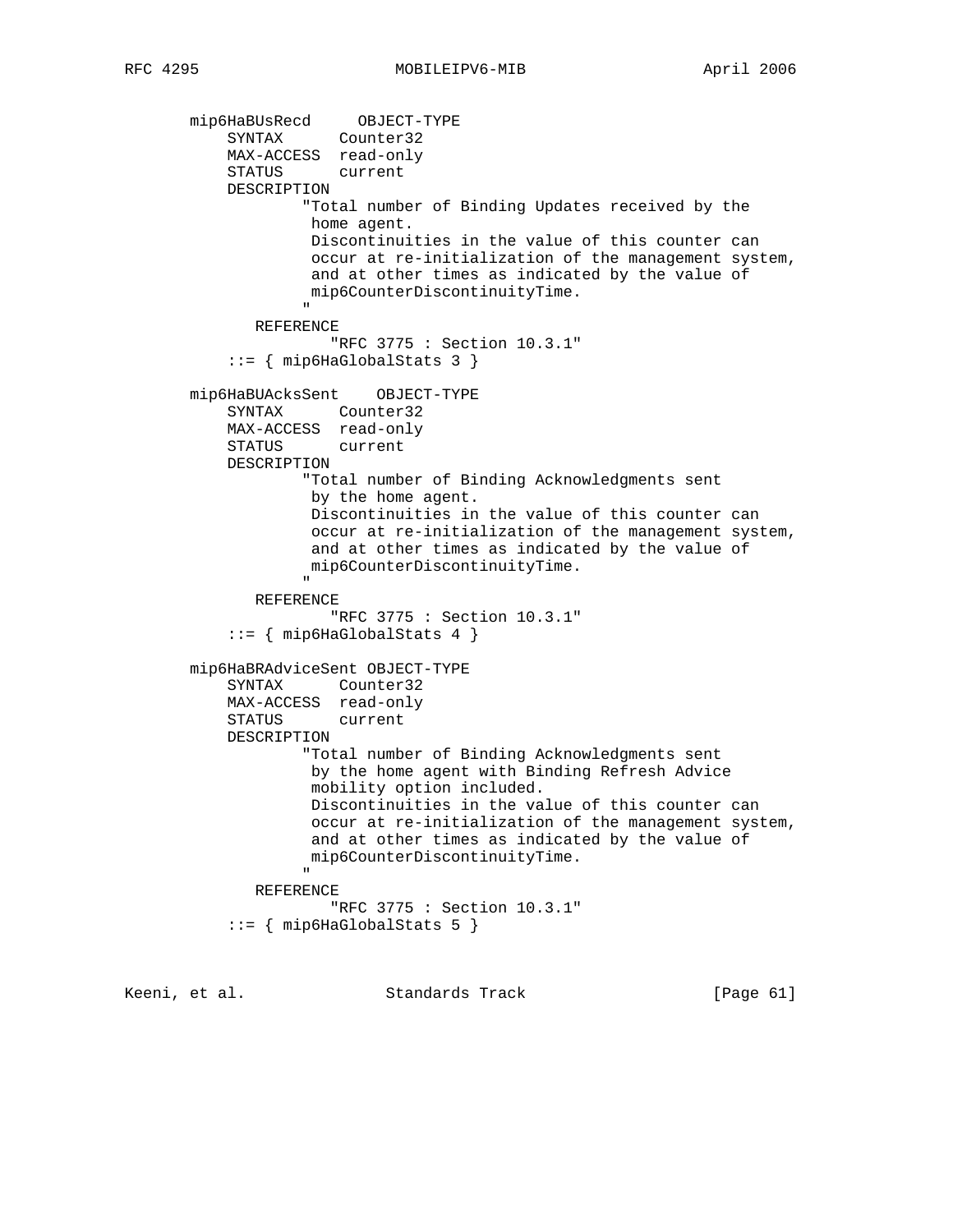```
       mip6HaBUsRecd      OBJECT-TYPE
           SYNTAX      Counter32
           MAX-ACCESS  read-only
           STATUS      current
           DESCRIPTION
                   "Total number of Binding Updates received by the
                    home agent.
                    Discontinuities in the value of this counter can
                    occur at re-initialization of the management system,
                    and at other times as indicated by the value of
                    mip6CounterDiscontinuityTime.
                   "
              REFERENCE
                      "RFC 3775 : Section 10.3.1"
           ::= { mip6HaGlobalStats 3 }

       mip6HaBUAcksSent    OBJECT-TYPE
           SYNTAX      Counter32
           MAX-ACCESS  read-only
           STATUS      current
           DESCRIPTION
                   "Total number of Binding Acknowledgments sent
                    by the home agent.
                    Discontinuities in the value of this counter can
                    occur at re-initialization of the management system,
                    and at other times as indicated by the value of
                    mip6CounterDiscontinuityTime.
                   "
              REFERENCE
                      "RFC 3775 : Section 10.3.1"
           ::= { mip6HaGlobalStats 4 }

       mip6HaBRAdviceSent OBJECT-TYPE
           SYNTAX      Counter32
           MAX-ACCESS  read-only
           STATUS      current
           DESCRIPTION
                   "Total number of Binding Acknowledgments sent
                    by the home agent with Binding Refresh Advice
                    mobility option included.
                    Discontinuities in the value of this counter can
                    occur at re-initialization of the management system,
                    and at other times as indicated by the value of
                    mip6CounterDiscontinuityTime.
                   "
              REFERENCE
                      "RFC 3775 : Section 10.3.1"
           ::= { mip6HaGlobalStats 5 }
```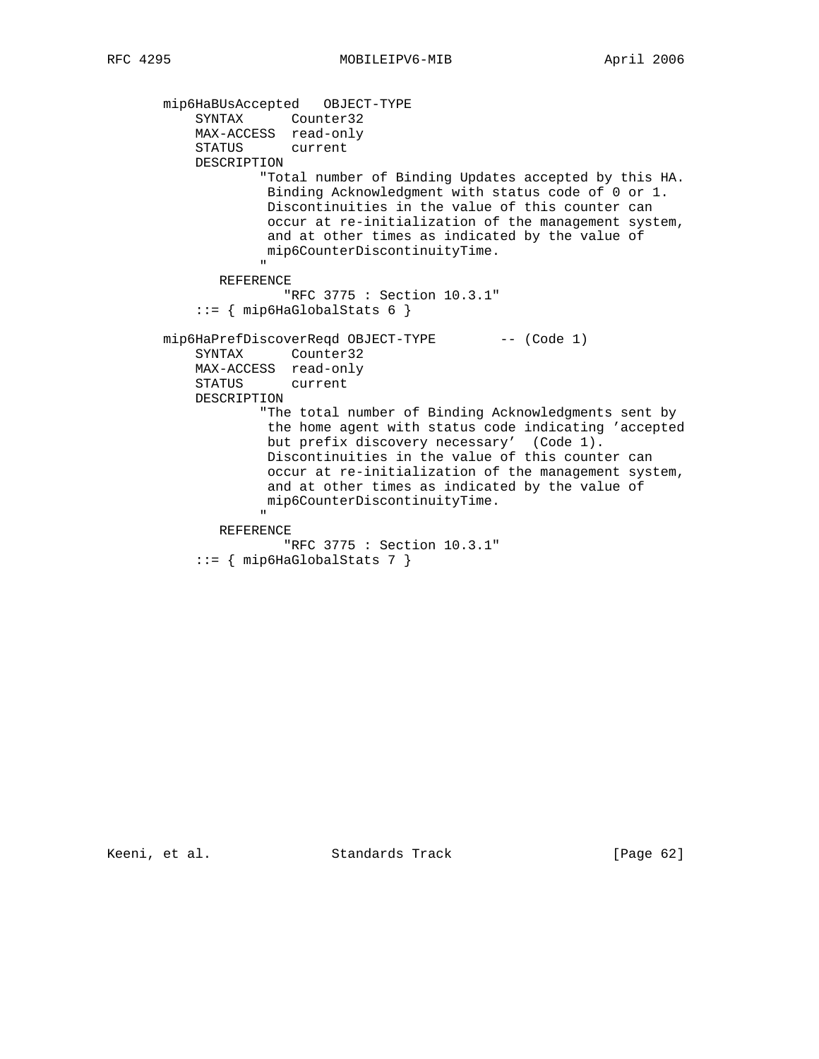```
       mip6HaBUsAccepted   OBJECT-TYPE
           SYNTAX      Counter32
           MAX-ACCESS  read-only
           STATUS      current
           DESCRIPTION
                   "Total number of Binding Updates accepted by this HA.
                    Binding Acknowledgment with status code of 0 or 1.
                    Discontinuities in the value of this counter can
                    occur at re-initialization of the management system,
                    and at other times as indicated by the value of
                    mip6CounterDiscontinuityTime.
                   "
              REFERENCE
                      "RFC 3775 : Section 10.3.1"
           ::= { mip6HaGlobalStats 6 }

       mip6HaPrefDiscoverReqd OBJECT-TYPE        -- (Code 1)
           SYNTAX      Counter32
           MAX-ACCESS  read-only
           STATUS      current
           DESCRIPTION
                   "The total number of Binding Acknowledgments sent by
                    the home agent with status code indicating 'accepted
                    but prefix discovery necessary'  (Code 1).
                    Discontinuities in the value of this counter can
                    occur at re-initialization of the management system,
                    and at other times as indicated by the value of
                    mip6CounterDiscontinuityTime.
                   "
              REFERENCE
                      "RFC 3775 : Section 10.3.1"
           ::= { mip6HaGlobalStats 7 }
```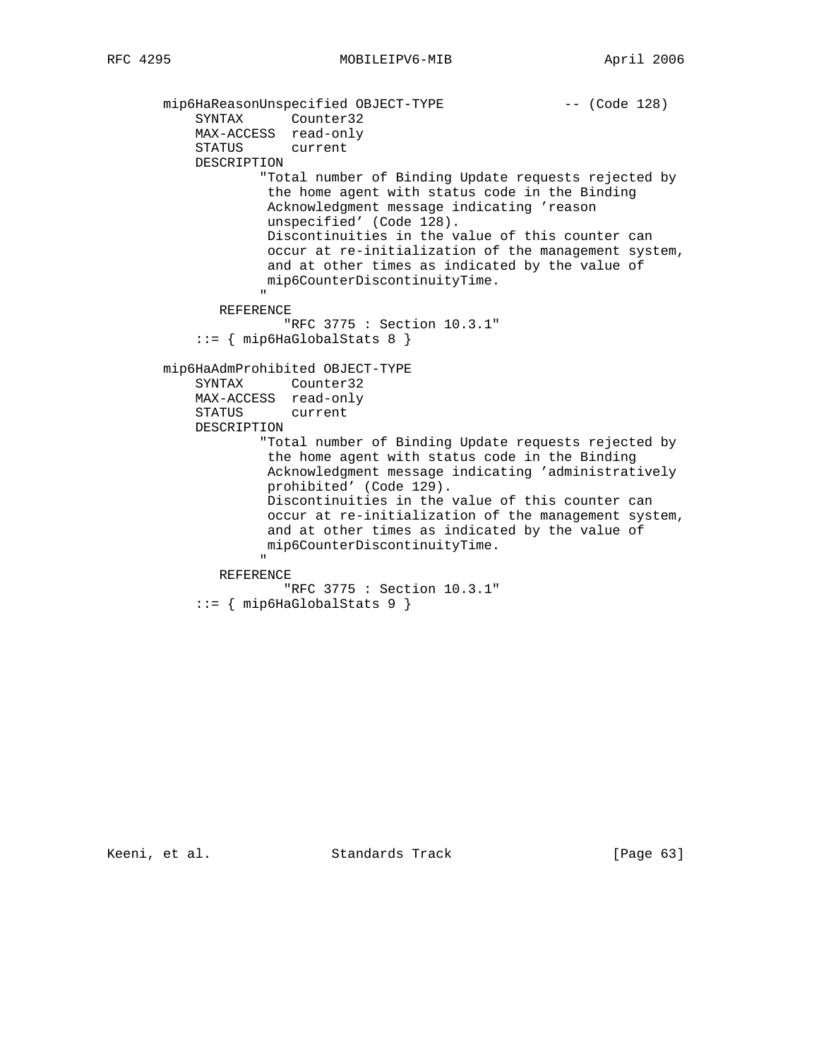```
       mip6HaReasonUnspecified OBJECT-TYPE              -- (Code 128)
           SYNTAX      Counter32
           MAX-ACCESS  read-only
           STATUS      current
           DESCRIPTION
                   "Total number of Binding Update requests rejected by
                    the home agent with status code in the Binding
                    Acknowledgment message indicating 'reason
                    unspecified' (Code 128).
                    Discontinuities in the value of this counter can
                    occur at re-initialization of the management system,
                    and at other times as indicated by the value of
                    mip6CounterDiscontinuityTime.
                   "
              REFERENCE
                     "RFC 3775 : Section 10.3.1"
           ::= { mip6HaGlobalStats 8 }

       mip6HaAdmProhibited OBJECT-TYPE
           SYNTAX      Counter32
           MAX-ACCESS  read-only
           STATUS      current
           DESCRIPTION
                   "Total number of Binding Update requests rejected by
                    the home agent with status code in the Binding
                    Acknowledgment message indicating 'administratively
                    prohibited' (Code 129).
                    Discontinuities in the value of this counter can
                    occur at re-initialization of the management system,
                    and at other times as indicated by the value of
                    mip6CounterDiscontinuityTime.
                   "
              REFERENCE
                     "RFC 3775 : Section 10.3.1"
           ::= { mip6HaGlobalStats 9 }
```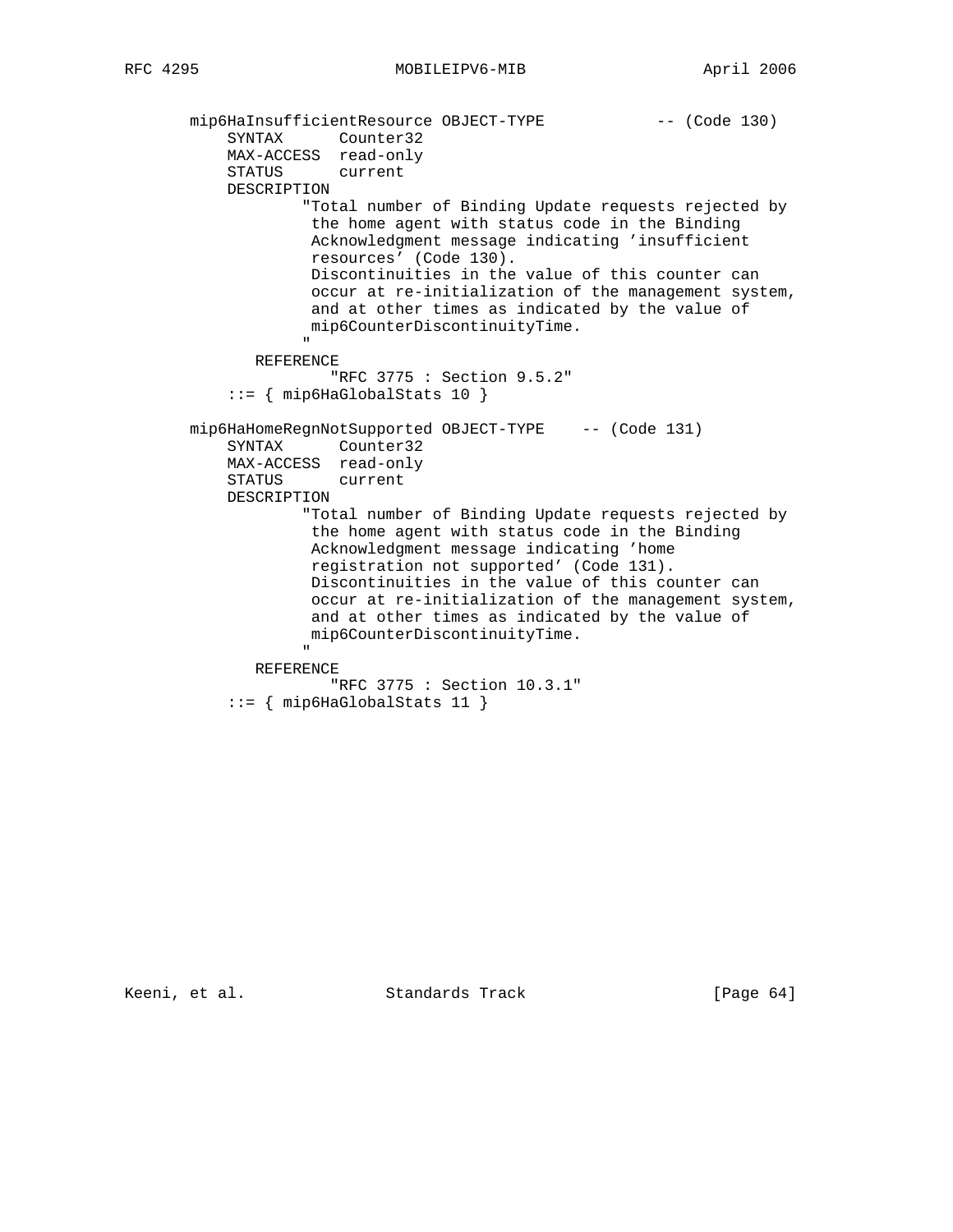```
       mip6HaInsufficientResource OBJECT-TYPE            -- (Code 130)
           SYNTAX      Counter32
           MAX-ACCESS  read-only
           STATUS      current
           DESCRIPTION
                   "Total number of Binding Update requests rejected by
                    the home agent with status code in the Binding
                    Acknowledgment message indicating 'insufficient
                    resources' (Code 130).
                    Discontinuities in the value of this counter can
                    occur at re-initialization of the management system,
                    and at other times as indicated by the value of
                    mip6CounterDiscontinuityTime.
                   "
              REFERENCE
                     "RFC 3775 : Section 9.5.2"
           ::= { mip6HaGlobalStats 10 }

       mip6HaHomeRegnNotSupported OBJECT-TYPE    -- (Code 131)
           SYNTAX      Counter32
           MAX-ACCESS  read-only
           STATUS      current
           DESCRIPTION
                   "Total number of Binding Update requests rejected by
                    the home agent with status code in the Binding
                    Acknowledgment message indicating 'home
                    registration not supported' (Code 131).
                    Discontinuities in the value of this counter can
                    occur at re-initialization of the management system,
                    and at other times as indicated by the value of
                    mip6CounterDiscontinuityTime.
                   "
              REFERENCE
                     "RFC 3775 : Section 10.3.1"
           ::= { mip6HaGlobalStats 11 }
```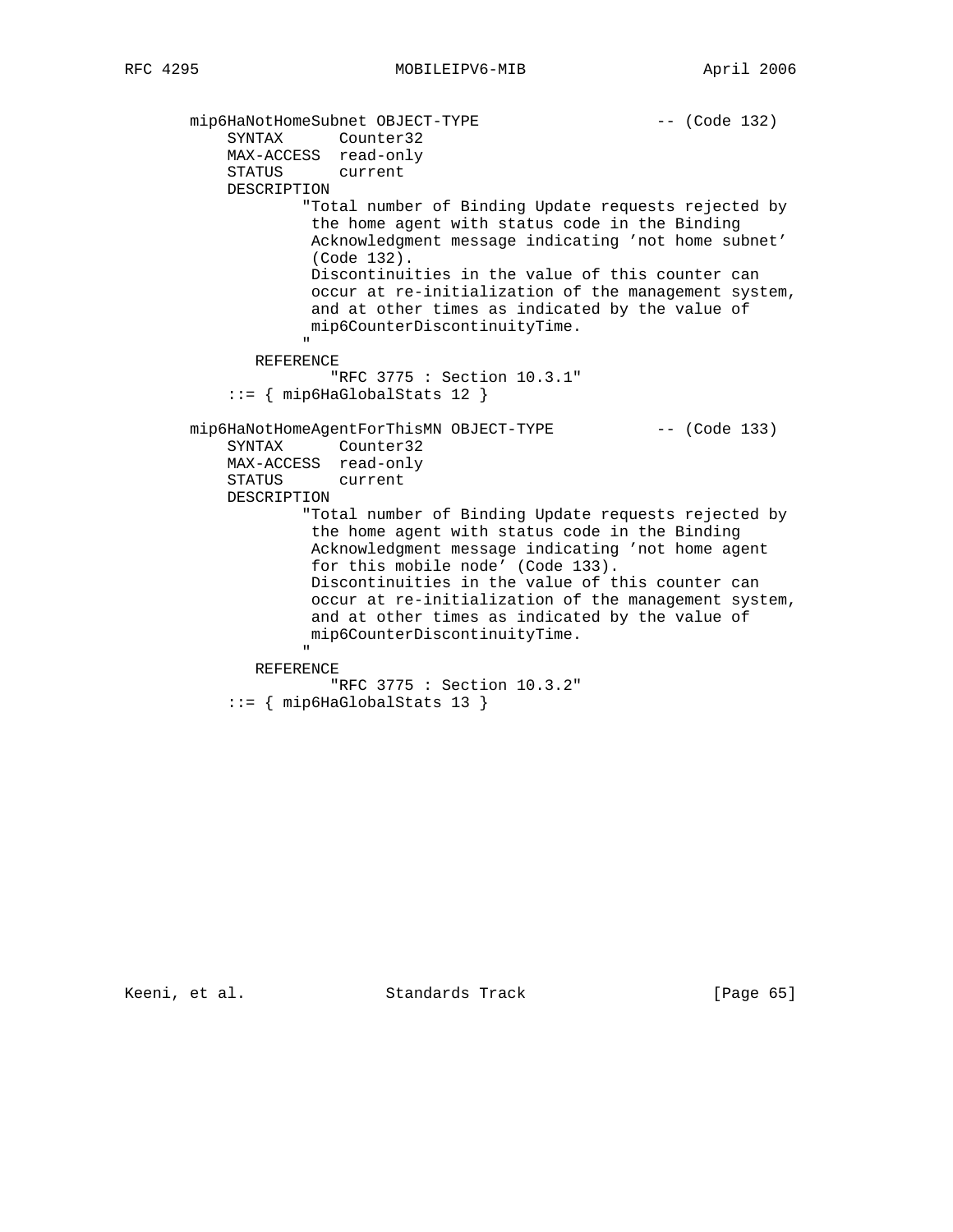```
       mip6HaNotHomeSubnet OBJECT-TYPE                    -- (Code 132)
           SYNTAX      Counter32
           MAX-ACCESS  read-only
           STATUS      current
           DESCRIPTION
                   "Total number of Binding Update requests rejected by
                    the home agent with status code in the Binding
                    Acknowledgment message indicating 'not home subnet'
                    (Code 132).
                    Discontinuities in the value of this counter can
                    occur at re-initialization of the management system,
                    and at other times as indicated by the value of
                    mip6CounterDiscontinuityTime.
                   "
              REFERENCE
                      "RFC 3775 : Section 10.3.1"
           ::= { mip6HaGlobalStats 12 }

       mip6HaNotHomeAgentForThisMN OBJECT-TYPE            -- (Code 133)
           SYNTAX      Counter32
           MAX-ACCESS  read-only
           STATUS      current
           DESCRIPTION
                   "Total number of Binding Update requests rejected by
                    the home agent with status code in the Binding
                    Acknowledgment message indicating 'not home agent
                    for this mobile node' (Code 133).
                    Discontinuities in the value of this counter can
                    occur at re-initialization of the management system,
                    and at other times as indicated by the value of
                    mip6CounterDiscontinuityTime.
                   "
              REFERENCE
                      "RFC 3775 : Section 10.3.2"
           ::= { mip6HaGlobalStats 13 }
```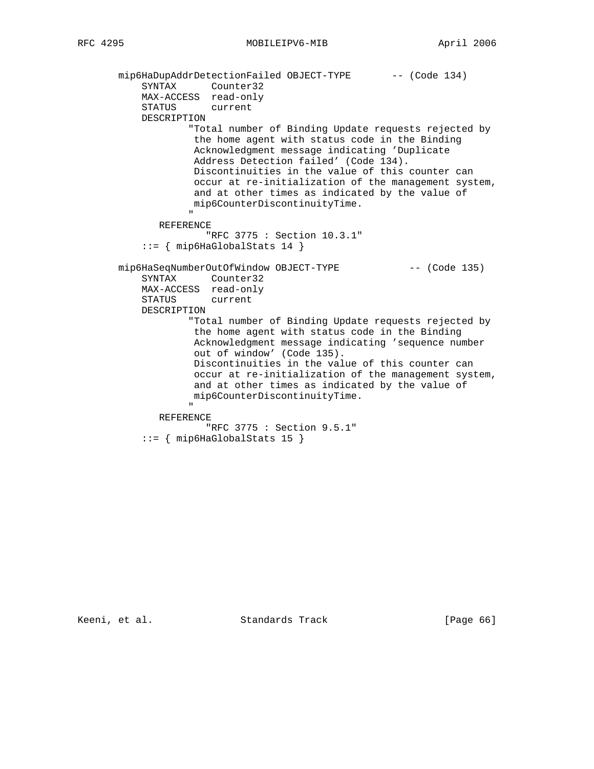```
   mip6HaDupAddrDetectionFailed OBJECT-TYPE       -- (Code 134)
       SYNTAX      Counter32
       MAX-ACCESS  read-only
       STATUS      current
       DESCRIPTION
               "Total number of Binding Update requests rejected by
                the home agent with status code in the Binding
                Acknowledgment message indicating 'Duplicate
                Address Detection failed' (Code 134).
                Discontinuities in the value of this counter can
                occur at re-initialization of the management system,
                and at other times as indicated by the value of
                mip6CounterDiscontinuityTime.
               "
          REFERENCE
                "RFC 3775 : Section 10.3.1"
       ::= { mip6HaGlobalStats 14 }

   mip6HaSeqNumberOutOfWindow OBJECT-TYPE            -- (Code 135)
       SYNTAX      Counter32
       MAX-ACCESS  read-only
       STATUS      current
       DESCRIPTION
               "Total number of Binding Update requests rejected by
                the home agent with status code in the Binding
                Acknowledgment message indicating 'sequence number
                out of window' (Code 135).
                Discontinuities in the value of this counter can
                occur at re-initialization of the management system,
                and at other times as indicated by the value of
                mip6CounterDiscontinuityTime.
               "
          REFERENCE
                "RFC 3775 : Section 9.5.1"
       ::= { mip6HaGlobalStats 15 }
```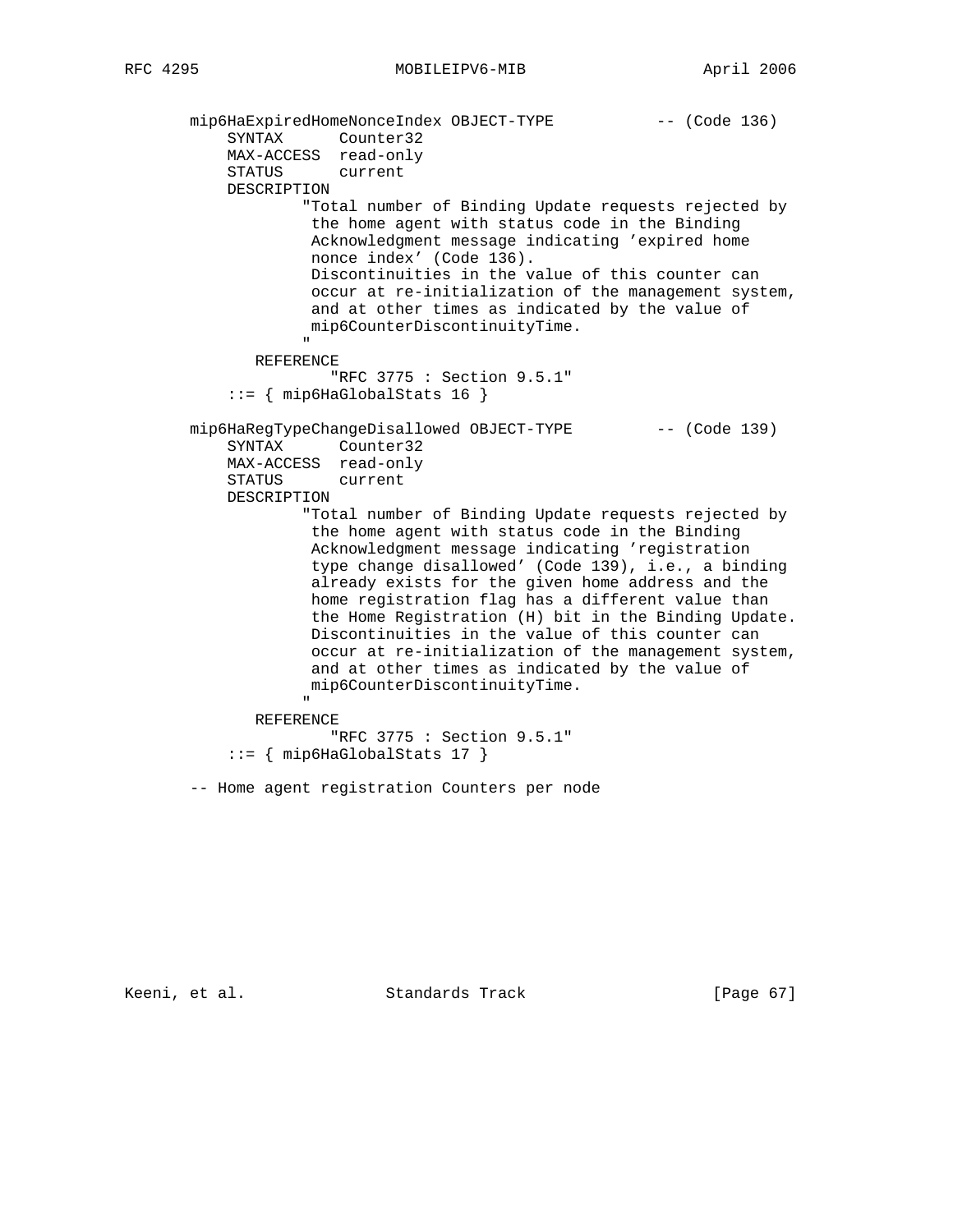```
       mip6HaExpiredHomeNonceIndex OBJECT-TYPE           -- (Code 136)
           SYNTAX      Counter32
           MAX-ACCESS  read-only
           STATUS      current
           DESCRIPTION
                   "Total number of Binding Update requests rejected by
                    the home agent with status code in the Binding
                    Acknowledgment message indicating 'expired home
                    nonce index' (Code 136).
                    Discontinuities in the value of this counter can
                    occur at re-initialization of the management system,
                    and at other times as indicated by the value of
                    mip6CounterDiscontinuityTime.
                   "
              REFERENCE
                      "RFC 3775 : Section 9.5.1"
           ::= { mip6HaGlobalStats 16 }

       mip6HaRegTypeChangeDisallowed OBJECT-TYPE         -- (Code 139)
           SYNTAX      Counter32
           MAX-ACCESS  read-only
           STATUS      current
           DESCRIPTION
                   "Total number of Binding Update requests rejected by
                    the home agent with status code in the Binding
                    Acknowledgment message indicating 'registration
                    type change disallowed' (Code 139), i.e., a binding
                    already exists for the given home address and the
                    home registration flag has a different value than
                    the Home Registration (H) bit in the Binding Update.
                    Discontinuities in the value of this counter can
                    occur at re-initialization of the management system,
                    and at other times as indicated by the value of
                    mip6CounterDiscontinuityTime.
                   "
              REFERENCE
                      "RFC 3775 : Section 9.5.1"
           ::= { mip6HaGlobalStats 17 }

       -- Home agent registration Counters per node
```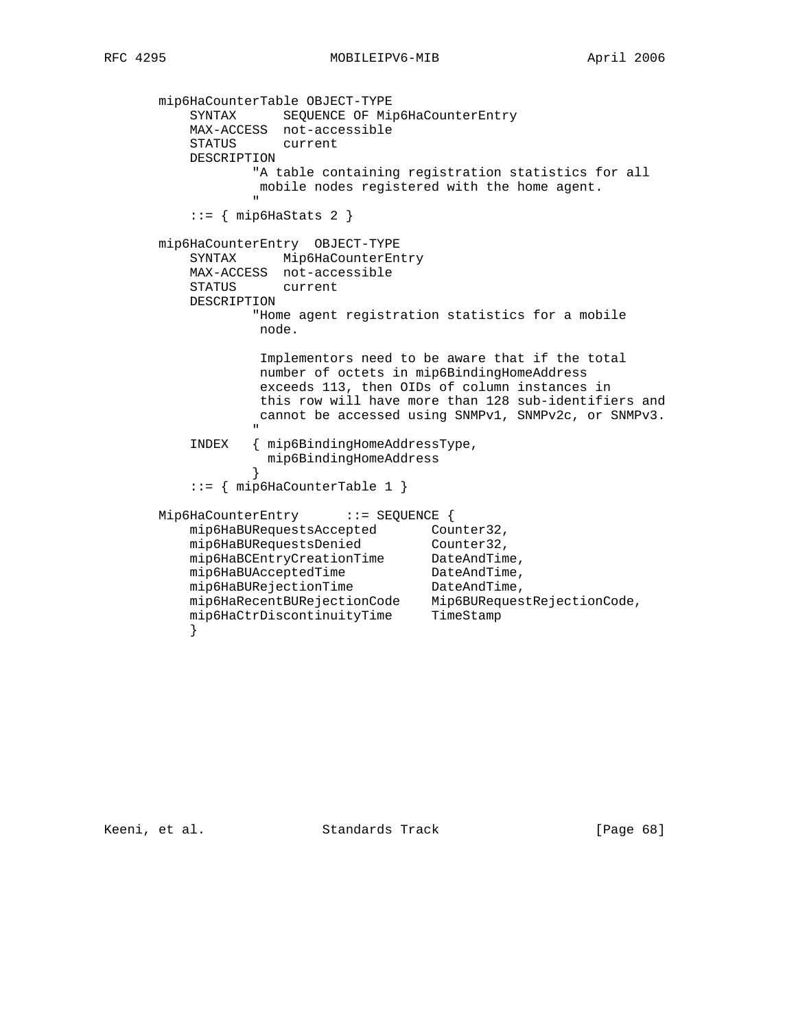```
mip6HaCounterTable OBJECT-TYPE
    SYNTAX      SEQUENCE OF Mip6HaCounterEntry
    MAX-ACCESS  not-accessible
    STATUS      current
    DESCRIPTION
            "A table containing registration statistics for all
             mobile nodes registered with the home agent.
            "
    ::= { mip6HaStats 2 }

mip6HaCounterEntry  OBJECT-TYPE
    SYNTAX      Mip6HaCounterEntry
    MAX-ACCESS  not-accessible
    STATUS      current
    DESCRIPTION
            "Home agent registration statistics for a mobile
             node.

             Implementors need to be aware that if the total
             number of octets in mip6BindingHomeAddress
             exceeds 113, then OIDs of column instances in
             this row will have more than 128 sub-identifiers and
             cannot be accessed using SNMPv1, SNMPv2c, or SNMPv3.
            "
    INDEX   { mip6BindingHomeAddressType,
              mip6BindingHomeAddress
            }
    ::= { mip6HaCounterTable 1 }

Mip6HaCounterEntry      ::= SEQUENCE {
    mip6HaBURequestsAccepted       Counter32,
    mip6HaBURequestsDenied         Counter32,
    mip6HaBCEntryCreationTime      DateAndTime,
    mip6HaBUAcceptedTime           DateAndTime,
    mip6HaBURejectionTime          DateAndTime,
    mip6HaRecentBURejectionCode    Mip6BURequestRejectionCode,
    mip6HaCtrDiscontinuityTime     TimeStamp
    }
```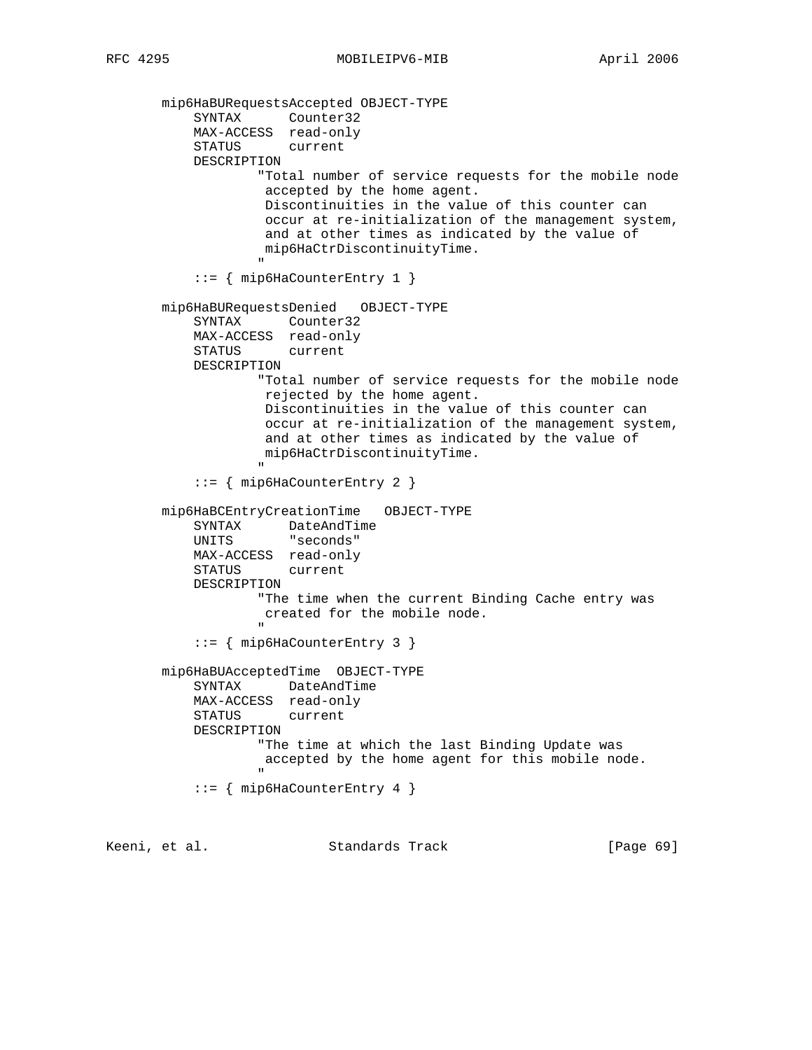```
       mip6HaBURequestsAccepted OBJECT-TYPE
           SYNTAX      Counter32
           MAX-ACCESS  read-only
           STATUS      current
           DESCRIPTION
                   "Total number of service requests for the mobile node
                    accepted by the home agent.
                    Discontinuities in the value of this counter can
                    occur at re-initialization of the management system,
                    and at other times as indicated by the value of
                    mip6HaCtrDiscontinuityTime.
                   "
           ::= { mip6HaCounterEntry 1 }

       mip6HaBURequestsDenied   OBJECT-TYPE
           SYNTAX      Counter32
           MAX-ACCESS  read-only
           STATUS      current
           DESCRIPTION
                   "Total number of service requests for the mobile node
                    rejected by the home agent.
                    Discontinuities in the value of this counter can
                    occur at re-initialization of the management system,
                    and at other times as indicated by the value of
                    mip6HaCtrDiscontinuityTime.
                   "
           ::= { mip6HaCounterEntry 2 }

       mip6HaBCEntryCreationTime   OBJECT-TYPE
           SYNTAX      DateAndTime
           UNITS       "seconds"
           MAX-ACCESS  read-only
           STATUS      current
           DESCRIPTION
                   "The time when the current Binding Cache entry was
                    created for the mobile node.
                   "
           ::= { mip6HaCounterEntry 3 }

       mip6HaBUAcceptedTime  OBJECT-TYPE
           SYNTAX      DateAndTime
           MAX-ACCESS  read-only
           STATUS      current
           DESCRIPTION
                   "The time at which the last Binding Update was
                    accepted by the home agent for this mobile node.
                   "
           ::= { mip6HaCounterEntry 4 }
```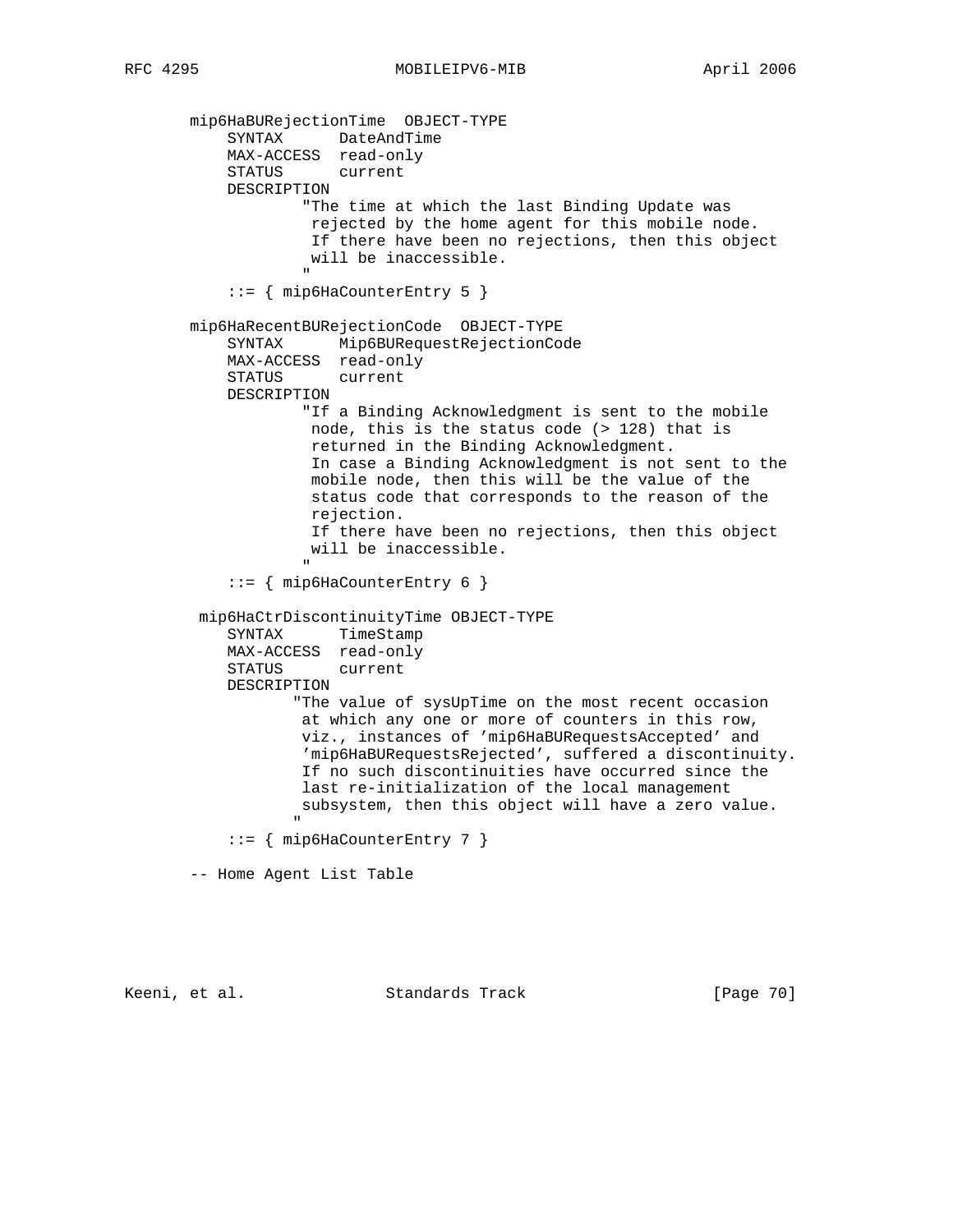```
      mip6HaBURejectionTime  OBJECT-TYPE
          SYNTAX      DateAndTime
          MAX-ACCESS  read-only
          STATUS      current
          DESCRIPTION
                  "The time at which the last Binding Update was
                   rejected by the home agent for this mobile node.
                   If there have been no rejections, then this object
                   will be inaccessible.
                  "
          ::= { mip6HaCounterEntry 5 }

      mip6HaRecentBURejectionCode  OBJECT-TYPE
          SYNTAX      Mip6BURequestRejectionCode
          MAX-ACCESS  read-only
          STATUS      current
          DESCRIPTION
                  "If a Binding Acknowledgment is sent to the mobile
                   node, this is the status code (> 128) that is
                   returned in the Binding Acknowledgment.
                   In case a Binding Acknowledgment is not sent to the
                   mobile node, then this will be the value of the
                   status code that corresponds to the reason of the
                   rejection.
                   If there have been no rejections, then this object
                   will be inaccessible.
                  "
          ::= { mip6HaCounterEntry 6 }

       mip6HaCtrDiscontinuityTime OBJECT-TYPE
          SYNTAX      TimeStamp
          MAX-ACCESS  read-only
          STATUS      current
          DESCRIPTION
                 "The value of sysUpTime on the most recent occasion
                  at which any one or more of counters in this row,
                  viz., instances of 'mip6HaBURequestsAccepted' and
                  'mip6HaBURequestsRejected', suffered a discontinuity.
                  If no such discontinuities have occurred since the
                  last re-initialization of the local management
                  subsystem, then this object will have a zero value.
                 "
          ::= { mip6HaCounterEntry 7 }

      -- Home Agent List Table
```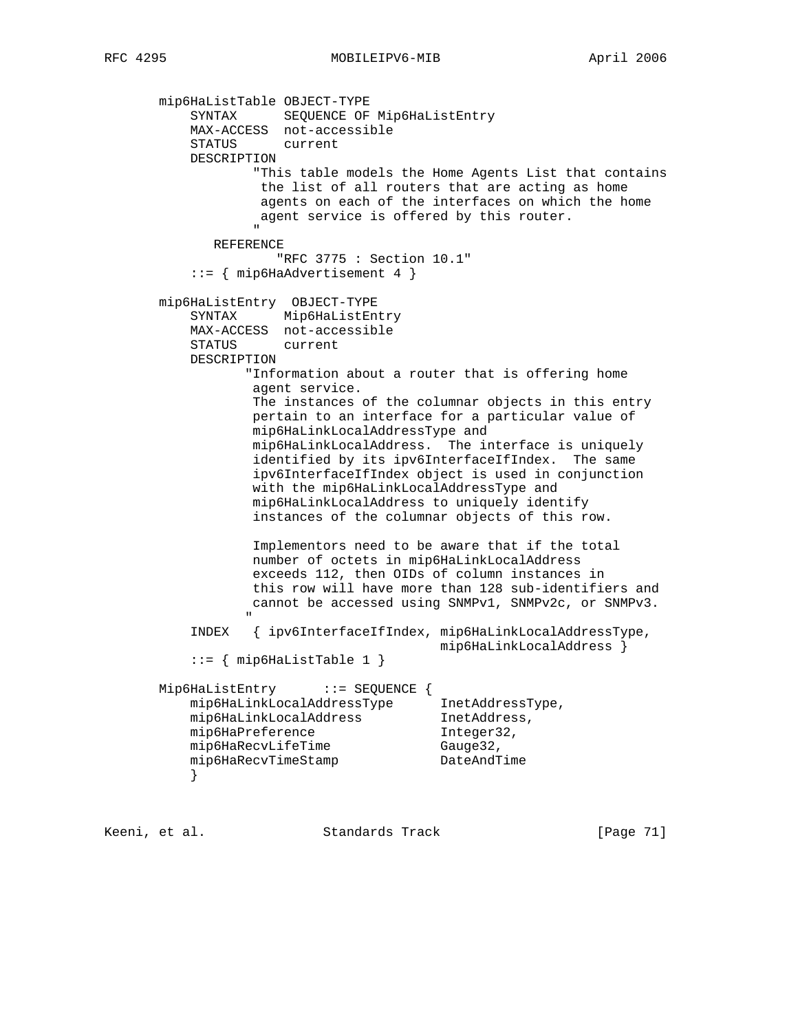```
       mip6HaListTable OBJECT-TYPE
           SYNTAX      SEQUENCE OF Mip6HaListEntry
           MAX-ACCESS  not-accessible
           STATUS      current
           DESCRIPTION
                   "This table models the Home Agents List that contains
                    the list of all routers that are acting as home
                    agents on each of the interfaces on which the home
                    agent service is offered by this router.
                   "
              REFERENCE
                     "RFC 3775 : Section 10.1"
           ::= { mip6HaAdvertisement 4 }

       mip6HaListEntry  OBJECT-TYPE
           SYNTAX      Mip6HaListEntry
           MAX-ACCESS  not-accessible
           STATUS      current
           DESCRIPTION
                  "Information about a router that is offering home
                   agent service.
                   The instances of the columnar objects in this entry
                   pertain to an interface for a particular value of
                   mip6HaLinkLocalAddressType and
                   mip6HaLinkLocalAddress.  The interface is uniquely
                   identified by its ipv6InterfaceIfIndex.  The same
                   ipv6InterfaceIfIndex object is used in conjunction
                   with the mip6HaLinkLocalAddressType and
                   mip6HaLinkLocalAddress to uniquely identify
                   instances of the columnar objects of this row.

                   Implementors need to be aware that if the total
                   number of octets in mip6HaLinkLocalAddress
                   exceeds 112, then OIDs of column instances in
                   this row will have more than 128 sub-identifiers and
                   cannot be accessed using SNMPv1, SNMPv2c, or SNMPv3.
                  "
           INDEX   { ipv6InterfaceIfIndex, mip6HaLinkLocalAddressType,
                                           mip6HaLinkLocalAddress }
           ::= { mip6HaListTable 1 }

       Mip6HaListEntry      ::= SEQUENCE {
           mip6HaLinkLocalAddressType      InetAddressType,
           mip6HaLinkLocalAddress          InetAddress,
           mip6HaPreference                Integer32,
           mip6HaRecvLifeTime              Gauge32,
           mip6HaRecvTimeStamp             DateAndTime
           }
```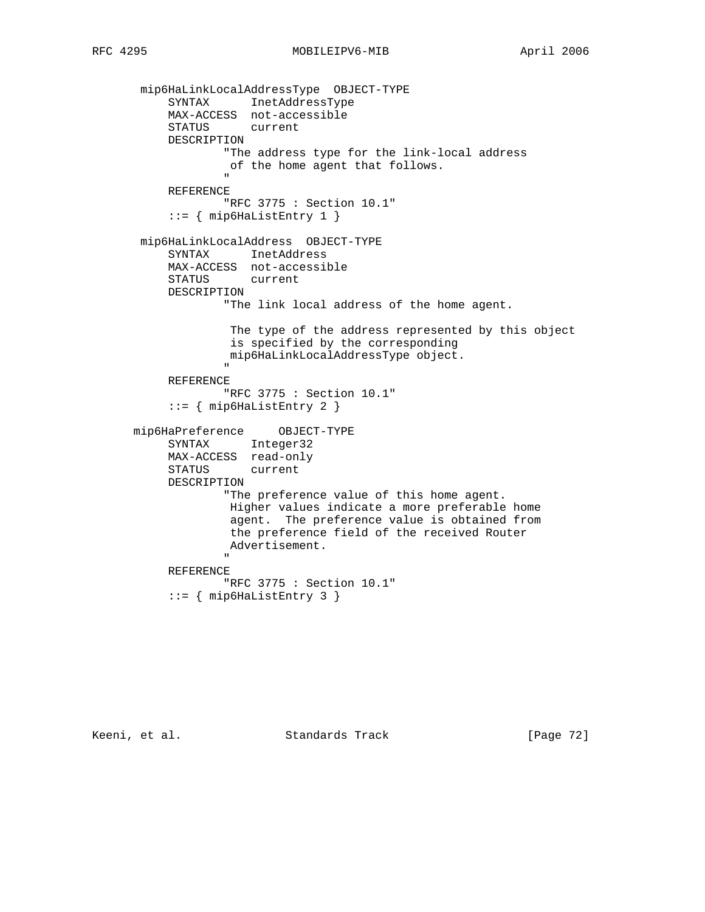```
       mip6HaLinkLocalAddressType  OBJECT-TYPE
           SYNTAX      InetAddressType
           MAX-ACCESS  not-accessible
           STATUS      current
           DESCRIPTION
                   "The address type for the link-local address
                    of the home agent that follows.
                   "
           REFERENCE
                   "RFC 3775 : Section 10.1"
           ::= { mip6HaListEntry 1 }

       mip6HaLinkLocalAddress  OBJECT-TYPE
           SYNTAX      InetAddress
           MAX-ACCESS  not-accessible
           STATUS      current
           DESCRIPTION
                   "The link local address of the home agent.

                    The type of the address represented by this object
                    is specified by the corresponding
                    mip6HaLinkLocalAddressType object.
                   "
           REFERENCE
                   "RFC 3775 : Section 10.1"
           ::= { mip6HaListEntry 2 }

      mip6HaPreference     OBJECT-TYPE
           SYNTAX      Integer32
           MAX-ACCESS  read-only
           STATUS      current
           DESCRIPTION
                   "The preference value of this home agent.
                    Higher values indicate a more preferable home
                    agent.  The preference value is obtained from
                    the preference field of the received Router
                    Advertisement.
                   "
           REFERENCE
                   "RFC 3775 : Section 10.1"
           ::= { mip6HaListEntry 3 }
```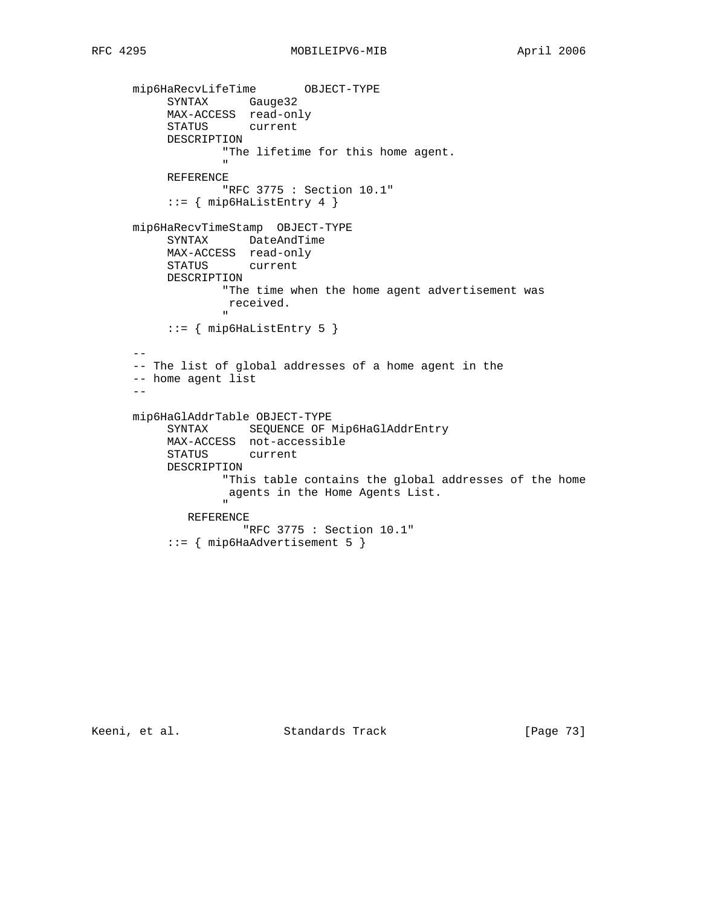```
mip6HaRecvLifeTime       OBJECT-TYPE
     SYNTAX      Gauge32
     MAX-ACCESS  read-only
     STATUS      current
     DESCRIPTION
             "The lifetime for this home agent.
             "
     REFERENCE
             "RFC 3775 : Section 10.1"
     ::= { mip6HaListEntry 4 }

mip6HaRecvTimeStamp  OBJECT-TYPE
     SYNTAX      DateAndTime
     MAX-ACCESS  read-only
     STATUS      current
     DESCRIPTION
             "The time when the home agent advertisement was
              received.
             "
     ::= { mip6HaListEntry 5 }

--
-- The list of global addresses of a home agent in the
-- home agent list
--

mip6HaGlAddrTable OBJECT-TYPE
     SYNTAX      SEQUENCE OF Mip6HaGlAddrEntry
     MAX-ACCESS  not-accessible
     STATUS      current
     DESCRIPTION
             "This table contains the global addresses of the home
              agents in the Home Agents List.
             "
        REFERENCE
                "RFC 3775 : Section 10.1"
     ::= { mip6HaAdvertisement 5 }
```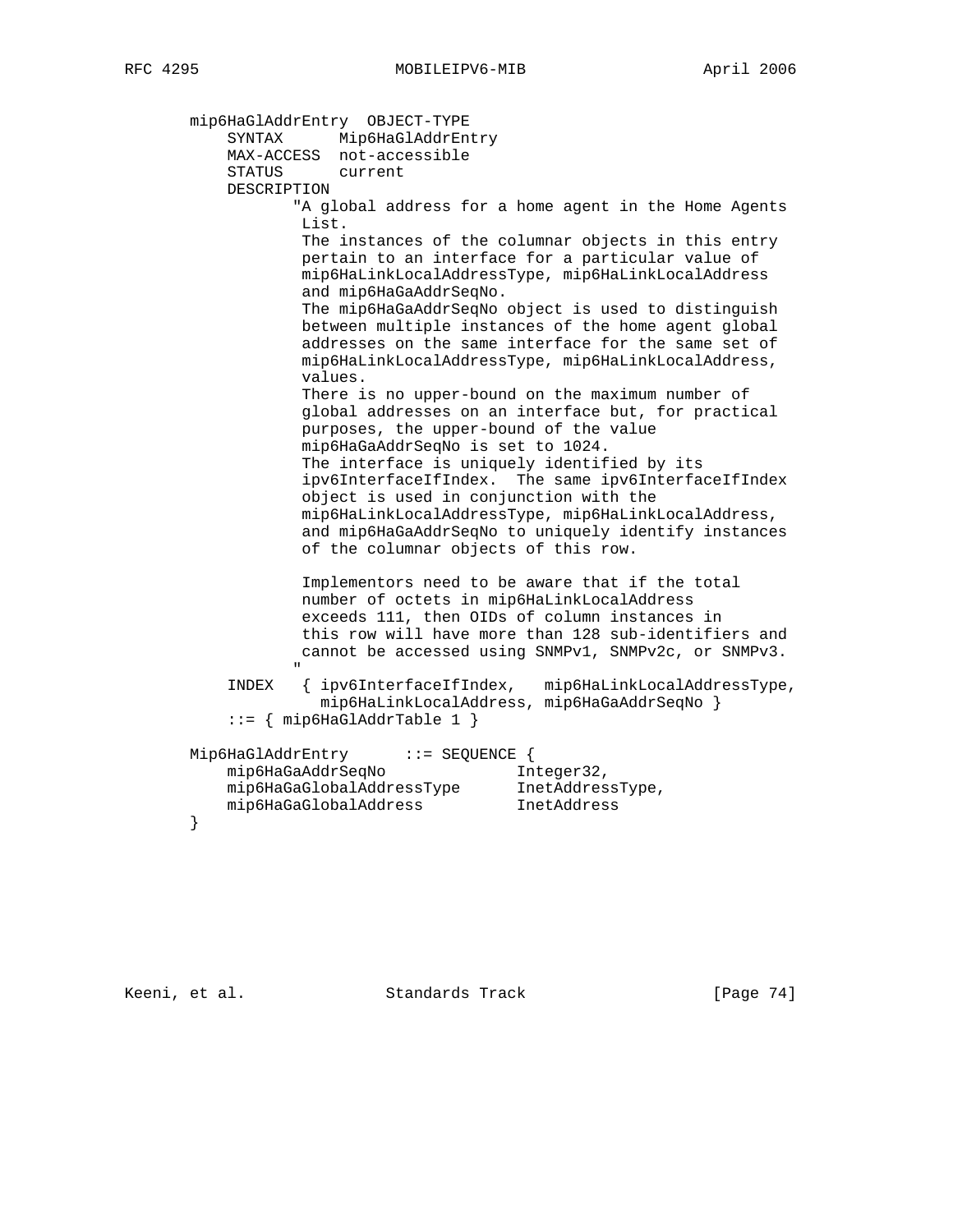```
   mip6HaGlAddrEntry  OBJECT-TYPE
       SYNTAX      Mip6HaGlAddrEntry
       MAX-ACCESS  not-accessible
       STATUS      current
       DESCRIPTION
              "A global address for a home agent in the Home Agents
               List.
               The instances of the columnar objects in this entry
               pertain to an interface for a particular value of
               mip6HaLinkLocalAddressType, mip6HaLinkLocalAddress
               and mip6HaGaAddrSeqNo.
               The mip6HaGaAddrSeqNo object is used to distinguish
               between multiple instances of the home agent global
               addresses on the same interface for the same set of
               mip6HaLinkLocalAddressType, mip6HaLinkLocalAddress,
               values.
               There is no upper-bound on the maximum number of
               global addresses on an interface but, for practical
               purposes, the upper-bound of the value
               mip6HaGaAddrSeqNo is set to 1024.
               The interface is uniquely identified by its
               ipv6InterfaceIfIndex.  The same ipv6InterfaceIfIndex
               object is used in conjunction with the
               mip6HaLinkLocalAddressType, mip6HaLinkLocalAddress,
               and mip6HaGaAddrSeqNo to uniquely identify instances
               of the columnar objects of this row.

               Implementors need to be aware that if the total
               number of octets in mip6HaLinkLocalAddress
               exceeds 111, then OIDs of column instances in
               this row will have more than 128 sub-identifiers and
               cannot be accessed using SNMPv1, SNMPv2c, or SNMPv3.
              "
       INDEX   { ipv6InterfaceIfIndex,   mip6HaLinkLocalAddressType,
                 mip6HaLinkLocalAddress, mip6HaGaAddrSeqNo }
       ::= { mip6HaGlAddrTable 1 }

   Mip6HaGlAddrEntry      ::= SEQUENCE {
       mip6HaGaAddrSeqNo              Integer32,
       mip6HaGaGlobalAddressType      InetAddressType,
       mip6HaGaGlobalAddress          InetAddress
   }
```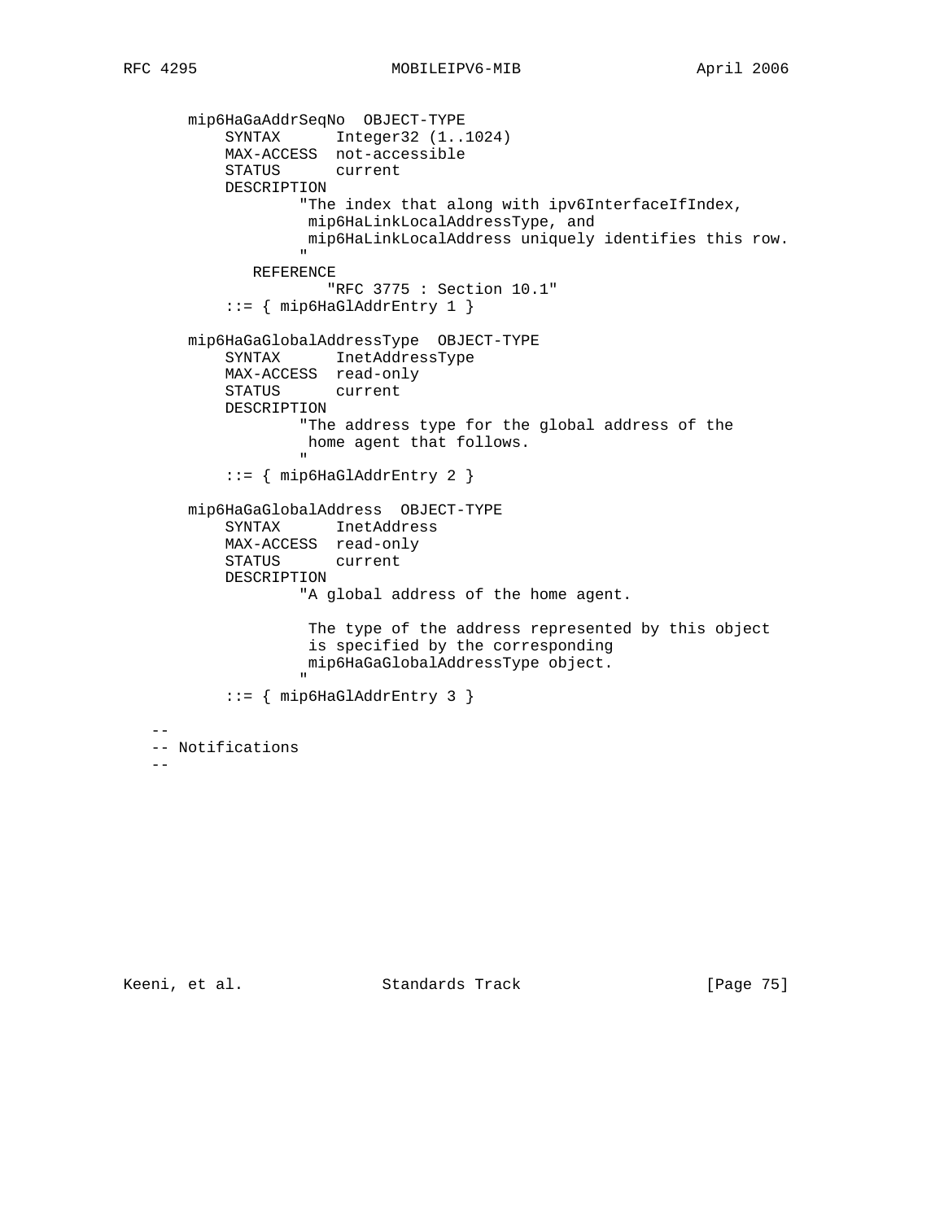```
       mip6HaGaAddrSeqNo  OBJECT-TYPE
           SYNTAX      Integer32 (1..1024)
           MAX-ACCESS  not-accessible
           STATUS      current
           DESCRIPTION
                   "The index that along with ipv6InterfaceIfIndex,
                    mip6HaLinkLocalAddressType, and
                    mip6HaLinkLocalAddress uniquely identifies this row.
                   "
              REFERENCE
                     "RFC 3775 : Section 10.1"
           ::= { mip6HaGlAddrEntry 1 }

       mip6HaGaGlobalAddressType  OBJECT-TYPE
           SYNTAX      InetAddressType
           MAX-ACCESS  read-only
           STATUS      current
           DESCRIPTION
                   "The address type for the global address of the
                    home agent that follows.
                   "
           ::= { mip6HaGlAddrEntry 2 }

       mip6HaGaGlobalAddress  OBJECT-TYPE
           SYNTAX      InetAddress
           MAX-ACCESS  read-only
           STATUS      current
           DESCRIPTION
                   "A global address of the home agent.

                    The type of the address represented by this object
                    is specified by the corresponding
                    mip6HaGaGlobalAddressType object.
                   "
           ::= { mip6HaGlAddrEntry 3 }

   --
   -- Notifications
   --
```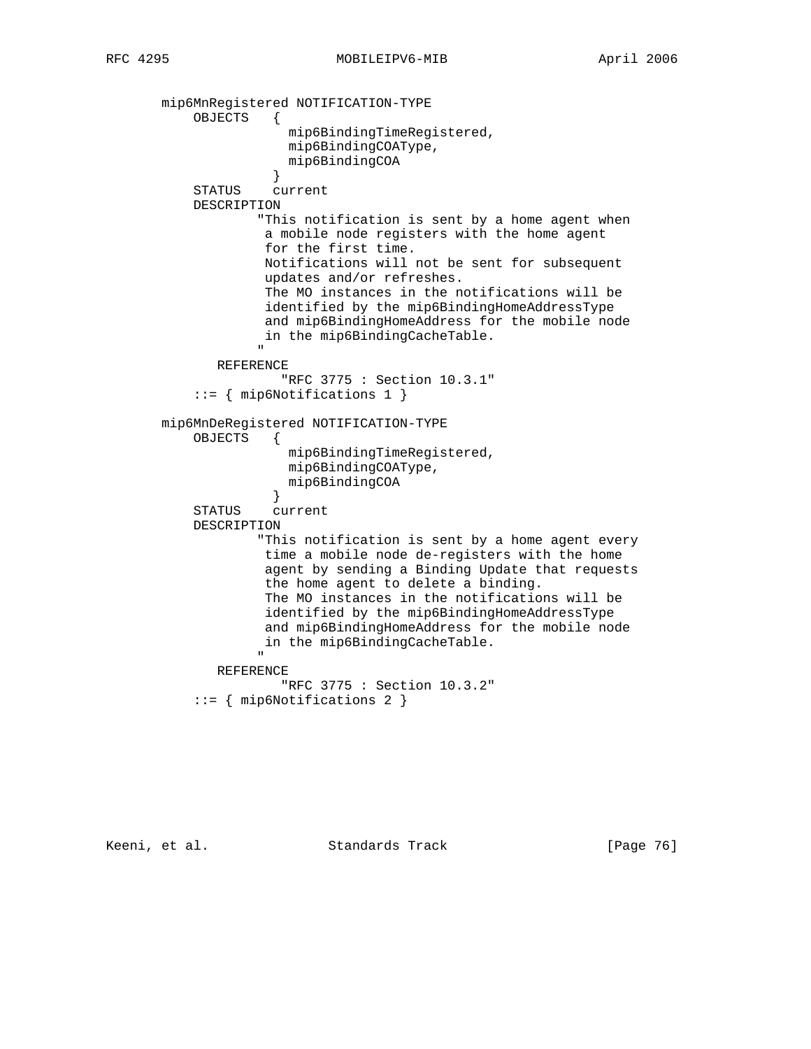```
       mip6MnRegistered NOTIFICATION-TYPE
           OBJECTS   {
                       mip6BindingTimeRegistered,
                       mip6BindingCOAType,
                       mip6BindingCOA
                      }
           STATUS    current
           DESCRIPTION
                   "This notification is sent by a home agent when
                    a mobile node registers with the home agent
                    for the first time.
                    Notifications will not be sent for subsequent
                    updates and/or refreshes.
                    The MO instances in the notifications will be
                    identified by the mip6BindingHomeAddressType
                    and mip6BindingHomeAddress for the mobile node
                    in the mip6BindingCacheTable.
                   "
              REFERENCE
                     "RFC 3775 : Section 10.3.1"
           ::= { mip6Notifications 1 }

       mip6MnDeRegistered NOTIFICATION-TYPE
           OBJECTS   {
                       mip6BindingTimeRegistered,
                       mip6BindingCOAType,
                       mip6BindingCOA
                      }
           STATUS    current
           DESCRIPTION
                   "This notification is sent by a home agent every
                    time a mobile node de-registers with the home
                    agent by sending a Binding Update that requests
                    the home agent to delete a binding.
                    The MO instances in the notifications will be
                    identified by the mip6BindingHomeAddressType
                    and mip6BindingHomeAddress for the mobile node
                    in the mip6BindingCacheTable.
                   "
              REFERENCE
                     "RFC 3775 : Section 10.3.2"
           ::= { mip6Notifications 2 }
```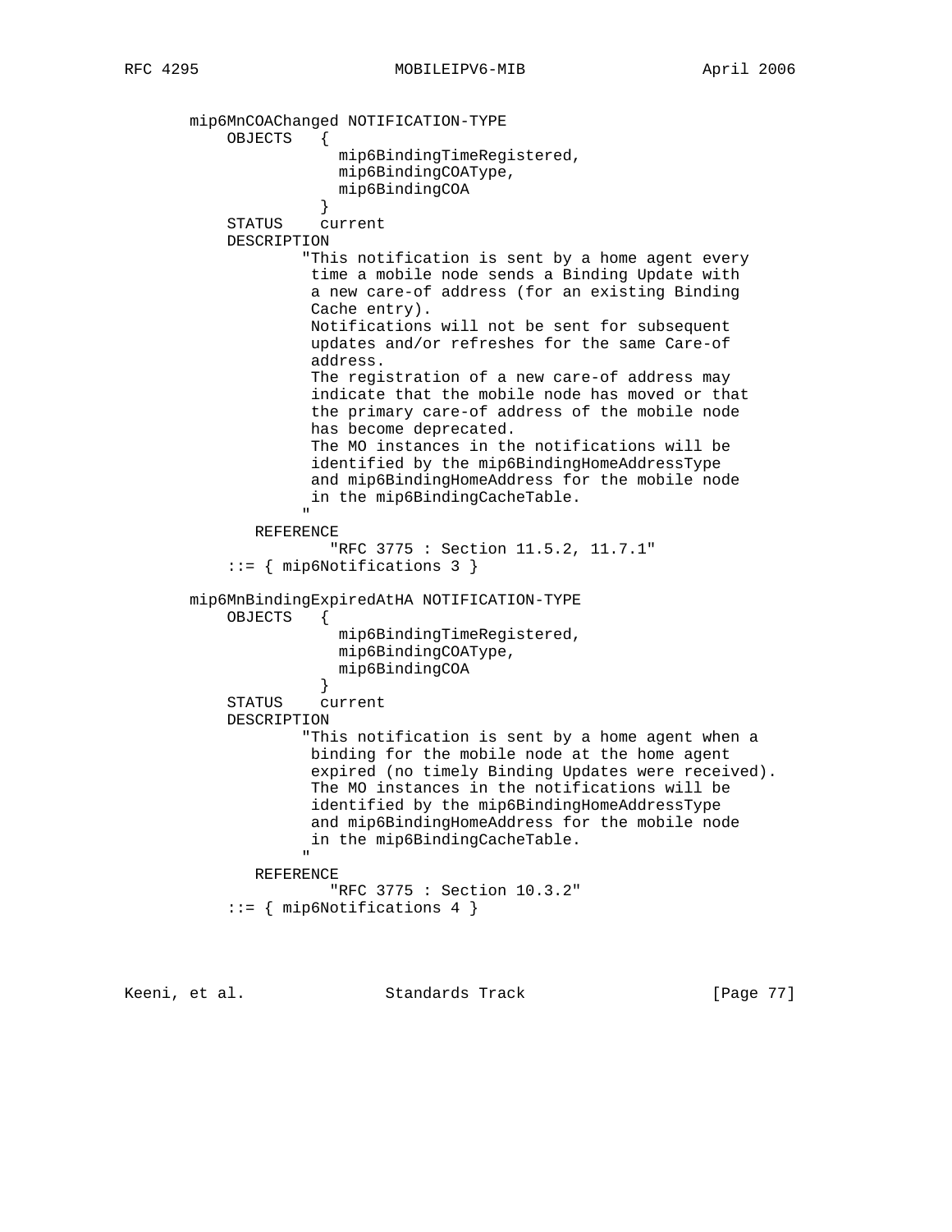```
       mip6MnCOAChanged NOTIFICATION-TYPE
           OBJECTS   {
                       mip6BindingTimeRegistered,
                       mip6BindingCOAType,
                       mip6BindingCOA
                      }
           STATUS    current
           DESCRIPTION
                   "This notification is sent by a home agent every
                    time a mobile node sends a Binding Update with
                    a new care-of address (for an existing Binding
                    Cache entry).
                    Notifications will not be sent for subsequent
                    updates and/or refreshes for the same Care-of
                    address.
                    The registration of a new care-of address may
                    indicate that the mobile node has moved or that
                    the primary care-of address of the mobile node
                    has become deprecated.
                    The MO instances in the notifications will be
                    identified by the mip6BindingHomeAddressType
                    and mip6BindingHomeAddress for the mobile node
                    in the mip6BindingCacheTable.
                   "
              REFERENCE
                      "RFC 3775 : Section 11.5.2, 11.7.1"
           ::= { mip6Notifications 3 }

       mip6MnBindingExpiredAtHA NOTIFICATION-TYPE
           OBJECTS   {
                       mip6BindingTimeRegistered,
                       mip6BindingCOAType,
                       mip6BindingCOA
                      }
           STATUS    current
           DESCRIPTION
                   "This notification is sent by a home agent when a
                    binding for the mobile node at the home agent
                    expired (no timely Binding Updates were received).
                    The MO instances in the notifications will be
                    identified by the mip6BindingHomeAddressType
                    and mip6BindingHomeAddress for the mobile node
                    in the mip6BindingCacheTable.
                   "
              REFERENCE
                      "RFC 3775 : Section 10.3.2"
           ::= { mip6Notifications 4 }
```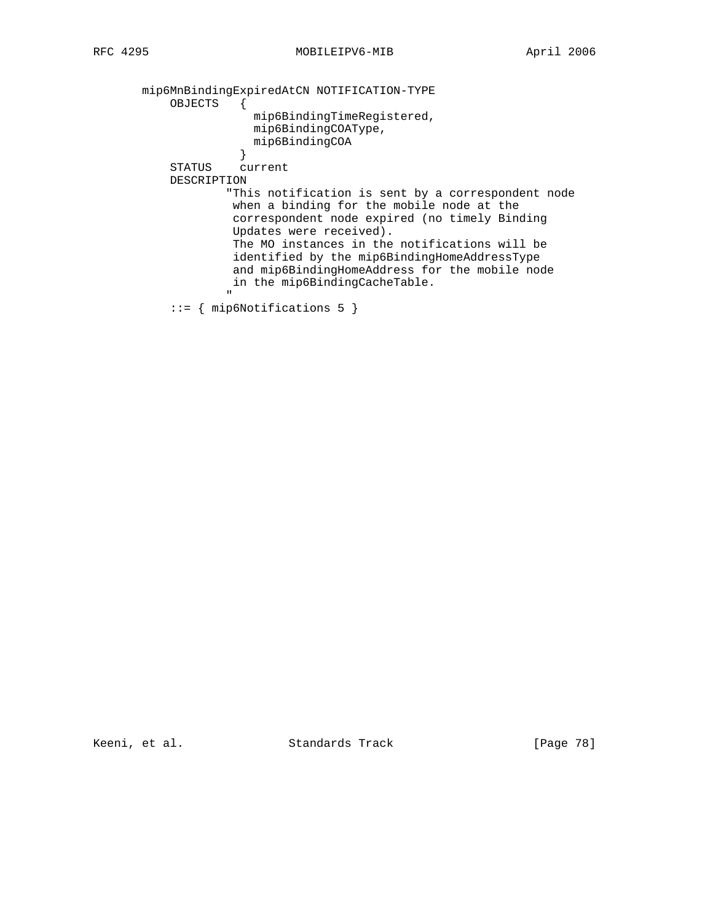```
    mip6MnBindingExpiredAtCN NOTIFICATION-TYPE
        OBJECTS   {
                    mip6BindingTimeRegistered,
                    mip6BindingCOAType,
                    mip6BindingCOA
                  }
        STATUS    current
        DESCRIPTION
                "This notification is sent by a correspondent node
                 when a binding for the mobile node at the
                 correspondent node expired (no timely Binding
                 Updates were received).
                 The MO instances in the notifications will be
                 identified by the mip6BindingHomeAddressType
                 and mip6BindingHomeAddress for the mobile node
                 in the mip6BindingCacheTable.
                "
        ::= { mip6Notifications 5 }
```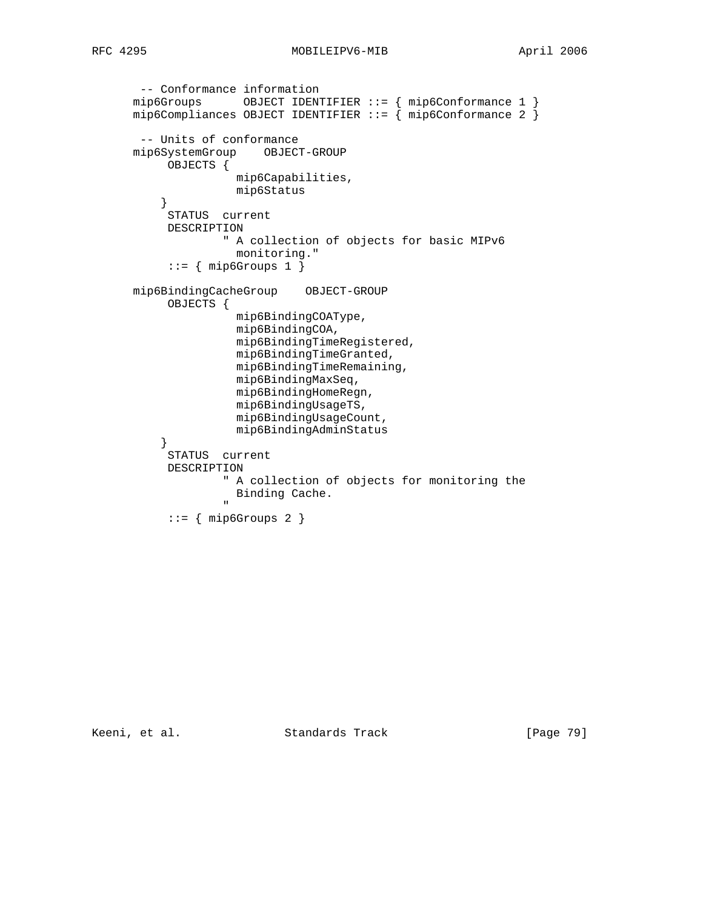```
    -- Conformance information
   mip6Groups      OBJECT IDENTIFIER ::= { mip6Conformance 1 }
   mip6Compliances OBJECT IDENTIFIER ::= { mip6Conformance 2 }

    -- Units of conformance
   mip6SystemGroup    OBJECT-GROUP
        OBJECTS {
                  mip6Capabilities,
                  mip6Status
       }
        STATUS  current
        DESCRIPTION
                " A collection of objects for basic MIPv6
                  monitoring."
        ::= { mip6Groups 1 }

   mip6BindingCacheGroup    OBJECT-GROUP
        OBJECTS {
                  mip6BindingCOAType,
                  mip6BindingCOA,
                  mip6BindingTimeRegistered,
                  mip6BindingTimeGranted,
                  mip6BindingTimeRemaining,
                  mip6BindingMaxSeq,
                  mip6BindingHomeRegn,
                  mip6BindingUsageTS,
                  mip6BindingUsageCount,
                  mip6BindingAdminStatus
       }
        STATUS  current
        DESCRIPTION
                " A collection of objects for monitoring the
                  Binding Cache.
                "
        ::= { mip6Groups 2 }
```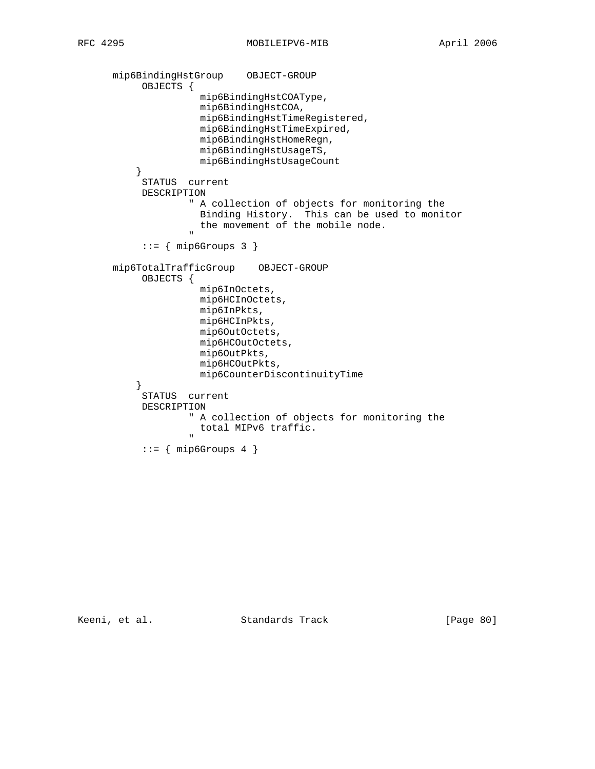```
      mip6BindingHstGroup    OBJECT-GROUP
           OBJECTS {
                     mip6BindingHstCOAType,
                     mip6BindingHstCOA,
                     mip6BindingHstTimeRegistered,
                     mip6BindingHstTimeExpired,
                     mip6BindingHstHomeRegn,
                     mip6BindingHstUsageTS,
                     mip6BindingHstUsageCount
          }
           STATUS  current
           DESCRIPTION
                   " A collection of objects for monitoring the
                     Binding History.  This can be used to monitor
                     the movement of the mobile node.
                   "
           ::= { mip6Groups 3 }

      mip6TotalTrafficGroup    OBJECT-GROUP
           OBJECTS {
                     mip6InOctets,
                     mip6HCInOctets,
                     mip6InPkts,
                     mip6HCInPkts,
                     mip6OutOctets,
                     mip6HCOutOctets,
                     mip6OutPkts,
                     mip6HCOutPkts,
                     mip6CounterDiscontinuityTime
          }
           STATUS  current
           DESCRIPTION
                   " A collection of objects for monitoring the
                     total MIPv6 traffic.
                   "
           ::= { mip6Groups 4 }
```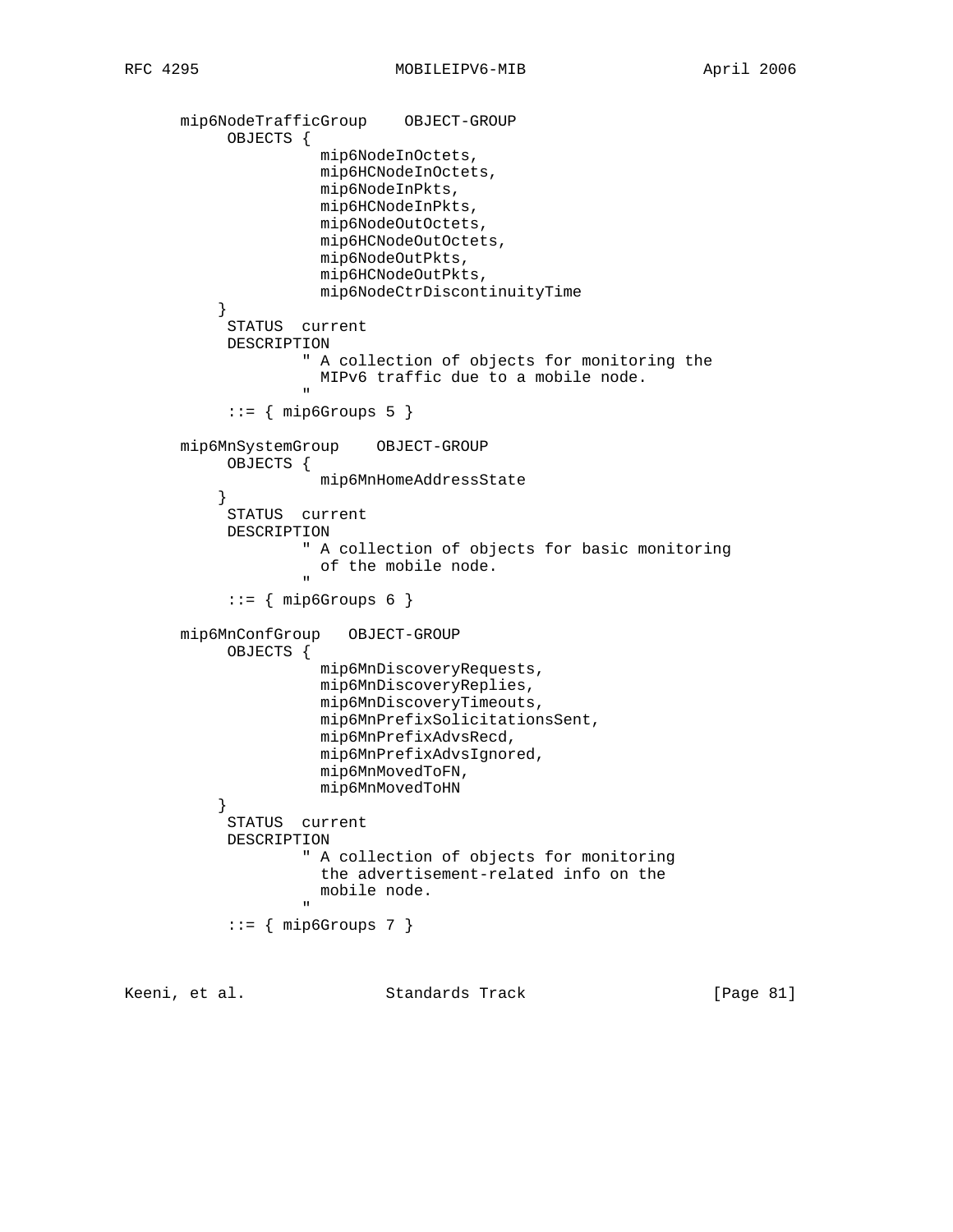```
      mip6NodeTrafficGroup    OBJECT-GROUP
           OBJECTS {
                     mip6NodeInOctets,
                     mip6HCNodeInOctets,
                     mip6NodeInPkts,
                     mip6HCNodeInPkts,
                     mip6NodeOutOctets,
                     mip6HCNodeOutOctets,
                     mip6NodeOutPkts,
                     mip6HCNodeOutPkts,
                     mip6NodeCtrDiscontinuityTime
          }
           STATUS  current
           DESCRIPTION
                   " A collection of objects for monitoring the
                     MIPv6 traffic due to a mobile node.
                   "
           ::= { mip6Groups 5 }

      mip6MnSystemGroup    OBJECT-GROUP
           OBJECTS {
                     mip6MnHomeAddressState
          }
           STATUS  current
           DESCRIPTION
                   " A collection of objects for basic monitoring
                     of the mobile node.
                   "
           ::= { mip6Groups 6 }

      mip6MnConfGroup   OBJECT-GROUP
           OBJECTS {
                     mip6MnDiscoveryRequests,
                     mip6MnDiscoveryReplies,
                     mip6MnDiscoveryTimeouts,
                     mip6MnPrefixSolicitationsSent,
                     mip6MnPrefixAdvsRecd,
                     mip6MnPrefixAdvsIgnored,
                     mip6MnMovedToFN,
                     mip6MnMovedToHN
          }
           STATUS  current
           DESCRIPTION
                   " A collection of objects for monitoring
                     the advertisement-related info on the
                     mobile node.
                   "
           ::= { mip6Groups 7 }
```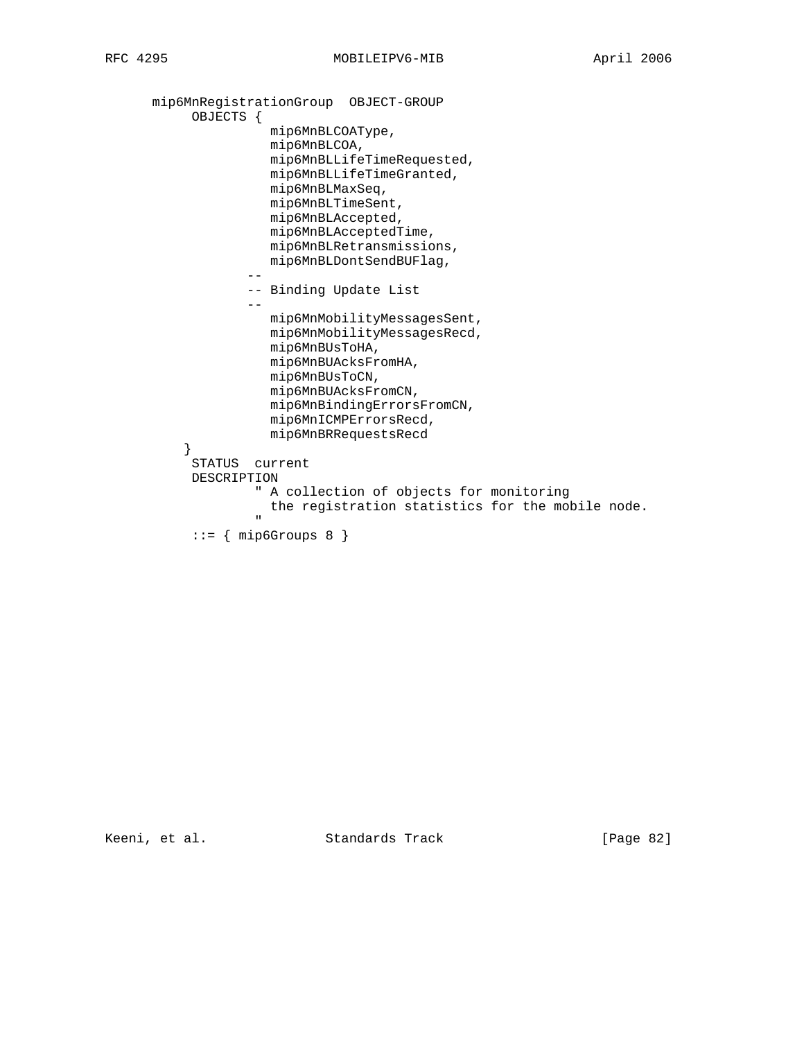```
      mip6MnRegistrationGroup  OBJECT-GROUP
           OBJECTS {
                     mip6MnBLCOAType,
                     mip6MnBLCOA,
                     mip6MnBLLifeTimeRequested,
                     mip6MnBLLifeTimeGranted,
                     mip6MnBLMaxSeq,
                     mip6MnBLTimeSent,
                     mip6MnBLAccepted,
                     mip6MnBLAcceptedTime,
                     mip6MnBLRetransmissions,
                     mip6MnBLDontSendBUFlag,
                  --
                  -- Binding Update List
                  --
                     mip6MnMobilityMessagesSent,
                     mip6MnMobilityMessagesRecd,
                     mip6MnBUsToHA,
                     mip6MnBUAcksFromHA,
                     mip6MnBUsToCN,
                     mip6MnBUAcksFromCN,
                     mip6MnBindingErrorsFromCN,
                     mip6MnICMPErrorsRecd,
                     mip6MnBRRequestsRecd
          }
           STATUS  current
           DESCRIPTION
                   " A collection of objects for monitoring
                     the registration statistics for the mobile node.
                   "
           ::= { mip6Groups 8 }
```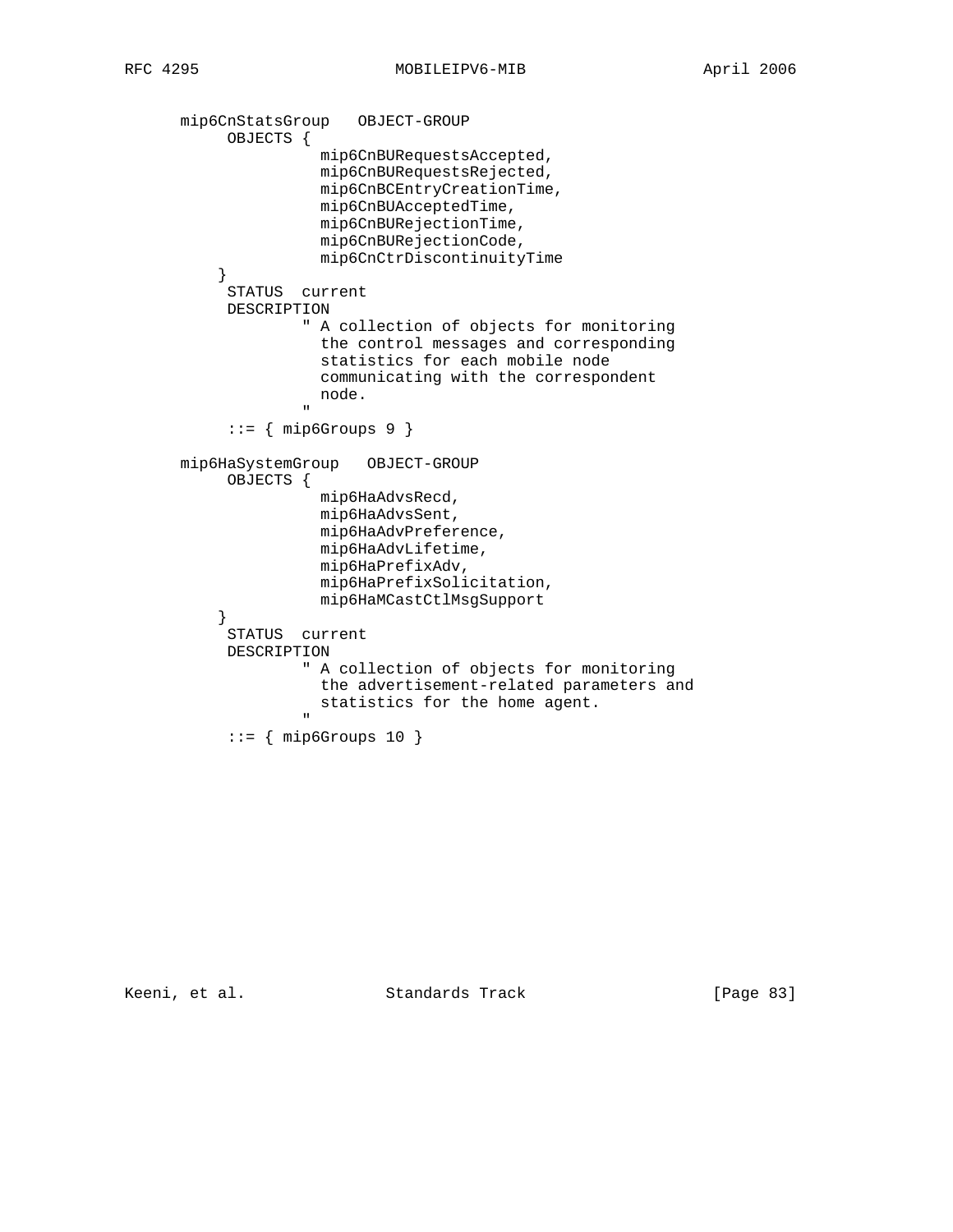```
      mip6CnStatsGroup   OBJECT-GROUP
           OBJECTS {
                     mip6CnBURequestsAccepted,
                     mip6CnBURequestsRejected,
                     mip6CnBCEntryCreationTime,
                     mip6CnBUAcceptedTime,
                     mip6CnBURejectionTime,
                     mip6CnBURejectionCode,
                     mip6CnCtrDiscontinuityTime
          }
           STATUS  current
           DESCRIPTION
                   " A collection of objects for monitoring
                     the control messages and corresponding
                     statistics for each mobile node
                     communicating with the correspondent
                     node.
                   "
           ::= { mip6Groups 9 }

      mip6HaSystemGroup   OBJECT-GROUP
           OBJECTS {
                     mip6HaAdvsRecd,
                     mip6HaAdvsSent,
                     mip6HaAdvPreference,
                     mip6HaAdvLifetime,
                     mip6HaPrefixAdv,
                     mip6HaPrefixSolicitation,
                     mip6HaMCastCtlMsgSupport
          }
           STATUS  current
           DESCRIPTION
                   " A collection of objects for monitoring
                     the advertisement-related parameters and
                     statistics for the home agent.
                   "
           ::= { mip6Groups 10 }
```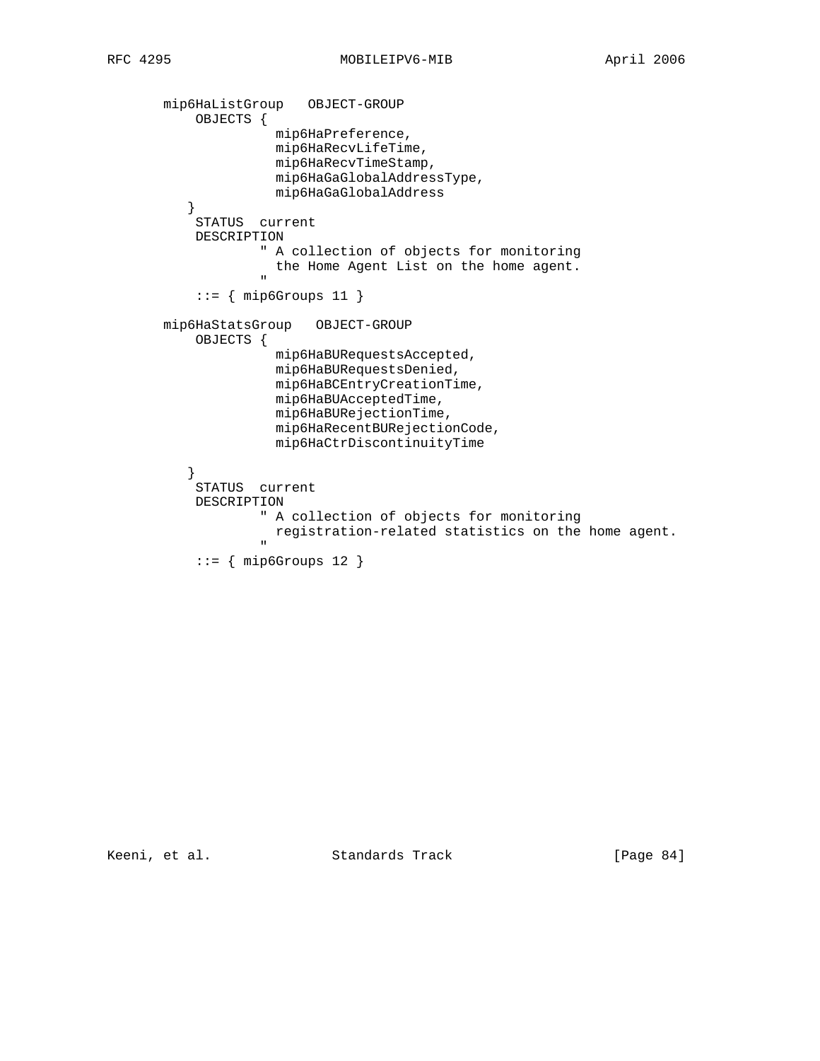```
       mip6HaListGroup   OBJECT-GROUP
           OBJECTS {
                     mip6HaPreference,
                     mip6HaRecvLifeTime,
                     mip6HaRecvTimeStamp,
                     mip6HaGaGlobalAddressType,
                     mip6HaGaGlobalAddress
          }
           STATUS  current
           DESCRIPTION
                   " A collection of objects for monitoring
                     the Home Agent List on the home agent.
                   "
           ::= { mip6Groups 11 }

       mip6HaStatsGroup   OBJECT-GROUP
           OBJECTS {
                     mip6HaBURequestsAccepted,
                     mip6HaBURequestsDenied,
                     mip6HaBCEntryCreationTime,
                     mip6HaBUAcceptedTime,
                     mip6HaBURejectionTime,
                     mip6HaRecentBURejectionCode,
                     mip6HaCtrDiscontinuityTime

          }
           STATUS  current
           DESCRIPTION
                   " A collection of objects for monitoring
                     registration-related statistics on the home agent.
                   "
           ::= { mip6Groups 12 }
```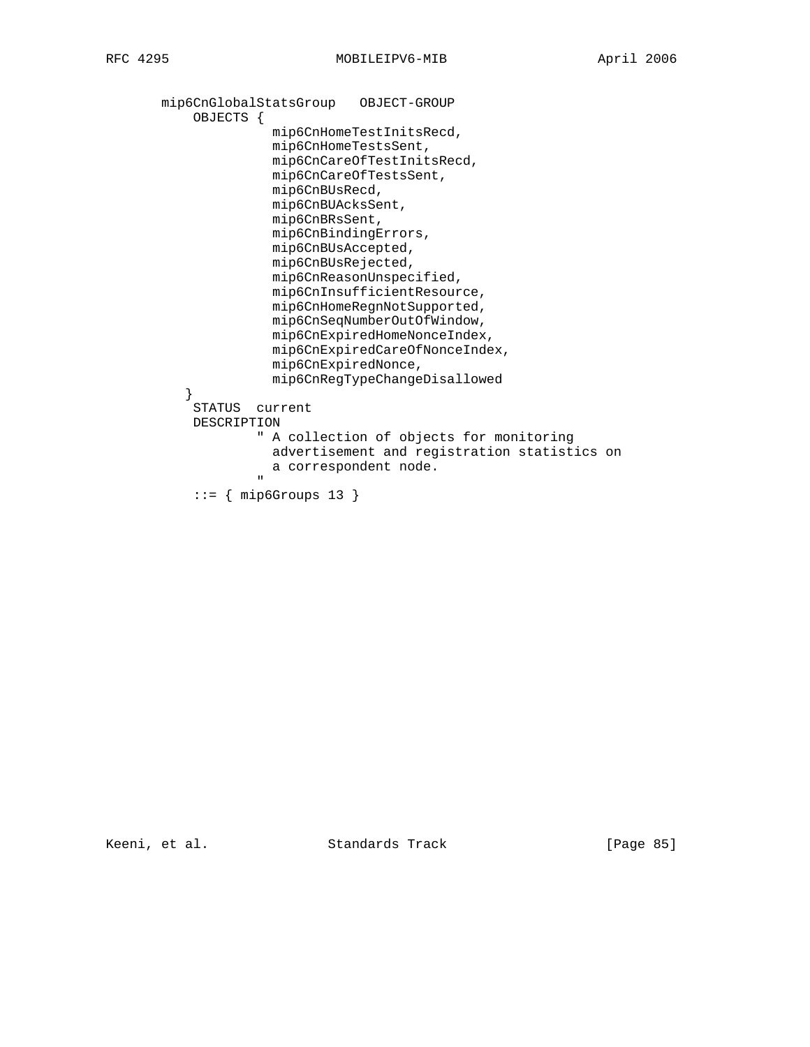```
      mip6CnGlobalStatsGroup   OBJECT-GROUP
          OBJECTS {
                   mip6CnHomeTestInitsRecd,
                   mip6CnHomeTestsSent,
                   mip6CnCareOfTestInitsRecd,
                   mip6CnCareOfTestsSent,
                   mip6CnBUsRecd,
                   mip6CnBUAcksSent,
                   mip6CnBRsSent,
                   mip6CnBindingErrors,
                   mip6CnBUsAccepted,
                   mip6CnBUsRejected,
                   mip6CnReasonUnspecified,
                   mip6CnInsufficientResource,
                   mip6CnHomeRegnNotSupported,
                   mip6CnSeqNumberOutOfWindow,
                   mip6CnExpiredHomeNonceIndex,
                   mip6CnExpiredCareOfNonceIndex,
                   mip6CnExpiredNonce,
                   mip6CnRegTypeChangeDisallowed
         }
          STATUS  current
          DESCRIPTION
                 " A collection of objects for monitoring
                   advertisement and registration statistics on
                   a correspondent node.
                 "
          ::= { mip6Groups 13 }
```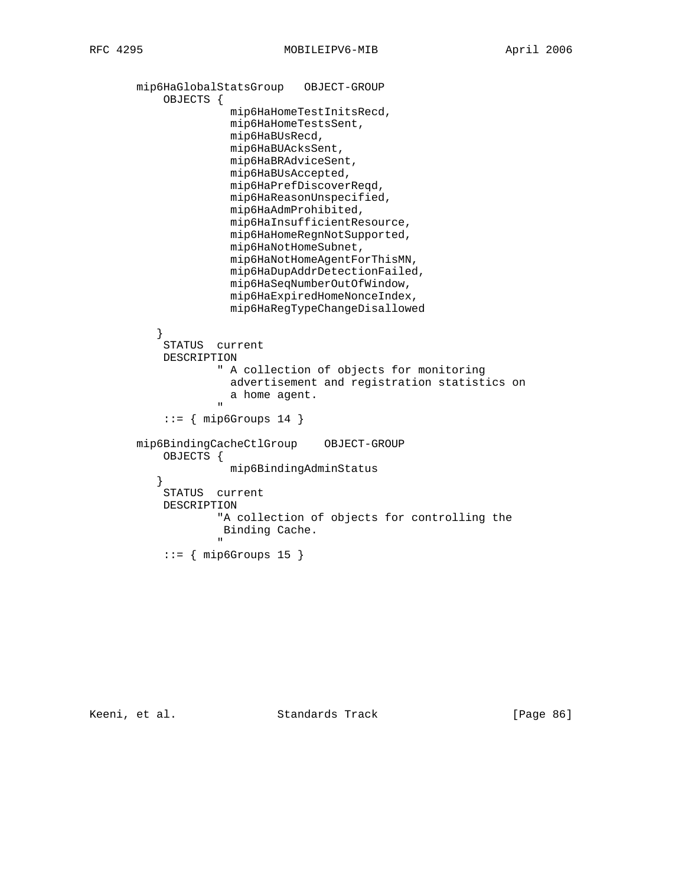```
      mip6HaGlobalStatsGroup   OBJECT-GROUP
          OBJECTS {
                    mip6HaHomeTestInitsRecd,
                    mip6HaHomeTestsSent,
                    mip6HaBUsRecd,
                    mip6HaBUAcksSent,
                    mip6HaBRAdviceSent,
                    mip6HaBUsAccepted,
                    mip6HaPrefDiscoverReqd,
                    mip6HaReasonUnspecified,
                    mip6HaAdmProhibited,
                    mip6HaInsufficientResource,
                    mip6HaHomeRegnNotSupported,
                    mip6HaNotHomeSubnet,
                    mip6HaNotHomeAgentForThisMN,
                    mip6HaDupAddrDetectionFailed,
                    mip6HaSeqNumberOutOfWindow,
                    mip6HaExpiredHomeNonceIndex,
                    mip6HaRegTypeChangeDisallowed

         }
          STATUS  current
          DESCRIPTION
                  " A collection of objects for monitoring
                    advertisement and registration statistics on
                    a home agent.
                  "
          ::= { mip6Groups 14 }

      mip6BindingCacheCtlGroup    OBJECT-GROUP
          OBJECTS {
                    mip6BindingAdminStatus
         }
          STATUS  current
          DESCRIPTION
                  "A collection of objects for controlling the
                   Binding Cache.
                  "
          ::= { mip6Groups 15 }
```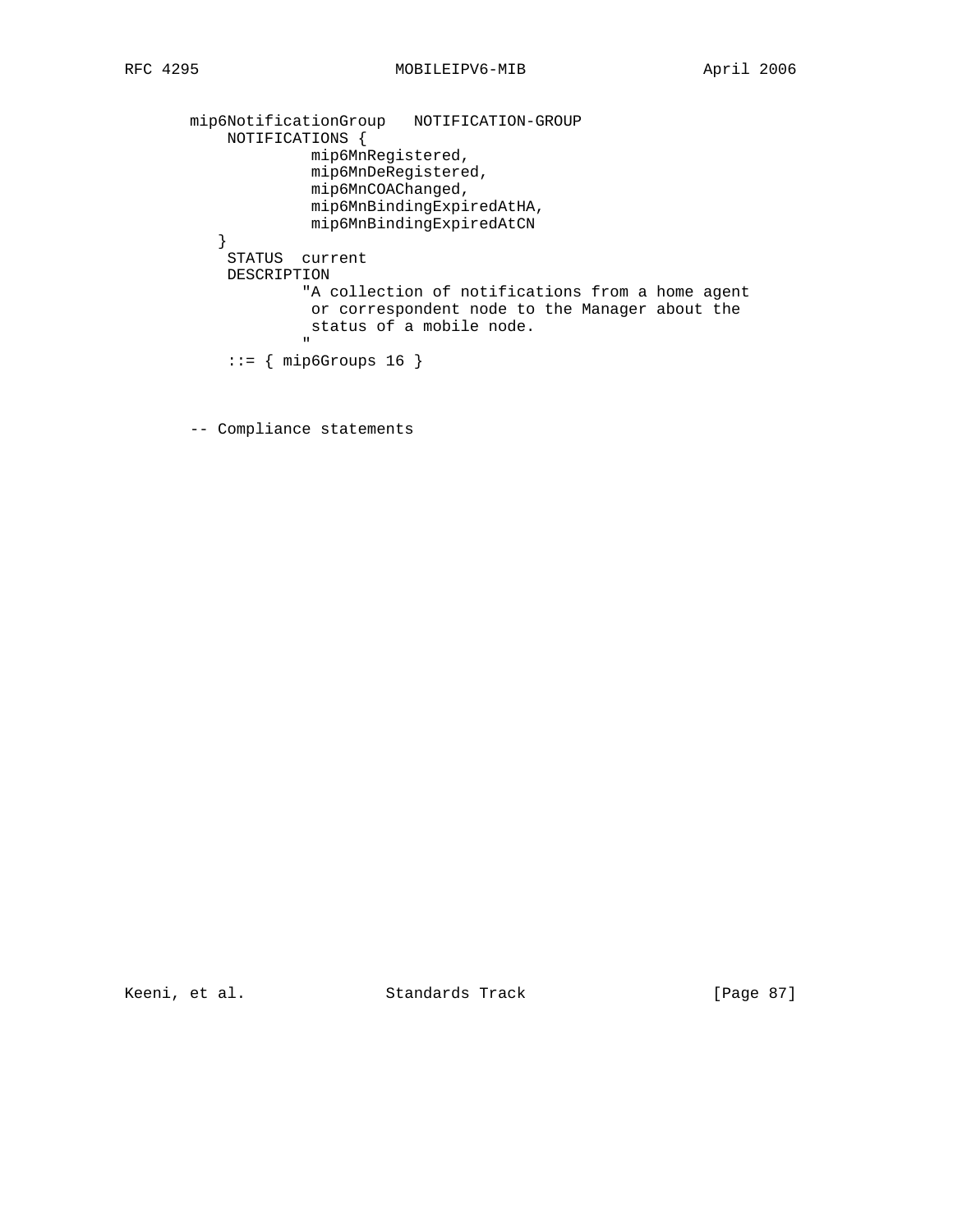```
mip6NotificationGroup   NOTIFICATION-GROUP
    NOTIFICATIONS {
             mip6MnRegistered,
             mip6MnDeRegistered,
             mip6MnCOAChanged,
             mip6MnBindingExpiredAtHA,
             mip6MnBindingExpiredAtCN
   }
    STATUS  current
    DESCRIPTION
            "A collection of notifications from a home agent
             or correspondent node to the Manager about the
             status of a mobile node.
            "
    ::= { mip6Groups 16 }


-- Compliance statements
```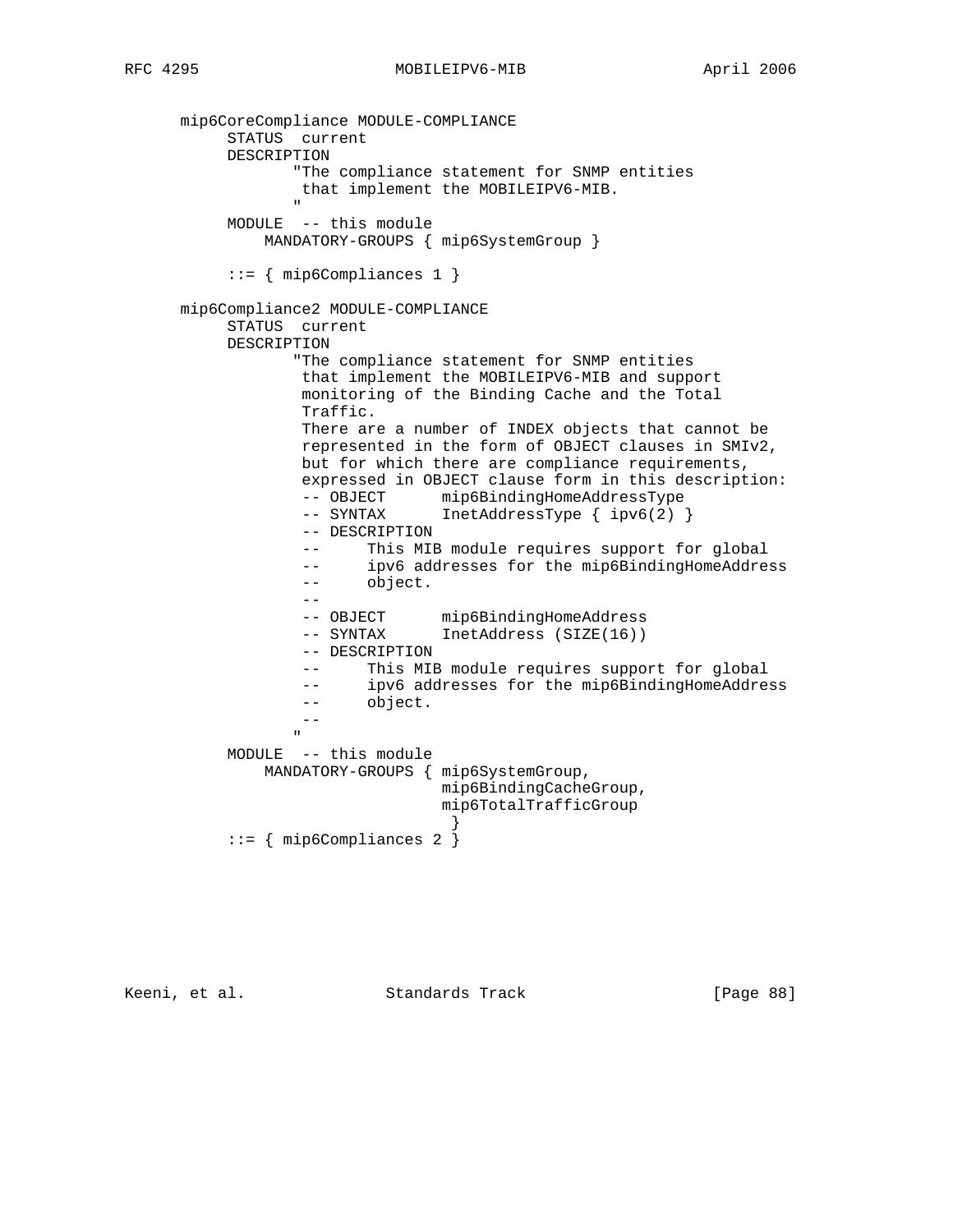```
   mip6CoreCompliance MODULE-COMPLIANCE
        STATUS  current
        DESCRIPTION
               "The compliance statement for SNMP entities
                that implement the MOBILEIPV6-MIB.
               "
        MODULE  -- this module
            MANDATORY-GROUPS { mip6SystemGroup }

        ::= { mip6Compliances 1 }

   mip6Compliance2 MODULE-COMPLIANCE
        STATUS  current
        DESCRIPTION
               "The compliance statement for SNMP entities
                that implement the MOBILEIPV6-MIB and support
                monitoring of the Binding Cache and the Total
                Traffic.
                There are a number of INDEX objects that cannot be
                represented in the form of OBJECT clauses in SMIv2,
                but for which there are compliance requirements,
                expressed in OBJECT clause form in this description:
                -- OBJECT      mip6BindingHomeAddressType
                -- SYNTAX      InetAddressType { ipv6(2) }
                -- DESCRIPTION
                --     This MIB module requires support for global
                --     ipv6 addresses for the mip6BindingHomeAddress
                --     object.
                --
                -- OBJECT      mip6BindingHomeAddress
                -- SYNTAX      InetAddress (SIZE(16))
                -- DESCRIPTION
                --     This MIB module requires support for global
                --     ipv6 addresses for the mip6BindingHomeAddress
                --     object.
                --
               "
        MODULE  -- this module
            MANDATORY-GROUPS { mip6SystemGroup,
                               mip6BindingCacheGroup,
                               mip6TotalTrafficGroup
                                }
        ::= { mip6Compliances 2 }
```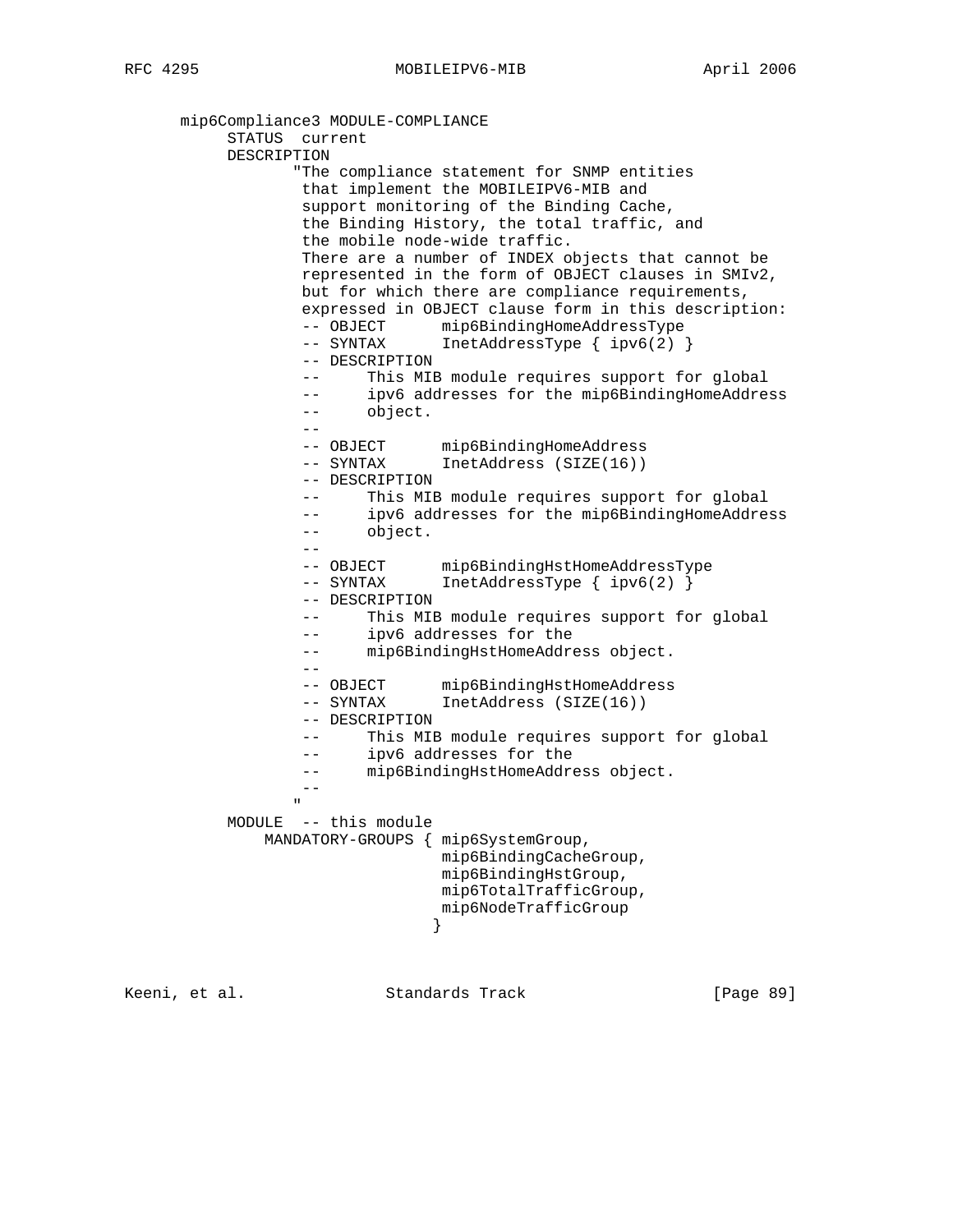```
      mip6Compliance3 MODULE-COMPLIANCE
           STATUS  current
           DESCRIPTION
                  "The compliance statement for SNMP entities
                   that implement the MOBILEIPV6-MIB and
                   support monitoring of the Binding Cache,
                   the Binding History, the total traffic, and
                   the mobile node-wide traffic.
                   There are a number of INDEX objects that cannot be
                   represented in the form of OBJECT clauses in SMIv2,
                   but for which there are compliance requirements,
                   expressed in OBJECT clause form in this description:
                   -- OBJECT      mip6BindingHomeAddressType
                   -- SYNTAX      InetAddressType { ipv6(2) }
                   -- DESCRIPTION
                   --      This MIB module requires support for global
                   --      ipv6 addresses for the mip6BindingHomeAddress
                   --      object.
                   --
                   -- OBJECT      mip6BindingHomeAddress
                   -- SYNTAX      InetAddress (SIZE(16))
                   -- DESCRIPTION
                   --      This MIB module requires support for global
                   --      ipv6 addresses for the mip6BindingHomeAddress
                   --      object.
                   --
                   -- OBJECT      mip6BindingHstHomeAddressType
                   -- SYNTAX      InetAddressType { ipv6(2) }
                   -- DESCRIPTION
                   --      This MIB module requires support for global
                   --      ipv6 addresses for the
                   --      mip6BindingHstHomeAddress object.
                   --
                   -- OBJECT      mip6BindingHstHomeAddress
                   -- SYNTAX      InetAddress (SIZE(16))
                   -- DESCRIPTION
                   --      This MIB module requires support for global
                   --      ipv6 addresses for the
                   --      mip6BindingHstHomeAddress object.
                   --
                  "
           MODULE  -- this module
               MANDATORY-GROUPS { mip6SystemGroup,
                                  mip6BindingCacheGroup,
                                  mip6BindingHstGroup,
                                  mip6TotalTrafficGroup,
                                  mip6NodeTrafficGroup
                                }
```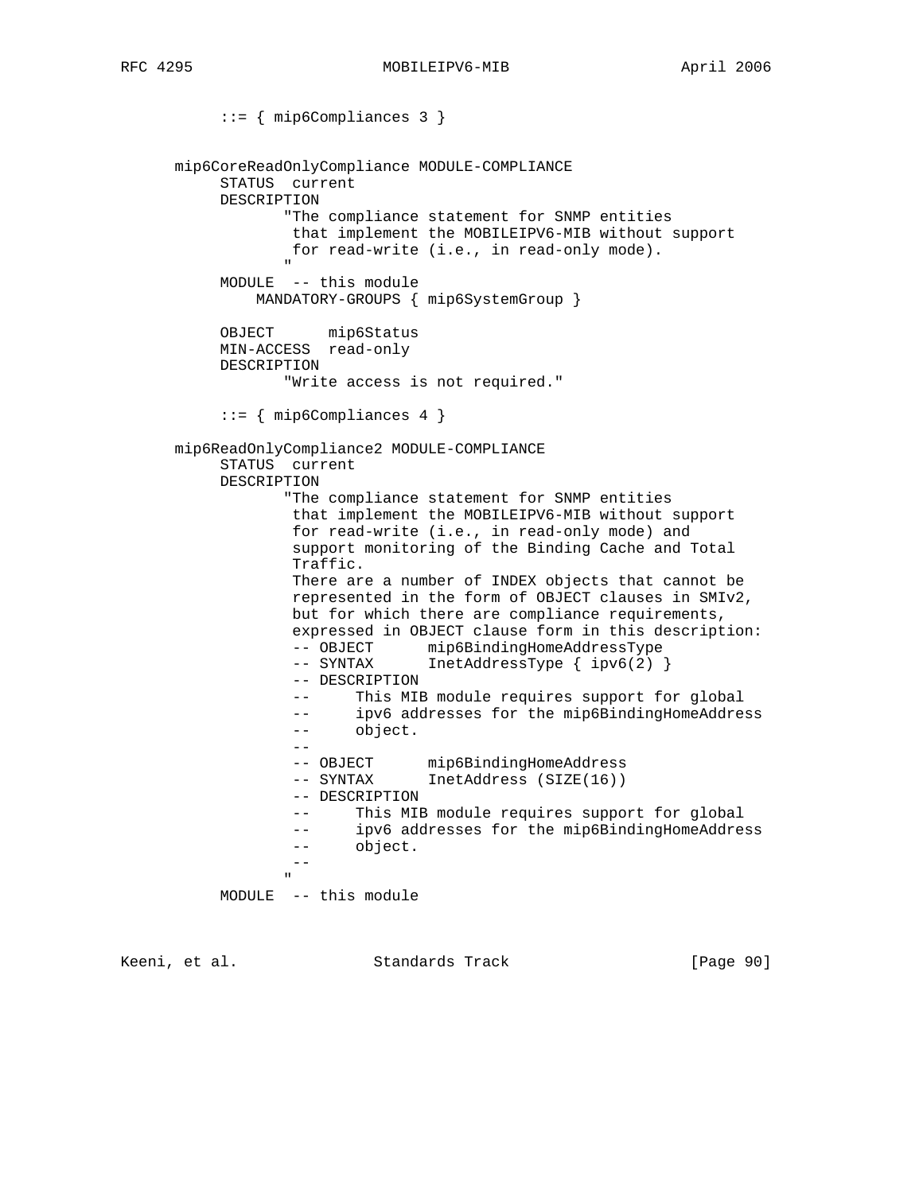```
           ::= { mip6Compliances 3 }

      mip6CoreReadOnlyCompliance MODULE-COMPLIANCE
           STATUS  current
           DESCRIPTION
                  "The compliance statement for SNMP entities
                   that implement the MOBILEIPV6-MIB without support
                   for read-write (i.e., in read-only mode).
                  "
           MODULE  -- this module
               MANDATORY-GROUPS { mip6SystemGroup }

           OBJECT      mip6Status
           MIN-ACCESS  read-only
           DESCRIPTION
                  "Write access is not required."

           ::= { mip6Compliances 4 }

      mip6ReadOnlyCompliance2 MODULE-COMPLIANCE
           STATUS  current
           DESCRIPTION
                  "The compliance statement for SNMP entities
                   that implement the MOBILEIPV6-MIB without support
                   for read-write (i.e., in read-only mode) and
                   support monitoring of the Binding Cache and Total
                   Traffic.
                   There are a number of INDEX objects that cannot be
                   represented in the form of OBJECT clauses in SMIv2,
                   but for which there are compliance requirements,
                   expressed in OBJECT clause form in this description:
                   -- OBJECT      mip6BindingHomeAddressType
                   -- SYNTAX      InetAddressType { ipv6(2) }
                   -- DESCRIPTION
                   --     This MIB module requires support for global
                   --     ipv6 addresses for the mip6BindingHomeAddress
                   --     object.
                   --
                   -- OBJECT      mip6BindingHomeAddress
                   -- SYNTAX      InetAddress (SIZE(16))
                   -- DESCRIPTION
                   --     This MIB module requires support for global
                   --     ipv6 addresses for the mip6BindingHomeAddress
                   --     object.
                   --
                  "
           MODULE  -- this module
```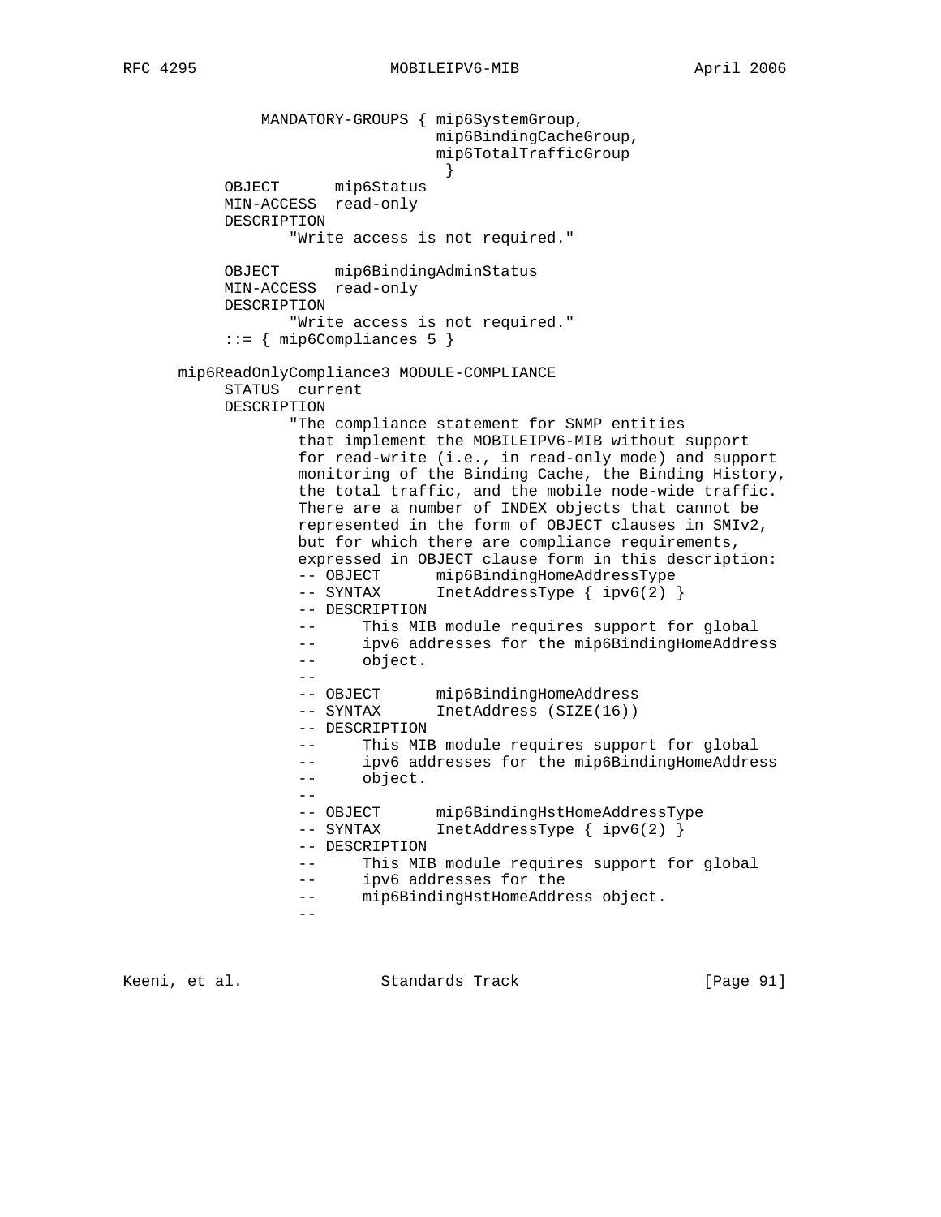```
              MANDATORY-GROUPS { mip6SystemGroup,
                                 mip6BindingCacheGroup,
                                 mip6TotalTrafficGroup
                                  }
           OBJECT      mip6Status
           MIN-ACCESS  read-only
           DESCRIPTION
                  "Write access is not required."

           OBJECT      mip6BindingAdminStatus
           MIN-ACCESS  read-only
           DESCRIPTION
                  "Write access is not required."
           ::= { mip6Compliances 5 }

       mip6ReadOnlyCompliance3 MODULE-COMPLIANCE
           STATUS  current
           DESCRIPTION
                  "The compliance statement for SNMP entities
                   that implement the MOBILEIPV6-MIB without support
                   for read-write (i.e., in read-only mode) and support
                   monitoring of the Binding Cache, the Binding History,
                   the total traffic, and the mobile node-wide traffic.
                   There are a number of INDEX objects that cannot be
                   represented in the form of OBJECT clauses in SMIv2,
                   but for which there are compliance requirements,
                   expressed in OBJECT clause form in this description:
                   -- OBJECT      mip6BindingHomeAddressType
                   -- SYNTAX      InetAddressType { ipv6(2) }
                   -- DESCRIPTION
                   --     This MIB module requires support for global
                   --     ipv6 addresses for the mip6BindingHomeAddress
                   --     object.
                   --
                   -- OBJECT      mip6BindingHomeAddress
                   -- SYNTAX      InetAddress (SIZE(16))
                   -- DESCRIPTION
                   --     This MIB module requires support for global
                   --     ipv6 addresses for the mip6BindingHomeAddress
                   --     object.
                   --
                   -- OBJECT      mip6BindingHstHomeAddressType
                   -- SYNTAX      InetAddressType { ipv6(2) }
                   -- DESCRIPTION
                   --     This MIB module requires support for global
                   --     ipv6 addresses for the
                   --     mip6BindingHstHomeAddress object.
                   --
```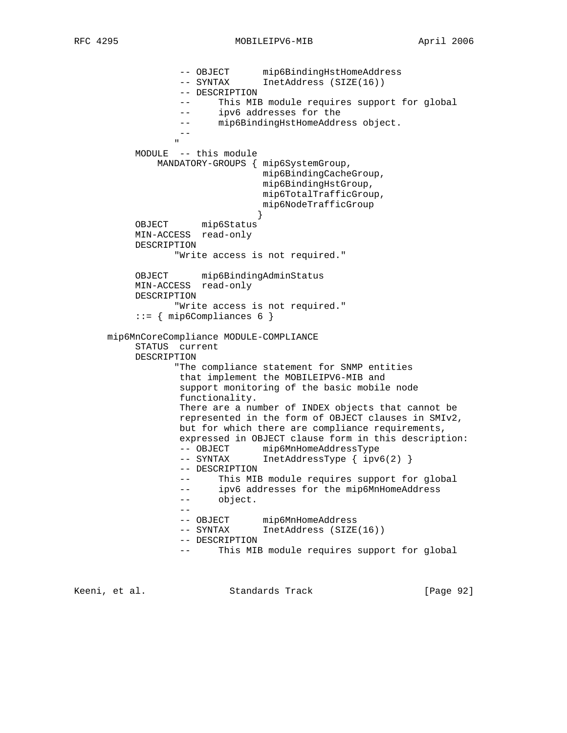```
                -- OBJECT      mip6BindingHstHomeAddress
                -- SYNTAX      InetAddress (SIZE(16))
                -- DESCRIPTION
                --     This MIB module requires support for global
                --     ipv6 addresses for the
                --     mip6BindingHstHomeAddress object.
                --
               "
         MODULE  -- this module
             MANDATORY-GROUPS { mip6SystemGroup,
                                mip6BindingCacheGroup,
                                mip6BindingHstGroup,
                                mip6TotalTrafficGroup,
                                mip6NodeTrafficGroup
                              }
         OBJECT      mip6Status
         MIN-ACCESS  read-only
         DESCRIPTION
                "Write access is not required."

         OBJECT      mip6BindingAdminStatus
         MIN-ACCESS  read-only
         DESCRIPTION
                "Write access is not required."
         ::= { mip6Compliances 6 }

      mip6MnCoreCompliance MODULE-COMPLIANCE
         STATUS  current
         DESCRIPTION
                "The compliance statement for SNMP entities
                 that implement the MOBILEIPV6-MIB and
                 support monitoring of the basic mobile node
                 functionality.
                 There are a number of INDEX objects that cannot be
                 represented in the form of OBJECT clauses in SMIv2,
                 but for which there are compliance requirements,
                 expressed in OBJECT clause form in this description:
                 -- OBJECT      mip6MnHomeAddressType
                 -- SYNTAX      InetAddressType { ipv6(2) }
                 -- DESCRIPTION
                 --     This MIB module requires support for global
                 --     ipv6 addresses for the mip6MnHomeAddress
                 --     object.
                 --
                 -- OBJECT      mip6MnHomeAddress
                 -- SYNTAX      InetAddress (SIZE(16))
                 -- DESCRIPTION
                 --     This MIB module requires support for global
```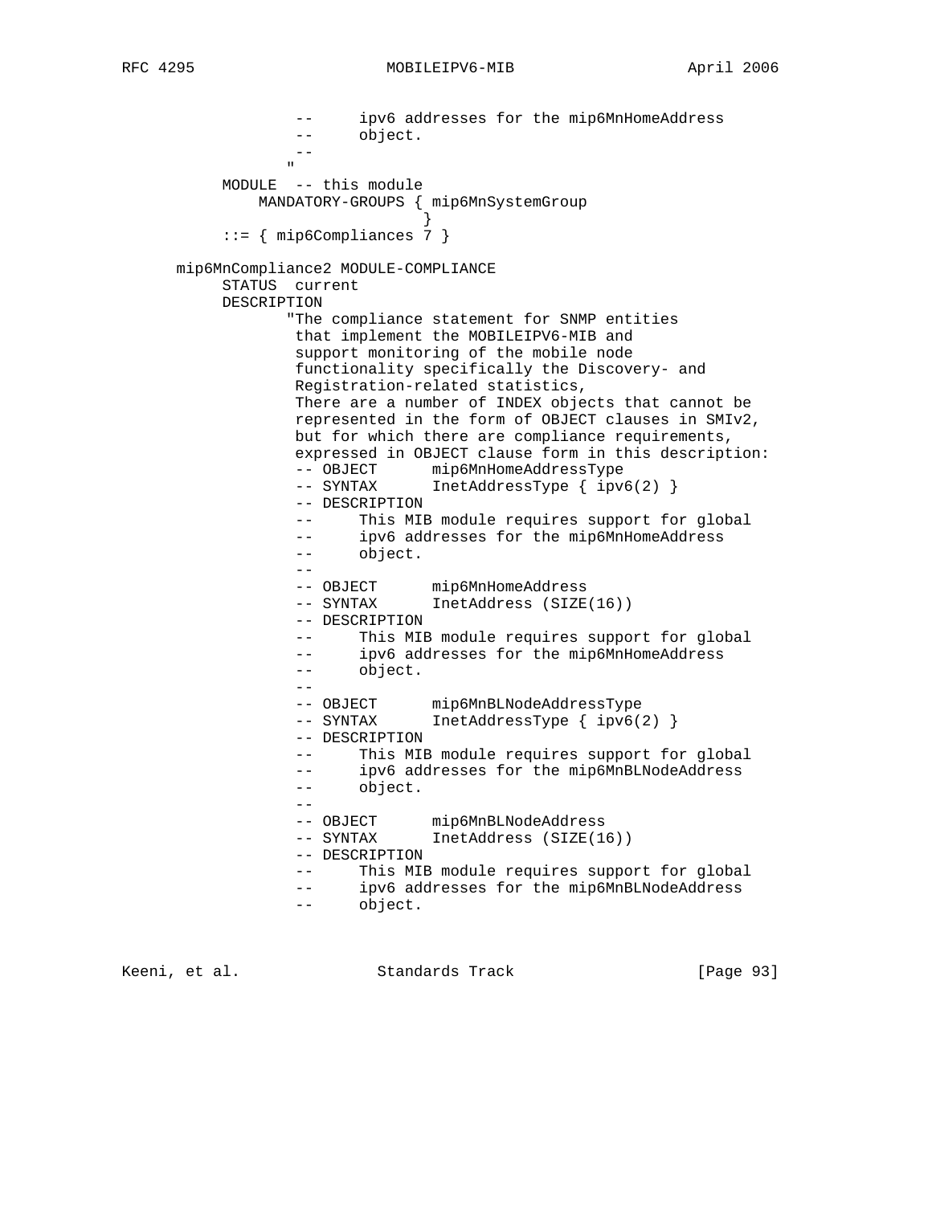```
                --     ipv6 addresses for the mip6MnHomeAddress
                --     object.
                --
               "
        MODULE  -- this module
            MANDATORY-GROUPS { mip6MnSystemGroup
                             }
        ::= { mip6Compliances 7 }

    mip6MnCompliance2 MODULE-COMPLIANCE
        STATUS  current
        DESCRIPTION
               "The compliance statement for SNMP entities
                that implement the MOBILEIPV6-MIB and
                support monitoring of the mobile node
                functionality specifically the Discovery- and
                Registration-related statistics,
                There are a number of INDEX objects that cannot be
                represented in the form of OBJECT clauses in SMIv2,
                but for which there are compliance requirements,
                expressed in OBJECT clause form in this description:
                -- OBJECT      mip6MnHomeAddressType
                -- SYNTAX      InetAddressType { ipv6(2) }
                -- DESCRIPTION
                --     This MIB module requires support for global
                --     ipv6 addresses for the mip6MnHomeAddress
                --     object.
                --
                -- OBJECT      mip6MnHomeAddress
                -- SYNTAX      InetAddress (SIZE(16))
                -- DESCRIPTION
                --     This MIB module requires support for global
                --     ipv6 addresses for the mip6MnHomeAddress
                --     object.
                --
                -- OBJECT      mip6MnBLNodeAddressType
                -- SYNTAX      InetAddressType { ipv6(2) }
                -- DESCRIPTION
                --     This MIB module requires support for global
                --     ipv6 addresses for the mip6MnBLNodeAddress
                --     object.
                --
                -- OBJECT      mip6MnBLNodeAddress
                -- SYNTAX      InetAddress (SIZE(16))
                -- DESCRIPTION
                --     This MIB module requires support for global
                --     ipv6 addresses for the mip6MnBLNodeAddress
                --     object.
```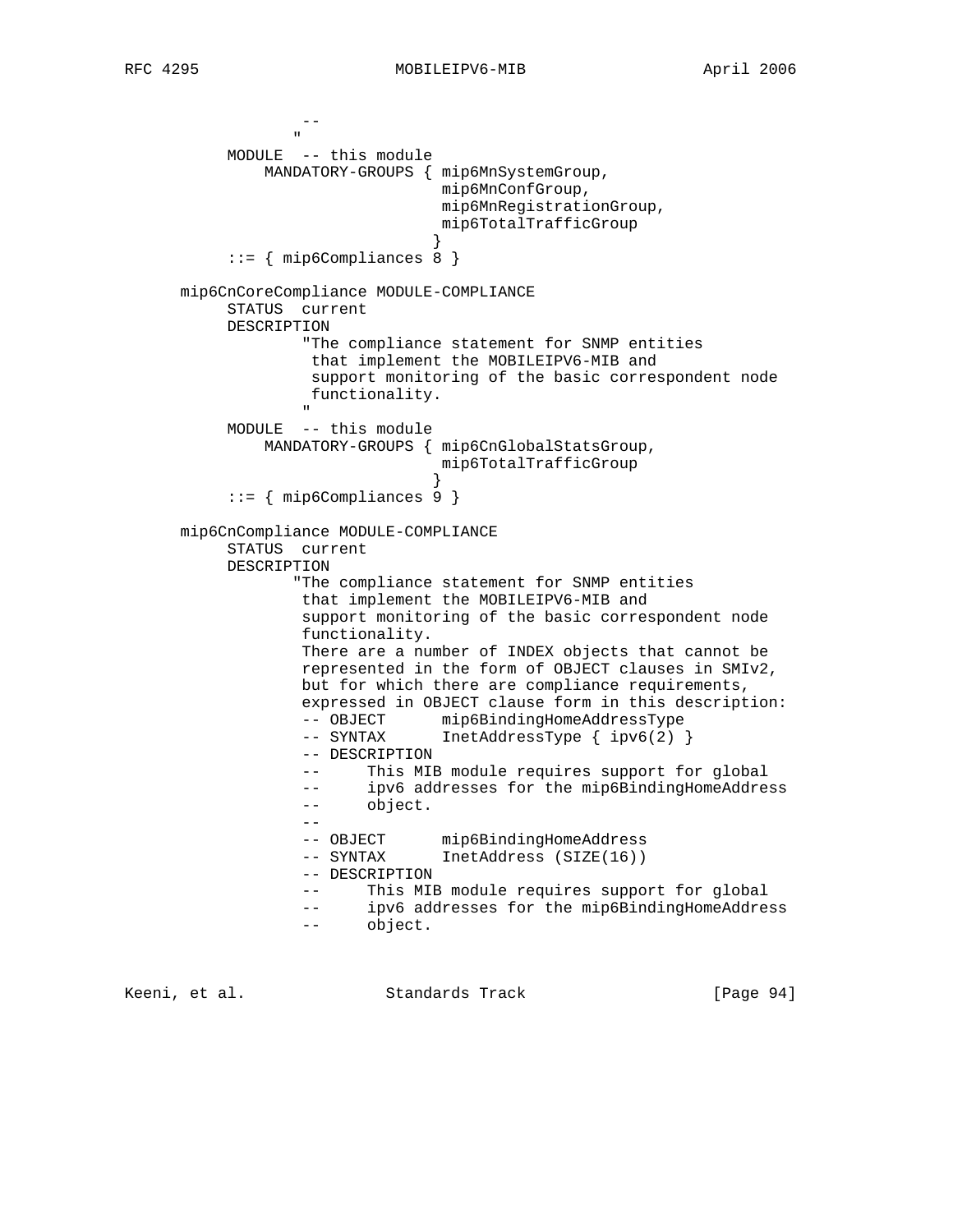```
                 --
                "
         MODULE  -- this module
             MANDATORY-GROUPS { mip6MnSystemGroup,
                                mip6MnConfGroup,
                                mip6MnRegistrationGroup,
                                mip6TotalTrafficGroup
                              }
         ::= { mip6Compliances 8 }

     mip6CnCoreCompliance MODULE-COMPLIANCE
         STATUS  current
         DESCRIPTION
                "The compliance statement for SNMP entities
                 that implement the MOBILEIPV6-MIB and
                 support monitoring of the basic correspondent node
                 functionality.
                "
         MODULE  -- this module
             MANDATORY-GROUPS { mip6CnGlobalStatsGroup,
                                mip6TotalTrafficGroup
                              }
         ::= { mip6Compliances 9 }

     mip6CnCompliance MODULE-COMPLIANCE
         STATUS  current
         DESCRIPTION
               "The compliance statement for SNMP entities
                that implement the MOBILEIPV6-MIB and
                support monitoring of the basic correspondent node
                functionality.
                There are a number of INDEX objects that cannot be
                represented in the form of OBJECT clauses in SMIv2,
                but for which there are compliance requirements,
                expressed in OBJECT clause form in this description:
                -- OBJECT      mip6BindingHomeAddressType
                -- SYNTAX      InetAddressType { ipv6(2) }
                -- DESCRIPTION
                --      This MIB module requires support for global
                --      ipv6 addresses for the mip6BindingHomeAddress
                --      object.
                --
                -- OBJECT      mip6BindingHomeAddress
                -- SYNTAX      InetAddress (SIZE(16))
                -- DESCRIPTION
                --      This MIB module requires support for global
                --      ipv6 addresses for the mip6BindingHomeAddress
                --      object.
```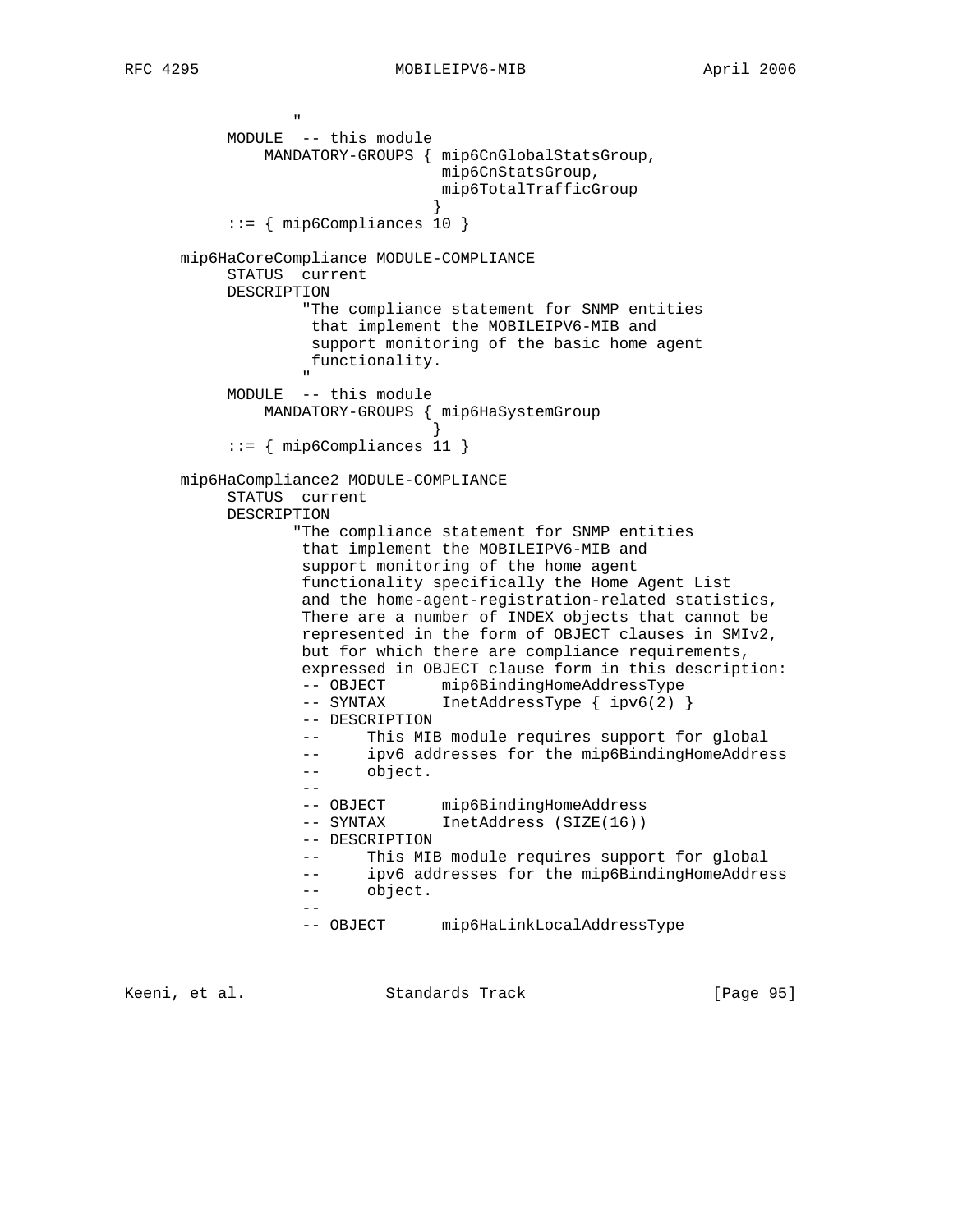```
                  "
           MODULE  -- this module
               MANDATORY-GROUPS { mip6CnGlobalStatsGroup,
                                  mip6CnStatsGroup,
                                  mip6TotalTrafficGroup
                                }
           ::= { mip6Compliances 10 }

      mip6HaCoreCompliance MODULE-COMPLIANCE
           STATUS  current
           DESCRIPTION
                   "The compliance statement for SNMP entities
                    that implement the MOBILEIPV6-MIB and
                    support monitoring of the basic home agent
                    functionality.
                   "
           MODULE  -- this module
               MANDATORY-GROUPS { mip6HaSystemGroup
                                }
           ::= { mip6Compliances 11 }

      mip6HaCompliance2 MODULE-COMPLIANCE
           STATUS  current
           DESCRIPTION
                  "The compliance statement for SNMP entities
                   that implement the MOBILEIPV6-MIB and
                   support monitoring of the home agent
                   functionality specifically the Home Agent List
                   and the home-agent-registration-related statistics,
                   There are a number of INDEX objects that cannot be
                   represented in the form of OBJECT clauses in SMIv2,
                   but for which there are compliance requirements,
                   expressed in OBJECT clause form in this description:
                   -- OBJECT      mip6BindingHomeAddressType
                   -- SYNTAX      InetAddressType { ipv6(2) }
                   -- DESCRIPTION
                   --     This MIB module requires support for global
                   --     ipv6 addresses for the mip6BindingHomeAddress
                   --     object.
                   --
                   -- OBJECT      mip6BindingHomeAddress
                   -- SYNTAX      InetAddress (SIZE(16))
                   -- DESCRIPTION
                   --     This MIB module requires support for global
                   --     ipv6 addresses for the mip6BindingHomeAddress
                   --     object.
                   --
                   -- OBJECT      mip6HaLinkLocalAddressType
```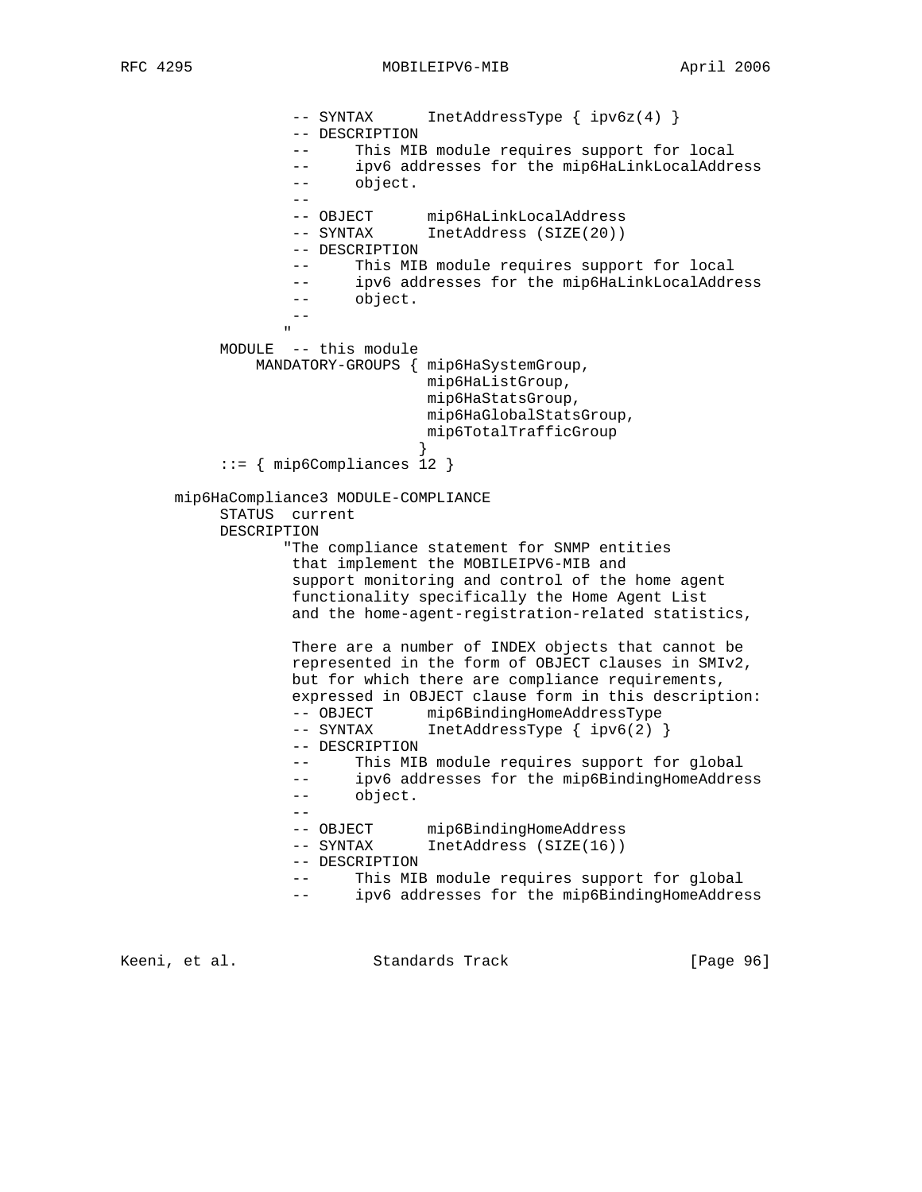```
                -- SYNTAX      InetAddressType { ipv6z(4) }
                -- DESCRIPTION
                --     This MIB module requires support for local
                --     ipv6 addresses for the mip6HaLinkLocalAddress
                --     object.
                --
                -- OBJECT      mip6HaLinkLocalAddress
                -- SYNTAX      InetAddress (SIZE(20))
                -- DESCRIPTION
                --     This MIB module requires support for local
                --     ipv6 addresses for the mip6HaLinkLocalAddress
                --     object.
                --
               "
         MODULE  -- this module
             MANDATORY-GROUPS { mip6HaSystemGroup,
                                mip6HaListGroup,
                                mip6HaStatsGroup,
                                mip6HaGlobalStatsGroup,
                                mip6TotalTrafficGroup
                              }
         ::= { mip6Compliances 12 }

   mip6HaCompliance3 MODULE-COMPLIANCE
         STATUS  current
         DESCRIPTION
               "The compliance statement for SNMP entities
                that implement the MOBILEIPV6-MIB and
                support monitoring and control of the home agent
                functionality specifically the Home Agent List
                and the home-agent-registration-related statistics,

                There are a number of INDEX objects that cannot be
                represented in the form of OBJECT clauses in SMIv2,
                but for which there are compliance requirements,
                expressed in OBJECT clause form in this description:
                -- OBJECT      mip6BindingHomeAddressType
                -- SYNTAX      InetAddressType { ipv6(2) }
                -- DESCRIPTION
                --     This MIB module requires support for global
                --     ipv6 addresses for the mip6BindingHomeAddress
                --     object.
                --
                -- OBJECT      mip6BindingHomeAddress
                -- SYNTAX      InetAddress (SIZE(16))
                -- DESCRIPTION
                --     This MIB module requires support for global
                --     ipv6 addresses for the mip6BindingHomeAddress
```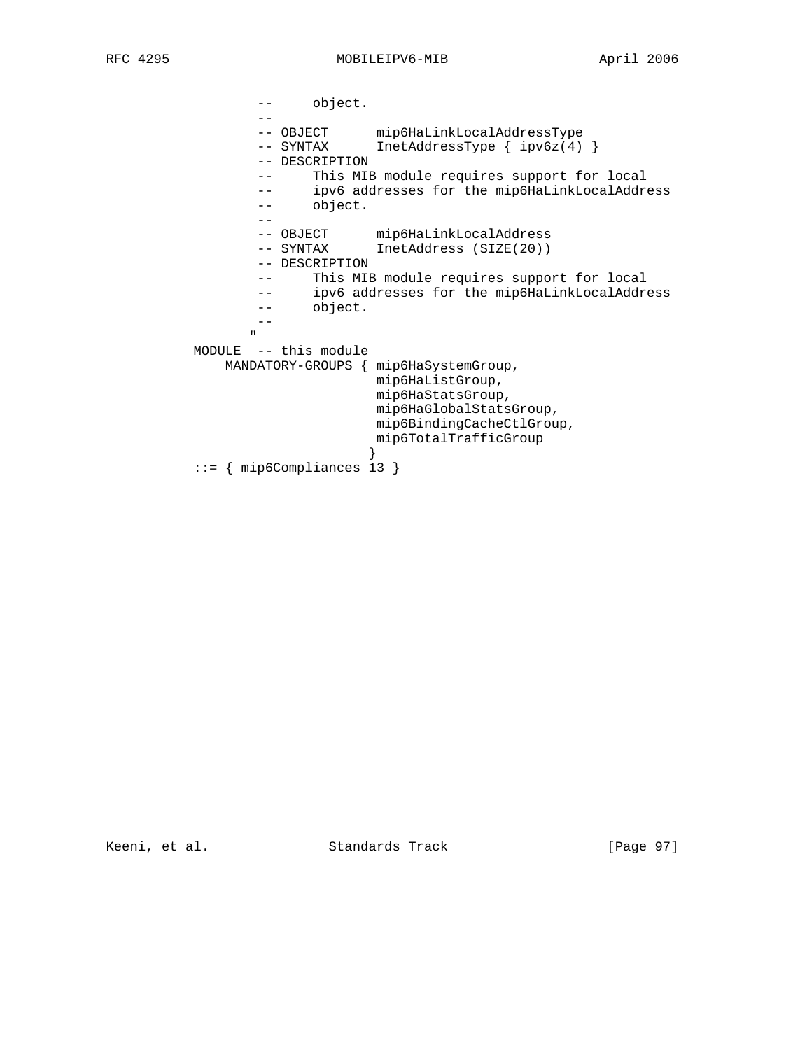```
            --     object.
            --
            -- OBJECT      mip6HaLinkLocalAddressType
            -- SYNTAX      InetAddressType { ipv6z(4) }
            -- DESCRIPTION
            --     This MIB module requires support for local
            --     ipv6 addresses for the mip6HaLinkLocalAddress
            --     object.
            --
            -- OBJECT      mip6HaLinkLocalAddress
            -- SYNTAX      InetAddress (SIZE(20))
            -- DESCRIPTION
            --     This MIB module requires support for local
            --     ipv6 addresses for the mip6HaLinkLocalAddress
            --     object.
            --
           "
       MODULE  -- this module
           MANDATORY-GROUPS { mip6HaSystemGroup,
                              mip6HaListGroup,
                              mip6HaStatsGroup,
                              mip6HaGlobalStatsGroup,
                              mip6BindingCacheCtlGroup,
                              mip6TotalTrafficGroup
                             }
       ::= { mip6Compliances 13 }
```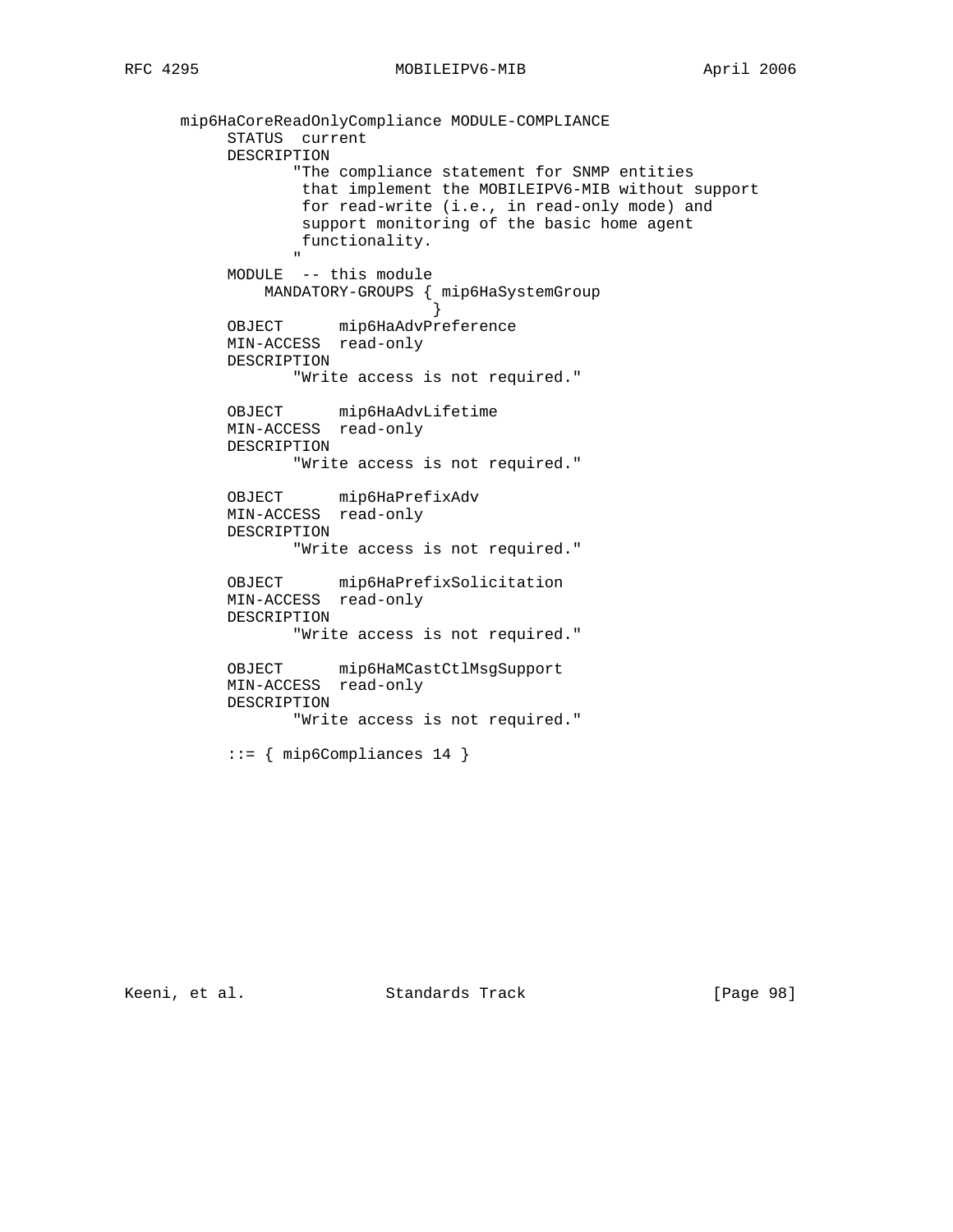```
   mip6HaCoreReadOnlyCompliance MODULE-COMPLIANCE
        STATUS  current
        DESCRIPTION
               "The compliance statement for SNMP entities
                that implement the MOBILEIPV6-MIB without support
                for read-write (i.e., in read-only mode) and
                support monitoring of the basic home agent
                functionality.
               "
        MODULE  -- this module
            MANDATORY-GROUPS { mip6HaSystemGroup
                             }
        OBJECT      mip6HaAdvPreference
        MIN-ACCESS  read-only
        DESCRIPTION
               "Write access is not required."

        OBJECT      mip6HaAdvLifetime
        MIN-ACCESS  read-only
        DESCRIPTION
               "Write access is not required."

        OBJECT      mip6HaPrefixAdv
        MIN-ACCESS  read-only
        DESCRIPTION
               "Write access is not required."

        OBJECT      mip6HaPrefixSolicitation
        MIN-ACCESS  read-only
        DESCRIPTION
               "Write access is not required."

        OBJECT      mip6HaMCastCtlMsgSupport
        MIN-ACCESS  read-only
        DESCRIPTION
               "Write access is not required."

        ::= { mip6Compliances 14 }
```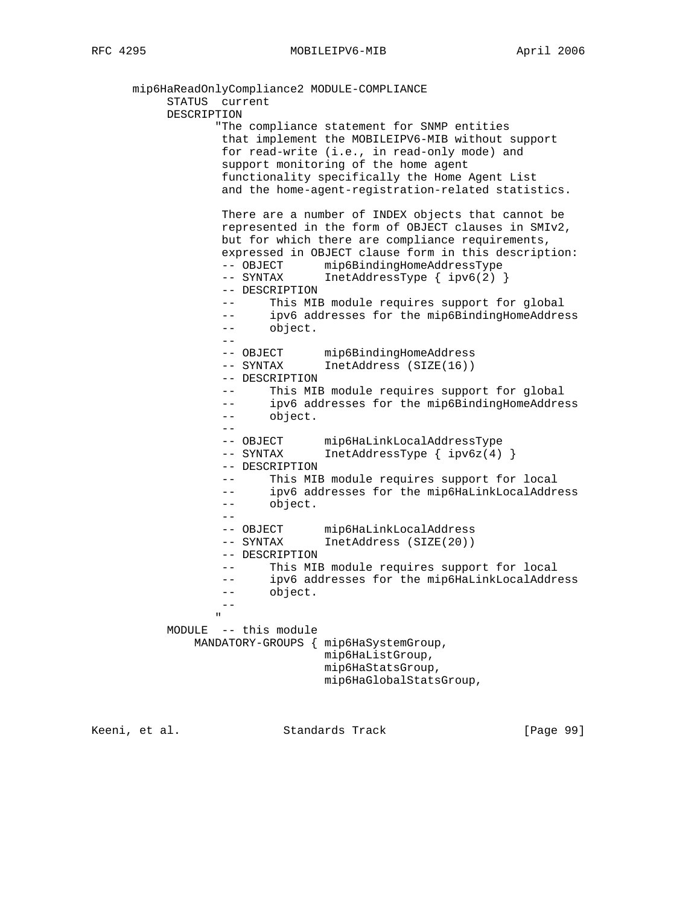```
   mip6HaReadOnlyCompliance2 MODULE-COMPLIANCE
        STATUS  current
        DESCRIPTION
               "The compliance statement for SNMP entities
                that implement the MOBILEIPV6-MIB without support
                for read-write (i.e., in read-only mode) and
                support monitoring of the home agent
                functionality specifically the Home Agent List
                and the home-agent-registration-related statistics.

                There are a number of INDEX objects that cannot be
                represented in the form of OBJECT clauses in SMIv2,
                but for which there are compliance requirements,
                expressed in OBJECT clause form in this description:
                -- OBJECT      mip6BindingHomeAddressType
                -- SYNTAX      InetAddressType { ipv6(2) }
                -- DESCRIPTION
                --     This MIB module requires support for global
                --     ipv6 addresses for the mip6BindingHomeAddress
                --     object.
                --
                -- OBJECT      mip6BindingHomeAddress
                -- SYNTAX      InetAddress (SIZE(16))
                -- DESCRIPTION
                --     This MIB module requires support for global
                --     ipv6 addresses for the mip6BindingHomeAddress
                --     object.
                --
                -- OBJECT      mip6HaLinkLocalAddressType
                -- SYNTAX      InetAddressType { ipv6z(4) }
                -- DESCRIPTION
                --     This MIB module requires support for local
                --     ipv6 addresses for the mip6HaLinkLocalAddress
                --     object.
                --
                -- OBJECT      mip6HaLinkLocalAddress
                -- SYNTAX      InetAddress (SIZE(20))
                -- DESCRIPTION
                --     This MIB module requires support for local
                --     ipv6 addresses for the mip6HaLinkLocalAddress
                --     object.
                --
               "
        MODULE  -- this module
            MANDATORY-GROUPS { mip6HaSystemGroup,
                               mip6HaListGroup,
                               mip6HaStatsGroup,
                               mip6HaGlobalStatsGroup,
```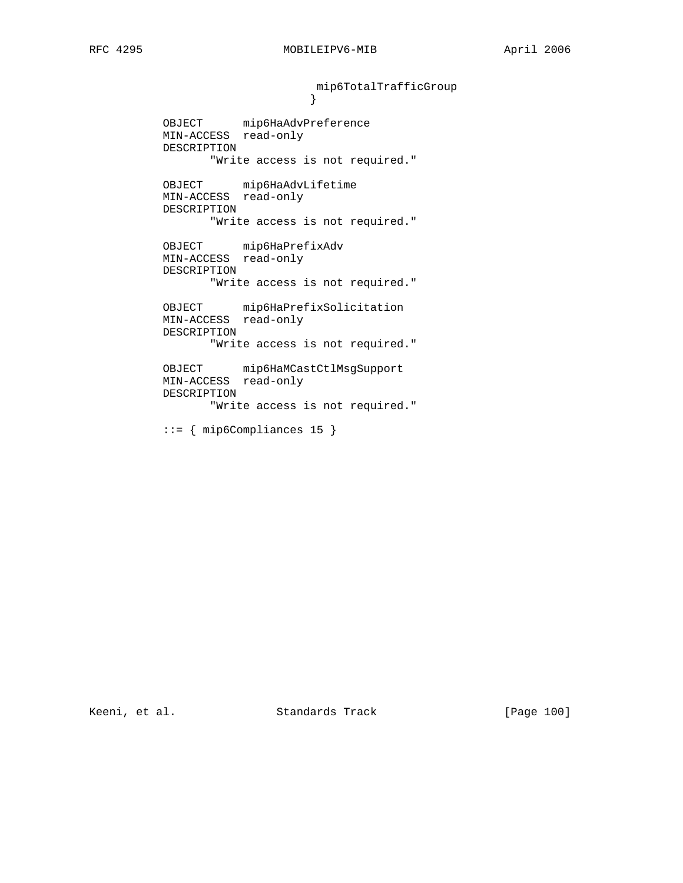```
                              mip6TotalTrafficGroup
                             }

           OBJECT      mip6HaAdvPreference
           MIN-ACCESS  read-only
           DESCRIPTION
                  "Write access is not required."

           OBJECT      mip6HaAdvLifetime
           MIN-ACCESS  read-only
           DESCRIPTION
                  "Write access is not required."

           OBJECT      mip6HaPrefixAdv
           MIN-ACCESS  read-only
           DESCRIPTION
                  "Write access is not required."

           OBJECT      mip6HaPrefixSolicitation
           MIN-ACCESS  read-only
           DESCRIPTION
                  "Write access is not required."

           OBJECT      mip6HaMCastCtlMsgSupport
           MIN-ACCESS  read-only
           DESCRIPTION
                  "Write access is not required."

           ::= { mip6Compliances 15 }
```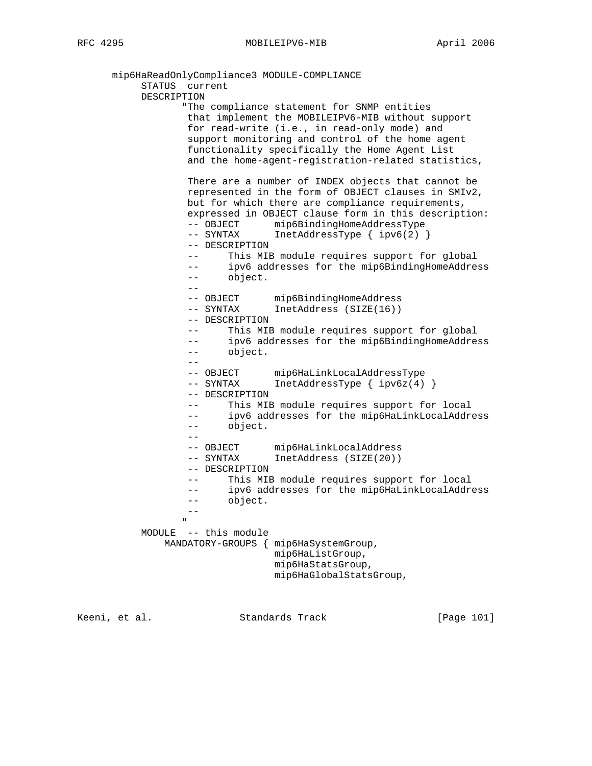```
   mip6HaReadOnlyCompliance3 MODULE-COMPLIANCE
        STATUS  current
        DESCRIPTION
               "The compliance statement for SNMP entities
                that implement the MOBILEIPV6-MIB without support
                for read-write (i.e., in read-only mode) and
                support monitoring and control of the home agent
                functionality specifically the Home Agent List
                and the home-agent-registration-related statistics,

                There are a number of INDEX objects that cannot be
                represented in the form of OBJECT clauses in SMIv2,
                but for which there are compliance requirements,
                expressed in OBJECT clause form in this description:
                -- OBJECT      mip6BindingHomeAddressType
                -- SYNTAX      InetAddressType { ipv6(2) }
                -- DESCRIPTION
                --     This MIB module requires support for global
                --     ipv6 addresses for the mip6BindingHomeAddress
                --     object.
                --
                -- OBJECT      mip6BindingHomeAddress
                -- SYNTAX      InetAddress (SIZE(16))
                -- DESCRIPTION
                --     This MIB module requires support for global
                --     ipv6 addresses for the mip6BindingHomeAddress
                --     object.
                --
                -- OBJECT      mip6HaLinkLocalAddressType
                -- SYNTAX      InetAddressType { ipv6z(4) }
                -- DESCRIPTION
                --     This MIB module requires support for local
                --     ipv6 addresses for the mip6HaLinkLocalAddress
                --     object.
                --
                -- OBJECT      mip6HaLinkLocalAddress
                -- SYNTAX      InetAddress (SIZE(20))
                -- DESCRIPTION
                --     This MIB module requires support for local
                --     ipv6 addresses for the mip6HaLinkLocalAddress
                --     object.
                --
               "
        MODULE  -- this module
            MANDATORY-GROUPS { mip6HaSystemGroup,
                               mip6HaListGroup,
                               mip6HaStatsGroup,
                               mip6HaGlobalStatsGroup,
```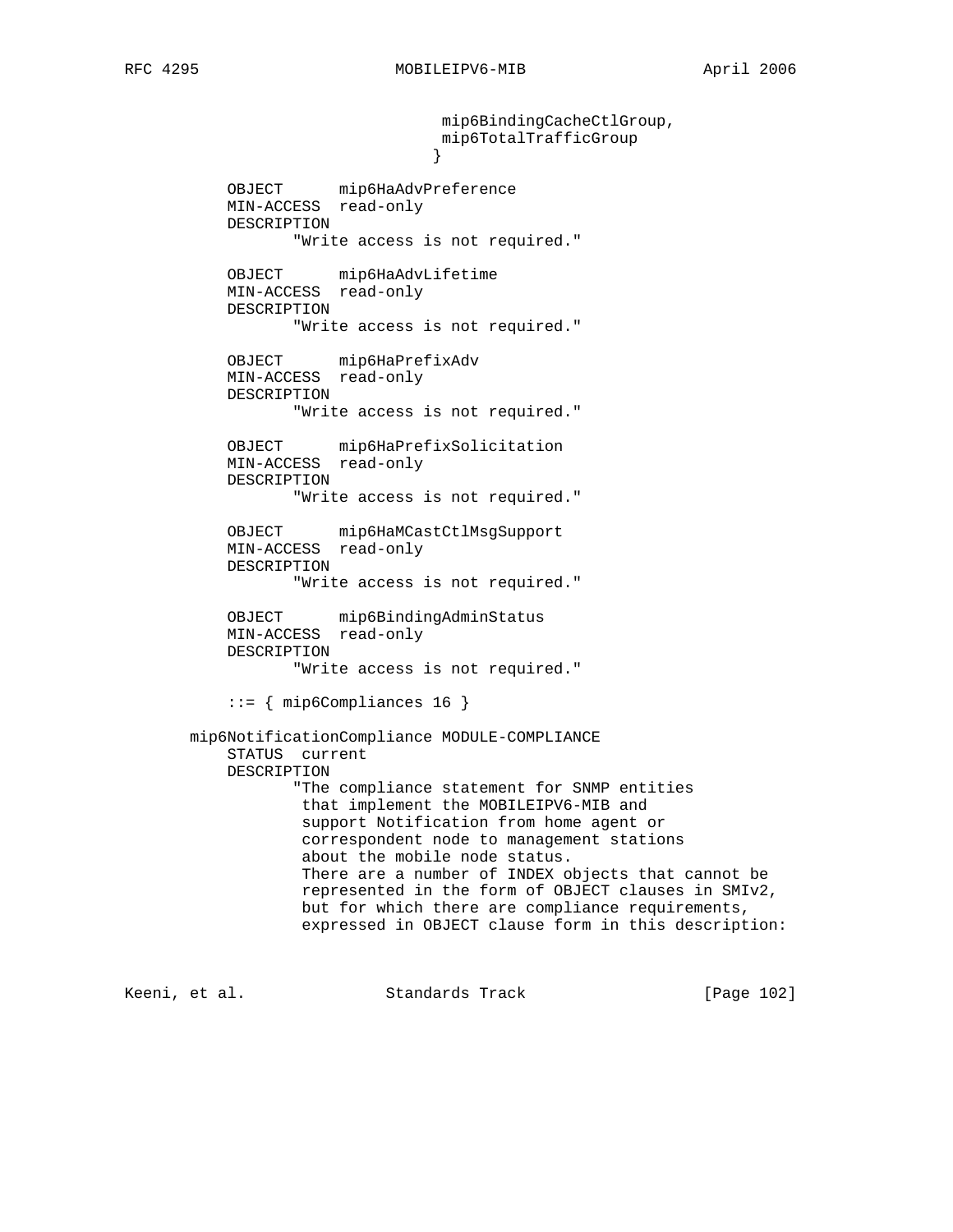```
                              mip6BindingCacheCtlGroup,
                              mip6TotalTrafficGroup
                             }

           OBJECT      mip6HaAdvPreference
           MIN-ACCESS  read-only
           DESCRIPTION
                  "Write access is not required."

           OBJECT      mip6HaAdvLifetime
           MIN-ACCESS  read-only
           DESCRIPTION
                  "Write access is not required."

           OBJECT      mip6HaPrefixAdv
           MIN-ACCESS  read-only
           DESCRIPTION
                  "Write access is not required."

           OBJECT      mip6HaPrefixSolicitation
           MIN-ACCESS  read-only
           DESCRIPTION
                  "Write access is not required."

           OBJECT      mip6HaMCastCtlMsgSupport
           MIN-ACCESS  read-only
           DESCRIPTION
                  "Write access is not required."

           OBJECT      mip6BindingAdminStatus
           MIN-ACCESS  read-only
           DESCRIPTION
                  "Write access is not required."

           ::= { mip6Compliances 16 }

       mip6NotificationCompliance MODULE-COMPLIANCE
           STATUS  current
           DESCRIPTION
                  "The compliance statement for SNMP entities
                   that implement the MOBILEIPV6-MIB and
                   support Notification from home agent or
                   correspondent node to management stations
                   about the mobile node status.
                   There are a number of INDEX objects that cannot be
                   represented in the form of OBJECT clauses in SMIv2,
                   but for which there are compliance requirements,
                   expressed in OBJECT clause form in this description:
```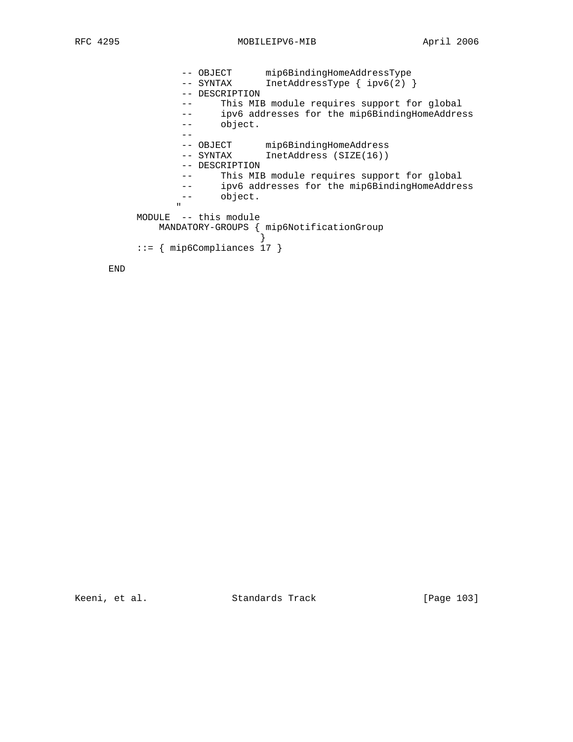```
               -- OBJECT      mip6BindingHomeAddressType
               -- SYNTAX      InetAddressType { ipv6(2) }
               -- DESCRIPTION
               --     This MIB module requires support for global
               --     ipv6 addresses for the mip6BindingHomeAddress
               --     object.
               --
               -- OBJECT      mip6BindingHomeAddress
               -- SYNTAX      InetAddress (SIZE(16))
               -- DESCRIPTION
               --     This MIB module requires support for global
               --     ipv6 addresses for the mip6BindingHomeAddress
               --     object.
              "
        MODULE  -- this module
            MANDATORY-GROUPS { mip6NotificationGroup
                             }
        ::= { mip6Compliances 17 }

   END
```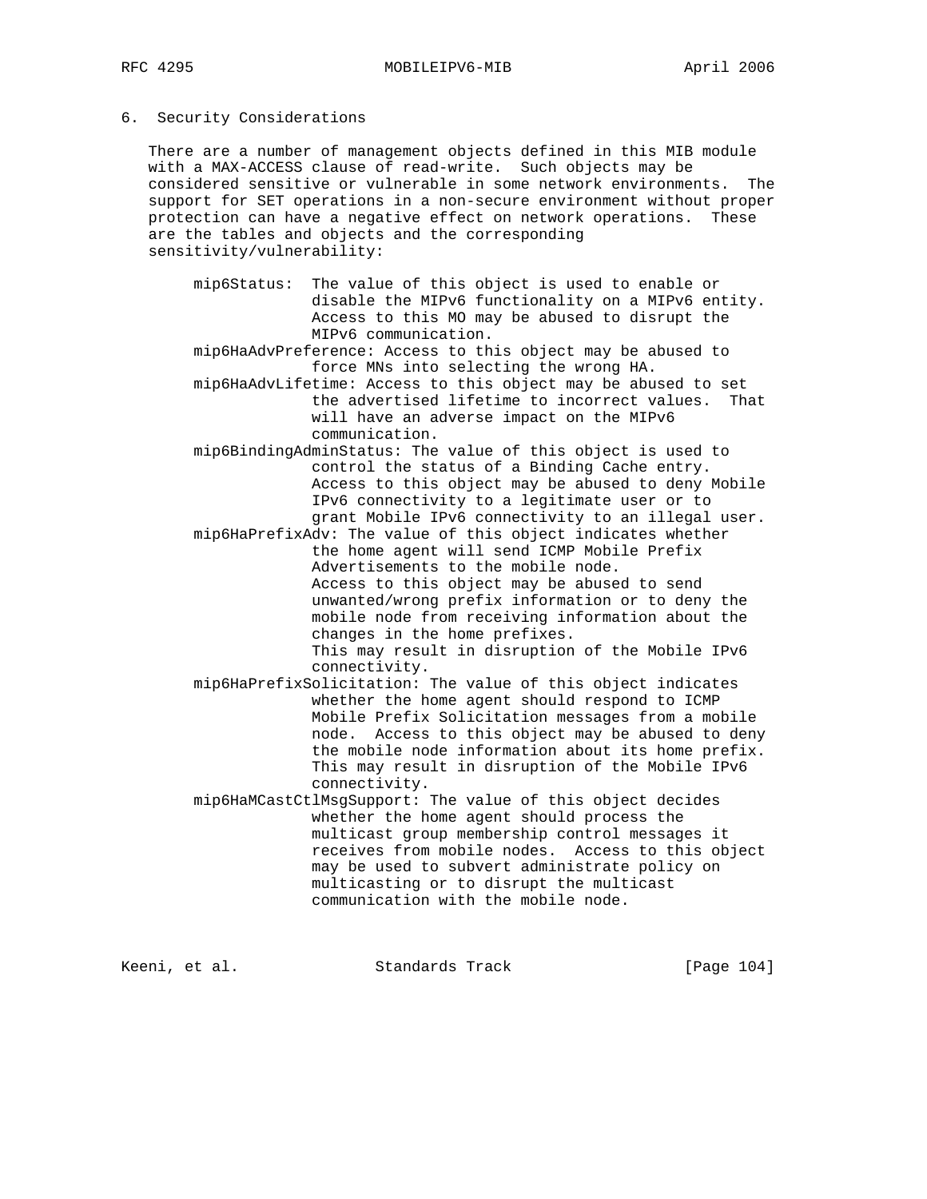## 6. Security Considerations

There are a number of management objects defined in this MIB module with a MAX-ACCESS clause of read-write. Such objects may be considered sensitive or vulnerable in some network environments. The support for SET operations in a non-secure environment without proper protection can have a negative effect on network operations. These are the tables and objects and the corresponding sensitivity/vulnerability:

- mip6Status: The value of this object is used to enable or disable the MIPv6 functionality on a MIPv6 entity. Access to this MO may be abused to disrupt the MIPv6 communication.
- mip6HaAdvPreference: Access to this object may be abused to force MNs into selecting the wrong HA.
- mip6HaAdvLifetime: Access to this object may be abused to set the advertised lifetime to incorrect values. That will have an adverse impact on the MIPv6 communication.
- mip6BindingAdminStatus: The value of this object is used to control the status of a Binding Cache entry. Access to this object may be abused to deny Mobile IPv6 connectivity to a legitimate user or to grant Mobile IPv6 connectivity to an illegal user.
- mip6HaPrefixAdv: The value of this object indicates whether the home agent will send ICMP Mobile Prefix Advertisements to the mobile node. Access to this object may be abused to send unwanted/wrong prefix information or to deny the mobile node from receiving information about the changes in the home prefixes. This may result in disruption of the Mobile IPv6 connectivity.
- mip6HaPrefixSolicitation: The value of this object indicates whether the home agent should respond to ICMP Mobile Prefix Solicitation messages from a mobile node. Access to this object may be abused to deny the mobile node information about its home prefix. This may result in disruption of the Mobile IPv6 connectivity.
- mip6HaMCastCtlMsgSupport: The value of this object decides whether the home agent should process the multicast group membership control messages it receives from mobile nodes. Access to this object may be used to subvert administrate policy on multicasting or to disrupt the multicast communication with the mobile node.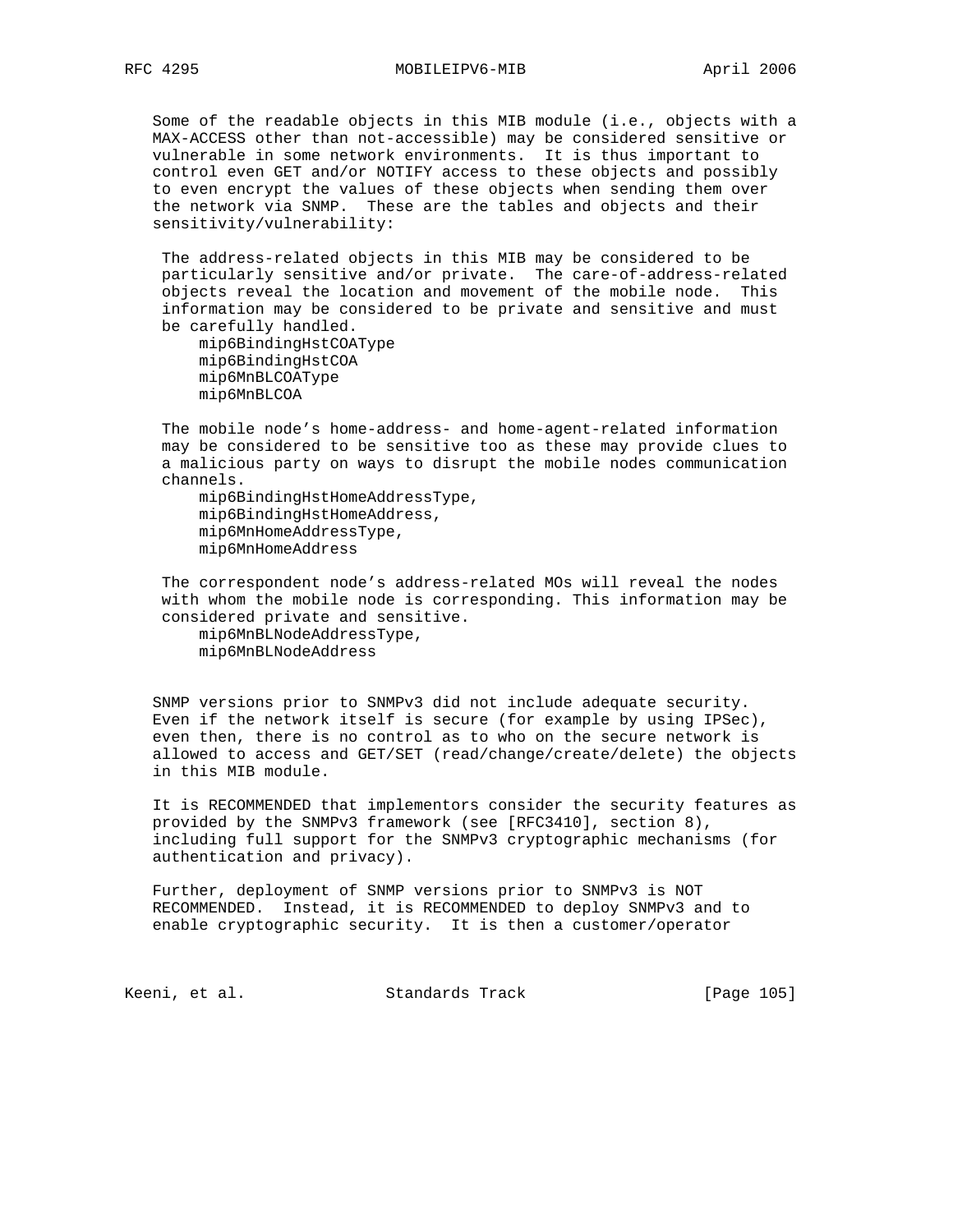Some of the readable objects in this MIB module (i.e., objects with a MAX-ACCESS other than not-accessible) may be considered sensitive or vulnerable in some network environments. It is thus important to control even GET and/or NOTIFY access to these objects and possibly to even encrypt the values of these objects when sending them over the network via SNMP. These are the tables and objects and their sensitivity/vulnerability:

The address-related objects in this MIB may be considered to be particularly sensitive and/or private. The care-of-address-related objects reveal the location and movement of the mobile node. This information may be considered to be private and sensitive and must be carefully handled.

```
mip6BindingHstCOAType
mip6BindingHstCOA
mip6MnBLCOAType
mip6MnBLCOA
```

The mobile node's home-address- and home-agent-related information may be considered to be sensitive too as these may provide clues to a malicious party on ways to disrupt the mobile nodes communication channels.

```
mip6BindingHstHomeAddressType,
mip6BindingHstHomeAddress,
mip6MnHomeAddressType,
mip6MnHomeAddress
```

The correspondent node's address-related MOs will reveal the nodes with whom the mobile node is corresponding. This information may be considered private and sensitive.

```
mip6MnBLNodeAddressType,
mip6MnBLNodeAddress
```

SNMP versions prior to SNMPv3 did not include adequate security. Even if the network itself is secure (for example by using IPSec), even then, there is no control as to who on the secure network is allowed to access and GET/SET (read/change/create/delete) the objects in this MIB module.

It is RECOMMENDED that implementors consider the security features as provided by the SNMPv3 framework (see [RFC3410], section 8), including full support for the SNMPv3 cryptographic mechanisms (for authentication and privacy).

Further, deployment of SNMP versions prior to SNMPv3 is NOT RECOMMENDED. Instead, it is RECOMMENDED to deploy SNMPv3 and to enable cryptographic security. It is then a customer/operator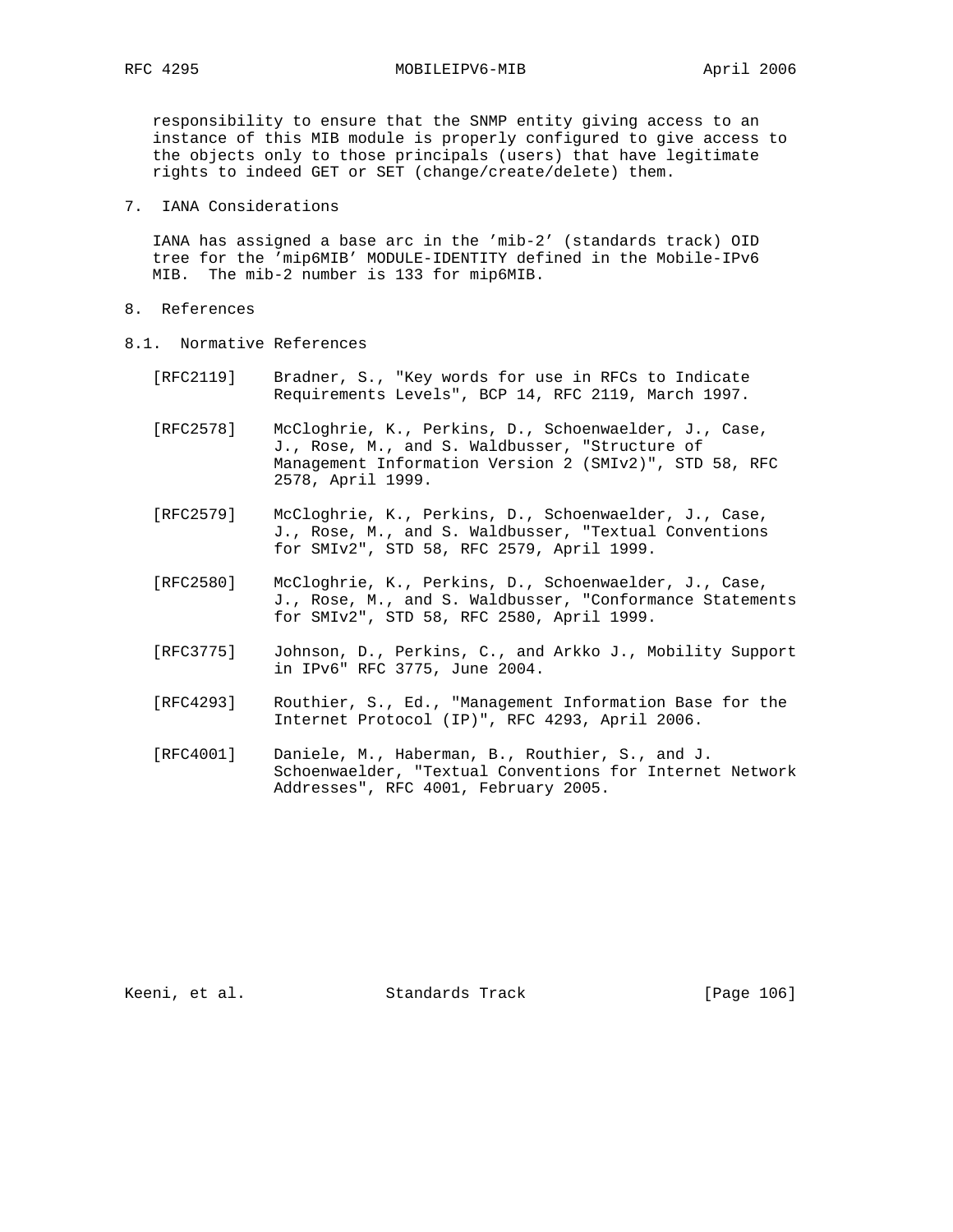responsibility to ensure that the SNMP entity giving access to an instance of this MIB module is properly configured to give access to the objects only to those principals (users) that have legitimate rights to indeed GET or SET (change/create/delete) them.

## 7. IANA Considerations

IANA has assigned a base arc in the 'mib-2' (standards track) OID tree for the 'mip6MIB' MODULE-IDENTITY defined in the Mobile-IPv6 MIB. The mib-2 number is 133 for mip6MIB.

## 8. References

### 8.1. Normative References

[RFC2119] Bradner, S., "Key words for use in RFCs to Indicate Requirements Levels", BCP 14, RFC 2119, March 1997.

[RFC2578] McCloghrie, K., Perkins, D., Schoenwaelder, J., Case, J., Rose, M., and S. Waldbusser, "Structure of Management Information Version 2 (SMIv2)", STD 58, RFC 2578, April 1999.

[RFC2579] McCloghrie, K., Perkins, D., Schoenwaelder, J., Case, J., Rose, M., and S. Waldbusser, "Textual Conventions for SMIv2", STD 58, RFC 2579, April 1999.

[RFC2580] McCloghrie, K., Perkins, D., Schoenwaelder, J., Case, J., Rose, M., and S. Waldbusser, "Conformance Statements for SMIv2", STD 58, RFC 2580, April 1999.

[RFC3775] Johnson, D., Perkins, C., and Arkko J., Mobility Support in IPv6" RFC 3775, June 2004.

[RFC4293] Routhier, S., Ed., "Management Information Base for the Internet Protocol (IP)", RFC 4293, April 2006.

[RFC4001] Daniele, M., Haberman, B., Routhier, S., and J. Schoenwaelder, "Textual Conventions for Internet Network Addresses", RFC 4001, February 2005.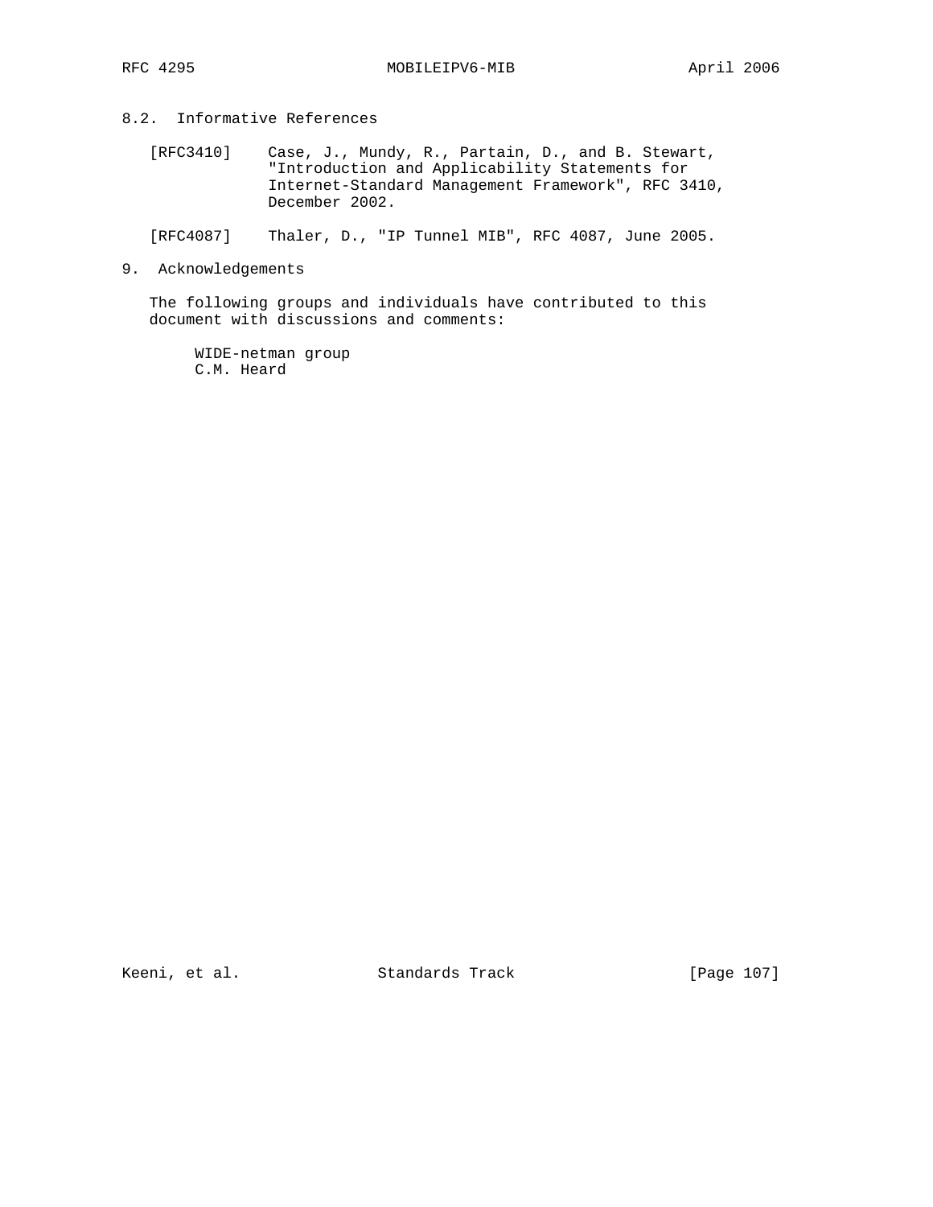## 8.2. Informative References

[RFC3410] Case, J., Mundy, R., Partain, D., and B. Stewart, "Introduction and Applicability Statements for Internet-Standard Management Framework", RFC 3410, December 2002.

[RFC4087] Thaler, D., "IP Tunnel MIB", RFC 4087, June 2005.

# 9. Acknowledgements

The following groups and individuals have contributed to this document with discussions and comments:

WIDE-netman group
C.M. Heard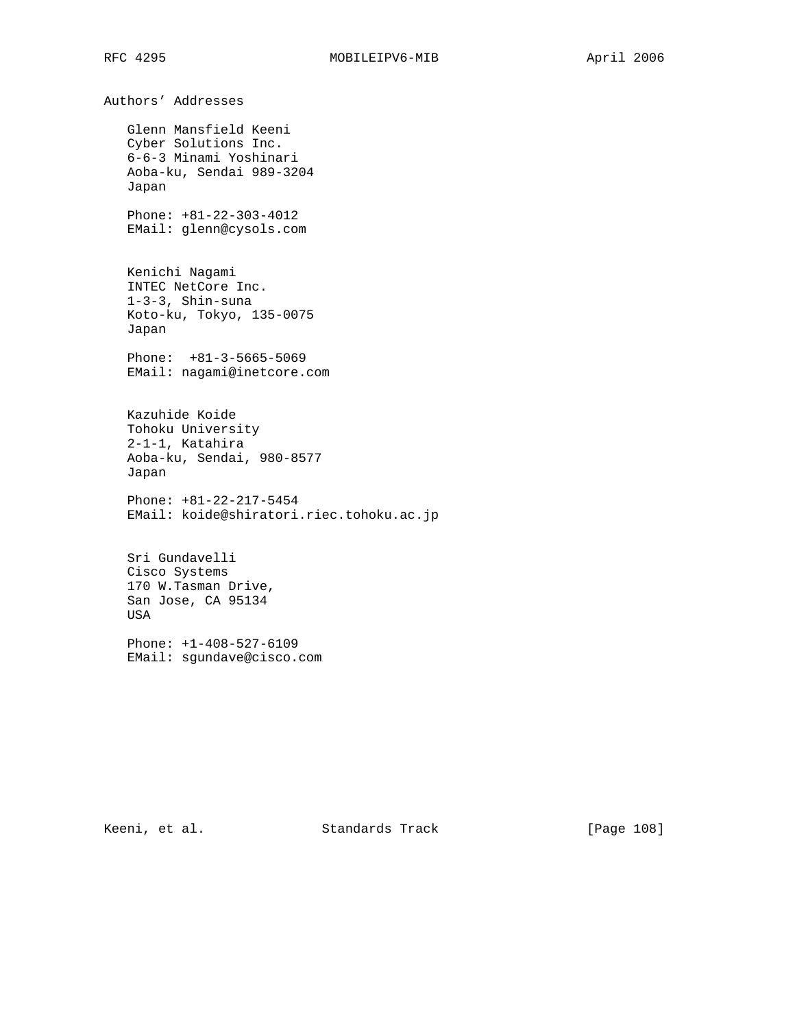## Authors' Addresses

Glenn Mansfield Keeni
Cyber Solutions Inc.
6-6-3 Minami Yoshinari
Aoba-ku, Sendai 989-3204
Japan

Phone: +81-22-303-4012
EMail: glenn@cysols.com

Kenichi Nagami
INTEC NetCore Inc.
1-3-3, Shin-suna
Koto-ku, Tokyo, 135-0075
Japan

Phone: +81-3-5665-5069
EMail: nagami@inetcore.com

Kazuhide Koide
Tohoku University
2-1-1, Katahira
Aoba-ku, Sendai, 980-8577
Japan

Phone: +81-22-217-5454
EMail: koide@shiratori.riec.tohoku.ac.jp

Sri Gundavelli
Cisco Systems
170 W.Tasman Drive,
San Jose, CA 95134
USA

Phone: +1-408-527-6109
EMail: sgundave@cisco.com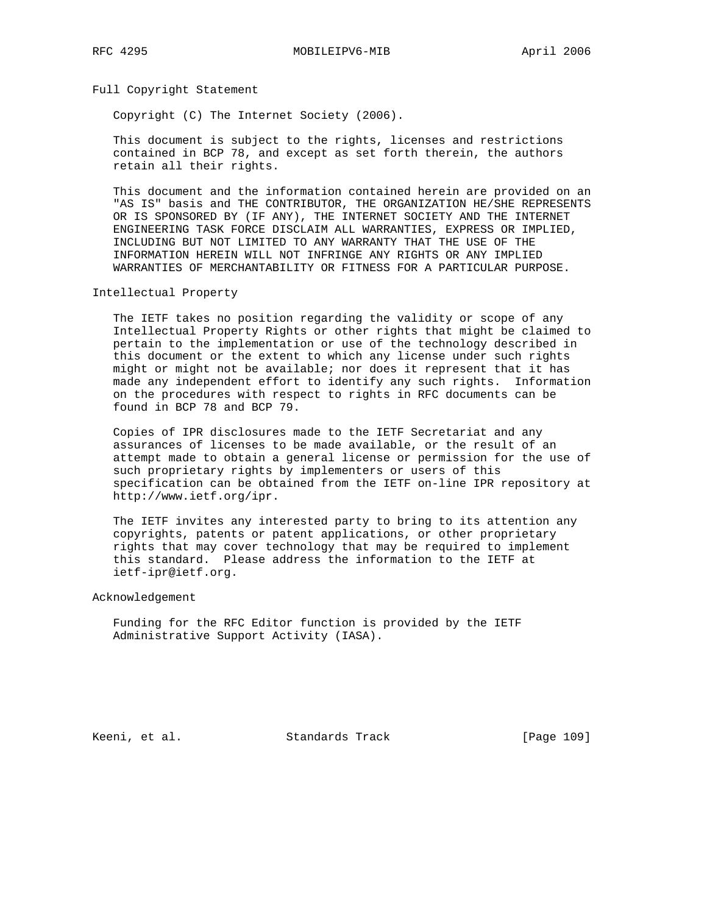## Full Copyright Statement

Copyright (C) The Internet Society (2006).

This document is subject to the rights, licenses and restrictions contained in BCP 78, and except as set forth therein, the authors retain all their rights.

This document and the information contained herein are provided on an "AS IS" basis and THE CONTRIBUTOR, THE ORGANIZATION HE/SHE REPRESENTS OR IS SPONSORED BY (IF ANY), THE INTERNET SOCIETY AND THE INTERNET ENGINEERING TASK FORCE DISCLAIM ALL WARRANTIES, EXPRESS OR IMPLIED, INCLUDING BUT NOT LIMITED TO ANY WARRANTY THAT THE USE OF THE INFORMATION HEREIN WILL NOT INFRINGE ANY RIGHTS OR ANY IMPLIED WARRANTIES OF MERCHANTABILITY OR FITNESS FOR A PARTICULAR PURPOSE.

## Intellectual Property

The IETF takes no position regarding the validity or scope of any Intellectual Property Rights or other rights that might be claimed to pertain to the implementation or use of the technology described in this document or the extent to which any license under such rights might or might not be available; nor does it represent that it has made any independent effort to identify any such rights. Information on the procedures with respect to rights in RFC documents can be found in BCP 78 and BCP 79.

Copies of IPR disclosures made to the IETF Secretariat and any assurances of licenses to be made available, or the result of an attempt made to obtain a general license or permission for the use of such proprietary rights by implementers or users of this specification can be obtained from the IETF on-line IPR repository at http://www.ietf.org/ipr.

The IETF invites any interested party to bring to its attention any copyrights, patents or patent applications, or other proprietary rights that may cover technology that may be required to implement this standard. Please address the information to the IETF at ietf-ipr@ietf.org.

## Acknowledgement

Funding for the RFC Editor function is provided by the IETF Administrative Support Activity (IASA).